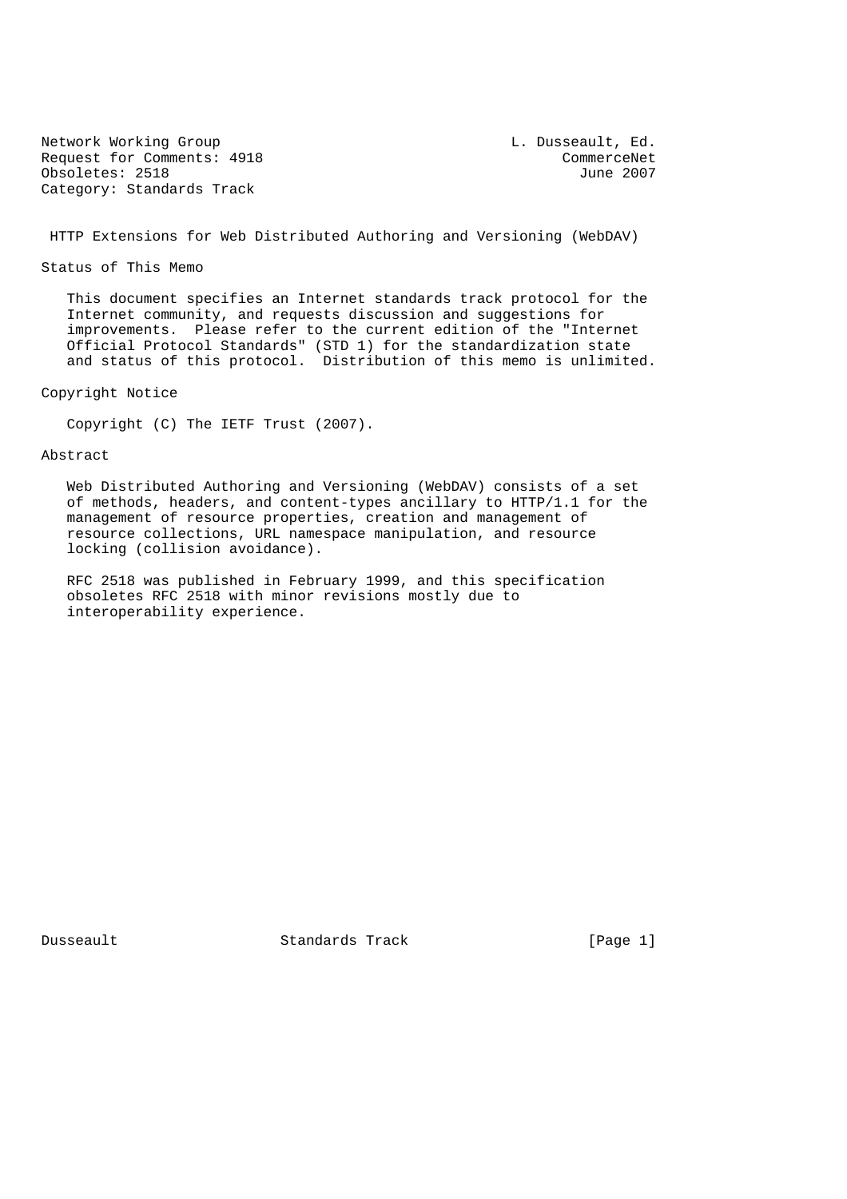Network Working Group L. Dusseault, Ed.
Request for Comments: 4918 CommerceNet
Obsoletes: 2518 June 2007
Category: Standards Track

# HTTP Extensions for Web Distributed Authoring and Versioning (WebDAV)

## Status of This Memo

This document specifies an Internet standards track protocol for the Internet community, and requests discussion and suggestions for improvements. Please refer to the current edition of the "Internet Official Protocol Standards" (STD 1) for the standardization state and status of this protocol. Distribution of this memo is unlimited.

## Copyright Notice

Copyright (C) The IETF Trust (2007).

## Abstract

Web Distributed Authoring and Versioning (WebDAV) consists of a set of methods, headers, and content-types ancillary to HTTP/1.1 for the management of resource properties, creation and management of resource collections, URL namespace manipulation, and resource locking (collision avoidance).

RFC 2518 was published in February 1999, and this specification obsoletes RFC 2518 with minor revisions mostly due to interoperability experience.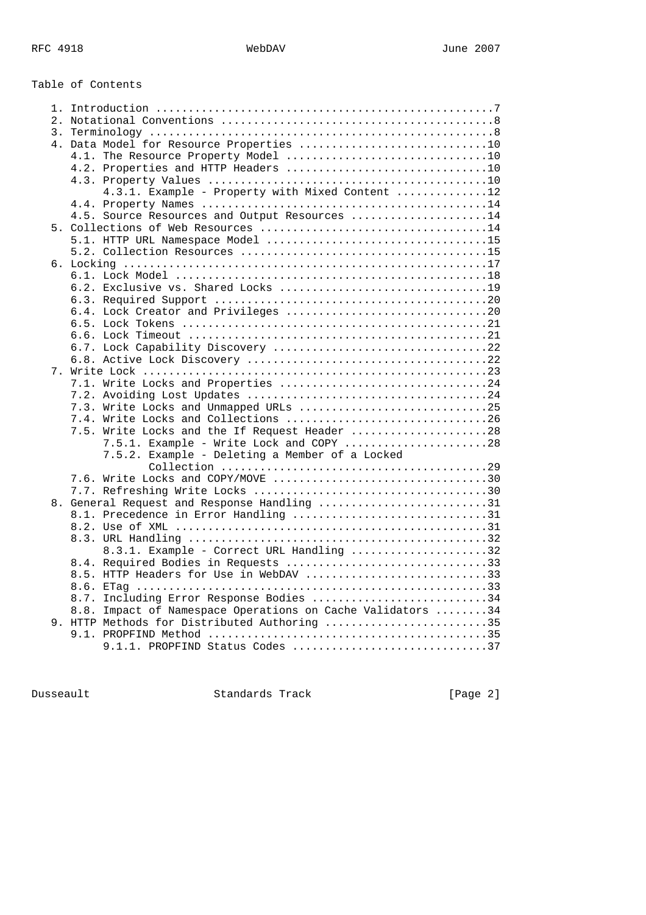# Table of Contents

```
   1. Introduction ....................................................7
   2. Notational Conventions ..........................................8
   3. Terminology .....................................................8
   4. Data Model for Resource Properties .............................10
      4.1. The Resource Property Model ...............................10
      4.2. Properties and HTTP Headers ...............................10
      4.3. Property Values ...........................................10
           4.3.1. Example - Property with Mixed Content ..............12
      4.4. Property Names ............................................14
      4.5. Source Resources and Output Resources .....................14
   5. Collections of Web Resources ...................................14
      5.1. HTTP URL Namespace Model ..................................15
      5.2. Collection Resources ......................................15
   6. Locking ........................................................17
      6.1. Lock Model ................................................18
      6.2. Exclusive vs. Shared Locks ................................19
      6.3. Required Support ..........................................20
      6.4. Lock Creator and Privileges ...............................20
      6.5. Lock Tokens ...............................................21
      6.6. Lock Timeout ..............................................21
      6.7. Lock Capability Discovery .................................22
      6.8. Active Lock Discovery .....................................22
   7. Write Lock .....................................................23
      7.1. Write Locks and Properties ................................24
      7.2. Avoiding Lost Updates .....................................24
      7.3. Write Locks and Unmapped URLs .............................25
      7.4. Write Locks and Collections ...............................26
      7.5. Write Locks and the If Request Header .....................28
           7.5.1. Example - Write Lock and COPY ......................28
           7.5.2. Example - Deleting a Member of a Locked
                  Collection .........................................29
      7.6. Write Locks and COPY/MOVE .................................30
      7.7. Refreshing Write Locks ....................................30
   8. General Request and Response Handling ..........................31
      8.1. Precedence in Error Handling ..............................31
      8.2. Use of XML ................................................31
      8.3. URL Handling ..............................................32
           8.3.1. Example - Correct URL Handling .....................32
      8.4. Required Bodies in Requests ...............................33
      8.5. HTTP Headers for Use in WebDAV ............................33
      8.6. ETag ......................................................33
      8.7. Including Error Response Bodies ...........................34
      8.8. Impact of Namespace Operations on Cache Validators ........34
   9. HTTP Methods for Distributed Authoring .........................35
      9.1. PROPFIND Method ...........................................35
           9.1.1. PROPFIND Status Codes ..............................37
```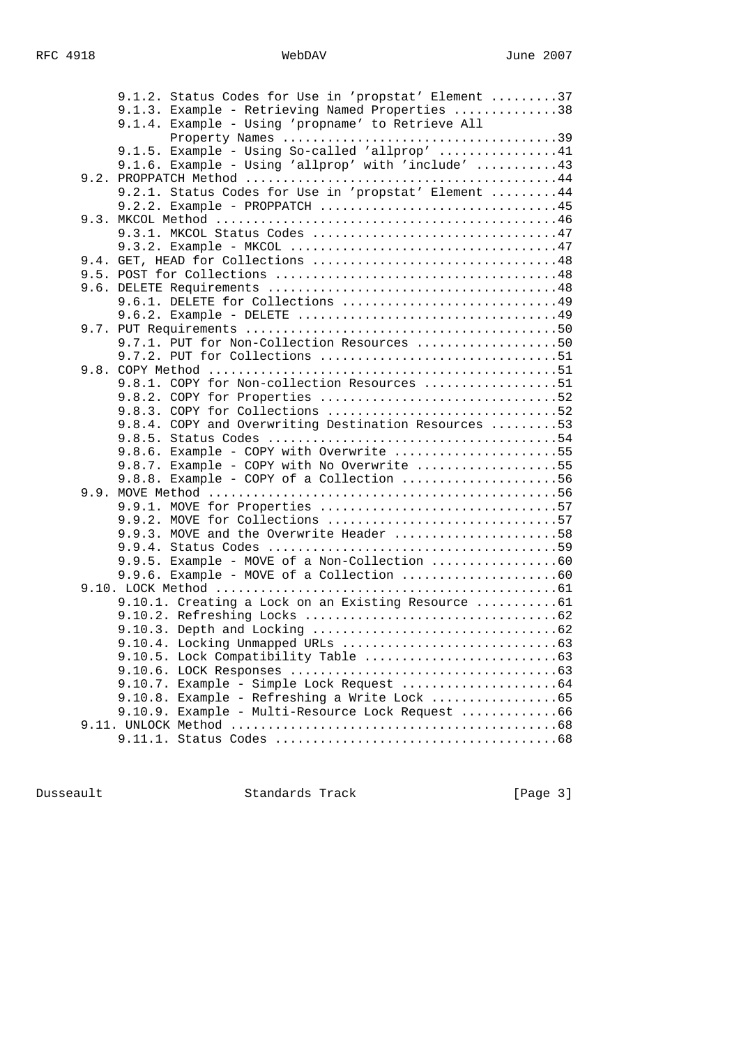```
      9.1.2. Status Codes for Use in 'propstat' Element .........37
      9.1.3. Example - Retrieving Named Properties ..............38
      9.1.4. Example - Using 'propname' to Retrieve All
             Property Names ....................................39
      9.1.5. Example - Using So-called 'allprop' ................41
      9.1.6. Example - Using 'allprop' with 'include' ...........43
   9.2. PROPPATCH Method .........................................44
      9.2.1. Status Codes for Use in 'propstat' Element .........44
      9.2.2. Example - PROPPATCH ................................45
   9.3. MKCOL Method .............................................46
      9.3.1. MKCOL Status Codes .................................47
      9.3.2. Example - MKCOL ....................................47
   9.4. GET, HEAD for Collections ................................48
   9.5. POST for Collections .....................................48
   9.6. DELETE Requirements ......................................48
      9.6.1. DELETE for Collections .............................49
      9.6.2. Example - DELETE ...................................49
   9.7. PUT Requirements .........................................50
      9.7.1. PUT for Non-Collection Resources ...................50
      9.7.2. PUT for Collections ................................51
   9.8. COPY Method ..............................................51
      9.8.1. COPY for Non-collection Resources ..................51
      9.8.2. COPY for Properties ................................52
      9.8.3. COPY for Collections ...............................52
      9.8.4. COPY and Overwriting Destination Resources .........53
      9.8.5. Status Codes .......................................54
      9.8.6. Example - COPY with Overwrite ......................55
      9.8.7. Example - COPY with No Overwrite ...................55
      9.8.8. Example - COPY of a Collection .....................56
   9.9. MOVE Method ..............................................56
      9.9.1. MOVE for Properties ................................57
      9.9.2. MOVE for Collections ...............................57
      9.9.3. MOVE and the Overwrite Header ......................58
      9.9.4. Status Codes .......................................59
      9.9.5. Example - MOVE of a Non-Collection .................60
      9.9.6. Example - MOVE of a Collection .....................60
   9.10. LOCK Method .............................................61
      9.10.1. Creating a Lock on an Existing Resource ...........61
      9.10.2. Refreshing Locks ..................................62
      9.10.3. Depth and Locking .................................62
      9.10.4. Locking Unmapped URLs .............................63
      9.10.5. Lock Compatibility Table ..........................63
      9.10.6. LOCK Responses ....................................63
      9.10.7. Example - Simple Lock Request .....................64
      9.10.8. Example - Refreshing a Write Lock .................65
      9.10.9. Example - Multi-Resource Lock Request .............66
   9.11. UNLOCK Method ...........................................68
      9.11.1. Status Codes ......................................68
```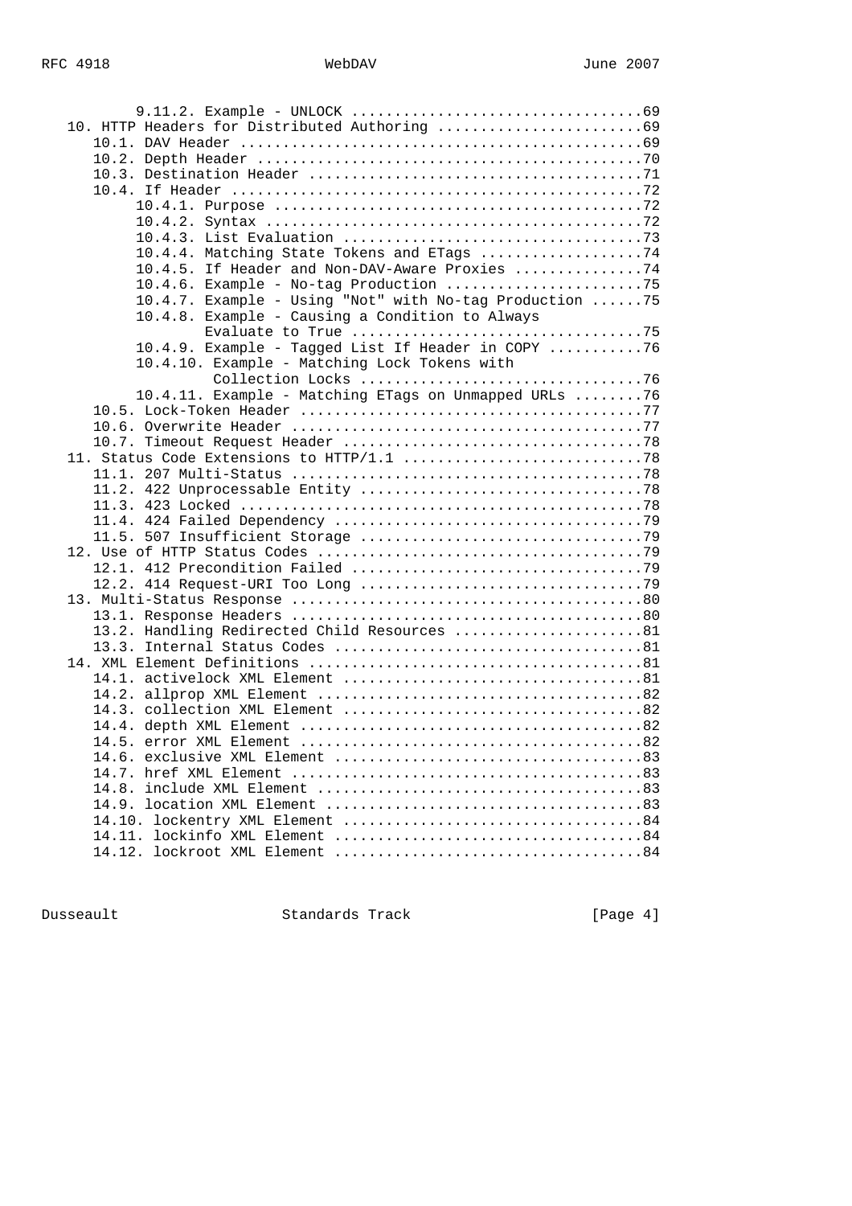```
         9.11.2. Example - UNLOCK ..................................69
   10. HTTP Headers for Distributed Authoring ........................69
      10.1. DAV Header ...............................................69
      10.2. Depth Header .............................................70
      10.3. Destination Header .......................................71
      10.4. If Header ................................................72
           10.4.1. Purpose ...........................................72
           10.4.2. Syntax ............................................72
           10.4.3. List Evaluation ...................................73
           10.4.4. Matching State Tokens and ETags ...................74
           10.4.5. If Header and Non-DAV-Aware Proxies ...............74
           10.4.6. Example - No-tag Production .......................75
           10.4.7. Example - Using "Not" with No-tag Production ......75
           10.4.8. Example - Causing a Condition to Always
                   Evaluate to True ..................................75
           10.4.9. Example - Tagged List If Header in COPY ...........76
           10.4.10. Example - Matching Lock Tokens with
                    Collection Locks .................................76
           10.4.11. Example - Matching ETags on Unmapped URLs ........76
      10.5. Lock-Token Header ........................................77
      10.6. Overwrite Header .........................................77
      10.7. Timeout Request Header ...................................78
   11. Status Code Extensions to HTTP/1.1 ............................78
      11.1. 207 Multi-Status .........................................78
      11.2. 422 Unprocessable Entity .................................78
      11.3. 423 Locked ...............................................78
      11.4. 424 Failed Dependency ....................................79
      11.5. 507 Insufficient Storage .................................79
   12. Use of HTTP Status Codes ......................................79
      12.1. 412 Precondition Failed ..................................79
      12.2. 414 Request-URI Too Long .................................79
   13. Multi-Status Response .........................................80
      13.1. Response Headers .........................................80
      13.2. Handling Redirected Child Resources ......................81
      13.3. Internal Status Codes ....................................81
   14. XML Element Definitions .......................................81
      14.1. activelock XML Element ...................................81
      14.2. allprop XML Element ......................................82
      14.3. collection XML Element ...................................82
      14.4. depth XML Element ........................................82
      14.5. error XML Element ........................................82
      14.6. exclusive XML Element ....................................83
      14.7. href XML Element .........................................83
      14.8. include XML Element ......................................83
      14.9. location XML Element .....................................83
      14.10. lockentry XML Element ...................................84
      14.11. lockinfo XML Element ....................................84
      14.12. lockroot XML Element ....................................84
```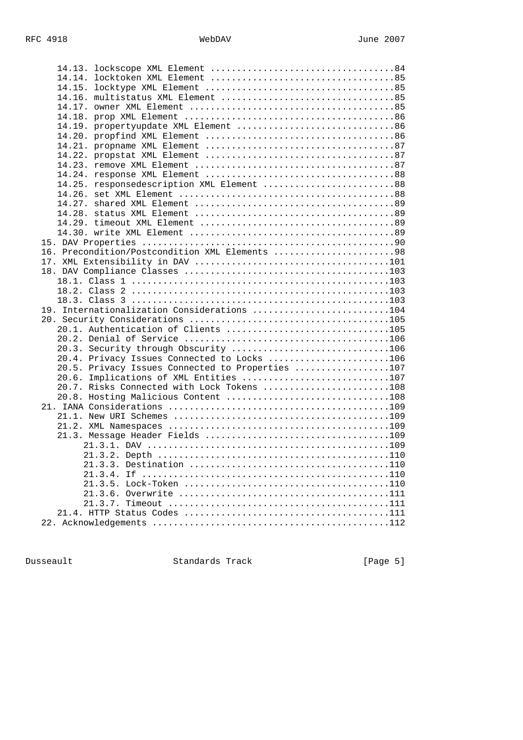```
      14.13. lockscope XML Element ...................................84
      14.14. locktoken XML Element ...................................85
      14.15. locktype XML Element ....................................85
      14.16. multistatus XML Element .................................85
      14.17. owner XML Element .......................................85
      14.18. prop XML Element ........................................86
      14.19. propertyupdate XML Element ..............................86
      14.20. propfind XML Element ....................................86
      14.21. propname XML Element ....................................87
      14.22. propstat XML Element ....................................87
      14.23. remove XML Element ......................................87
      14.24. response XML Element ....................................88
      14.25. responsedescription XML Element .........................88
      14.26. set XML Element .........................................88
      14.27. shared XML Element ......................................89
      14.28. status XML Element ......................................89
      14.29. timeout XML Element .....................................89
      14.30. write XML Element .......................................89
   15. DAV Properties ................................................90
   16. Precondition/Postcondition XML Elements .......................98
   17. XML Extensibility in DAV .....................................101
   18. DAV Compliance Classes .......................................103
      18.1. Class 1 .................................................103
      18.2. Class 2 .................................................103
      18.3. Class 3 .................................................103
   19. Internationalization Considerations ..........................104
   20. Security Considerations ......................................105
      20.1. Authentication of Clients ...............................105
      20.2. Denial of Service .......................................106
      20.3. Security through Obscurity ..............................106
      20.4. Privacy Issues Connected to Locks .......................106
      20.5. Privacy Issues Connected to Properties ..................107
      20.6. Implications of XML Entities ............................107
      20.7. Risks Connected with Lock Tokens ........................108
      20.8. Hosting Malicious Content ...............................108
   21. IANA Considerations ..........................................109
      21.1. New URI Schemes .........................................109
      21.2. XML Namespaces ..........................................109
      21.3. Message Header Fields ...................................109
         21.3.1. DAV ................................................109
         21.3.2. Depth ..............................................110
         21.3.3. Destination ........................................110
         21.3.4. If .................................................110
         21.3.5. Lock-Token .........................................110
         21.3.6. Overwrite ..........................................111
         21.3.7. Timeout ............................................111
      21.4. HTTP Status Codes .......................................111
   22. Acknowledgements .............................................112
```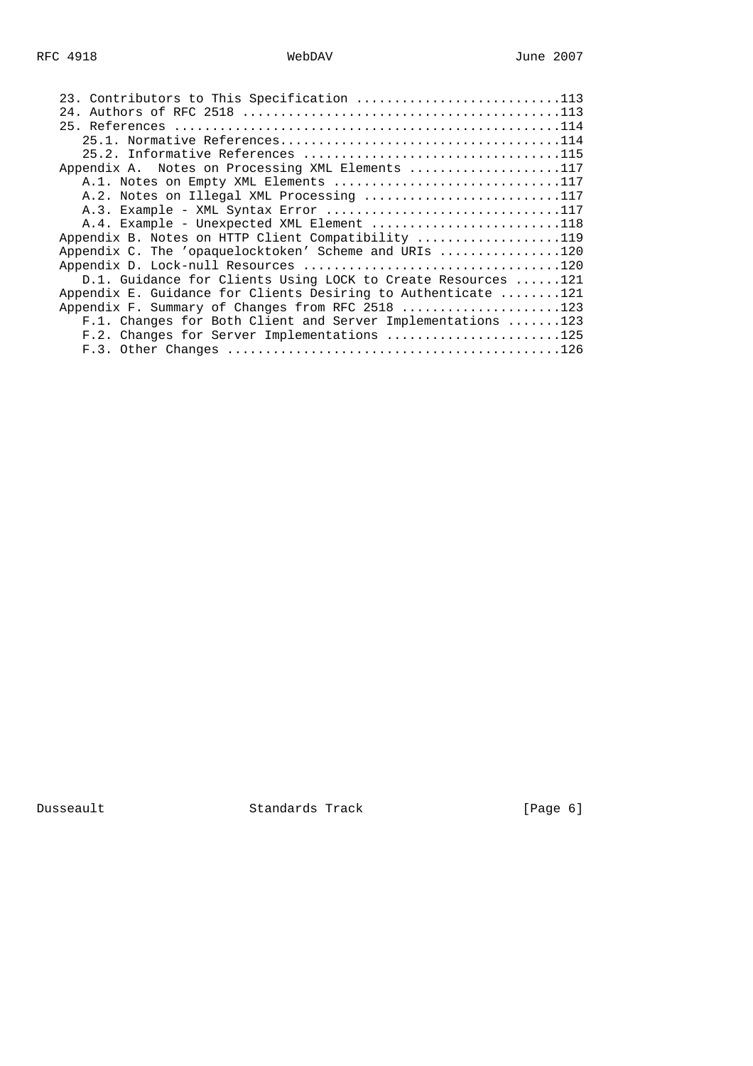```
   23. Contributors to This Specification ...........................113
   24. Authors of RFC 2518 ..........................................113
   25. References ...................................................114
      25.1. Normative References.....................................114
      25.2. Informative References ..................................115
   Appendix A.  Notes on Processing XML Elements ....................117
      A.1. Notes on Empty XML Elements ..............................117
      A.2. Notes on Illegal XML Processing ..........................117
      A.3. Example - XML Syntax Error ...............................117
      A.4. Example - Unexpected XML Element .........................118
   Appendix B. Notes on HTTP Client Compatibility ...................119
   Appendix C. The 'opaquelocktoken' Scheme and URIs ................120
   Appendix D. Lock-null Resources ..................................120
      D.1. Guidance for Clients Using LOCK to Create Resources ......121
   Appendix E. Guidance for Clients Desiring to Authenticate ........121
   Appendix F. Summary of Changes from RFC 2518 .....................123
      F.1. Changes for Both Client and Server Implementations .......123
      F.2. Changes for Server Implementations .......................125
      F.3. Other Changes ............................................126
```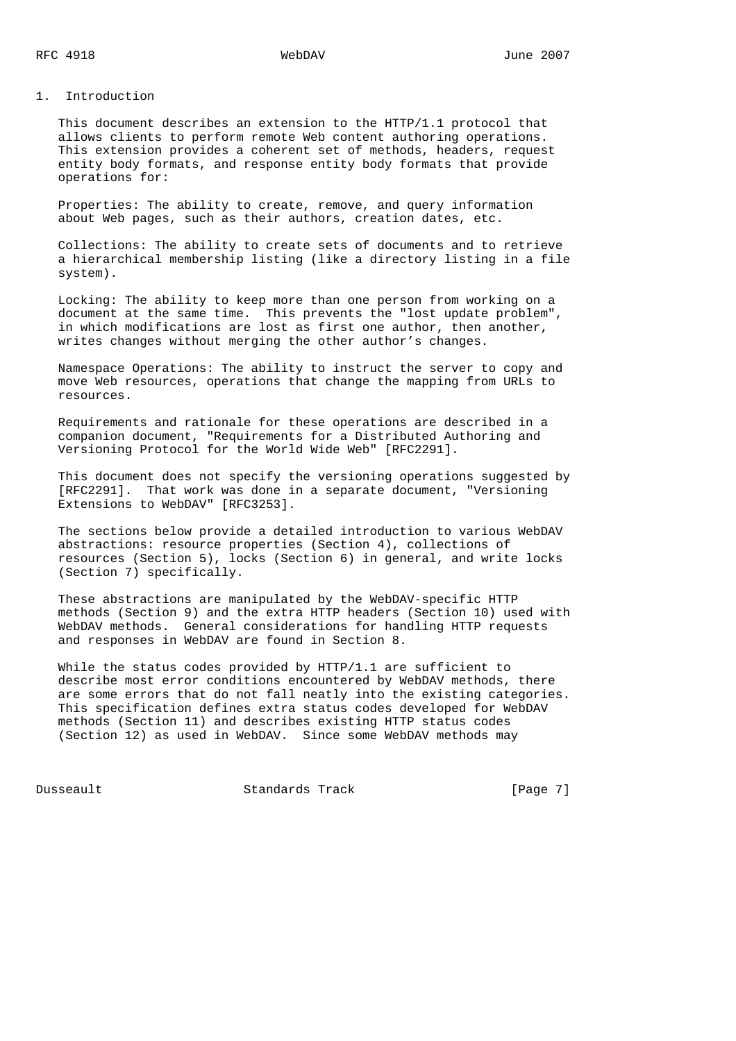# 1. Introduction

This document describes an extension to the HTTP/1.1 protocol that allows clients to perform remote Web content authoring operations. This extension provides a coherent set of methods, headers, request entity body formats, and response entity body formats that provide operations for:

Properties: The ability to create, remove, and query information about Web pages, such as their authors, creation dates, etc.

Collections: The ability to create sets of documents and to retrieve a hierarchical membership listing (like a directory listing in a file system).

Locking: The ability to keep more than one person from working on a document at the same time. This prevents the "lost update problem", in which modifications are lost as first one author, then another, writes changes without merging the other author's changes.

Namespace Operations: The ability to instruct the server to copy and move Web resources, operations that change the mapping from URLs to resources.

Requirements and rationale for these operations are described in a companion document, "Requirements for a Distributed Authoring and Versioning Protocol for the World Wide Web" [RFC2291].

This document does not specify the versioning operations suggested by [RFC2291]. That work was done in a separate document, "Versioning Extensions to WebDAV" [RFC3253].

The sections below provide a detailed introduction to various WebDAV abstractions: resource properties (Section 4), collections of resources (Section 5), locks (Section 6) in general, and write locks (Section 7) specifically.

These abstractions are manipulated by the WebDAV-specific HTTP methods (Section 9) and the extra HTTP headers (Section 10) used with WebDAV methods. General considerations for handling HTTP requests and responses in WebDAV are found in Section 8.

While the status codes provided by HTTP/1.1 are sufficient to describe most error conditions encountered by WebDAV methods, there are some errors that do not fall neatly into the existing categories. This specification defines extra status codes developed for WebDAV methods (Section 11) and describes existing HTTP status codes (Section 12) as used in WebDAV. Since some WebDAV methods may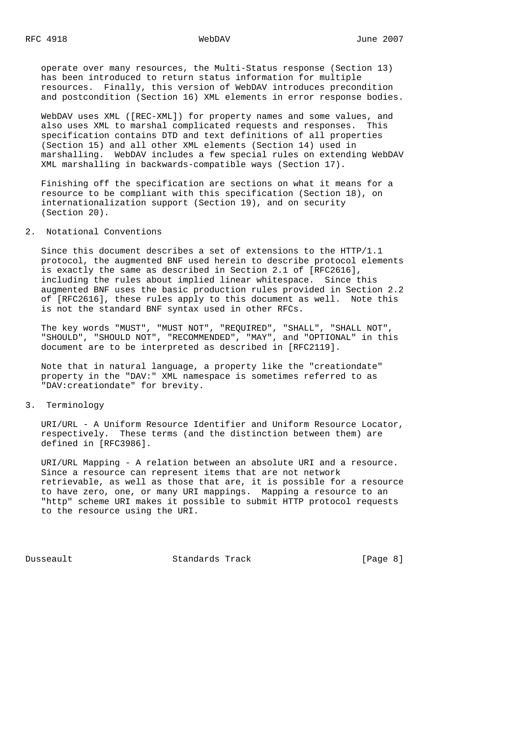operate over many resources, the Multi-Status response (Section 13) has been introduced to return status information for multiple resources. Finally, this version of WebDAV introduces precondition and postcondition (Section 16) XML elements in error response bodies.

WebDAV uses XML ([REC-XML]) for property names and some values, and also uses XML to marshal complicated requests and responses. This specification contains DTD and text definitions of all properties (Section 15) and all other XML elements (Section 14) used in marshalling. WebDAV includes a few special rules on extending WebDAV XML marshalling in backwards-compatible ways (Section 17).

Finishing off the specification are sections on what it means for a resource to be compliant with this specification (Section 18), on internationalization support (Section 19), and on security (Section 20).

## 2. Notational Conventions

Since this document describes a set of extensions to the HTTP/1.1 protocol, the augmented BNF used herein to describe protocol elements is exactly the same as described in Section 2.1 of [RFC2616], including the rules about implied linear whitespace. Since this augmented BNF uses the basic production rules provided in Section 2.2 of [RFC2616], these rules apply to this document as well. Note this is not the standard BNF syntax used in other RFCs.

The key words "MUST", "MUST NOT", "REQUIRED", "SHALL", "SHALL NOT", "SHOULD", "SHOULD NOT", "RECOMMENDED", "MAY", and "OPTIONAL" in this document are to be interpreted as described in [RFC2119].

Note that in natural language, a property like the "creationdate" property in the "DAV:" XML namespace is sometimes referred to as "DAV:creationdate" for brevity.

## 3. Terminology

URI/URL - A Uniform Resource Identifier and Uniform Resource Locator, respectively. These terms (and the distinction between them) are defined in [RFC3986].

URI/URL Mapping - A relation between an absolute URI and a resource. Since a resource can represent items that are not network retrievable, as well as those that are, it is possible for a resource to have zero, one, or many URI mappings. Mapping a resource to an "http" scheme URI makes it possible to submit HTTP protocol requests to the resource using the URI.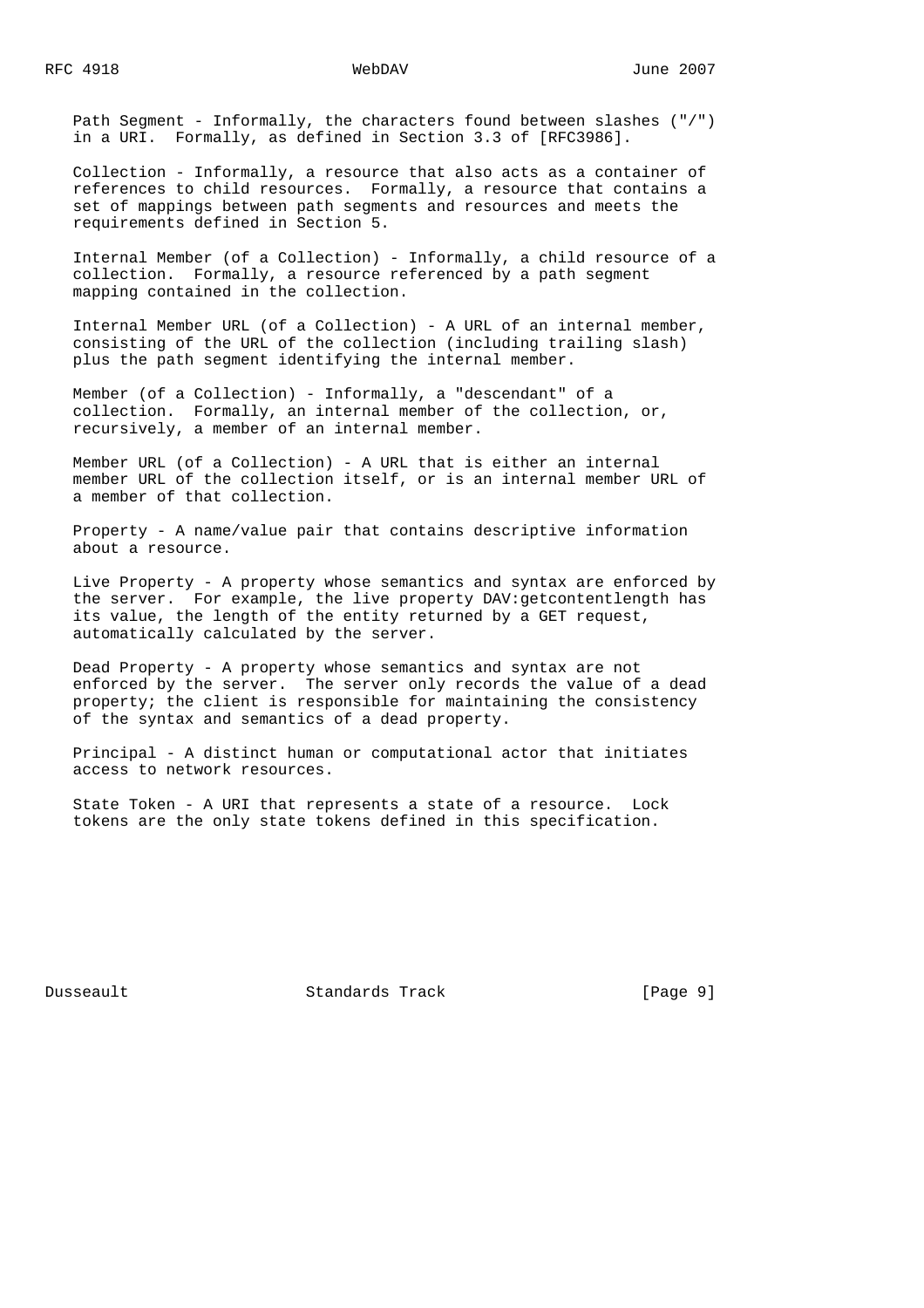Path Segment - Informally, the characters found between slashes ("/") in a URI. Formally, as defined in Section 3.3 of [RFC3986].

Collection - Informally, a resource that also acts as a container of references to child resources. Formally, a resource that contains a set of mappings between path segments and resources and meets the requirements defined in Section 5.

Internal Member (of a Collection) - Informally, a child resource of a collection. Formally, a resource referenced by a path segment mapping contained in the collection.

Internal Member URL (of a Collection) - A URL of an internal member, consisting of the URL of the collection (including trailing slash) plus the path segment identifying the internal member.

Member (of a Collection) - Informally, a "descendant" of a collection. Formally, an internal member of the collection, or, recursively, a member of an internal member.

Member URL (of a Collection) - A URL that is either an internal member URL of the collection itself, or is an internal member URL of a member of that collection.

Property - A name/value pair that contains descriptive information about a resource.

Live Property - A property whose semantics and syntax are enforced by the server. For example, the live property DAV:getcontentlength has its value, the length of the entity returned by a GET request, automatically calculated by the server.

Dead Property - A property whose semantics and syntax are not enforced by the server. The server only records the value of a dead property; the client is responsible for maintaining the consistency of the syntax and semantics of a dead property.

Principal - A distinct human or computational actor that initiates access to network resources.

State Token - A URI that represents a state of a resource. Lock tokens are the only state tokens defined in this specification.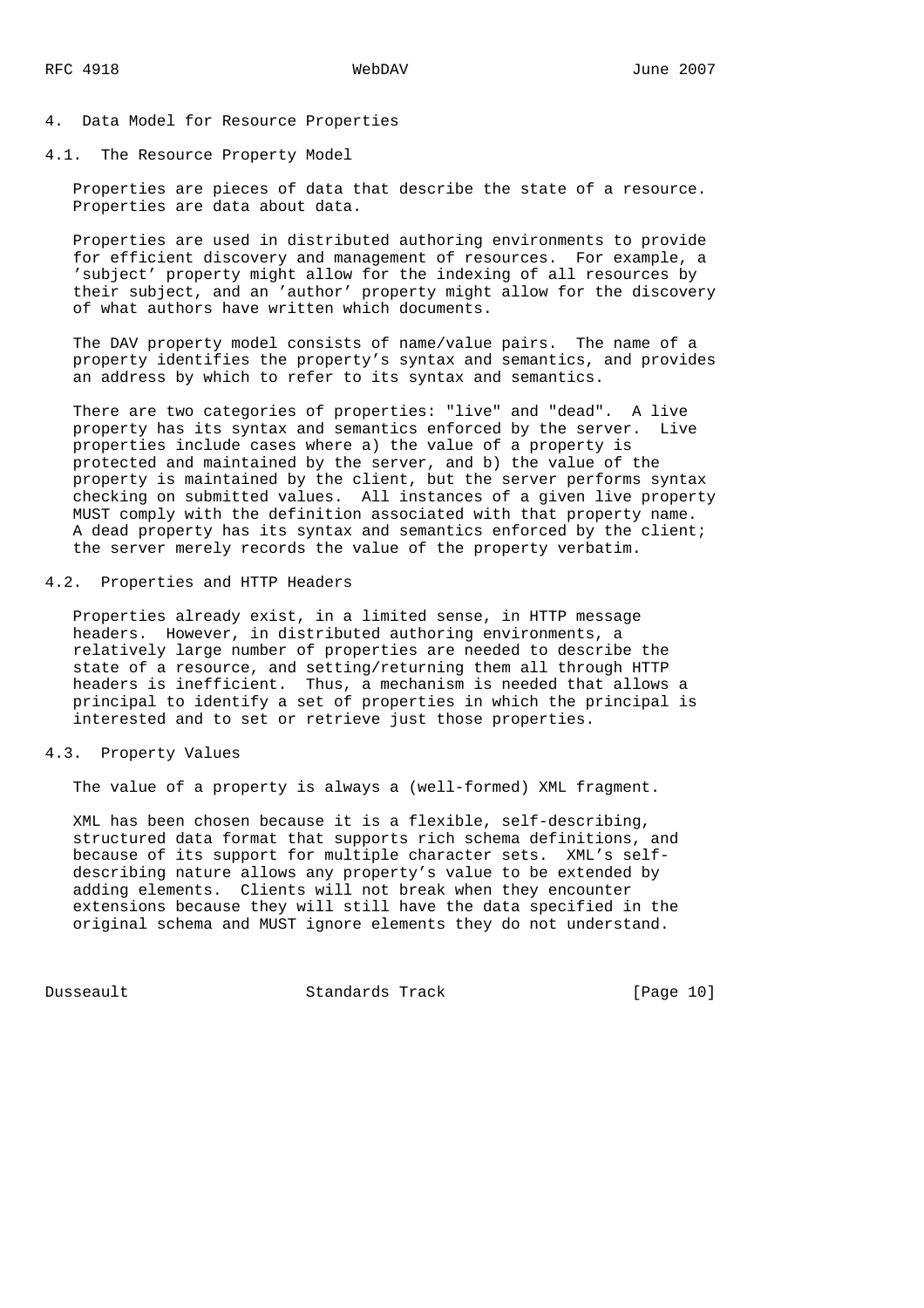# 4. Data Model for Resource Properties

## 4.1. The Resource Property Model

Properties are pieces of data that describe the state of a resource. Properties are data about data.

Properties are used in distributed authoring environments to provide for efficient discovery and management of resources. For example, a 'subject' property might allow for the indexing of all resources by their subject, and an 'author' property might allow for the discovery of what authors have written which documents.

The DAV property model consists of name/value pairs. The name of a property identifies the property's syntax and semantics, and provides an address by which to refer to its syntax and semantics.

There are two categories of properties: "live" and "dead". A live property has its syntax and semantics enforced by the server. Live properties include cases where a) the value of a property is protected and maintained by the server, and b) the value of the property is maintained by the client, but the server performs syntax checking on submitted values. All instances of a given live property MUST comply with the definition associated with that property name. A dead property has its syntax and semantics enforced by the client; the server merely records the value of the property verbatim.

## 4.2. Properties and HTTP Headers

Properties already exist, in a limited sense, in HTTP message headers. However, in distributed authoring environments, a relatively large number of properties are needed to describe the state of a resource, and setting/returning them all through HTTP headers is inefficient. Thus, a mechanism is needed that allows a principal to identify a set of properties in which the principal is interested and to set or retrieve just those properties.

## 4.3. Property Values

The value of a property is always a (well-formed) XML fragment.

XML has been chosen because it is a flexible, self-describing, structured data format that supports rich schema definitions, and because of its support for multiple character sets. XML's self-describing nature allows any property's value to be extended by adding elements. Clients will not break when they encounter extensions because they will still have the data specified in the original schema and MUST ignore elements they do not understand.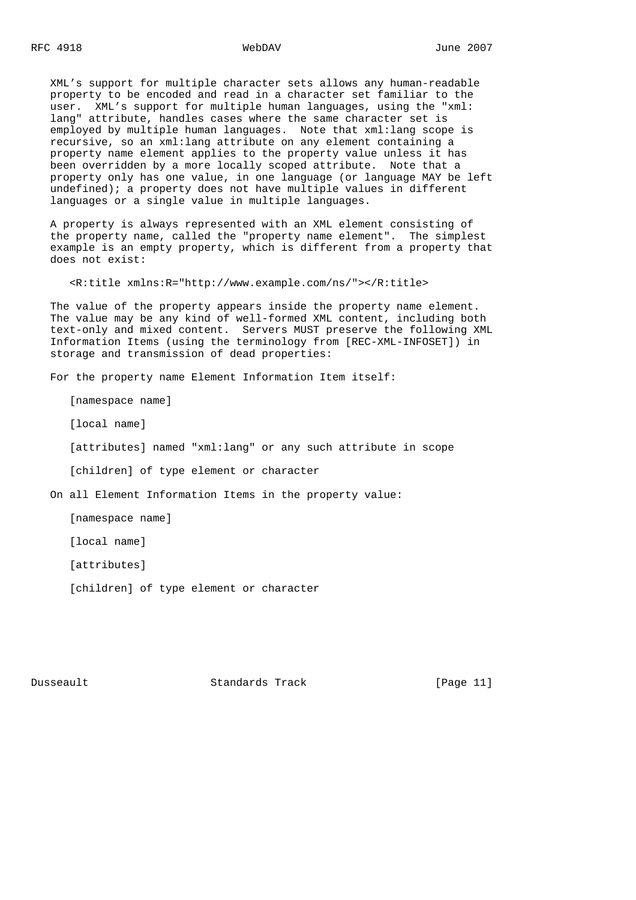XML's support for multiple character sets allows any human-readable property to be encoded and read in a character set familiar to the user. XML's support for multiple human languages, using the "xml:lang" attribute, handles cases where the same character set is employed by multiple human languages. Note that xml:lang scope is recursive, so an xml:lang attribute on any element containing a property name element applies to the property value unless it has been overridden by a more locally scoped attribute. Note that a property only has one value, in one language (or language MAY be left undefined); a property does not have multiple values in different languages or a single value in multiple languages.

A property is always represented with an XML element consisting of the property name, called the "property name element". The simplest example is an empty property, which is different from a property that does not exist:

```
<R:title xmlns:R="http://www.example.com/ns/"></R:title>
```

The value of the property appears inside the property name element. The value may be any kind of well-formed XML content, including both text-only and mixed content. Servers MUST preserve the following XML Information Items (using the terminology from [REC-XML-INFOSET]) in storage and transmission of dead properties:

For the property name Element Information Item itself:

[namespace name]

[local name]

[attributes] named "xml:lang" or any such attribute in scope

[children] of type element or character

On all Element Information Items in the property value:

[namespace name]

[local name]

[attributes]

[children] of type element or character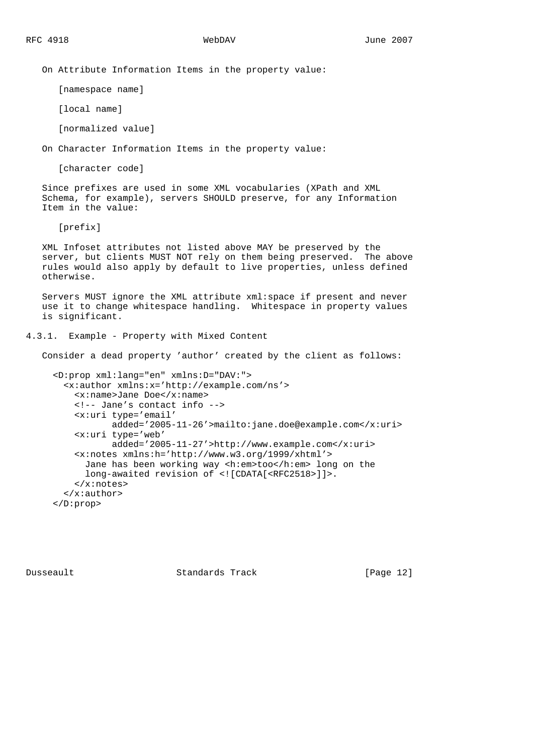On Attribute Information Items in the property value:

[namespace name]

[local name]

[normalized value]

On Character Information Items in the property value:

[character code]

Since prefixes are used in some XML vocabularies (XPath and XML Schema, for example), servers SHOULD preserve, for any Information Item in the value:

[prefix]

XML Infoset attributes not listed above MAY be preserved by the server, but clients MUST NOT rely on them being preserved. The above rules would also apply by default to live properties, unless defined otherwise.

Servers MUST ignore the XML attribute xml:space if present and never use it to change whitespace handling. Whitespace in property values is significant.

### 4.3.1. Example - Property with Mixed Content

Consider a dead property 'author' created by the client as follows:

```
<D:prop xml:lang="en" xmlns:D="DAV:">
  <x:author xmlns:x='http://example.com/ns'>
    <x:name>Jane Doe</x:name>
    <!-- Jane's contact info -->
    <x:uri type='email'
           added='2005-11-26'>mailto:jane.doe@example.com</x:uri>
    <x:uri type='web'
           added='2005-11-27'>http://www.example.com</x:uri>
    <x:notes xmlns:h='http://www.w3.org/1999/xhtml'>
      Jane has been working way <h:em>too</h:em> long on the
      long-awaited revision of <![CDATA[<RFC2518>]]>.
    </x:notes>
  </x:author>
</D:prop>
```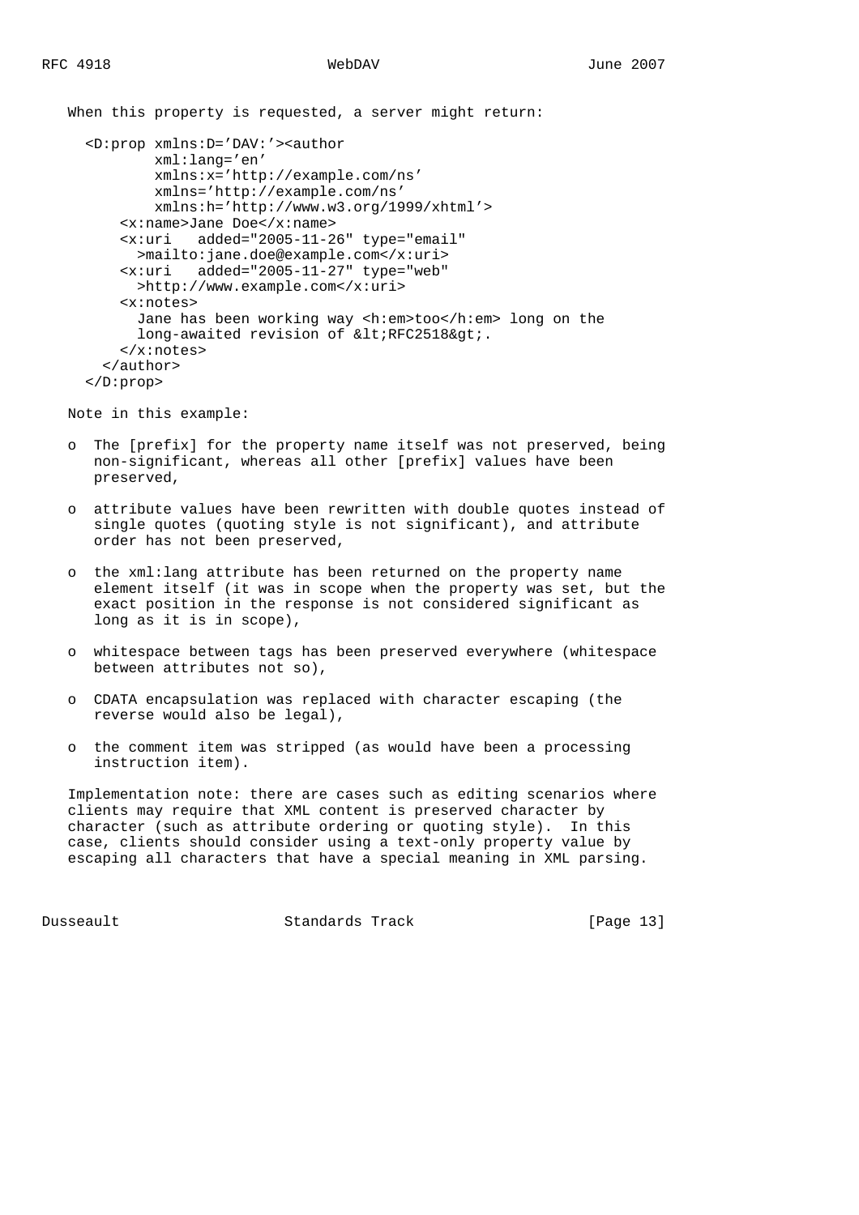When this property is requested, a server might return:

```
<D:prop xmlns:D='DAV:'><author
       xml:lang='en'
       xmlns:x='http://example.com/ns'
       xmlns='http://example.com/ns'
       xmlns:h='http://www.w3.org/1999/xhtml'>
    <x:name>Jane Doe</x:name>
    <x:uri   added="2005-11-26" type="email"
      >mailto:jane.doe@example.com</x:uri>
    <x:uri   added="2005-11-27" type="web"
      >http://www.example.com</x:uri>
    <x:notes>
      Jane has been working way <h:em>too</h:em> long on the
      long-awaited revision of &lt;RFC2518&gt;.
    </x:notes>
  </author>
</D:prop>
```

Note in this example:

- The [prefix] for the property name itself was not preserved, being non-significant, whereas all other [prefix] values have been preserved,
- attribute values have been rewritten with double quotes instead of single quotes (quoting style is not significant), and attribute order has not been preserved,
- the xml:lang attribute has been returned on the property name element itself (it was in scope when the property was set, but the exact position in the response is not considered significant as long as it is in scope),
- whitespace between tags has been preserved everywhere (whitespace between attributes not so),
- CDATA encapsulation was replaced with character escaping (the reverse would also be legal),
- the comment item was stripped (as would have been a processing instruction item).

Implementation note: there are cases such as editing scenarios where clients may require that XML content is preserved character by character (such as attribute ordering or quoting style). In this case, clients should consider using a text-only property value by escaping all characters that have a special meaning in XML parsing.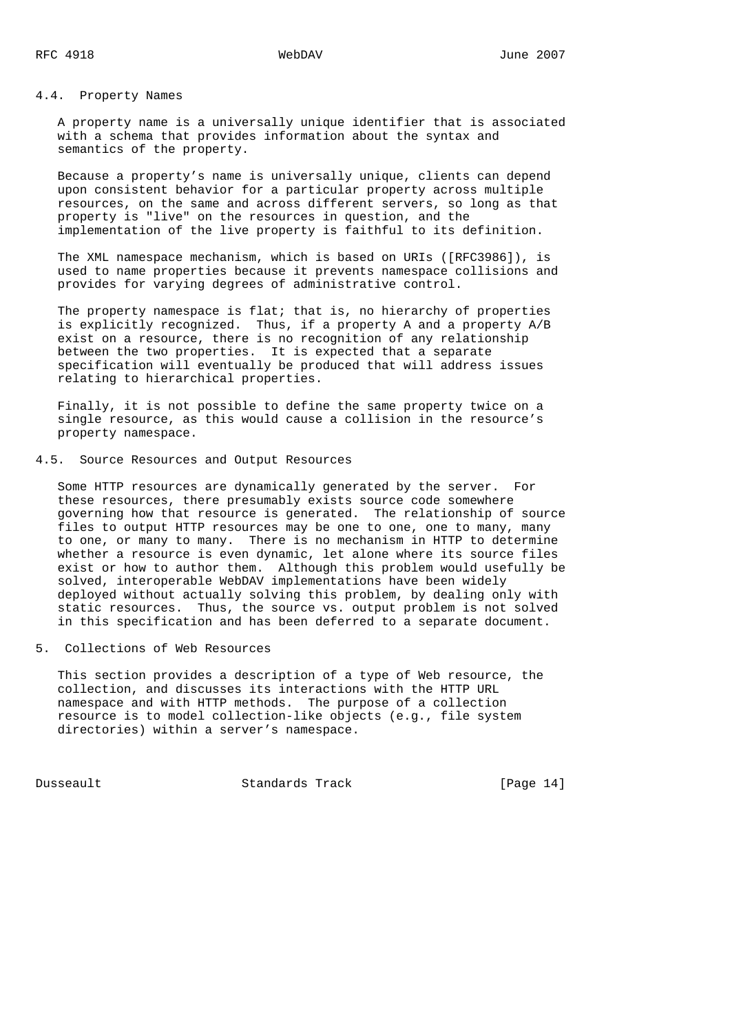### 4.4. Property Names

A property name is a universally unique identifier that is associated with a schema that provides information about the syntax and semantics of the property.

Because a property's name is universally unique, clients can depend upon consistent behavior for a particular property across multiple resources, on the same and across different servers, so long as that property is "live" on the resources in question, and the implementation of the live property is faithful to its definition.

The XML namespace mechanism, which is based on URIs ([RFC3986]), is used to name properties because it prevents namespace collisions and provides for varying degrees of administrative control.

The property namespace is flat; that is, no hierarchy of properties is explicitly recognized. Thus, if a property A and a property A/B exist on a resource, there is no recognition of any relationship between the two properties. It is expected that a separate specification will eventually be produced that will address issues relating to hierarchical properties.

Finally, it is not possible to define the same property twice on a single resource, as this would cause a collision in the resource's property namespace.

### 4.5. Source Resources and Output Resources

Some HTTP resources are dynamically generated by the server. For these resources, there presumably exists source code somewhere governing how that resource is generated. The relationship of source files to output HTTP resources may be one to one, one to many, many to one, or many to many. There is no mechanism in HTTP to determine whether a resource is even dynamic, let alone where its source files exist or how to author them. Although this problem would usefully be solved, interoperable WebDAV implementations have been widely deployed without actually solving this problem, by dealing only with static resources. Thus, the source vs. output problem is not solved in this specification and has been deferred to a separate document.

## 5. Collections of Web Resources

This section provides a description of a type of Web resource, the collection, and discusses its interactions with the HTTP URL namespace and with HTTP methods. The purpose of a collection resource is to model collection-like objects (e.g., file system directories) within a server's namespace.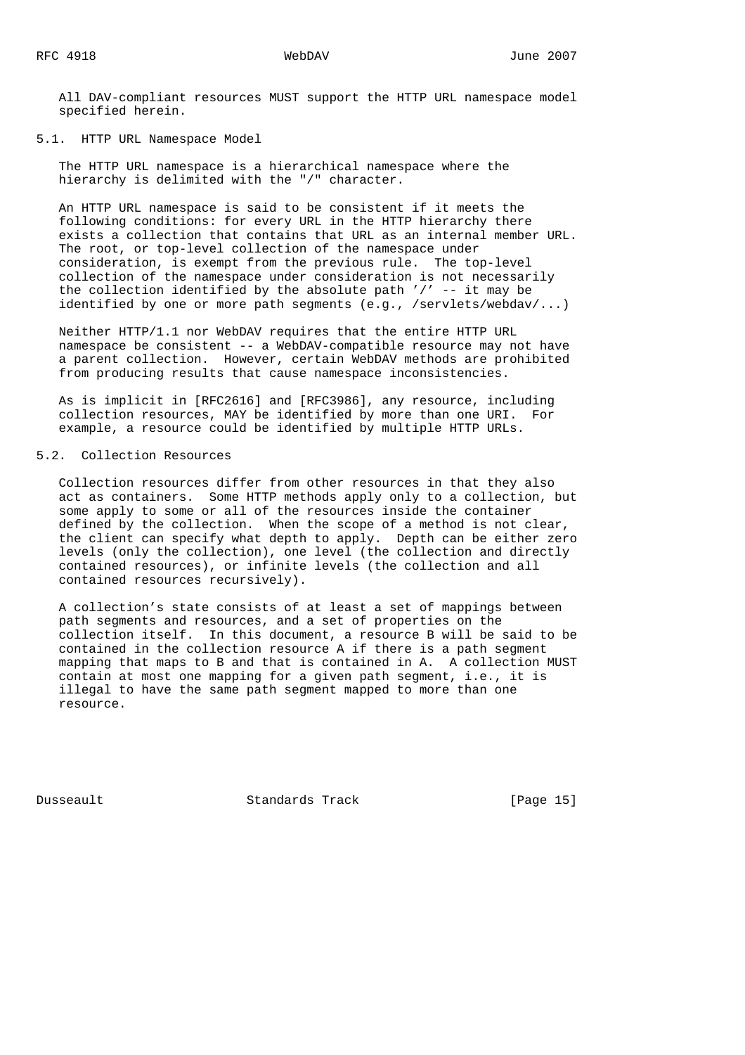All DAV-compliant resources MUST support the HTTP URL namespace model specified herein.

## 5.1. HTTP URL Namespace Model

The HTTP URL namespace is a hierarchical namespace where the hierarchy is delimited with the "/" character.

An HTTP URL namespace is said to be consistent if it meets the following conditions: for every URL in the HTTP hierarchy there exists a collection that contains that URL as an internal member URL. The root, or top-level collection of the namespace under consideration, is exempt from the previous rule. The top-level collection of the namespace under consideration is not necessarily the collection identified by the absolute path '/' -- it may be identified by one or more path segments (e.g., /servlets/webdav/...)

Neither HTTP/1.1 nor WebDAV requires that the entire HTTP URL namespace be consistent -- a WebDAV-compatible resource may not have a parent collection. However, certain WebDAV methods are prohibited from producing results that cause namespace inconsistencies.

As is implicit in [RFC2616] and [RFC3986], any resource, including collection resources, MAY be identified by more than one URI. For example, a resource could be identified by multiple HTTP URLs.

## 5.2. Collection Resources

Collection resources differ from other resources in that they also act as containers. Some HTTP methods apply only to a collection, but some apply to some or all of the resources inside the container defined by the collection. When the scope of a method is not clear, the client can specify what depth to apply. Depth can be either zero levels (only the collection), one level (the collection and directly contained resources), or infinite levels (the collection and all contained resources recursively).

A collection's state consists of at least a set of mappings between path segments and resources, and a set of properties on the collection itself. In this document, a resource B will be said to be contained in the collection resource A if there is a path segment mapping that maps to B and that is contained in A. A collection MUST contain at most one mapping for a given path segment, i.e., it is illegal to have the same path segment mapped to more than one resource.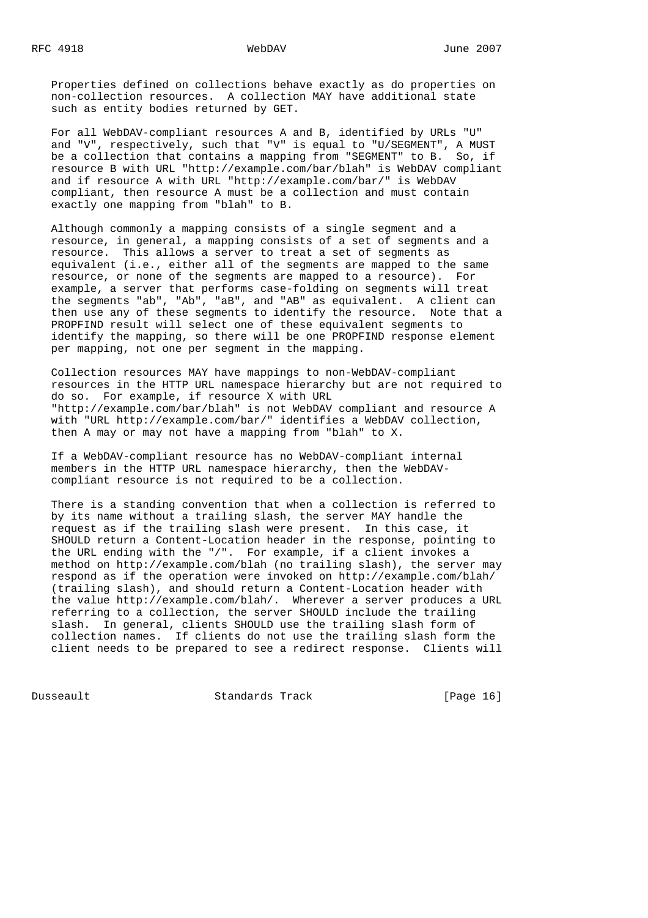Properties defined on collections behave exactly as do properties on non-collection resources. A collection MAY have additional state such as entity bodies returned by GET.

For all WebDAV-compliant resources A and B, identified by URLs "U" and "V", respectively, such that "V" is equal to "U/SEGMENT", A MUST be a collection that contains a mapping from "SEGMENT" to B. So, if resource B with URL "http://example.com/bar/blah" is WebDAV compliant and if resource A with URL "http://example.com/bar/" is WebDAV compliant, then resource A must be a collection and must contain exactly one mapping from "blah" to B.

Although commonly a mapping consists of a single segment and a resource, in general, a mapping consists of a set of segments and a resource. This allows a server to treat a set of segments as equivalent (i.e., either all of the segments are mapped to the same resource, or none of the segments are mapped to a resource). For example, a server that performs case-folding on segments will treat the segments "ab", "Ab", "aB", and "AB" as equivalent. A client can then use any of these segments to identify the resource. Note that a PROPFIND result will select one of these equivalent segments to identify the mapping, so there will be one PROPFIND response element per mapping, not one per segment in the mapping.

Collection resources MAY have mappings to non-WebDAV-compliant resources in the HTTP URL namespace hierarchy but are not required to do so. For example, if resource X with URL "http://example.com/bar/blah" is not WebDAV compliant and resource A with "URL http://example.com/bar/" identifies a WebDAV collection, then A may or may not have a mapping from "blah" to X.

If a WebDAV-compliant resource has no WebDAV-compliant internal members in the HTTP URL namespace hierarchy, then the WebDAV-compliant resource is not required to be a collection.

There is a standing convention that when a collection is referred to by its name without a trailing slash, the server MAY handle the request as if the trailing slash were present. In this case, it SHOULD return a Content-Location header in the response, pointing to the URL ending with the "/". For example, if a client invokes a method on http://example.com/blah (no trailing slash), the server may respond as if the operation were invoked on http://example.com/blah/ (trailing slash), and should return a Content-Location header with the value http://example.com/blah/. Wherever a server produces a URL referring to a collection, the server SHOULD include the trailing slash. In general, clients SHOULD use the trailing slash form of collection names. If clients do not use the trailing slash form the client needs to be prepared to see a redirect response. Clients will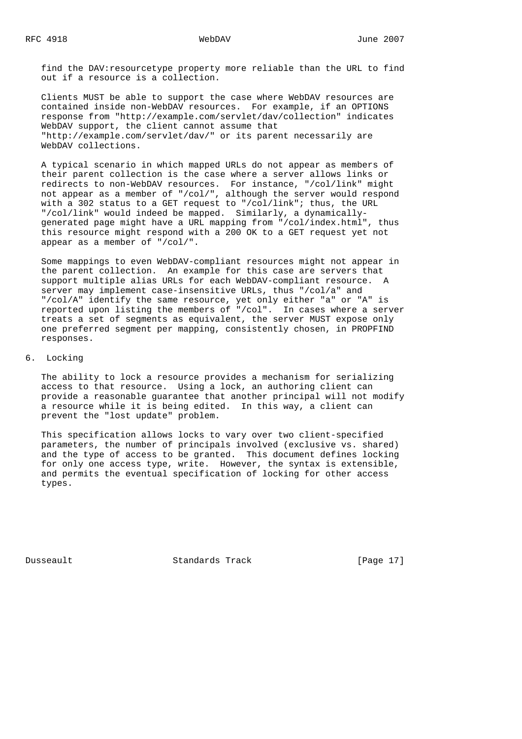find the DAV:resourcetype property more reliable than the URL to find out if a resource is a collection.

Clients MUST be able to support the case where WebDAV resources are contained inside non-WebDAV resources. For example, if an OPTIONS response from "http://example.com/servlet/dav/collection" indicates WebDAV support, the client cannot assume that "http://example.com/servlet/dav/" or its parent necessarily are WebDAV collections.

A typical scenario in which mapped URLs do not appear as members of their parent collection is the case where a server allows links or redirects to non-WebDAV resources. For instance, "/col/link" might not appear as a member of "/col/", although the server would respond with a 302 status to a GET request to "/col/link"; thus, the URL "/col/link" would indeed be mapped. Similarly, a dynamically-generated page might have a URL mapping from "/col/index.html", thus this resource might respond with a 200 OK to a GET request yet not appear as a member of "/col/".

Some mappings to even WebDAV-compliant resources might not appear in the parent collection. An example for this case are servers that support multiple alias URLs for each WebDAV-compliant resource. A server may implement case-insensitive URLs, thus "/col/a" and "/col/A" identify the same resource, yet only either "a" or "A" is reported upon listing the members of "/col". In cases where a server treats a set of segments as equivalent, the server MUST expose only one preferred segment per mapping, consistently chosen, in PROPFIND responses.

# 6. Locking

The ability to lock a resource provides a mechanism for serializing access to that resource. Using a lock, an authoring client can provide a reasonable guarantee that another principal will not modify a resource while it is being edited. In this way, a client can prevent the "lost update" problem.

This specification allows locks to vary over two client-specified parameters, the number of principals involved (exclusive vs. shared) and the type of access to be granted. This document defines locking for only one access type, write. However, the syntax is extensible, and permits the eventual specification of locking for other access types.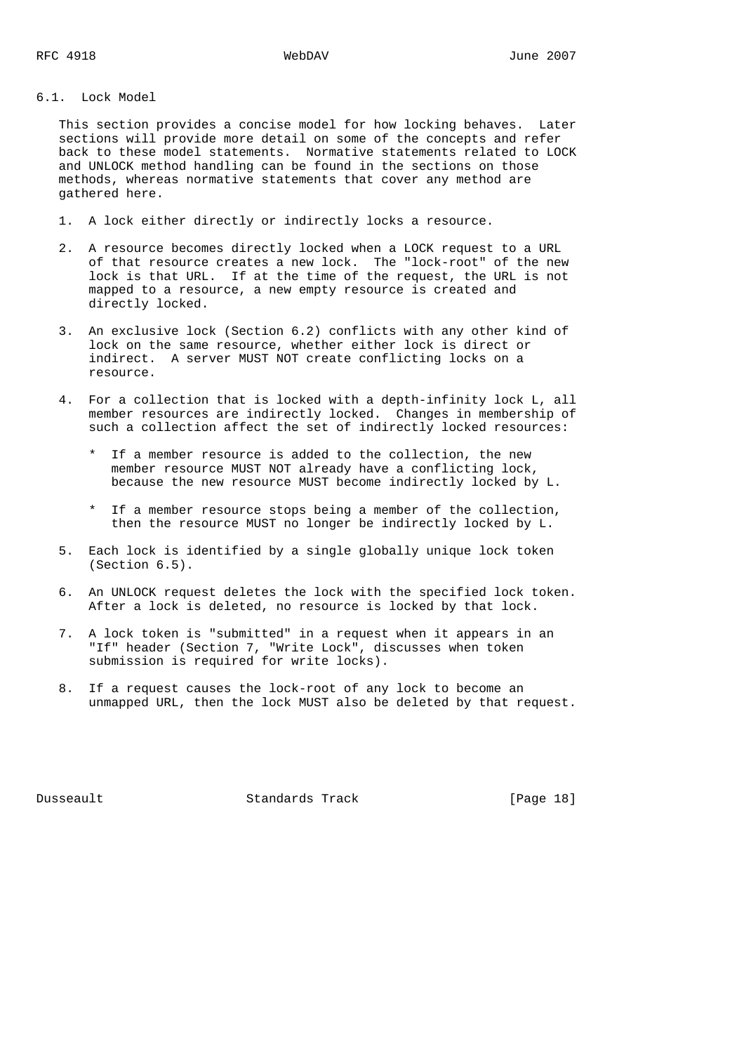## 6.1. Lock Model

This section provides a concise model for how locking behaves. Later sections will provide more detail on some of the concepts and refer back to these model statements. Normative statements related to LOCK and UNLOCK method handling can be found in the sections on those methods, whereas normative statements that cover any method are gathered here.

1. A lock either directly or indirectly locks a resource.

2. A resource becomes directly locked when a LOCK request to a URL of that resource creates a new lock. The "lock-root" of the new lock is that URL. If at the time of the request, the URL is not mapped to a resource, a new empty resource is created and directly locked.

3. An exclusive lock (Section 6.2) conflicts with any other kind of lock on the same resource, whether either lock is direct or indirect. A server MUST NOT create conflicting locks on a resource.

4. For a collection that is locked with a depth-infinity lock L, all member resources are indirectly locked. Changes in membership of such a collection affect the set of indirectly locked resources:

   * If a member resource is added to the collection, the new member resource MUST NOT already have a conflicting lock, because the new resource MUST become indirectly locked by L.

   * If a member resource stops being a member of the collection, then the resource MUST no longer be indirectly locked by L.

5. Each lock is identified by a single globally unique lock token (Section 6.5).

6. An UNLOCK request deletes the lock with the specified lock token. After a lock is deleted, no resource is locked by that lock.

7. A lock token is "submitted" in a request when it appears in an "If" header (Section 7, "Write Lock", discusses when token submission is required for write locks).

8. If a request causes the lock-root of any lock to become an unmapped URL, then the lock MUST also be deleted by that request.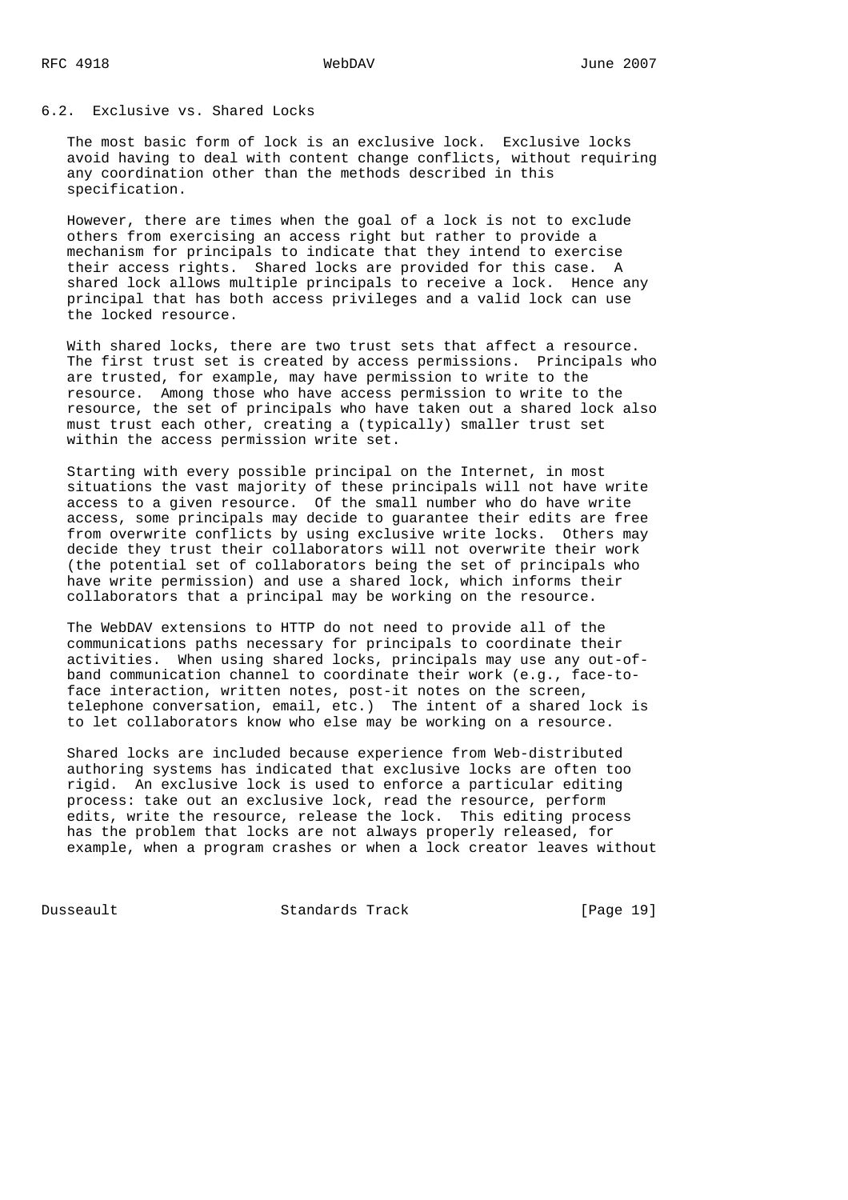## 6.2. Exclusive vs. Shared Locks

The most basic form of lock is an exclusive lock. Exclusive locks avoid having to deal with content change conflicts, without requiring any coordination other than the methods described in this specification.

However, there are times when the goal of a lock is not to exclude others from exercising an access right but rather to provide a mechanism for principals to indicate that they intend to exercise their access rights. Shared locks are provided for this case. A shared lock allows multiple principals to receive a lock. Hence any principal that has both access privileges and a valid lock can use the locked resource.

With shared locks, there are two trust sets that affect a resource. The first trust set is created by access permissions. Principals who are trusted, for example, may have permission to write to the resource. Among those who have access permission to write to the resource, the set of principals who have taken out a shared lock also must trust each other, creating a (typically) smaller trust set within the access permission write set.

Starting with every possible principal on the Internet, in most situations the vast majority of these principals will not have write access to a given resource. Of the small number who do have write access, some principals may decide to guarantee their edits are free from overwrite conflicts by using exclusive write locks. Others may decide they trust their collaborators will not overwrite their work (the potential set of collaborators being the set of principals who have write permission) and use a shared lock, which informs their collaborators that a principal may be working on the resource.

The WebDAV extensions to HTTP do not need to provide all of the communications paths necessary for principals to coordinate their activities. When using shared locks, principals may use any out-of-band communication channel to coordinate their work (e.g., face-to-face interaction, written notes, post-it notes on the screen, telephone conversation, email, etc.) The intent of a shared lock is to let collaborators know who else may be working on a resource.

Shared locks are included because experience from Web-distributed authoring systems has indicated that exclusive locks are often too rigid. An exclusive lock is used to enforce a particular editing process: take out an exclusive lock, read the resource, perform edits, write the resource, release the lock. This editing process has the problem that locks are not always properly released, for example, when a program crashes or when a lock creator leaves without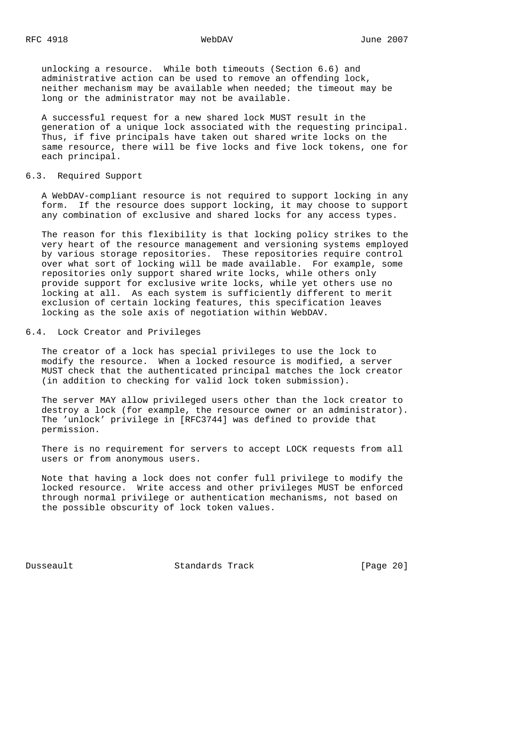unlocking a resource. While both timeouts (Section 6.6) and administrative action can be used to remove an offending lock, neither mechanism may be available when needed; the timeout may be long or the administrator may not be available.

A successful request for a new shared lock MUST result in the generation of a unique lock associated with the requesting principal. Thus, if five principals have taken out shared write locks on the same resource, there will be five locks and five lock tokens, one for each principal.

## 6.3. Required Support

A WebDAV-compliant resource is not required to support locking in any form. If the resource does support locking, it may choose to support any combination of exclusive and shared locks for any access types.

The reason for this flexibility is that locking policy strikes to the very heart of the resource management and versioning systems employed by various storage repositories. These repositories require control over what sort of locking will be made available. For example, some repositories only support shared write locks, while others only provide support for exclusive write locks, while yet others use no locking at all. As each system is sufficiently different to merit exclusion of certain locking features, this specification leaves locking as the sole axis of negotiation within WebDAV.

## 6.4. Lock Creator and Privileges

The creator of a lock has special privileges to use the lock to modify the resource. When a locked resource is modified, a server MUST check that the authenticated principal matches the lock creator (in addition to checking for valid lock token submission).

The server MAY allow privileged users other than the lock creator to destroy a lock (for example, the resource owner or an administrator). The 'unlock' privilege in [RFC3744] was defined to provide that permission.

There is no requirement for servers to accept LOCK requests from all users or from anonymous users.

Note that having a lock does not confer full privilege to modify the locked resource. Write access and other privileges MUST be enforced through normal privilege or authentication mechanisms, not based on the possible obscurity of lock token values.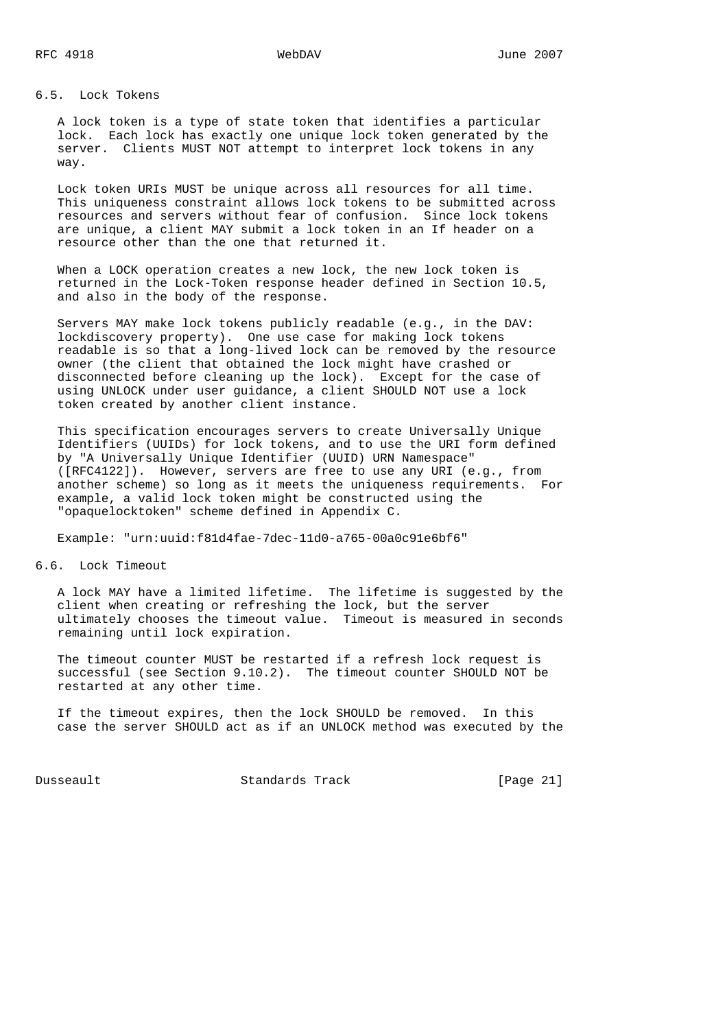## 6.5. Lock Tokens

A lock token is a type of state token that identifies a particular lock. Each lock has exactly one unique lock token generated by the server. Clients MUST NOT attempt to interpret lock tokens in any way.

Lock token URIs MUST be unique across all resources for all time. This uniqueness constraint allows lock tokens to be submitted across resources and servers without fear of confusion. Since lock tokens are unique, a client MAY submit a lock token in an If header on a resource other than the one that returned it.

When a LOCK operation creates a new lock, the new lock token is returned in the Lock-Token response header defined in Section 10.5, and also in the body of the response.

Servers MAY make lock tokens publicly readable (e.g., in the DAV: lockdiscovery property). One use case for making lock tokens readable is so that a long-lived lock can be removed by the resource owner (the client that obtained the lock might have crashed or disconnected before cleaning up the lock). Except for the case of using UNLOCK under user guidance, a client SHOULD NOT use a lock token created by another client instance.

This specification encourages servers to create Universally Unique Identifiers (UUIDs) for lock tokens, and to use the URI form defined by "A Universally Unique Identifier (UUID) URN Namespace" ([RFC4122]). However, servers are free to use any URI (e.g., from another scheme) so long as it meets the uniqueness requirements. For example, a valid lock token might be constructed using the "opaquelocktoken" scheme defined in Appendix C.

Example: "urn:uuid:f81d4fae-7dec-11d0-a765-00a0c91e6bf6"

## 6.6. Lock Timeout

A lock MAY have a limited lifetime. The lifetime is suggested by the client when creating or refreshing the lock, but the server ultimately chooses the timeout value. Timeout is measured in seconds remaining until lock expiration.

The timeout counter MUST be restarted if a refresh lock request is successful (see Section 9.10.2). The timeout counter SHOULD NOT be restarted at any other time.

If the timeout expires, then the lock SHOULD be removed. In this case the server SHOULD act as if an UNLOCK method was executed by the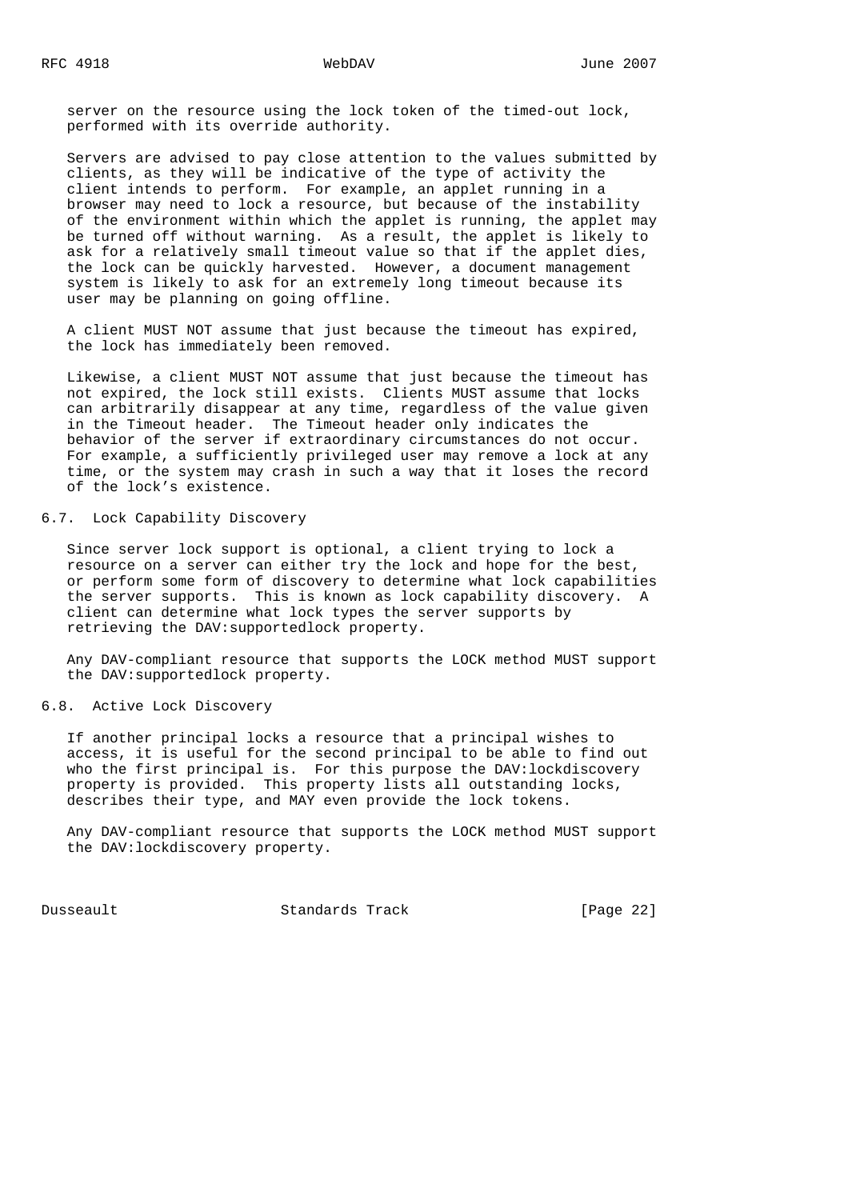server on the resource using the lock token of the timed-out lock, performed with its override authority.

Servers are advised to pay close attention to the values submitted by clients, as they will be indicative of the type of activity the client intends to perform. For example, an applet running in a browser may need to lock a resource, but because of the instability of the environment within which the applet is running, the applet may be turned off without warning. As a result, the applet is likely to ask for a relatively small timeout value so that if the applet dies, the lock can be quickly harvested. However, a document management system is likely to ask for an extremely long timeout because its user may be planning on going offline.

A client MUST NOT assume that just because the timeout has expired, the lock has immediately been removed.

Likewise, a client MUST NOT assume that just because the timeout has not expired, the lock still exists. Clients MUST assume that locks can arbitrarily disappear at any time, regardless of the value given in the Timeout header. The Timeout header only indicates the behavior of the server if extraordinary circumstances do not occur. For example, a sufficiently privileged user may remove a lock at any time, or the system may crash in such a way that it loses the record of the lock's existence.

## 6.7. Lock Capability Discovery

Since server lock support is optional, a client trying to lock a resource on a server can either try the lock and hope for the best, or perform some form of discovery to determine what lock capabilities the server supports. This is known as lock capability discovery. A client can determine what lock types the server supports by retrieving the DAV:supportedlock property.

Any DAV-compliant resource that supports the LOCK method MUST support the DAV:supportedlock property.

## 6.8. Active Lock Discovery

If another principal locks a resource that a principal wishes to access, it is useful for the second principal to be able to find out who the first principal is. For this purpose the DAV:lockdiscovery property is provided. This property lists all outstanding locks, describes their type, and MAY even provide the lock tokens.

Any DAV-compliant resource that supports the LOCK method MUST support the DAV:lockdiscovery property.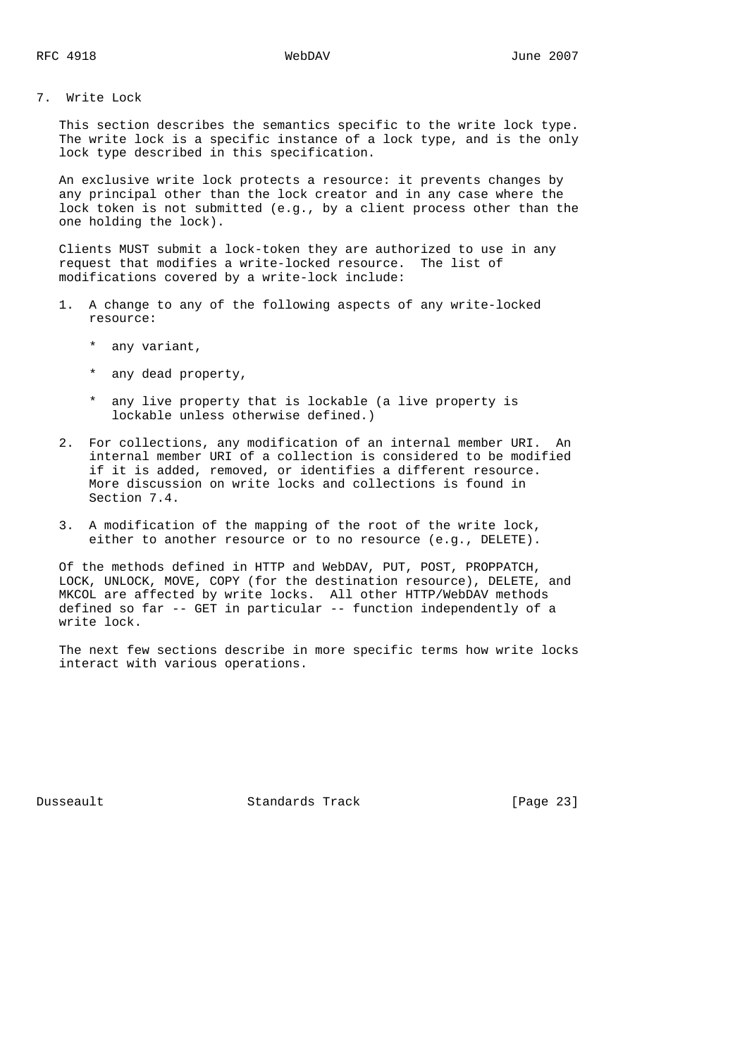# 7. Write Lock

This section describes the semantics specific to the write lock type. The write lock is a specific instance of a lock type, and is the only lock type described in this specification.

An exclusive write lock protects a resource: it prevents changes by any principal other than the lock creator and in any case where the lock token is not submitted (e.g., by a client process other than the one holding the lock).

Clients MUST submit a lock-token they are authorized to use in any request that modifies a write-locked resource. The list of modifications covered by a write-lock include:

1. A change to any of the following aspects of any write-locked resource:

   * any variant,

   * any dead property,

   * any live property that is lockable (a live property is lockable unless otherwise defined.)

2. For collections, any modification of an internal member URI. An internal member URI of a collection is considered to be modified if it is added, removed, or identifies a different resource. More discussion on write locks and collections is found in Section 7.4.

3. A modification of the mapping of the root of the write lock, either to another resource or to no resource (e.g., DELETE).

Of the methods defined in HTTP and WebDAV, PUT, POST, PROPPATCH, LOCK, UNLOCK, MOVE, COPY (for the destination resource), DELETE, and MKCOL are affected by write locks. All other HTTP/WebDAV methods defined so far -- GET in particular -- function independently of a write lock.

The next few sections describe in more specific terms how write locks interact with various operations.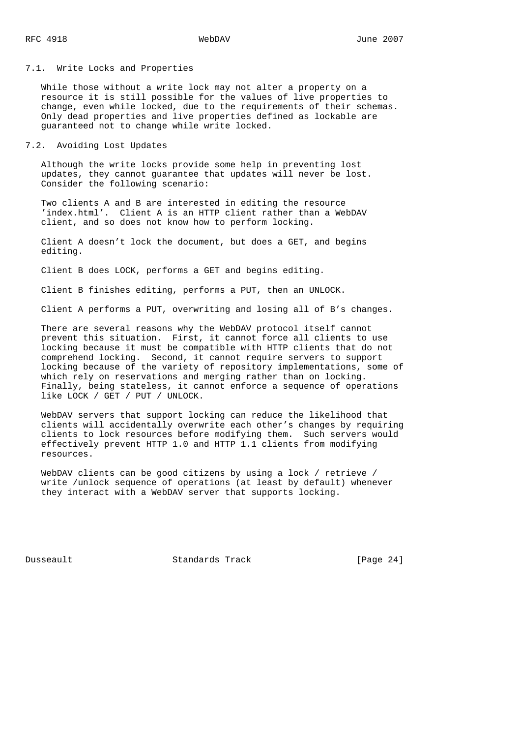### 7.1. Write Locks and Properties

While those without a write lock may not alter a property on a resource it is still possible for the values of live properties to change, even while locked, due to the requirements of their schemas. Only dead properties and live properties defined as lockable are guaranteed not to change while write locked.

### 7.2. Avoiding Lost Updates

Although the write locks provide some help in preventing lost updates, they cannot guarantee that updates will never be lost. Consider the following scenario:

Two clients A and B are interested in editing the resource 'index.html'. Client A is an HTTP client rather than a WebDAV client, and so does not know how to perform locking.

Client A doesn't lock the document, but does a GET, and begins editing.

Client B does LOCK, performs a GET and begins editing.

Client B finishes editing, performs a PUT, then an UNLOCK.

Client A performs a PUT, overwriting and losing all of B's changes.

There are several reasons why the WebDAV protocol itself cannot prevent this situation. First, it cannot force all clients to use locking because it must be compatible with HTTP clients that do not comprehend locking. Second, it cannot require servers to support locking because of the variety of repository implementations, some of which rely on reservations and merging rather than on locking. Finally, being stateless, it cannot enforce a sequence of operations like LOCK / GET / PUT / UNLOCK.

WebDAV servers that support locking can reduce the likelihood that clients will accidentally overwrite each other's changes by requiring clients to lock resources before modifying them. Such servers would effectively prevent HTTP 1.0 and HTTP 1.1 clients from modifying resources.

WebDAV clients can be good citizens by using a lock / retrieve / write /unlock sequence of operations (at least by default) whenever they interact with a WebDAV server that supports locking.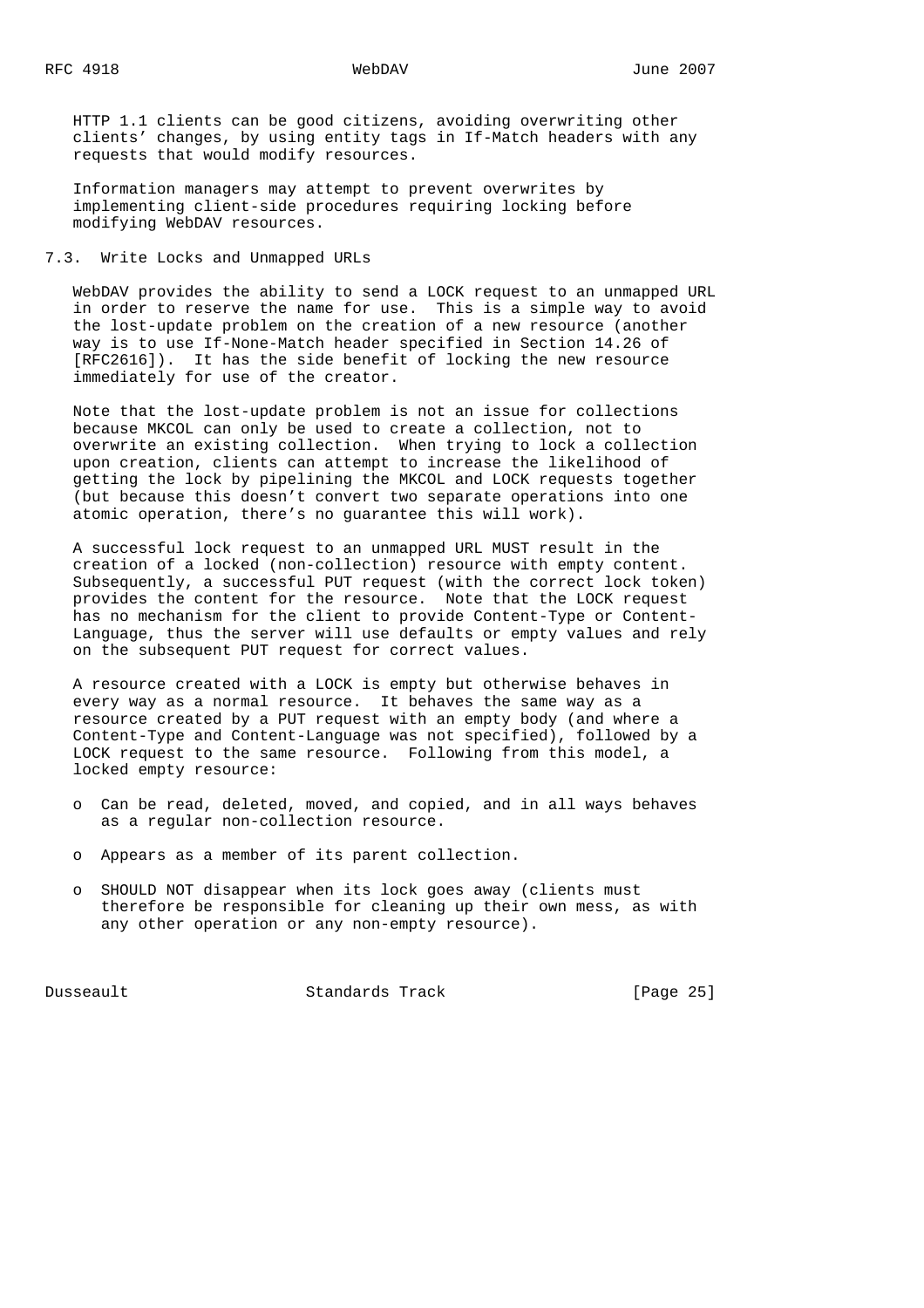HTTP 1.1 clients can be good citizens, avoiding overwriting other clients' changes, by using entity tags in If-Match headers with any requests that would modify resources.

Information managers may attempt to prevent overwrites by implementing client-side procedures requiring locking before modifying WebDAV resources.

## 7.3. Write Locks and Unmapped URLs

WebDAV provides the ability to send a LOCK request to an unmapped URL in order to reserve the name for use. This is a simple way to avoid the lost-update problem on the creation of a new resource (another way is to use If-None-Match header specified in Section 14.26 of [RFC2616]). It has the side benefit of locking the new resource immediately for use of the creator.

Note that the lost-update problem is not an issue for collections because MKCOL can only be used to create a collection, not to overwrite an existing collection. When trying to lock a collection upon creation, clients can attempt to increase the likelihood of getting the lock by pipelining the MKCOL and LOCK requests together (but because this doesn't convert two separate operations into one atomic operation, there's no guarantee this will work).

A successful lock request to an unmapped URL MUST result in the creation of a locked (non-collection) resource with empty content. Subsequently, a successful PUT request (with the correct lock token) provides the content for the resource. Note that the LOCK request has no mechanism for the client to provide Content-Type or Content-Language, thus the server will use defaults or empty values and rely on the subsequent PUT request for correct values.

A resource created with a LOCK is empty but otherwise behaves in every way as a normal resource. It behaves the same way as a resource created by a PUT request with an empty body (and where a Content-Type and Content-Language was not specified), followed by a LOCK request to the same resource. Following from this model, a locked empty resource:

- Can be read, deleted, moved, and copied, and in all ways behaves as a regular non-collection resource.
- Appears as a member of its parent collection.
- SHOULD NOT disappear when its lock goes away (clients must therefore be responsible for cleaning up their own mess, as with any other operation or any non-empty resource).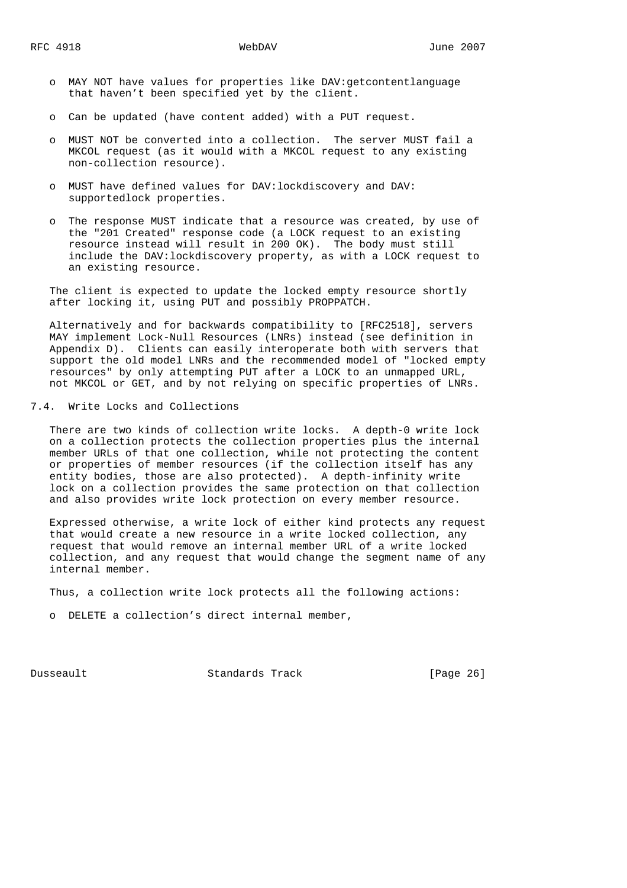- MAY NOT have values for properties like DAV:getcontentlanguage that haven't been specified yet by the client.

- Can be updated (have content added) with a PUT request.

- MUST NOT be converted into a collection. The server MUST fail a MKCOL request (as it would with a MKCOL request to any existing non-collection resource).

- MUST have defined values for DAV:lockdiscovery and DAV:supportedlock properties.

- The response MUST indicate that a resource was created, by use of the "201 Created" response code (a LOCK request to an existing resource instead will result in 200 OK). The body must still include the DAV:lockdiscovery property, as with a LOCK request to an existing resource.

The client is expected to update the locked empty resource shortly after locking it, using PUT and possibly PROPPATCH.

Alternatively and for backwards compatibility to [RFC2518], servers MAY implement Lock-Null Resources (LNRs) instead (see definition in Appendix D). Clients can easily interoperate both with servers that support the old model LNRs and the recommended model of "locked empty resources" by only attempting PUT after a LOCK to an unmapped URL, not MKCOL or GET, and by not relying on specific properties of LNRs.

## 7.4. Write Locks and Collections

There are two kinds of collection write locks. A depth-0 write lock on a collection protects the collection properties plus the internal member URLs of that one collection, while not protecting the content or properties of member resources (if the collection itself has any entity bodies, those are also protected). A depth-infinity write lock on a collection provides the same protection on that collection and also provides write lock protection on every member resource.

Expressed otherwise, a write lock of either kind protects any request that would create a new resource in a write locked collection, any request that would remove an internal member URL of a write locked collection, and any request that would change the segment name of any internal member.

Thus, a collection write lock protects all the following actions:

- DELETE a collection's direct internal member,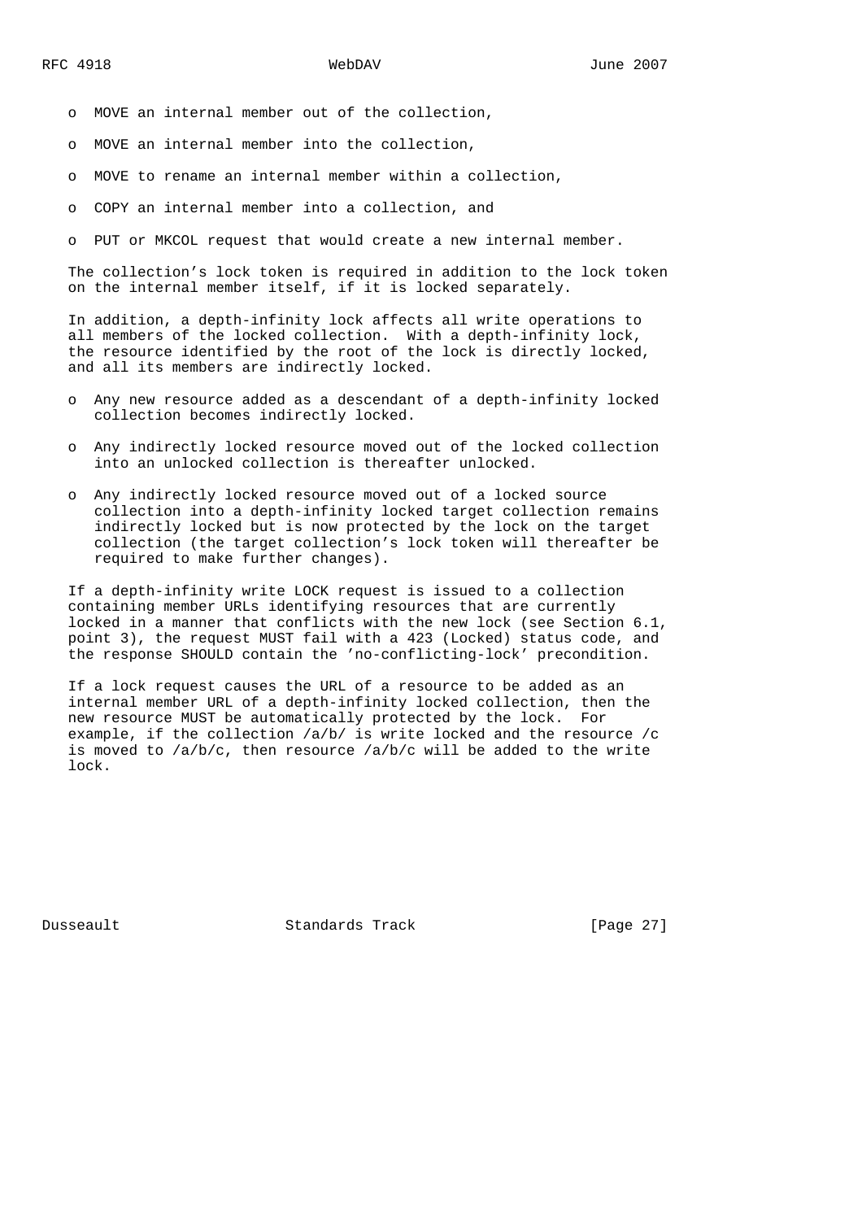- MOVE an internal member out of the collection,
- MOVE an internal member into the collection,
- MOVE to rename an internal member within a collection,
- COPY an internal member into a collection, and
- PUT or MKCOL request that would create a new internal member.

The collection's lock token is required in addition to the lock token on the internal member itself, if it is locked separately.

In addition, a depth-infinity lock affects all write operations to all members of the locked collection. With a depth-infinity lock, the resource identified by the root of the lock is directly locked, and all its members are indirectly locked.

- Any new resource added as a descendant of a depth-infinity locked collection becomes indirectly locked.
- Any indirectly locked resource moved out of the locked collection into an unlocked collection is thereafter unlocked.
- Any indirectly locked resource moved out of a locked source collection into a depth-infinity locked target collection remains indirectly locked but is now protected by the lock on the target collection (the target collection's lock token will thereafter be required to make further changes).

If a depth-infinity write LOCK request is issued to a collection containing member URLs identifying resources that are currently locked in a manner that conflicts with the new lock (see Section 6.1, point 3), the request MUST fail with a 423 (Locked) status code, and the response SHOULD contain the 'no-conflicting-lock' precondition.

If a lock request causes the URL of a resource to be added as an internal member URL of a depth-infinity locked collection, then the new resource MUST be automatically protected by the lock. For example, if the collection /a/b/ is write locked and the resource /c is moved to /a/b/c, then resource /a/b/c will be added to the write lock.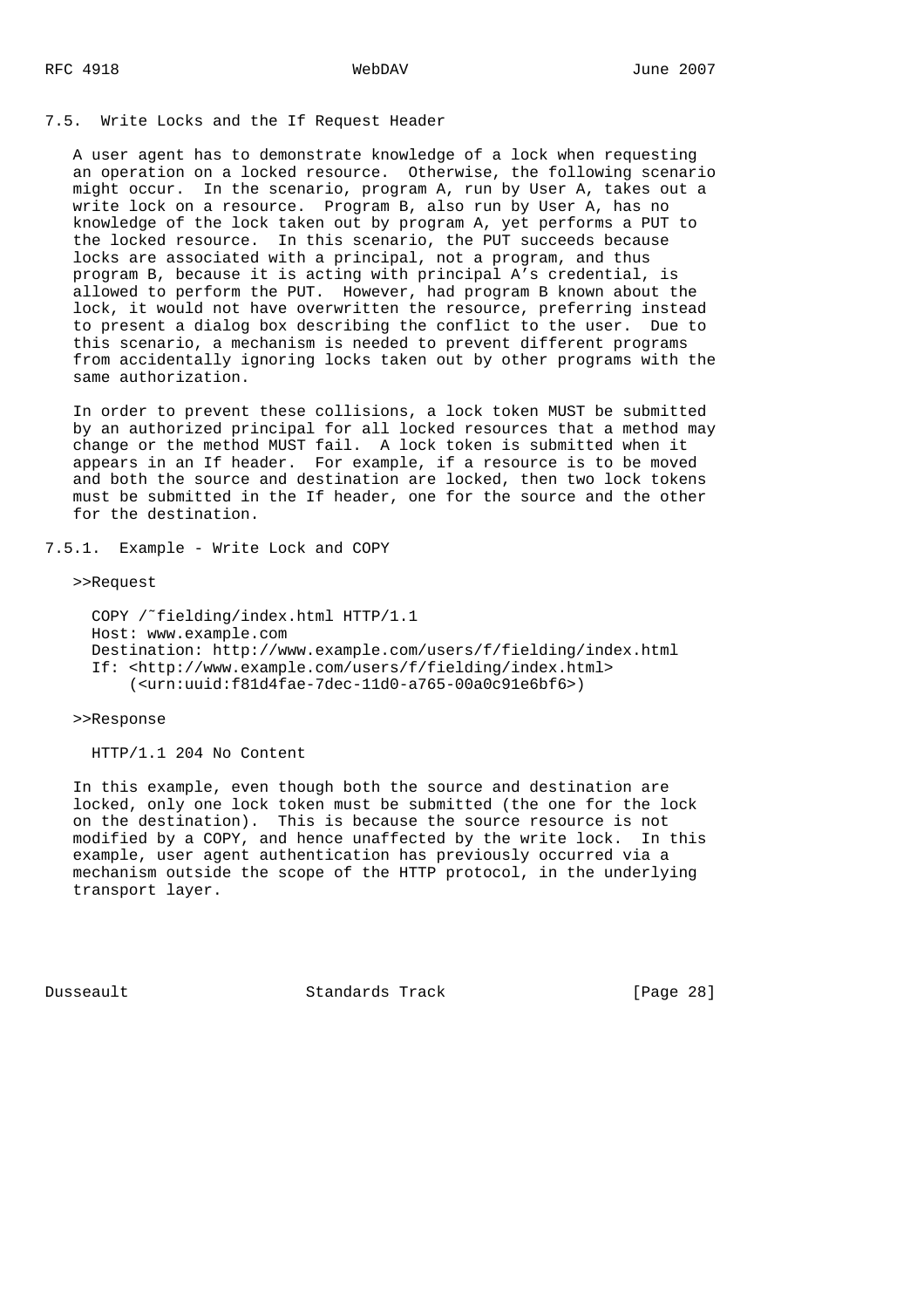### 7.5. Write Locks and the If Request Header

A user agent has to demonstrate knowledge of a lock when requesting an operation on a locked resource. Otherwise, the following scenario might occur. In the scenario, program A, run by User A, takes out a write lock on a resource. Program B, also run by User A, has no knowledge of the lock taken out by program A, yet performs a PUT to the locked resource. In this scenario, the PUT succeeds because locks are associated with a principal, not a program, and thus program B, because it is acting with principal A's credential, is allowed to perform the PUT. However, had program B known about the lock, it would not have overwritten the resource, preferring instead to present a dialog box describing the conflict to the user. Due to this scenario, a mechanism is needed to prevent different programs from accidentally ignoring locks taken out by other programs with the same authorization.

In order to prevent these collisions, a lock token MUST be submitted by an authorized principal for all locked resources that a method may change or the method MUST fail. A lock token is submitted when it appears in an If header. For example, if a resource is to be moved and both the source and destination are locked, then two lock tokens must be submitted in the If header, one for the source and the other for the destination.

#### 7.5.1. Example - Write Lock and COPY

>>Request

```
COPY /~fielding/index.html HTTP/1.1
Host: www.example.com
Destination: http://www.example.com/users/f/fielding/index.html
If: <http://www.example.com/users/f/fielding/index.html>
    (<urn:uuid:f81d4fae-7dec-11d0-a765-00a0c91e6bf6>)
```

>>Response

```
HTTP/1.1 204 No Content
```

In this example, even though both the source and destination are locked, only one lock token must be submitted (the one for the lock on the destination). This is because the source resource is not modified by a COPY, and hence unaffected by the write lock. In this example, user agent authentication has previously occurred via a mechanism outside the scope of the HTTP protocol, in the underlying transport layer.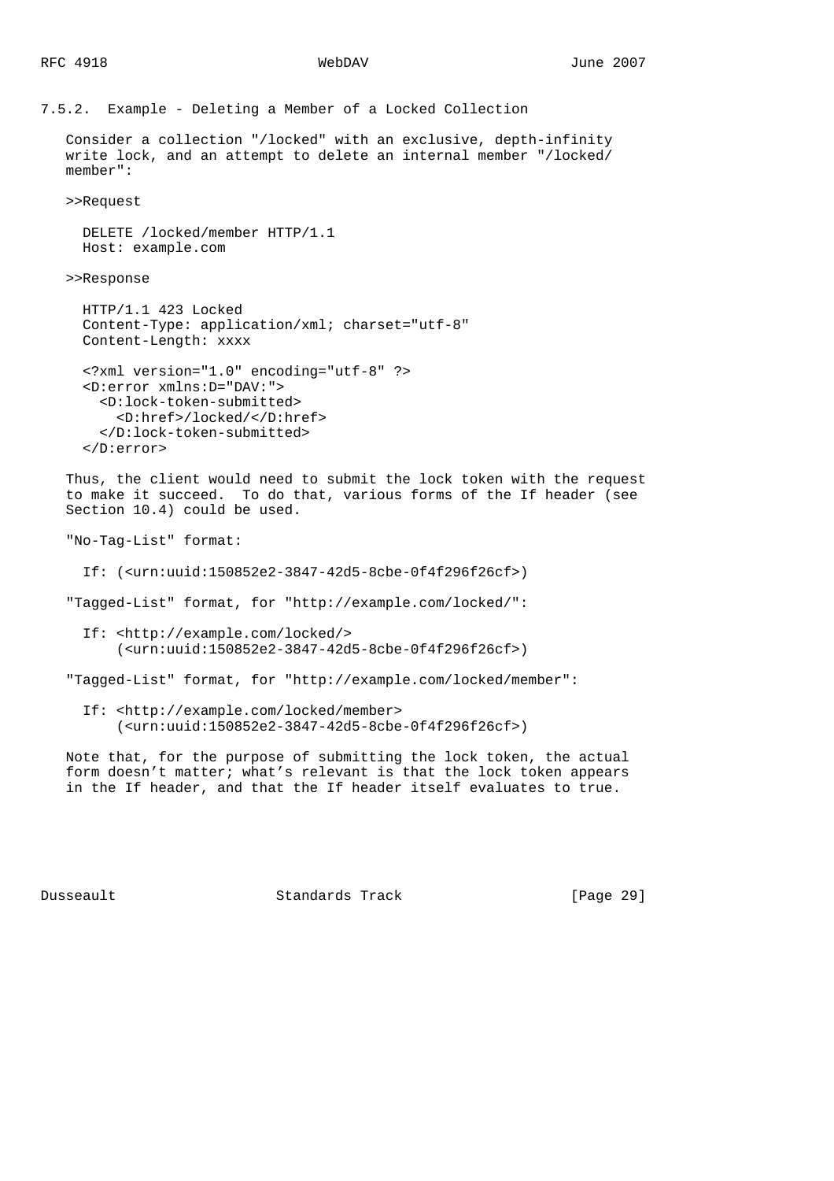### 7.5.2. Example - Deleting a Member of a Locked Collection

Consider a collection "/locked" with an exclusive, depth-infinity write lock, and an attempt to delete an internal member "/locked/member":

>>Request

```
DELETE /locked/member HTTP/1.1
Host: example.com
```

>>Response

```
HTTP/1.1 423 Locked
Content-Type: application/xml; charset="utf-8"
Content-Length: xxxx

<?xml version="1.0" encoding="utf-8" ?>
<D:error xmlns:D="DAV:">
  <D:lock-token-submitted>
    <D:href>/locked/</D:href>
  </D:lock-token-submitted>
</D:error>
```

Thus, the client would need to submit the lock token with the request to make it succeed. To do that, various forms of the If header (see Section 10.4) could be used.

"No-Tag-List" format:

```
If: (<urn:uuid:150852e2-3847-42d5-8cbe-0f4f296f26cf>)
```

"Tagged-List" format, for "http://example.com/locked/":

```
If: <http://example.com/locked/>
    (<urn:uuid:150852e2-3847-42d5-8cbe-0f4f296f26cf>)
```

"Tagged-List" format, for "http://example.com/locked/member":

```
If: <http://example.com/locked/member>
    (<urn:uuid:150852e2-3847-42d5-8cbe-0f4f296f26cf>)
```

Note that, for the purpose of submitting the lock token, the actual form doesn't matter; what's relevant is that the lock token appears in the If header, and that the If header itself evaluates to true.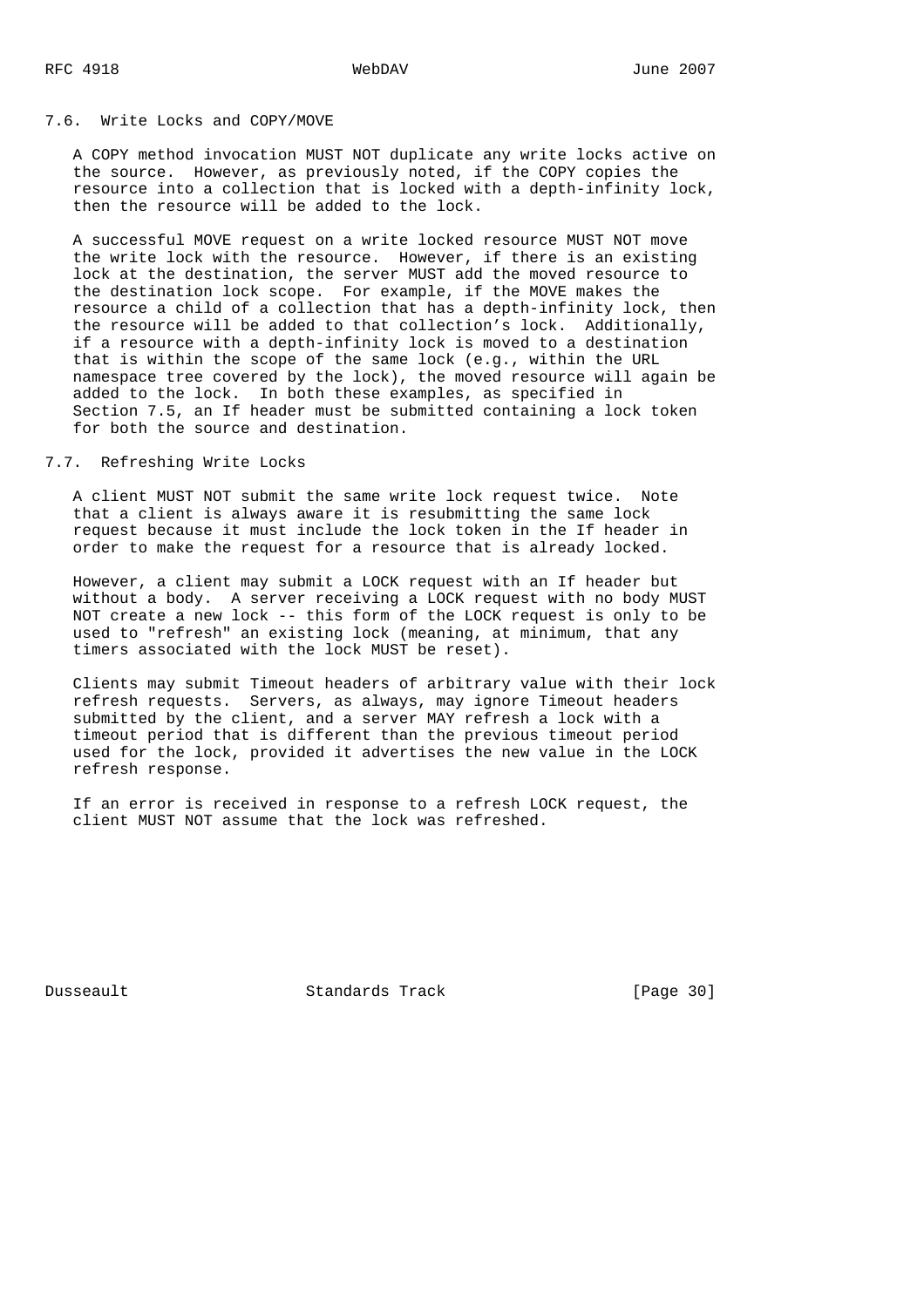### 7.6. Write Locks and COPY/MOVE

A COPY method invocation MUST NOT duplicate any write locks active on the source. However, as previously noted, if the COPY copies the resource into a collection that is locked with a depth-infinity lock, then the resource will be added to the lock.

A successful MOVE request on a write locked resource MUST NOT move the write lock with the resource. However, if there is an existing lock at the destination, the server MUST add the moved resource to the destination lock scope. For example, if the MOVE makes the resource a child of a collection that has a depth-infinity lock, then the resource will be added to that collection's lock. Additionally, if a resource with a depth-infinity lock is moved to a destination that is within the scope of the same lock (e.g., within the URL namespace tree covered by the lock), the moved resource will again be added to the lock. In both these examples, as specified in Section 7.5, an If header must be submitted containing a lock token for both the source and destination.

### 7.7. Refreshing Write Locks

A client MUST NOT submit the same write lock request twice. Note that a client is always aware it is resubmitting the same lock request because it must include the lock token in the If header in order to make the request for a resource that is already locked.

However, a client may submit a LOCK request with an If header but without a body. A server receiving a LOCK request with no body MUST NOT create a new lock -- this form of the LOCK request is only to be used to "refresh" an existing lock (meaning, at minimum, that any timers associated with the lock MUST be reset).

Clients may submit Timeout headers of arbitrary value with their lock refresh requests. Servers, as always, may ignore Timeout headers submitted by the client, and a server MAY refresh a lock with a timeout period that is different than the previous timeout period used for the lock, provided it advertises the new value in the LOCK refresh response.

If an error is received in response to a refresh LOCK request, the client MUST NOT assume that the lock was refreshed.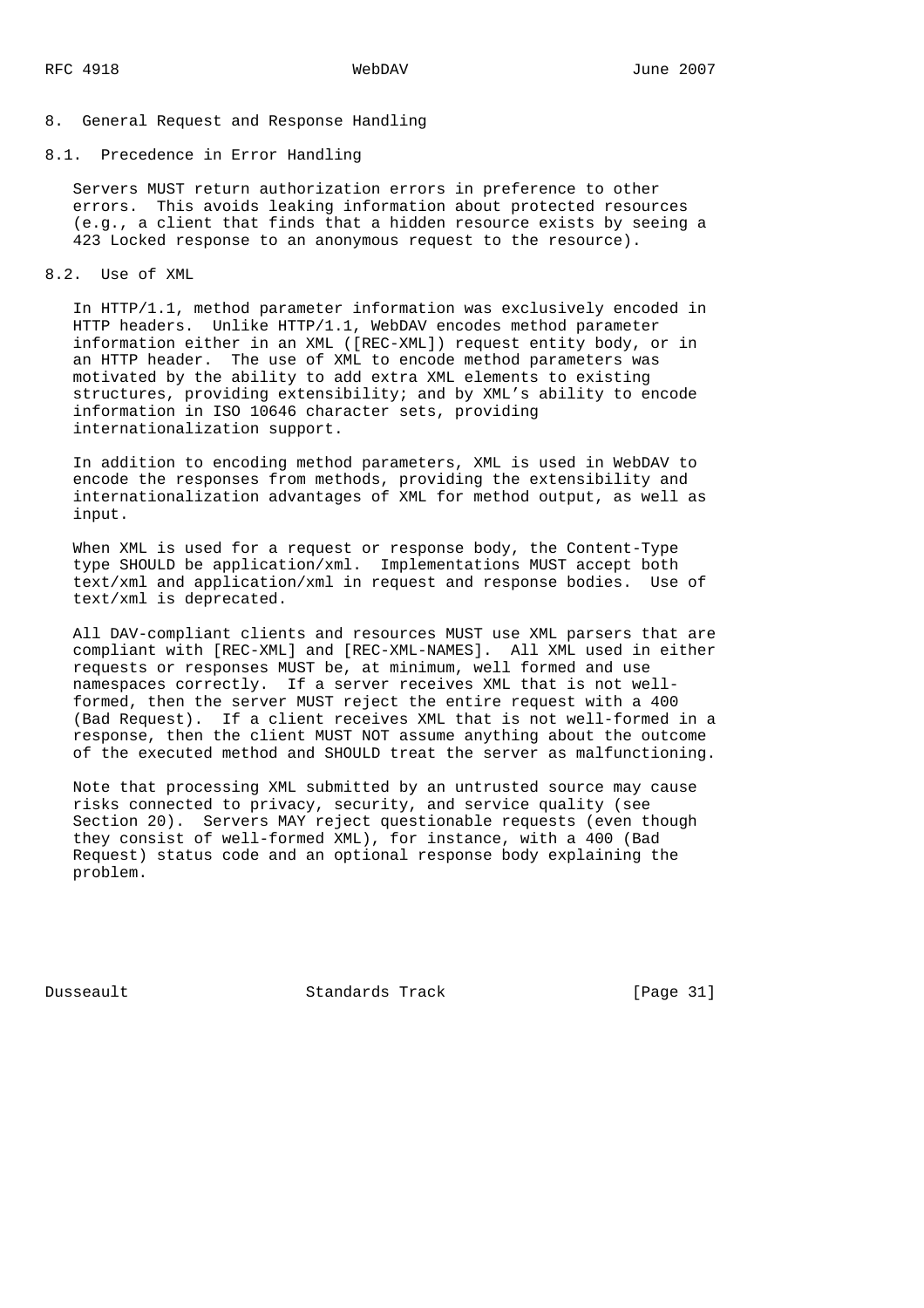# 8. General Request and Response Handling

## 8.1. Precedence in Error Handling

Servers MUST return authorization errors in preference to other errors. This avoids leaking information about protected resources (e.g., a client that finds that a hidden resource exists by seeing a 423 Locked response to an anonymous request to the resource).

## 8.2. Use of XML

In HTTP/1.1, method parameter information was exclusively encoded in HTTP headers. Unlike HTTP/1.1, WebDAV encodes method parameter information either in an XML ([REC-XML]) request entity body, or in an HTTP header. The use of XML to encode method parameters was motivated by the ability to add extra XML elements to existing structures, providing extensibility; and by XML's ability to encode information in ISO 10646 character sets, providing internationalization support.

In addition to encoding method parameters, XML is used in WebDAV to encode the responses from methods, providing the extensibility and internationalization advantages of XML for method output, as well as input.

When XML is used for a request or response body, the Content-Type type SHOULD be application/xml. Implementations MUST accept both text/xml and application/xml in request and response bodies. Use of text/xml is deprecated.

All DAV-compliant clients and resources MUST use XML parsers that are compliant with [REC-XML] and [REC-XML-NAMES]. All XML used in either requests or responses MUST be, at minimum, well formed and use namespaces correctly. If a server receives XML that is not well-formed, then the server MUST reject the entire request with a 400 (Bad Request). If a client receives XML that is not well-formed in a response, then the client MUST NOT assume anything about the outcome of the executed method and SHOULD treat the server as malfunctioning.

Note that processing XML submitted by an untrusted source may cause risks connected to privacy, security, and service quality (see Section 20). Servers MAY reject questionable requests (even though they consist of well-formed XML), for instance, with a 400 (Bad Request) status code and an optional response body explaining the problem.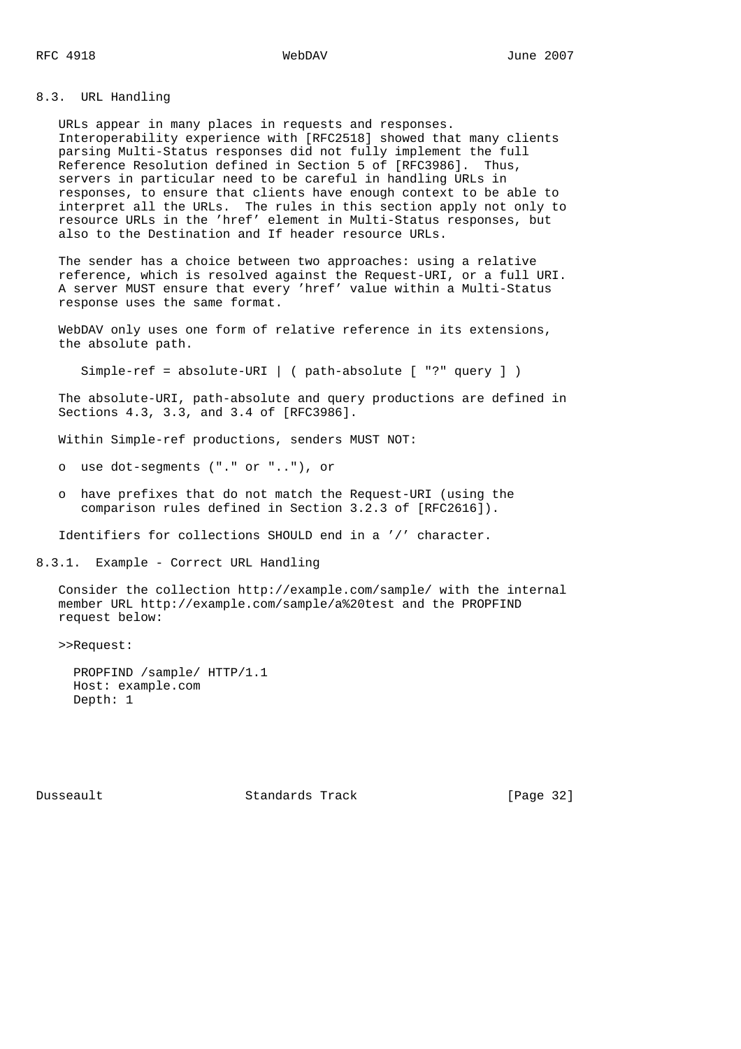## 8.3. URL Handling

URLs appear in many places in requests and responses. Interoperability experience with [RFC2518] showed that many clients parsing Multi-Status responses did not fully implement the full Reference Resolution defined in Section 5 of [RFC3986]. Thus, servers in particular need to be careful in handling URLs in responses, to ensure that clients have enough context to be able to interpret all the URLs. The rules in this section apply not only to resource URLs in the 'href' element in Multi-Status responses, but also to the Destination and If header resource URLs.

The sender has a choice between two approaches: using a relative reference, which is resolved against the Request-URI, or a full URI. A server MUST ensure that every 'href' value within a Multi-Status response uses the same format.

WebDAV only uses one form of relative reference in its extensions, the absolute path.

```
Simple-ref = absolute-URI | ( path-absolute [ "?" query ] )
```

The absolute-URI, path-absolute and query productions are defined in Sections 4.3, 3.3, and 3.4 of [RFC3986].

Within Simple-ref productions, senders MUST NOT:

- use dot-segments ("." or ".."), or
- have prefixes that do not match the Request-URI (using the comparison rules defined in Section 3.2.3 of [RFC2616]).

Identifiers for collections SHOULD end in a '/' character.

### 8.3.1. Example - Correct URL Handling

Consider the collection http://example.com/sample/ with the internal member URL http://example.com/sample/a%20test and the PROPFIND request below:

>>Request:

```
PROPFIND /sample/ HTTP/1.1
Host: example.com
Depth: 1
```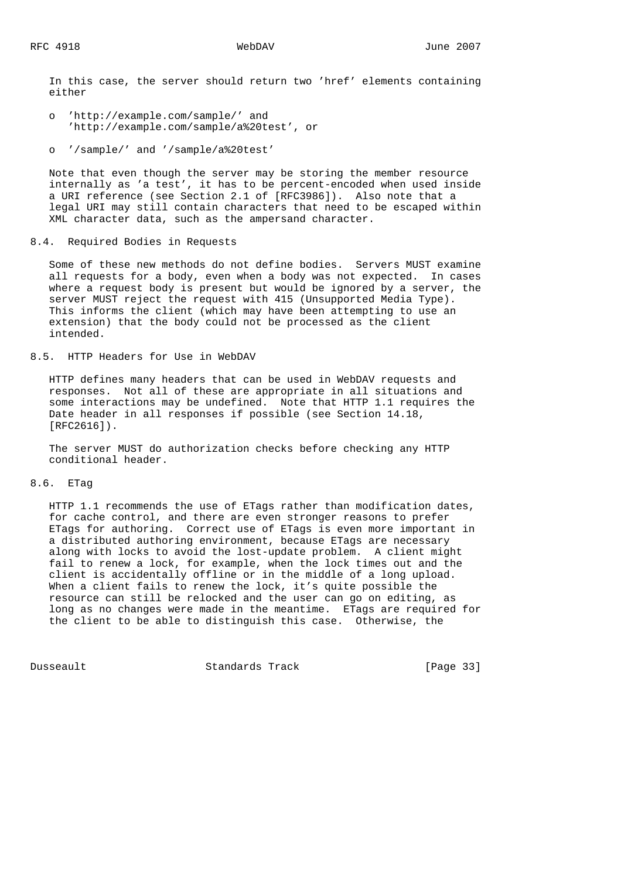In this case, the server should return two 'href' elements containing either

- 'http://example.com/sample/' and 'http://example.com/sample/a%20test', or
- '/sample/' and '/sample/a%20test'

Note that even though the server may be storing the member resource internally as 'a test', it has to be percent-encoded when used inside a URI reference (see Section 2.1 of [RFC3986]). Also note that a legal URI may still contain characters that need to be escaped within XML character data, such as the ampersand character.

## 8.4. Required Bodies in Requests

Some of these new methods do not define bodies. Servers MUST examine all requests for a body, even when a body was not expected. In cases where a request body is present but would be ignored by a server, the server MUST reject the request with 415 (Unsupported Media Type). This informs the client (which may have been attempting to use an extension) that the body could not be processed as the client intended.

## 8.5. HTTP Headers for Use in WebDAV

HTTP defines many headers that can be used in WebDAV requests and responses. Not all of these are appropriate in all situations and some interactions may be undefined. Note that HTTP 1.1 requires the Date header in all responses if possible (see Section 14.18, [RFC2616]).

The server MUST do authorization checks before checking any HTTP conditional header.

## 8.6. ETag

HTTP 1.1 recommends the use of ETags rather than modification dates, for cache control, and there are even stronger reasons to prefer ETags for authoring. Correct use of ETags is even more important in a distributed authoring environment, because ETags are necessary along with locks to avoid the lost-update problem. A client might fail to renew a lock, for example, when the lock times out and the client is accidentally offline or in the middle of a long upload. When a client fails to renew the lock, it's quite possible the resource can still be relocked and the user can go on editing, as long as no changes were made in the meantime. ETags are required for the client to be able to distinguish this case. Otherwise, the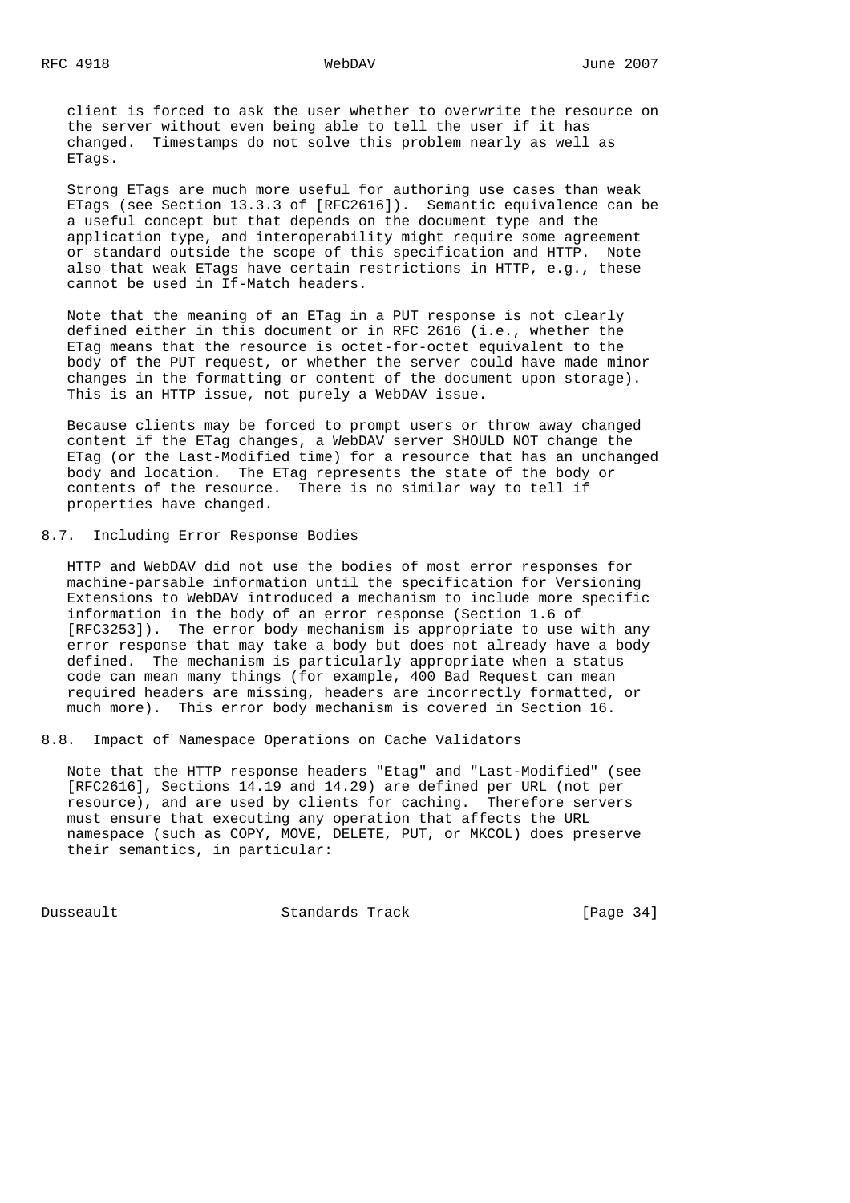client is forced to ask the user whether to overwrite the resource on the server without even being able to tell the user if it has changed. Timestamps do not solve this problem nearly as well as ETags.

Strong ETags are much more useful for authoring use cases than weak ETags (see Section 13.3.3 of [RFC2616]). Semantic equivalence can be a useful concept but that depends on the document type and the application type, and interoperability might require some agreement or standard outside the scope of this specification and HTTP. Note also that weak ETags have certain restrictions in HTTP, e.g., these cannot be used in If-Match headers.

Note that the meaning of an ETag in a PUT response is not clearly defined either in this document or in RFC 2616 (i.e., whether the ETag means that the resource is octet-for-octet equivalent to the body of the PUT request, or whether the server could have made minor changes in the formatting or content of the document upon storage). This is an HTTP issue, not purely a WebDAV issue.

Because clients may be forced to prompt users or throw away changed content if the ETag changes, a WebDAV server SHOULD NOT change the ETag (or the Last-Modified time) for a resource that has an unchanged body and location. The ETag represents the state of the body or contents of the resource. There is no similar way to tell if properties have changed.

## 8.7. Including Error Response Bodies

HTTP and WebDAV did not use the bodies of most error responses for machine-parsable information until the specification for Versioning Extensions to WebDAV introduced a mechanism to include more specific information in the body of an error response (Section 1.6 of [RFC3253]). The error body mechanism is appropriate to use with any error response that may take a body but does not already have a body defined. The mechanism is particularly appropriate when a status code can mean many things (for example, 400 Bad Request can mean required headers are missing, headers are incorrectly formatted, or much more). This error body mechanism is covered in Section 16.

## 8.8. Impact of Namespace Operations on Cache Validators

Note that the HTTP response headers "Etag" and "Last-Modified" (see [RFC2616], Sections 14.19 and 14.29) are defined per URL (not per resource), and are used by clients for caching. Therefore servers must ensure that executing any operation that affects the URL namespace (such as COPY, MOVE, DELETE, PUT, or MKCOL) does preserve their semantics, in particular: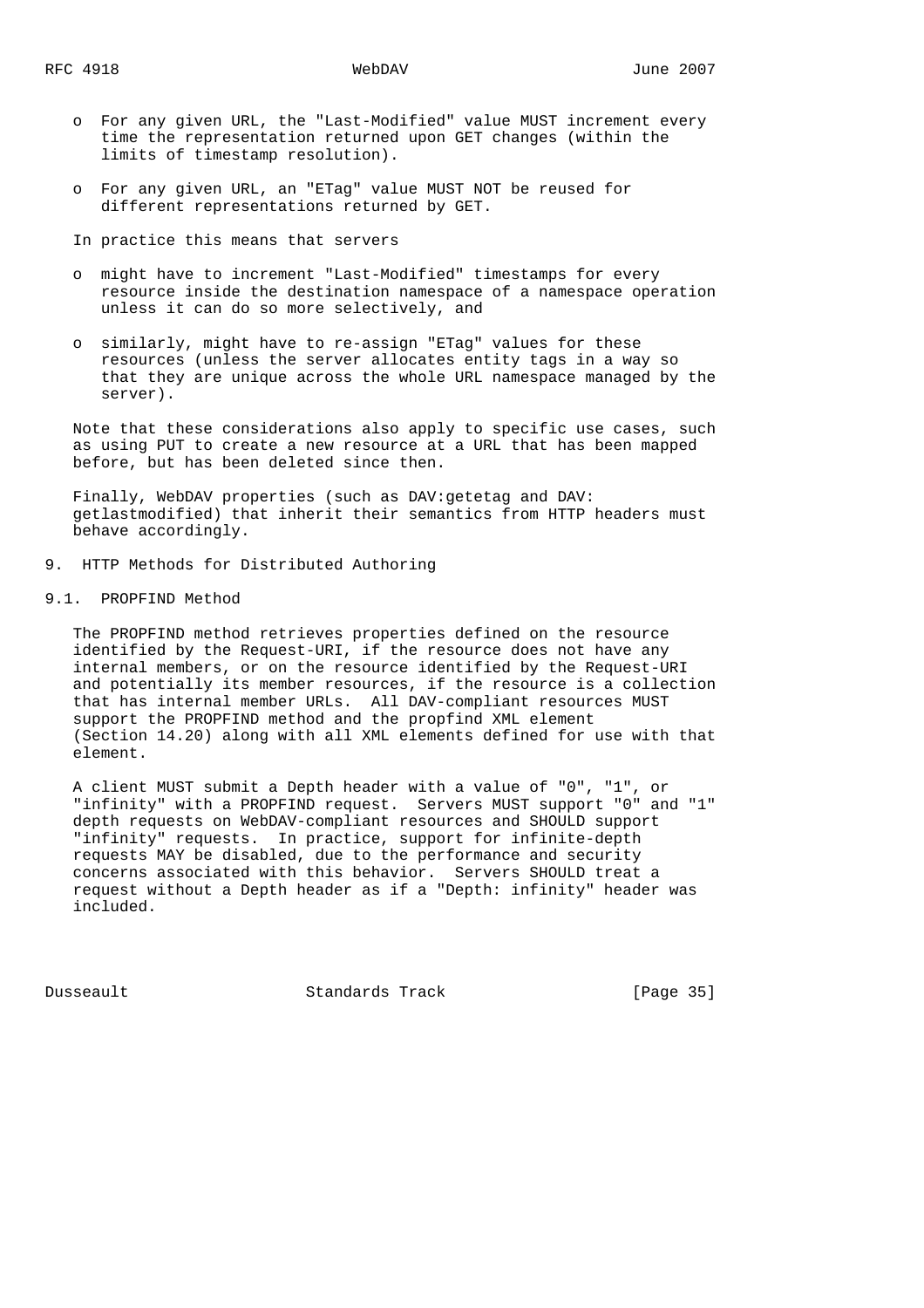- For any given URL, the "Last-Modified" value MUST increment every time the representation returned upon GET changes (within the limits of timestamp resolution).

- For any given URL, an "ETag" value MUST NOT be reused for different representations returned by GET.

In practice this means that servers

- might have to increment "Last-Modified" timestamps for every resource inside the destination namespace of a namespace operation unless it can do so more selectively, and

- similarly, might have to re-assign "ETag" values for these resources (unless the server allocates entity tags in a way so that they are unique across the whole URL namespace managed by the server).

Note that these considerations also apply to specific use cases, such as using PUT to create a new resource at a URL that has been mapped before, but has been deleted since then.

Finally, WebDAV properties (such as DAV:getetag and DAV:getlastmodified) that inherit their semantics from HTTP headers must behave accordingly.

## 9. HTTP Methods for Distributed Authoring

### 9.1. PROPFIND Method

The PROPFIND method retrieves properties defined on the resource identified by the Request-URI, if the resource does not have any internal members, or on the resource identified by the Request-URI and potentially its member resources, if the resource is a collection that has internal member URLs. All DAV-compliant resources MUST support the PROPFIND method and the propfind XML element (Section 14.20) along with all XML elements defined for use with that element.

A client MUST submit a Depth header with a value of "0", "1", or "infinity" with a PROPFIND request. Servers MUST support "0" and "1" depth requests on WebDAV-compliant resources and SHOULD support "infinity" requests. In practice, support for infinite-depth requests MAY be disabled, due to the performance and security concerns associated with this behavior. Servers SHOULD treat a request without a Depth header as if a "Depth: infinity" header was included.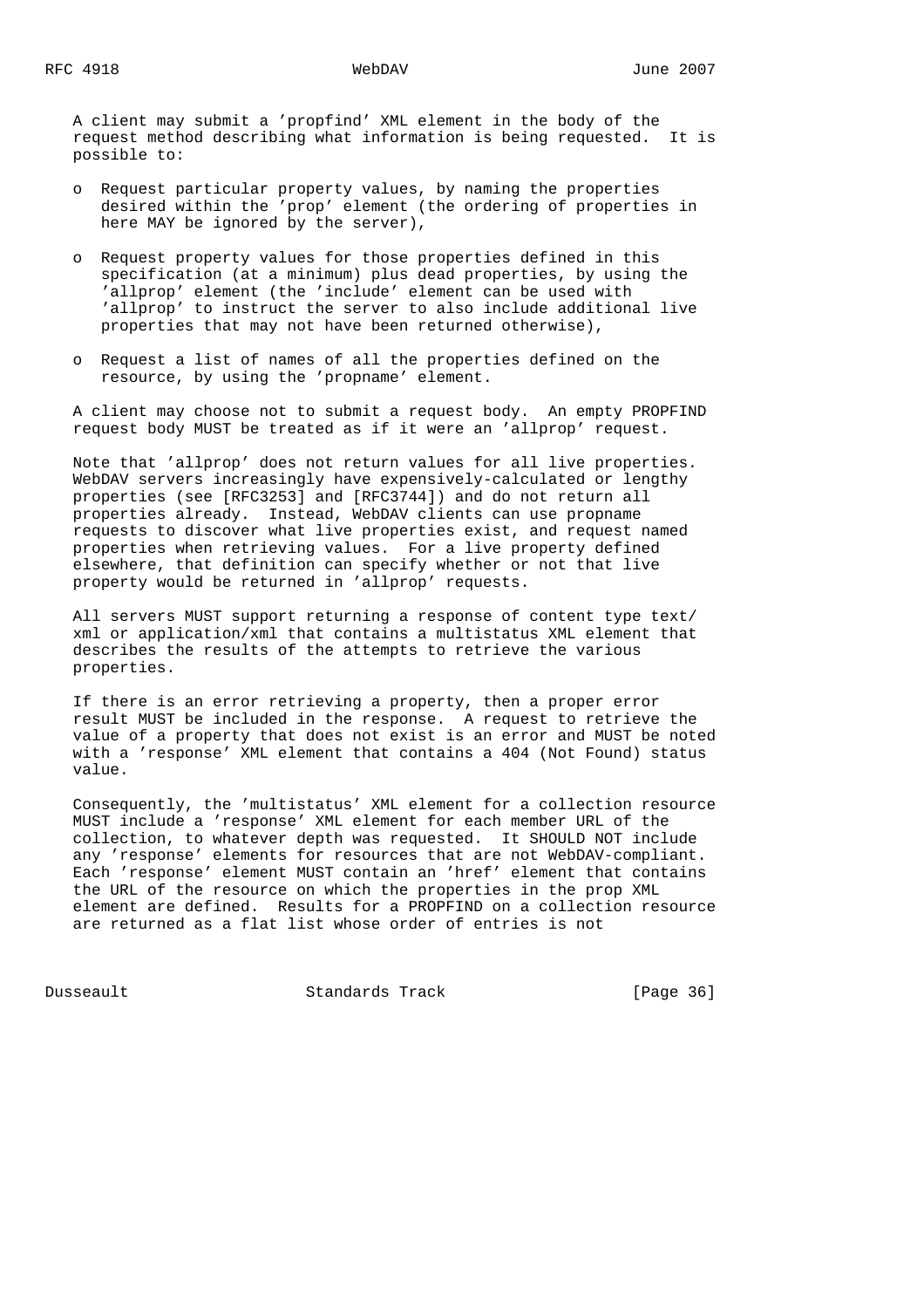A client may submit a 'propfind' XML element in the body of the request method describing what information is being requested. It is possible to:

- Request particular property values, by naming the properties desired within the 'prop' element (the ordering of properties in here MAY be ignored by the server),
- Request property values for those properties defined in this specification (at a minimum) plus dead properties, by using the 'allprop' element (the 'include' element can be used with 'allprop' to instruct the server to also include additional live properties that may not have been returned otherwise),
- Request a list of names of all the properties defined on the resource, by using the 'propname' element.

A client may choose not to submit a request body. An empty PROPFIND request body MUST be treated as if it were an 'allprop' request.

Note that 'allprop' does not return values for all live properties. WebDAV servers increasingly have expensively-calculated or lengthy properties (see [RFC3253] and [RFC3744]) and do not return all properties already. Instead, WebDAV clients can use propname requests to discover what live properties exist, and request named properties when retrieving values. For a live property defined elsewhere, that definition can specify whether or not that live property would be returned in 'allprop' requests.

All servers MUST support returning a response of content type text/xml or application/xml that contains a multistatus XML element that describes the results of the attempts to retrieve the various properties.

If there is an error retrieving a property, then a proper error result MUST be included in the response. A request to retrieve the value of a property that does not exist is an error and MUST be noted with a 'response' XML element that contains a 404 (Not Found) status value.

Consequently, the 'multistatus' XML element for a collection resource MUST include a 'response' XML element for each member URL of the collection, to whatever depth was requested. It SHOULD NOT include any 'response' elements for resources that are not WebDAV-compliant. Each 'response' element MUST contain an 'href' element that contains the URL of the resource on which the properties in the prop XML element are defined. Results for a PROPFIND on a collection resource are returned as a flat list whose order of entries is not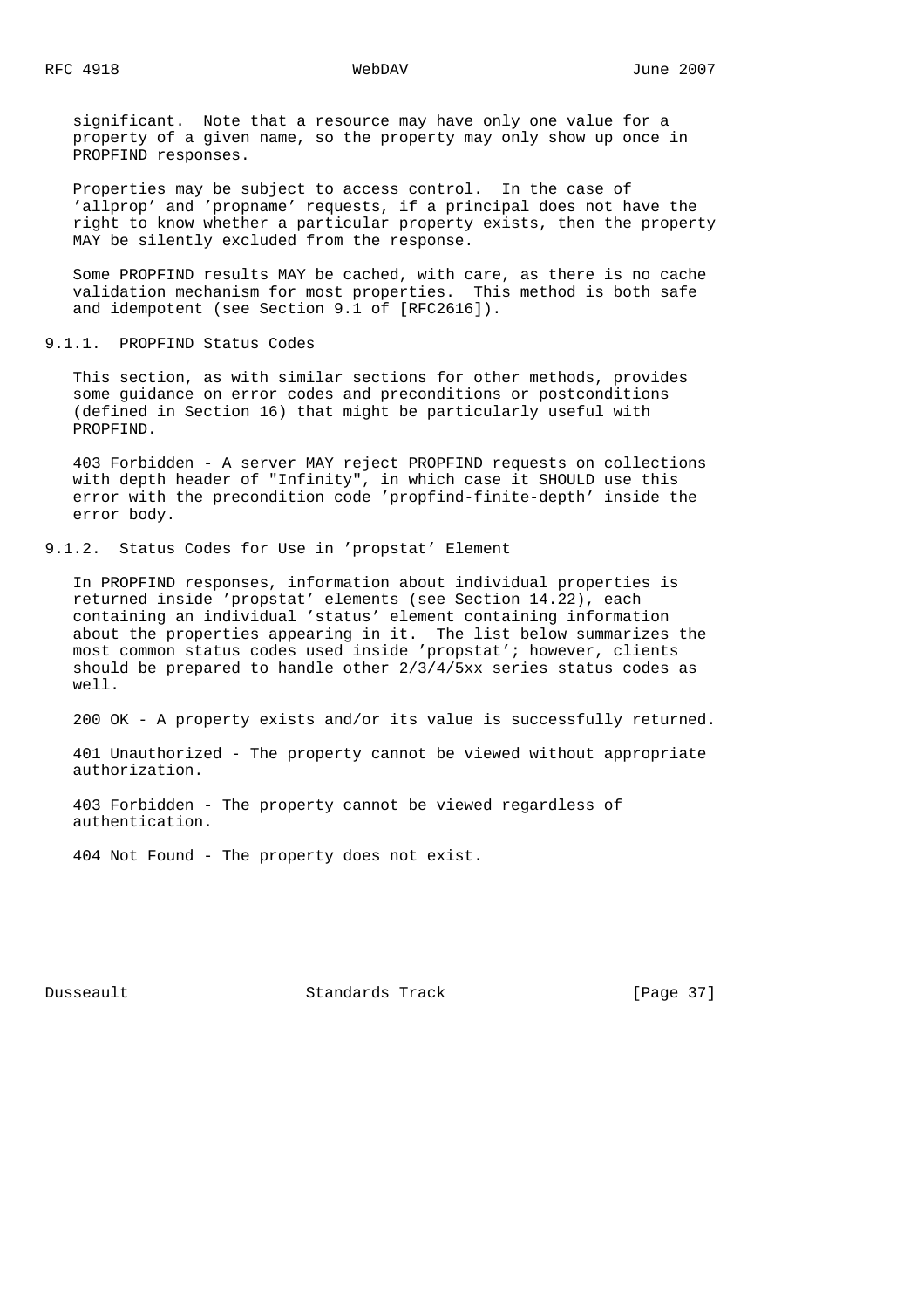significant. Note that a resource may have only one value for a property of a given name, so the property may only show up once in PROPFIND responses.

Properties may be subject to access control. In the case of 'allprop' and 'propname' requests, if a principal does not have the right to know whether a particular property exists, then the property MAY be silently excluded from the response.

Some PROPFIND results MAY be cached, with care, as there is no cache validation mechanism for most properties. This method is both safe and idempotent (see Section 9.1 of [RFC2616]).

### 9.1.1. PROPFIND Status Codes

This section, as with similar sections for other methods, provides some guidance on error codes and preconditions or postconditions (defined in Section 16) that might be particularly useful with PROPFIND.

403 Forbidden - A server MAY reject PROPFIND requests on collections with depth header of "Infinity", in which case it SHOULD use this error with the precondition code 'propfind-finite-depth' inside the error body.

### 9.1.2. Status Codes for Use in 'propstat' Element

In PROPFIND responses, information about individual properties is returned inside 'propstat' elements (see Section 14.22), each containing an individual 'status' element containing information about the properties appearing in it. The list below summarizes the most common status codes used inside 'propstat'; however, clients should be prepared to handle other 2/3/4/5xx series status codes as well.

200 OK - A property exists and/or its value is successfully returned.

401 Unauthorized - The property cannot be viewed without appropriate authorization.

403 Forbidden - The property cannot be viewed regardless of authentication.

404 Not Found - The property does not exist.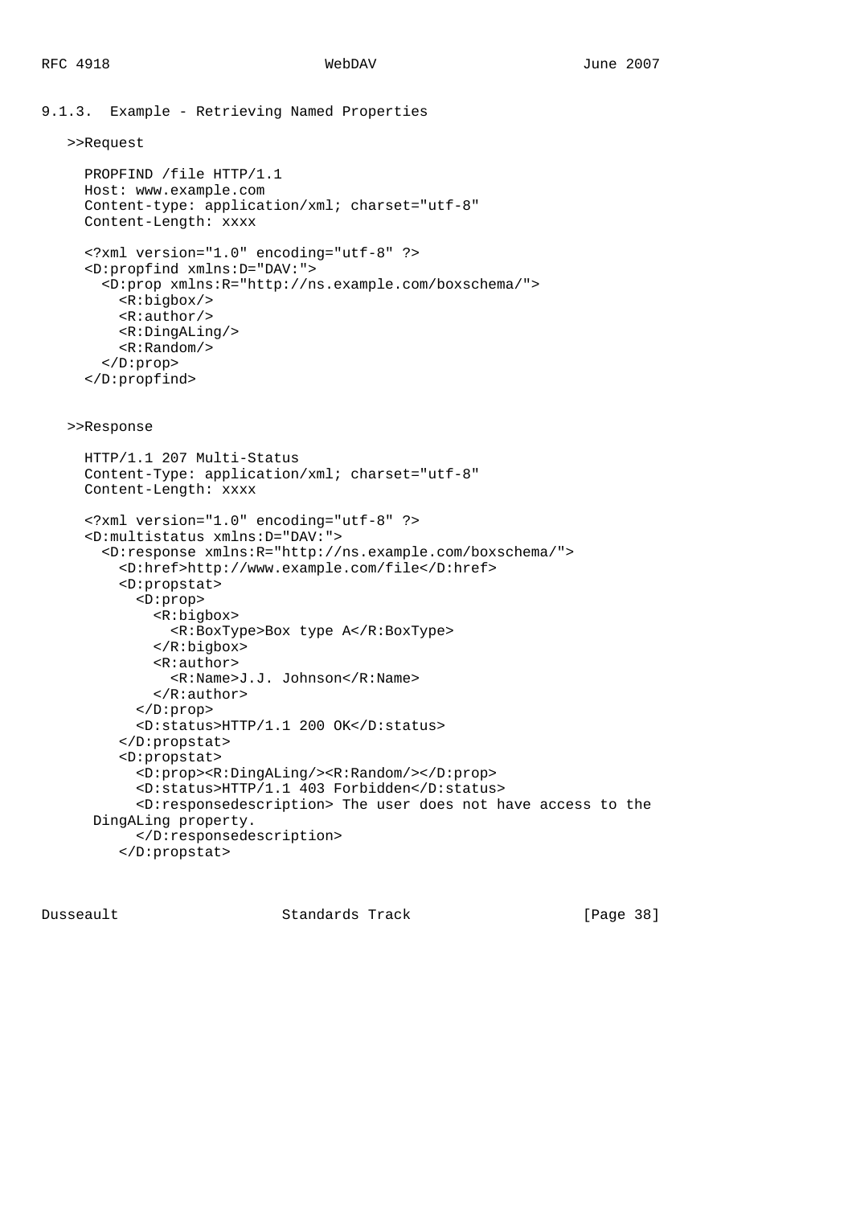### 9.1.3. Example - Retrieving Named Properties

>>Request

```
PROPFIND /file HTTP/1.1
Host: www.example.com
Content-type: application/xml; charset="utf-8"
Content-Length: xxxx

<?xml version="1.0" encoding="utf-8" ?>
<D:propfind xmlns:D="DAV:">
  <D:prop xmlns:R="http://ns.example.com/boxschema/">
    <R:bigbox/>
    <R:author/>
    <R:DingALing/>
    <R:Random/>
  </D:prop>
</D:propfind>
```

>>Response

```
HTTP/1.1 207 Multi-Status
Content-Type: application/xml; charset="utf-8"
Content-Length: xxxx

<?xml version="1.0" encoding="utf-8" ?>
<D:multistatus xmlns:D="DAV:">
  <D:response xmlns:R="http://ns.example.com/boxschema/">
    <D:href>http://www.example.com/file</D:href>
    <D:propstat>
      <D:prop>
        <R:bigbox>
          <R:BoxType>Box type A</R:BoxType>
        </R:bigbox>
        <R:author>
          <R:Name>J.J. Johnson</R:Name>
        </R:author>
      </D:prop>
      <D:status>HTTP/1.1 200 OK</D:status>
    </D:propstat>
    <D:propstat>
      <D:prop><R:DingALing/><R:Random/></D:prop>
      <D:status>HTTP/1.1 403 Forbidden</D:status>
      <D:responsedescription> The user does not have access to the
 DingALing property.
      </D:responsedescription>
    </D:propstat>
```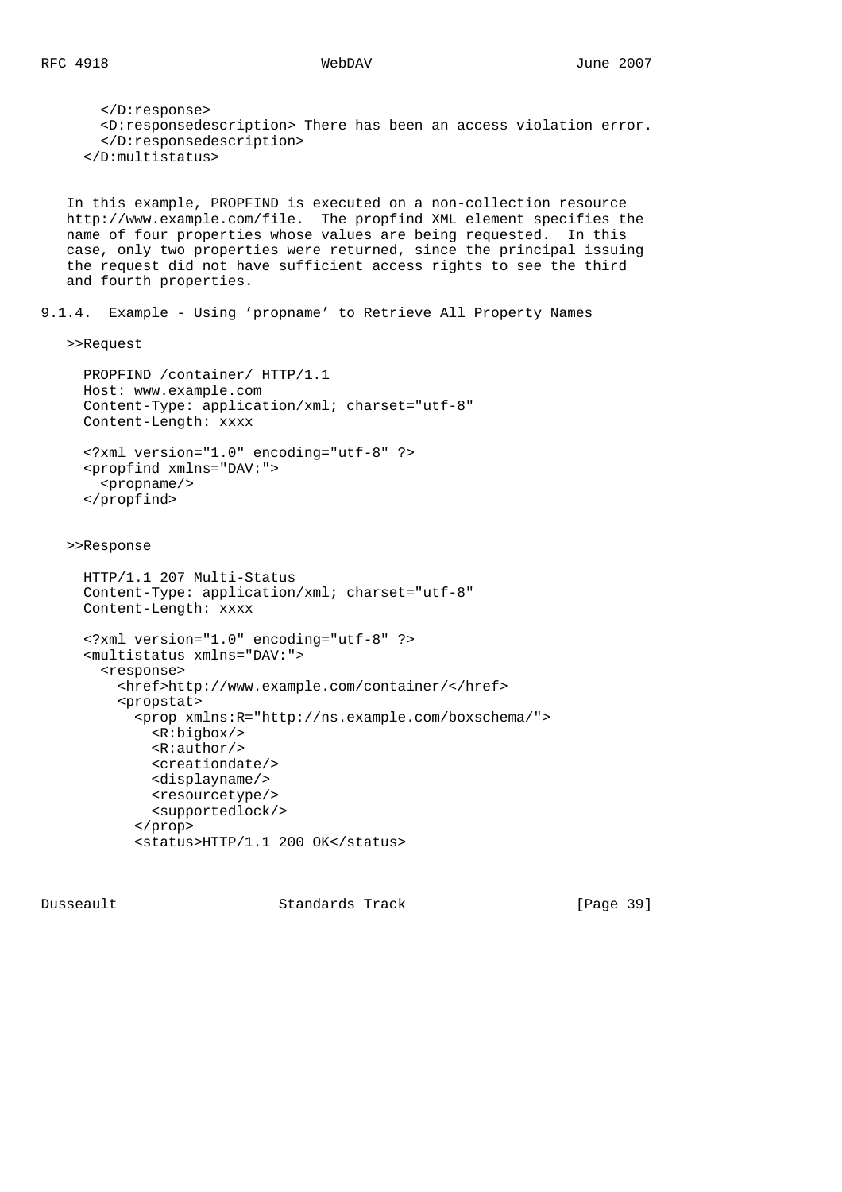```
  </D:response>
  <D:responsedescription> There has been an access violation error.
  </D:responsedescription>
</D:multistatus>
```

In this example, PROPFIND is executed on a non-collection resource http://www.example.com/file. The propfind XML element specifies the name of four properties whose values are being requested. In this case, only two properties were returned, since the principal issuing the request did not have sufficient access rights to see the third and fourth properties.

### 9.1.4. Example - Using 'propname' to Retrieve All Property Names

>>Request

```
PROPFIND /container/ HTTP/1.1
Host: www.example.com
Content-Type: application/xml; charset="utf-8"
Content-Length: xxxx

<?xml version="1.0" encoding="utf-8" ?>
<propfind xmlns="DAV:">
  <propname/>
</propfind>
```

>>Response

```
HTTP/1.1 207 Multi-Status
Content-Type: application/xml; charset="utf-8"
Content-Length: xxxx

<?xml version="1.0" encoding="utf-8" ?>
<multistatus xmlns="DAV:">
  <response>
    <href>http://www.example.com/container/</href>
    <propstat>
      <prop xmlns:R="http://ns.example.com/boxschema/">
        <R:bigbox/>
        <R:author/>
        <creationdate/>
        <displayname/>
        <resourcetype/>
        <supportedlock/>
      </prop>
      <status>HTTP/1.1 200 OK</status>
```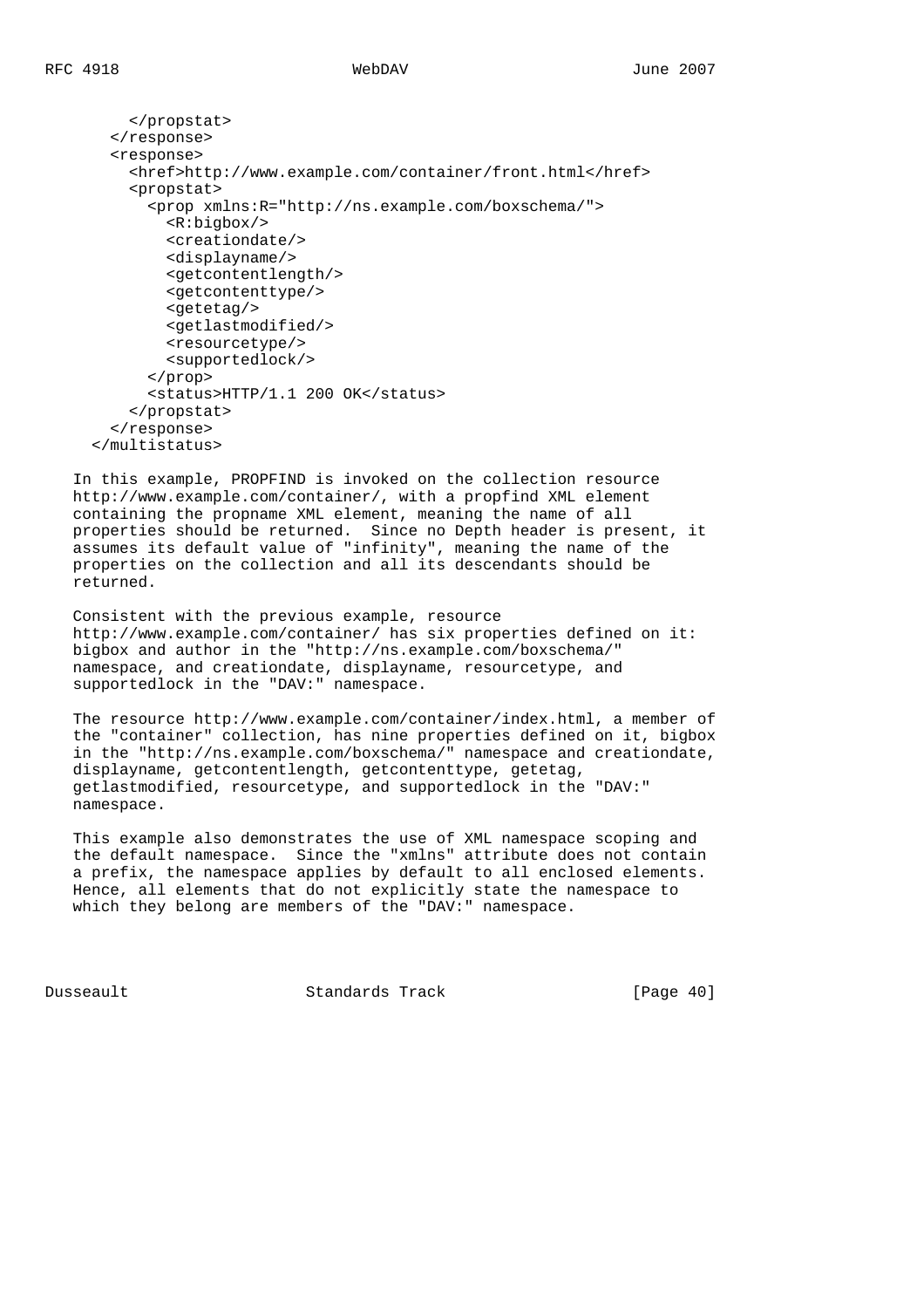```
      </propstat>
    </response>
    <response>
      <href>http://www.example.com/container/front.html</href>
      <propstat>
        <prop xmlns:R="http://ns.example.com/boxschema/">
          <R:bigbox/>
          <creationdate/>
          <displayname/>
          <getcontentlength/>
          <getcontenttype/>
          <getetag/>
          <getlastmodified/>
          <resourcetype/>
          <supportedlock/>
        </prop>
        <status>HTTP/1.1 200 OK</status>
      </propstat>
    </response>
  </multistatus>
```

In this example, PROPFIND is invoked on the collection resource http://www.example.com/container/, with a propfind XML element containing the propname XML element, meaning the name of all properties should be returned. Since no Depth header is present, it assumes its default value of "infinity", meaning the name of the properties on the collection and all its descendants should be returned.

Consistent with the previous example, resource http://www.example.com/container/ has six properties defined on it: bigbox and author in the "http://ns.example.com/boxschema/" namespace, and creationdate, displayname, resourcetype, and supportedlock in the "DAV:" namespace.

The resource http://www.example.com/container/index.html, a member of the "container" collection, has nine properties defined on it, bigbox in the "http://ns.example.com/boxschema/" namespace and creationdate, displayname, getcontentlength, getcontenttype, getetag, getlastmodified, resourcetype, and supportedlock in the "DAV:" namespace.

This example also demonstrates the use of XML namespace scoping and the default namespace. Since the "xmlns" attribute does not contain a prefix, the namespace applies by default to all enclosed elements. Hence, all elements that do not explicitly state the namespace to which they belong are members of the "DAV:" namespace.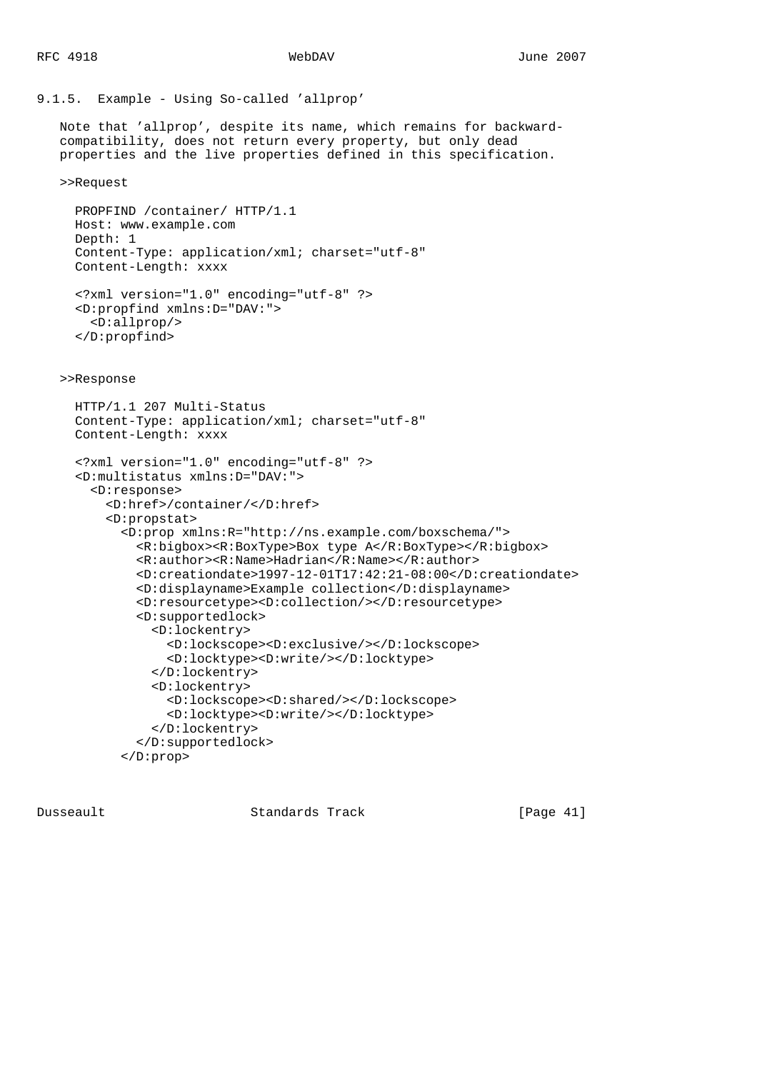### 9.1.5. Example - Using So-called 'allprop'

Note that 'allprop', despite its name, which remains for backward-compatibility, does not return every property, but only dead properties and the live properties defined in this specification.

>>Request

```
PROPFIND /container/ HTTP/1.1
Host: www.example.com
Depth: 1
Content-Type: application/xml; charset="utf-8"
Content-Length: xxxx

<?xml version="1.0" encoding="utf-8" ?>
<D:propfind xmlns:D="DAV:">
  <D:allprop/>
</D:propfind>
```

>>Response

```
HTTP/1.1 207 Multi-Status
Content-Type: application/xml; charset="utf-8"
Content-Length: xxxx

<?xml version="1.0" encoding="utf-8" ?>
<D:multistatus xmlns:D="DAV:">
  <D:response>
    <D:href>/container/</D:href>
    <D:propstat>
      <D:prop xmlns:R="http://ns.example.com/boxschema/">
        <R:bigbox><R:BoxType>Box type A</R:BoxType></R:bigbox>
        <R:author><R:Name>Hadrian</R:Name></R:author>
        <D:creationdate>1997-12-01T17:42:21-08:00</D:creationdate>
        <D:displayname>Example collection</D:displayname>
        <D:resourcetype><D:collection/></D:resourcetype>
        <D:supportedlock>
          <D:lockentry>
            <D:lockscope><D:exclusive/></D:lockscope>
            <D:locktype><D:write/></D:locktype>
          </D:lockentry>
          <D:lockentry>
            <D:lockscope><D:shared/></D:lockscope>
            <D:locktype><D:write/></D:locktype>
          </D:lockentry>
        </D:supportedlock>
      </D:prop>
```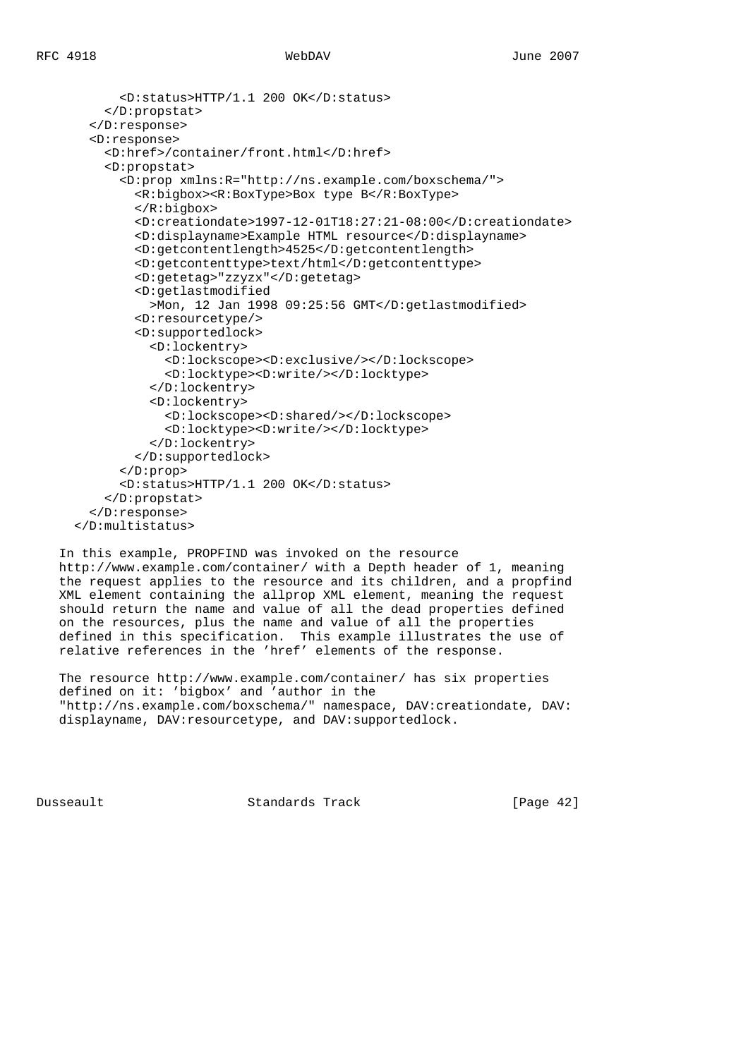```
          <D:status>HTTP/1.1 200 OK</D:status>
        </D:propstat>
      </D:response>
      <D:response>
        <D:href>/container/front.html</D:href>
        <D:propstat>
          <D:prop xmlns:R="http://ns.example.com/boxschema/">
            <R:bigbox><R:BoxType>Box type B</R:BoxType>
            </R:bigbox>
            <D:creationdate>1997-12-01T18:27:21-08:00</D:creationdate>
            <D:displayname>Example HTML resource</D:displayname>
            <D:getcontentlength>4525</D:getcontentlength>
            <D:getcontenttype>text/html</D:getcontenttype>
            <D:getetag>"zzyzx"</D:getetag>
            <D:getlastmodified
              >Mon, 12 Jan 1998 09:25:56 GMT</D:getlastmodified>
            <D:resourcetype/>
            <D:supportedlock>
              <D:lockentry>
                <D:lockscope><D:exclusive/></D:lockscope>
                <D:locktype><D:write/></D:locktype>
              </D:lockentry>
              <D:lockentry>
                <D:lockscope><D:shared/></D:lockscope>
                <D:locktype><D:write/></D:locktype>
              </D:lockentry>
            </D:supportedlock>
          </D:prop>
          <D:status>HTTP/1.1 200 OK</D:status>
        </D:propstat>
      </D:response>
    </D:multistatus>
```

In this example, PROPFIND was invoked on the resource http://www.example.com/container/ with a Depth header of 1, meaning the request applies to the resource and its children, and a propfind XML element containing the allprop XML element, meaning the request should return the name and value of all the dead properties defined on the resources, plus the name and value of all the properties defined in this specification. This example illustrates the use of relative references in the 'href' elements of the response.

The resource http://www.example.com/container/ has six properties defined on it: 'bigbox' and 'author in the "http://ns.example.com/boxschema/" namespace, DAV:creationdate, DAV:displayname, DAV:resourcetype, and DAV:supportedlock.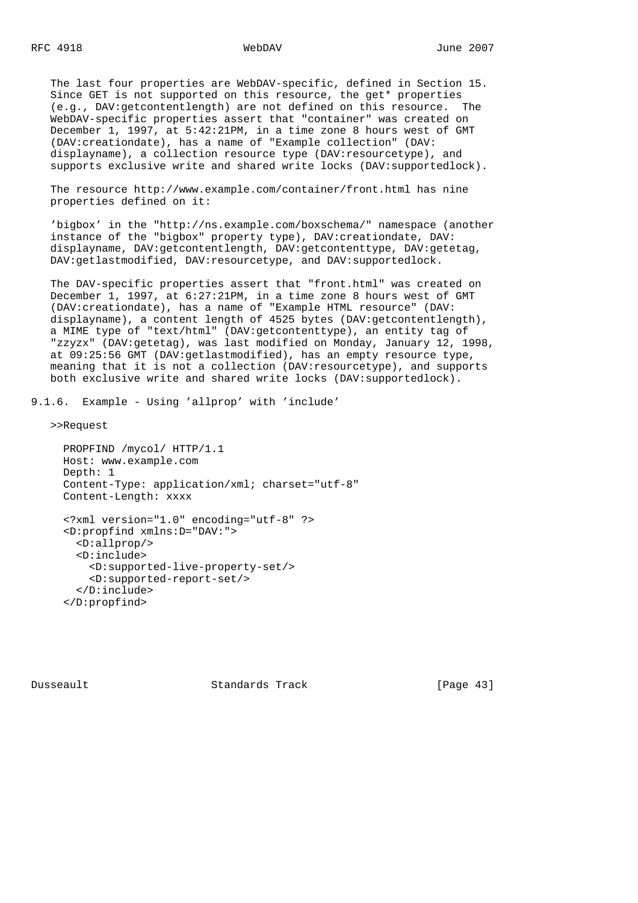The last four properties are WebDAV-specific, defined in Section 15. Since GET is not supported on this resource, the get* properties (e.g., DAV:getcontentlength) are not defined on this resource. The WebDAV-specific properties assert that "container" was created on December 1, 1997, at 5:42:21PM, in a time zone 8 hours west of GMT (DAV:creationdate), has a name of "Example collection" (DAV:displayname), a collection resource type (DAV:resourcetype), and supports exclusive write and shared write locks (DAV:supportedlock).

The resource http://www.example.com/container/front.html has nine properties defined on it:

'bigbox' in the "http://ns.example.com/boxschema/" namespace (another instance of the "bigbox" property type), DAV:creationdate, DAV:displayname, DAV:getcontentlength, DAV:getcontenttype, DAV:getetag, DAV:getlastmodified, DAV:resourcetype, and DAV:supportedlock.

The DAV-specific properties assert that "front.html" was created on December 1, 1997, at 6:27:21PM, in a time zone 8 hours west of GMT (DAV:creationdate), has a name of "Example HTML resource" (DAV:displayname), a content length of 4525 bytes (DAV:getcontentlength), a MIME type of "text/html" (DAV:getcontenttype), an entity tag of "zzyzx" (DAV:getetag), was last modified on Monday, January 12, 1998, at 09:25:56 GMT (DAV:getlastmodified), has an empty resource type, meaning that it is not a collection (DAV:resourcetype), and supports both exclusive write and shared write locks (DAV:supportedlock).

### 9.1.6. Example - Using 'allprop' with 'include'

>>Request

```
PROPFIND /mycol/ HTTP/1.1
Host: www.example.com
Depth: 1
Content-Type: application/xml; charset="utf-8"
Content-Length: xxxx

<?xml version="1.0" encoding="utf-8" ?>
<D:propfind xmlns:D="DAV:">
  <D:allprop/>
  <D:include>
    <D:supported-live-property-set/>
    <D:supported-report-set/>
  </D:include>
</D:propfind>
```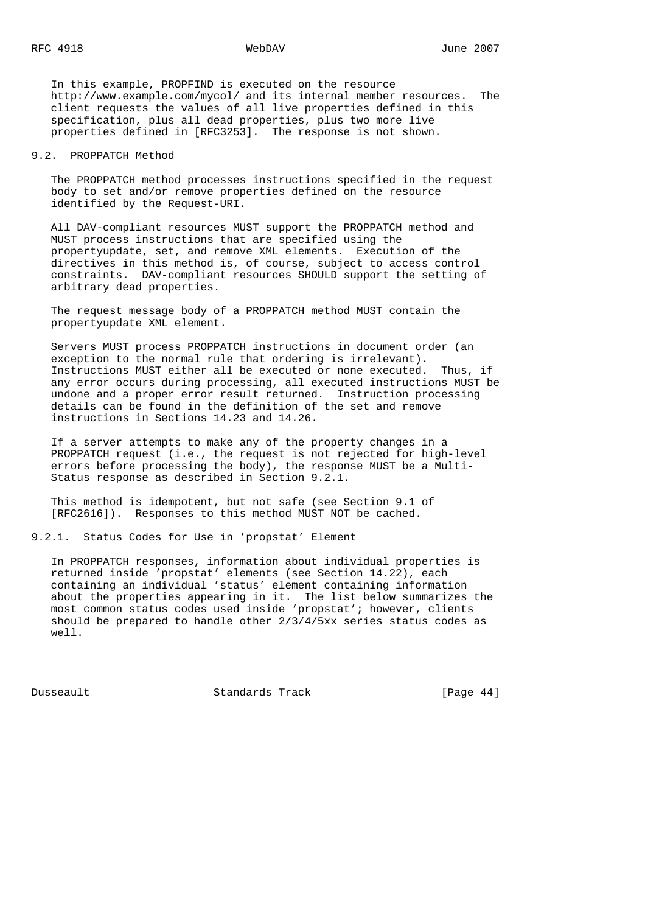In this example, PROPFIND is executed on the resource http://www.example.com/mycol/ and its internal member resources. The client requests the values of all live properties defined in this specification, plus all dead properties, plus two more live properties defined in [RFC3253]. The response is not shown.

## 9.2. PROPPATCH Method

The PROPPATCH method processes instructions specified in the request body to set and/or remove properties defined on the resource identified by the Request-URI.

All DAV-compliant resources MUST support the PROPPATCH method and MUST process instructions that are specified using the propertyupdate, set, and remove XML elements. Execution of the directives in this method is, of course, subject to access control constraints. DAV-compliant resources SHOULD support the setting of arbitrary dead properties.

The request message body of a PROPPATCH method MUST contain the propertyupdate XML element.

Servers MUST process PROPPATCH instructions in document order (an exception to the normal rule that ordering is irrelevant). Instructions MUST either all be executed or none executed. Thus, if any error occurs during processing, all executed instructions MUST be undone and a proper error result returned. Instruction processing details can be found in the definition of the set and remove instructions in Sections 14.23 and 14.26.

If a server attempts to make any of the property changes in a PROPPATCH request (i.e., the request is not rejected for high-level errors before processing the body), the response MUST be a Multi-Status response as described in Section 9.2.1.

This method is idempotent, but not safe (see Section 9.1 of [RFC2616]). Responses to this method MUST NOT be cached.

### 9.2.1. Status Codes for Use in 'propstat' Element

In PROPPATCH responses, information about individual properties is returned inside 'propstat' elements (see Section 14.22), each containing an individual 'status' element containing information about the properties appearing in it. The list below summarizes the most common status codes used inside 'propstat'; however, clients should be prepared to handle other 2/3/4/5xx series status codes as well.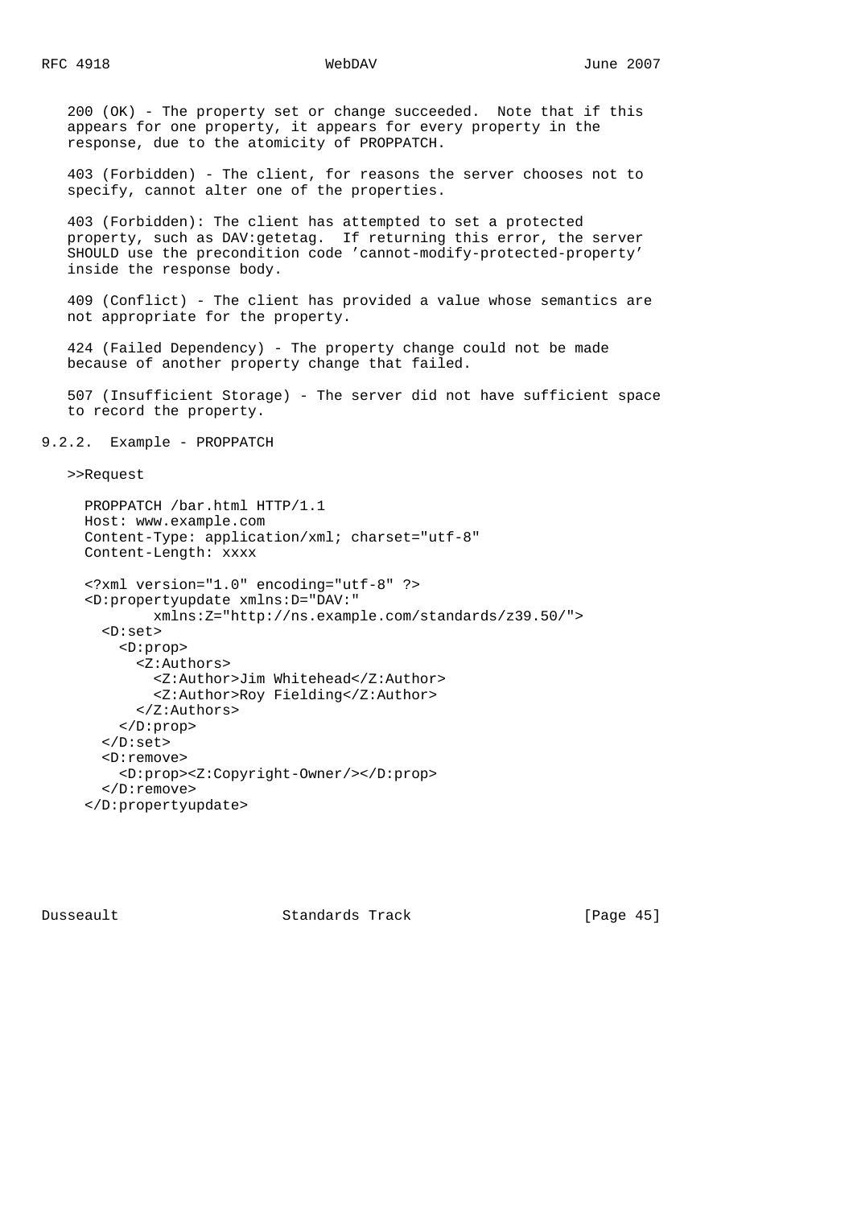200 (OK) - The property set or change succeeded. Note that if this appears for one property, it appears for every property in the response, due to the atomicity of PROPPATCH.

403 (Forbidden) - The client, for reasons the server chooses not to specify, cannot alter one of the properties.

403 (Forbidden): The client has attempted to set a protected property, such as DAV:getetag. If returning this error, the server SHOULD use the precondition code 'cannot-modify-protected-property' inside the response body.

409 (Conflict) - The client has provided a value whose semantics are not appropriate for the property.

424 (Failed Dependency) - The property change could not be made because of another property change that failed.

507 (Insufficient Storage) - The server did not have sufficient space to record the property.

### 9.2.2. Example - PROPPATCH

>>Request

```
PROPPATCH /bar.html HTTP/1.1
Host: www.example.com
Content-Type: application/xml; charset="utf-8"
Content-Length: xxxx

<?xml version="1.0" encoding="utf-8" ?>
<D:propertyupdate xmlns:D="DAV:"
        xmlns:Z="http://ns.example.com/standards/z39.50/">
  <D:set>
    <D:prop>
      <Z:Authors>
        <Z:Author>Jim Whitehead</Z:Author>
        <Z:Author>Roy Fielding</Z:Author>
      </Z:Authors>
    </D:prop>
  </D:set>
  <D:remove>
    <D:prop><Z:Copyright-Owner/></D:prop>
  </D:remove>
</D:propertyupdate>
```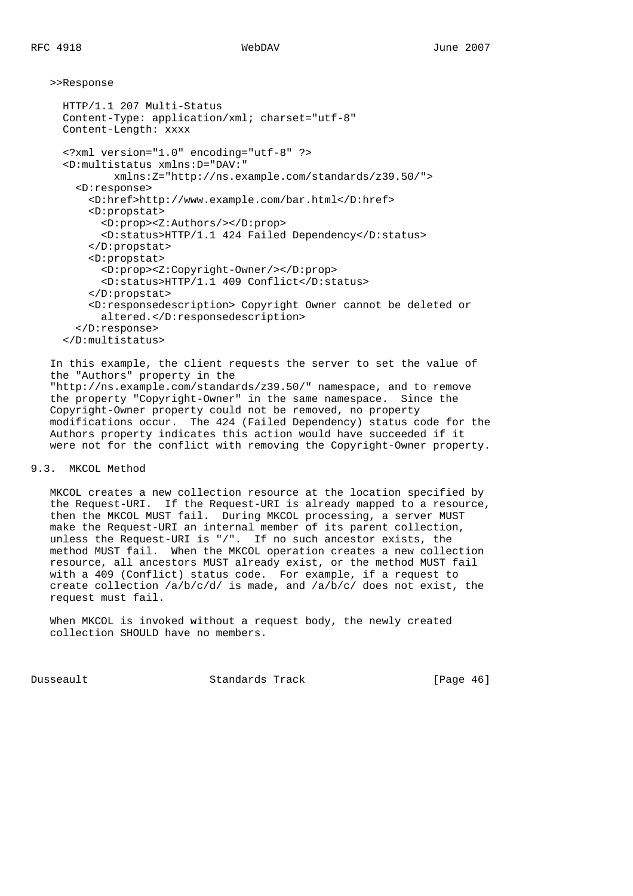>>Response

```
HTTP/1.1 207 Multi-Status
Content-Type: application/xml; charset="utf-8"
Content-Length: xxxx

<?xml version="1.0" encoding="utf-8" ?>
<D:multistatus xmlns:D="DAV:"
        xmlns:Z="http://ns.example.com/standards/z39.50/">
  <D:response>
    <D:href>http://www.example.com/bar.html</D:href>
    <D:propstat>
      <D:prop><Z:Authors/></D:prop>
      <D:status>HTTP/1.1 424 Failed Dependency</D:status>
    </D:propstat>
    <D:propstat>
      <D:prop><Z:Copyright-Owner/></D:prop>
      <D:status>HTTP/1.1 409 Conflict</D:status>
    </D:propstat>
    <D:responsedescription> Copyright Owner cannot be deleted or
      altered.</D:responsedescription>
  </D:response>
</D:multistatus>
```

In this example, the client requests the server to set the value of the "Authors" property in the "http://ns.example.com/standards/z39.50/" namespace, and to remove the property "Copyright-Owner" in the same namespace. Since the Copyright-Owner property could not be removed, no property modifications occur. The 424 (Failed Dependency) status code for the Authors property indicates this action would have succeeded if it were not for the conflict with removing the Copyright-Owner property.

## 9.3. MKCOL Method

MKCOL creates a new collection resource at the location specified by the Request-URI. If the Request-URI is already mapped to a resource, then the MKCOL MUST fail. During MKCOL processing, a server MUST make the Request-URI an internal member of its parent collection, unless the Request-URI is "/". If no such ancestor exists, the method MUST fail. When the MKCOL operation creates a new collection resource, all ancestors MUST already exist, or the method MUST fail with a 409 (Conflict) status code. For example, if a request to create collection /a/b/c/d/ is made, and /a/b/c/ does not exist, the request must fail.

When MKCOL is invoked without a request body, the newly created collection SHOULD have no members.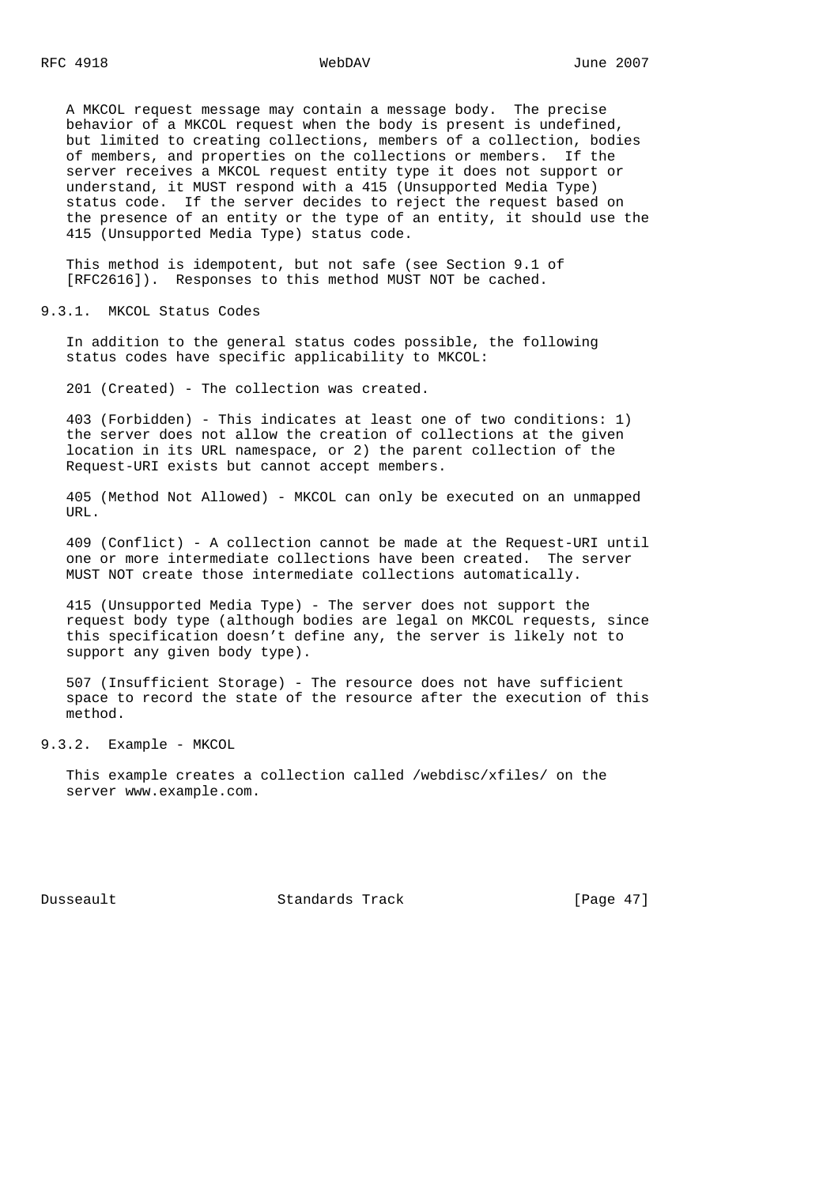A MKCOL request message may contain a message body. The precise behavior of a MKCOL request when the body is present is undefined, but limited to creating collections, members of a collection, bodies of members, and properties on the collections or members. If the server receives a MKCOL request entity type it does not support or understand, it MUST respond with a 415 (Unsupported Media Type) status code. If the server decides to reject the request based on the presence of an entity or the type of an entity, it should use the 415 (Unsupported Media Type) status code.

This method is idempotent, but not safe (see Section 9.1 of [RFC2616]). Responses to this method MUST NOT be cached.

### 9.3.1. MKCOL Status Codes

In addition to the general status codes possible, the following status codes have specific applicability to MKCOL:

201 (Created) - The collection was created.

403 (Forbidden) - This indicates at least one of two conditions: 1) the server does not allow the creation of collections at the given location in its URL namespace, or 2) the parent collection of the Request-URI exists but cannot accept members.

405 (Method Not Allowed) - MKCOL can only be executed on an unmapped URL.

409 (Conflict) - A collection cannot be made at the Request-URI until one or more intermediate collections have been created. The server MUST NOT create those intermediate collections automatically.

415 (Unsupported Media Type) - The server does not support the request body type (although bodies are legal on MKCOL requests, since this specification doesn't define any, the server is likely not to support any given body type).

507 (Insufficient Storage) - The resource does not have sufficient space to record the state of the resource after the execution of this method.

### 9.3.2. Example - MKCOL

This example creates a collection called /webdisc/xfiles/ on the server www.example.com.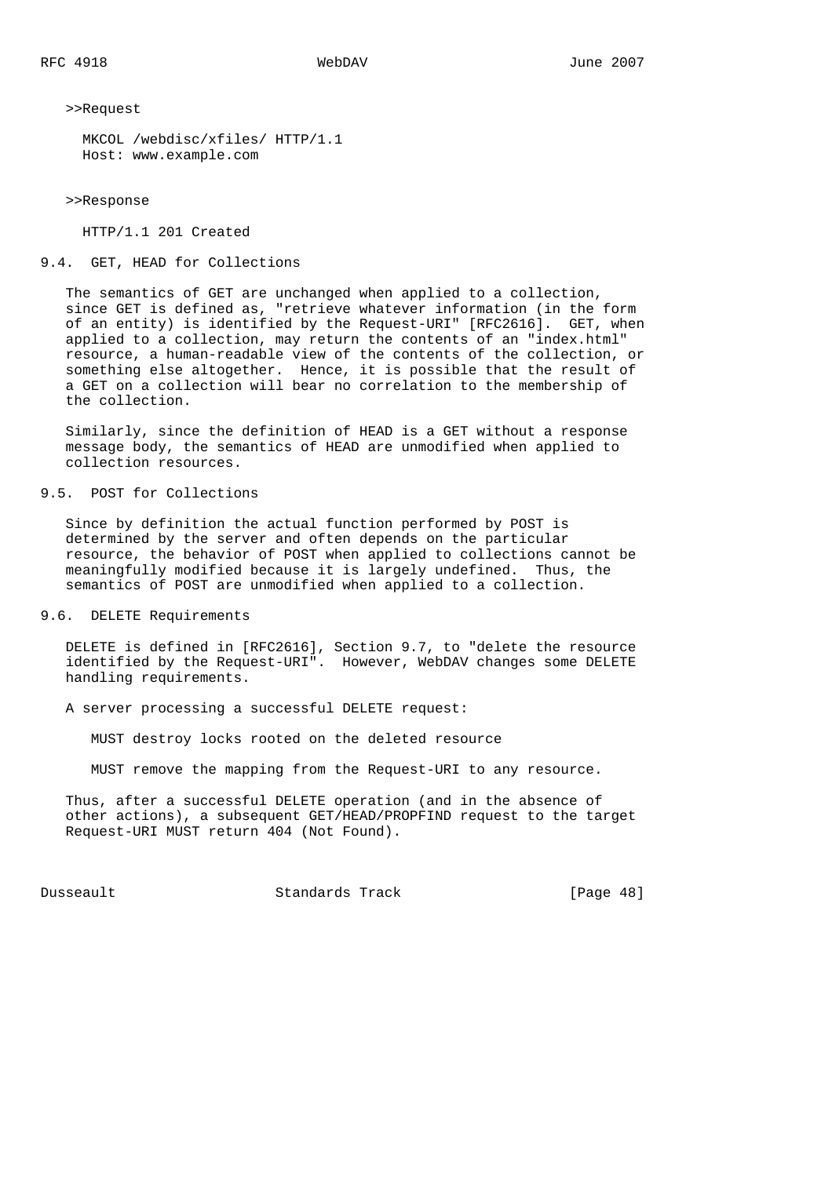>>Request

```
MKCOL /webdisc/xfiles/ HTTP/1.1
Host: www.example.com
```

>>Response

```
HTTP/1.1 201 Created
```

## 9.4. GET, HEAD for Collections

The semantics of GET are unchanged when applied to a collection, since GET is defined as, "retrieve whatever information (in the form of an entity) is identified by the Request-URI" [RFC2616]. GET, when applied to a collection, may return the contents of an "index.html" resource, a human-readable view of the contents of the collection, or something else altogether. Hence, it is possible that the result of a GET on a collection will bear no correlation to the membership of the collection.

Similarly, since the definition of HEAD is a GET without a response message body, the semantics of HEAD are unmodified when applied to collection resources.

## 9.5. POST for Collections

Since by definition the actual function performed by POST is determined by the server and often depends on the particular resource, the behavior of POST when applied to collections cannot be meaningfully modified because it is largely undefined. Thus, the semantics of POST are unmodified when applied to a collection.

## 9.6. DELETE Requirements

DELETE is defined in [RFC2616], Section 9.7, to "delete the resource identified by the Request-URI". However, WebDAV changes some DELETE handling requirements.

A server processing a successful DELETE request:

MUST destroy locks rooted on the deleted resource

MUST remove the mapping from the Request-URI to any resource.

Thus, after a successful DELETE operation (and in the absence of other actions), a subsequent GET/HEAD/PROPFIND request to the target Request-URI MUST return 404 (Not Found).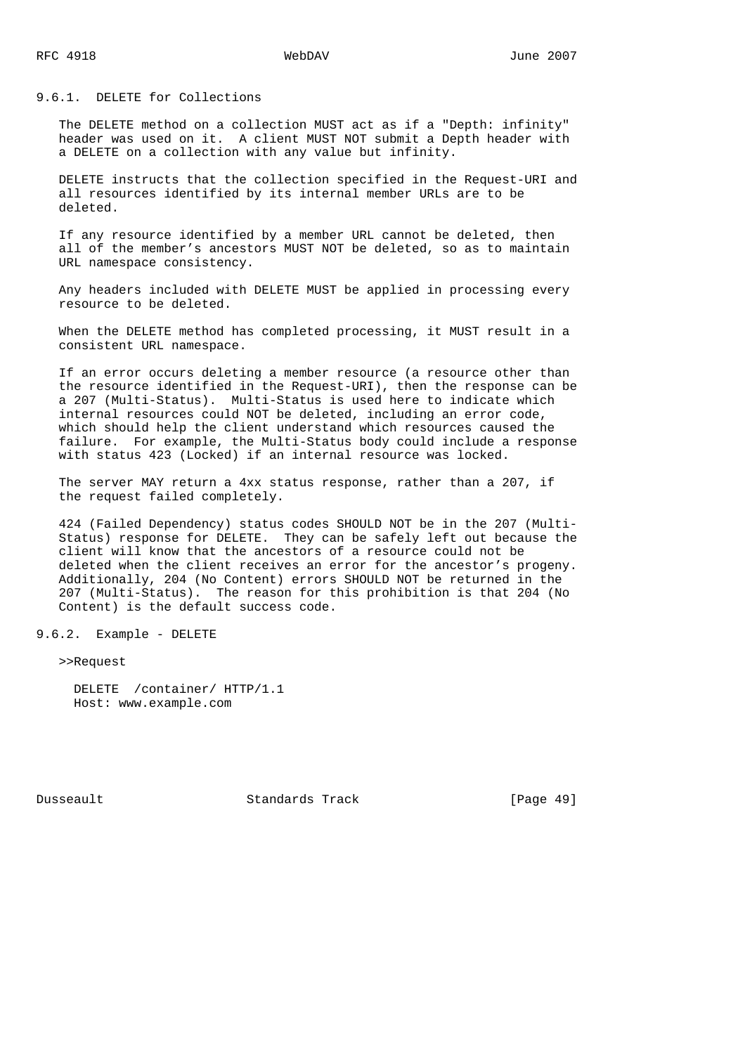### 9.6.1. DELETE for Collections

The DELETE method on a collection MUST act as if a "Depth: infinity" header was used on it. A client MUST NOT submit a Depth header with a DELETE on a collection with any value but infinity.

DELETE instructs that the collection specified in the Request-URI and all resources identified by its internal member URLs are to be deleted.

If any resource identified by a member URL cannot be deleted, then all of the member's ancestors MUST NOT be deleted, so as to maintain URL namespace consistency.

Any headers included with DELETE MUST be applied in processing every resource to be deleted.

When the DELETE method has completed processing, it MUST result in a consistent URL namespace.

If an error occurs deleting a member resource (a resource other than the resource identified in the Request-URI), then the response can be a 207 (Multi-Status). Multi-Status is used here to indicate which internal resources could NOT be deleted, including an error code, which should help the client understand which resources caused the failure. For example, the Multi-Status body could include a response with status 423 (Locked) if an internal resource was locked.

The server MAY return a 4xx status response, rather than a 207, if the request failed completely.

424 (Failed Dependency) status codes SHOULD NOT be in the 207 (Multi-Status) response for DELETE. They can be safely left out because the client will know that the ancestors of a resource could not be deleted when the client receives an error for the ancestor's progeny. Additionally, 204 (No Content) errors SHOULD NOT be returned in the 207 (Multi-Status). The reason for this prohibition is that 204 (No Content) is the default success code.

### 9.6.2. Example - DELETE

>>Request

```
DELETE  /container/ HTTP/1.1
Host: www.example.com
```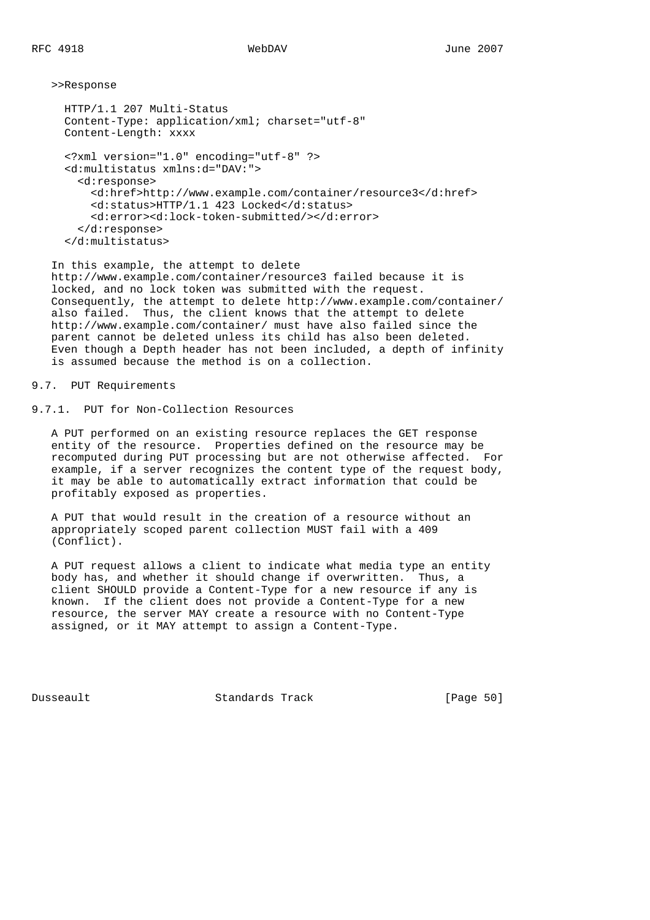>>Response

```
HTTP/1.1 207 Multi-Status
Content-Type: application/xml; charset="utf-8"
Content-Length: xxxx

<?xml version="1.0" encoding="utf-8" ?>
<d:multistatus xmlns:d="DAV:">
  <d:response>
    <d:href>http://www.example.com/container/resource3</d:href>
    <d:status>HTTP/1.1 423 Locked</d:status>
    <d:error><d:lock-token-submitted/></d:error>
  </d:response>
</d:multistatus>
```

In this example, the attempt to delete http://www.example.com/container/resource3 failed because it is locked, and no lock token was submitted with the request. Consequently, the attempt to delete http://www.example.com/container/ also failed. Thus, the client knows that the attempt to delete http://www.example.com/container/ must have also failed since the parent cannot be deleted unless its child has also been deleted. Even though a Depth header has not been included, a depth of infinity is assumed because the method is on a collection.

## 9.7. PUT Requirements

### 9.7.1. PUT for Non-Collection Resources

A PUT performed on an existing resource replaces the GET response entity of the resource. Properties defined on the resource may be recomputed during PUT processing but are not otherwise affected. For example, if a server recognizes the content type of the request body, it may be able to automatically extract information that could be profitably exposed as properties.

A PUT that would result in the creation of a resource without an appropriately scoped parent collection MUST fail with a 409 (Conflict).

A PUT request allows a client to indicate what media type an entity body has, and whether it should change if overwritten. Thus, a client SHOULD provide a Content-Type for a new resource if any is known. If the client does not provide a Content-Type for a new resource, the server MAY create a resource with no Content-Type assigned, or it MAY attempt to assign a Content-Type.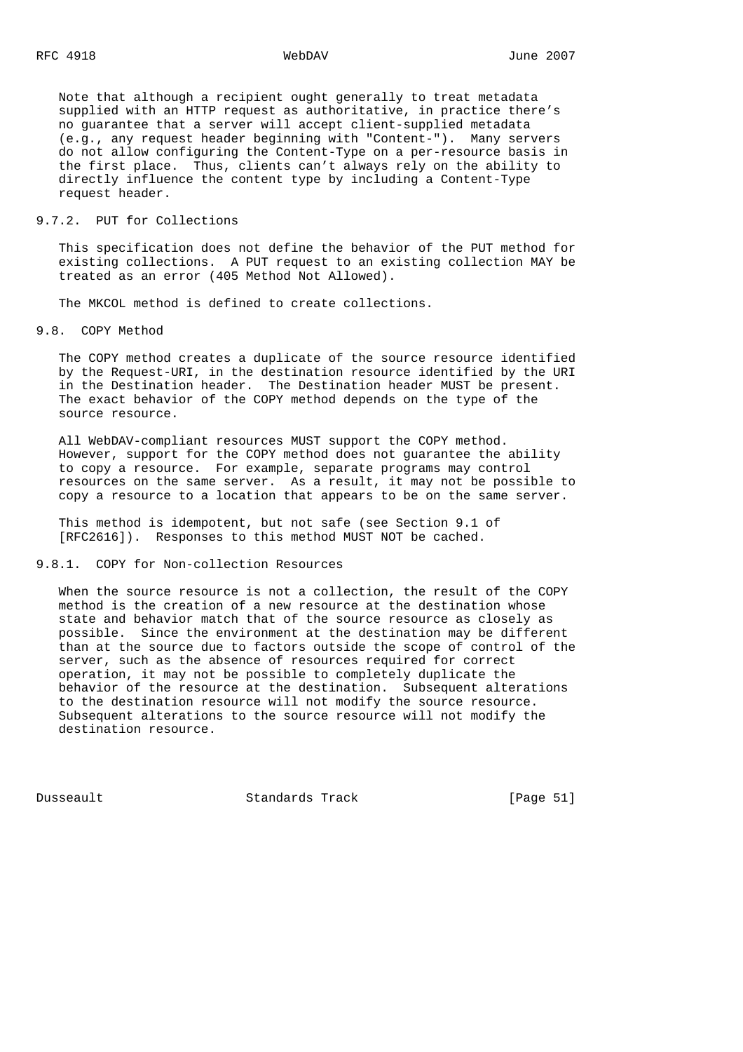Note that although a recipient ought generally to treat metadata supplied with an HTTP request as authoritative, in practice there's no guarantee that a server will accept client-supplied metadata (e.g., any request header beginning with "Content-"). Many servers do not allow configuring the Content-Type on a per-resource basis in the first place. Thus, clients can't always rely on the ability to directly influence the content type by including a Content-Type request header.

#### 9.7.2. PUT for Collections

This specification does not define the behavior of the PUT method for existing collections. A PUT request to an existing collection MAY be treated as an error (405 Method Not Allowed).

The MKCOL method is defined to create collections.

### 9.8. COPY Method

The COPY method creates a duplicate of the source resource identified by the Request-URI, in the destination resource identified by the URI in the Destination header. The Destination header MUST be present. The exact behavior of the COPY method depends on the type of the source resource.

All WebDAV-compliant resources MUST support the COPY method. However, support for the COPY method does not guarantee the ability to copy a resource. For example, separate programs may control resources on the same server. As a result, it may not be possible to copy a resource to a location that appears to be on the same server.

This method is idempotent, but not safe (see Section 9.1 of [RFC2616]). Responses to this method MUST NOT be cached.

#### 9.8.1. COPY for Non-collection Resources

When the source resource is not a collection, the result of the COPY method is the creation of a new resource at the destination whose state and behavior match that of the source resource as closely as possible. Since the environment at the destination may be different than at the source due to factors outside the scope of control of the server, such as the absence of resources required for correct operation, it may not be possible to completely duplicate the behavior of the resource at the destination. Subsequent alterations to the destination resource will not modify the source resource. Subsequent alterations to the source resource will not modify the destination resource.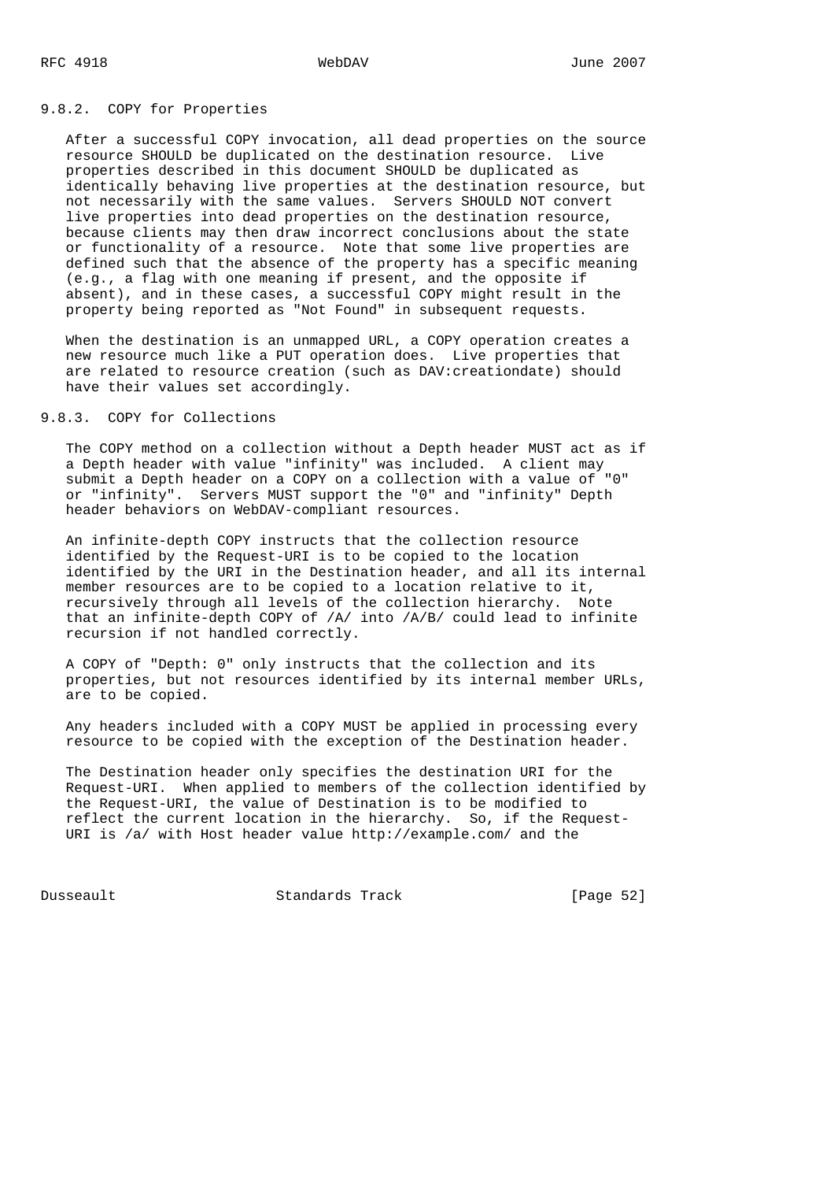### 9.8.2. COPY for Properties

After a successful COPY invocation, all dead properties on the source resource SHOULD be duplicated on the destination resource. Live properties described in this document SHOULD be duplicated as identically behaving live properties at the destination resource, but not necessarily with the same values. Servers SHOULD NOT convert live properties into dead properties on the destination resource, because clients may then draw incorrect conclusions about the state or functionality of a resource. Note that some live properties are defined such that the absence of the property has a specific meaning (e.g., a flag with one meaning if present, and the opposite if absent), and in these cases, a successful COPY might result in the property being reported as "Not Found" in subsequent requests.

When the destination is an unmapped URL, a COPY operation creates a new resource much like a PUT operation does. Live properties that are related to resource creation (such as DAV:creationdate) should have their values set accordingly.

### 9.8.3. COPY for Collections

The COPY method on a collection without a Depth header MUST act as if a Depth header with value "infinity" was included. A client may submit a Depth header on a COPY on a collection with a value of "0" or "infinity". Servers MUST support the "0" and "infinity" Depth header behaviors on WebDAV-compliant resources.

An infinite-depth COPY instructs that the collection resource identified by the Request-URI is to be copied to the location identified by the URI in the Destination header, and all its internal member resources are to be copied to a location relative to it, recursively through all levels of the collection hierarchy. Note that an infinite-depth COPY of /A/ into /A/B/ could lead to infinite recursion if not handled correctly.

A COPY of "Depth: 0" only instructs that the collection and its properties, but not resources identified by its internal member URLs, are to be copied.

Any headers included with a COPY MUST be applied in processing every resource to be copied with the exception of the Destination header.

The Destination header only specifies the destination URI for the Request-URI. When applied to members of the collection identified by the Request-URI, the value of Destination is to be modified to reflect the current location in the hierarchy. So, if the Request-URI is /a/ with Host header value http://example.com/ and the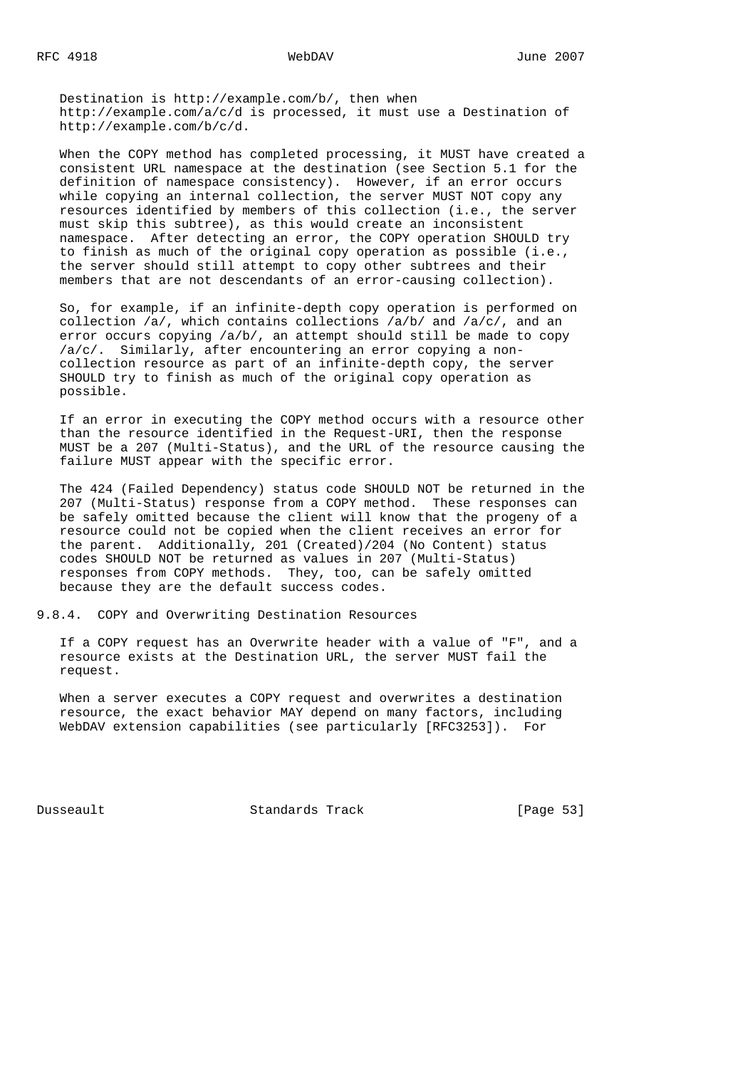Destination is http://example.com/b/, then when http://example.com/a/c/d is processed, it must use a Destination of http://example.com/b/c/d.

When the COPY method has completed processing, it MUST have created a consistent URL namespace at the destination (see Section 5.1 for the definition of namespace consistency). However, if an error occurs while copying an internal collection, the server MUST NOT copy any resources identified by members of this collection (i.e., the server must skip this subtree), as this would create an inconsistent namespace. After detecting an error, the COPY operation SHOULD try to finish as much of the original copy operation as possible (i.e., the server should still attempt to copy other subtrees and their members that are not descendants of an error-causing collection).

So, for example, if an infinite-depth copy operation is performed on collection /a/, which contains collections /a/b/ and /a/c/, and an error occurs copying /a/b/, an attempt should still be made to copy /a/c/. Similarly, after encountering an error copying a non-collection resource as part of an infinite-depth copy, the server SHOULD try to finish as much of the original copy operation as possible.

If an error in executing the COPY method occurs with a resource other than the resource identified in the Request-URI, then the response MUST be a 207 (Multi-Status), and the URL of the resource causing the failure MUST appear with the specific error.

The 424 (Failed Dependency) status code SHOULD NOT be returned in the 207 (Multi-Status) response from a COPY method. These responses can be safely omitted because the client will know that the progeny of a resource could not be copied when the client receives an error for the parent. Additionally, 201 (Created)/204 (No Content) status codes SHOULD NOT be returned as values in 207 (Multi-Status) responses from COPY methods. They, too, can be safely omitted because they are the default success codes.

### 9.8.4. COPY and Overwriting Destination Resources

If a COPY request has an Overwrite header with a value of "F", and a resource exists at the Destination URL, the server MUST fail the request.

When a server executes a COPY request and overwrites a destination resource, the exact behavior MAY depend on many factors, including WebDAV extension capabilities (see particularly [RFC3253]). For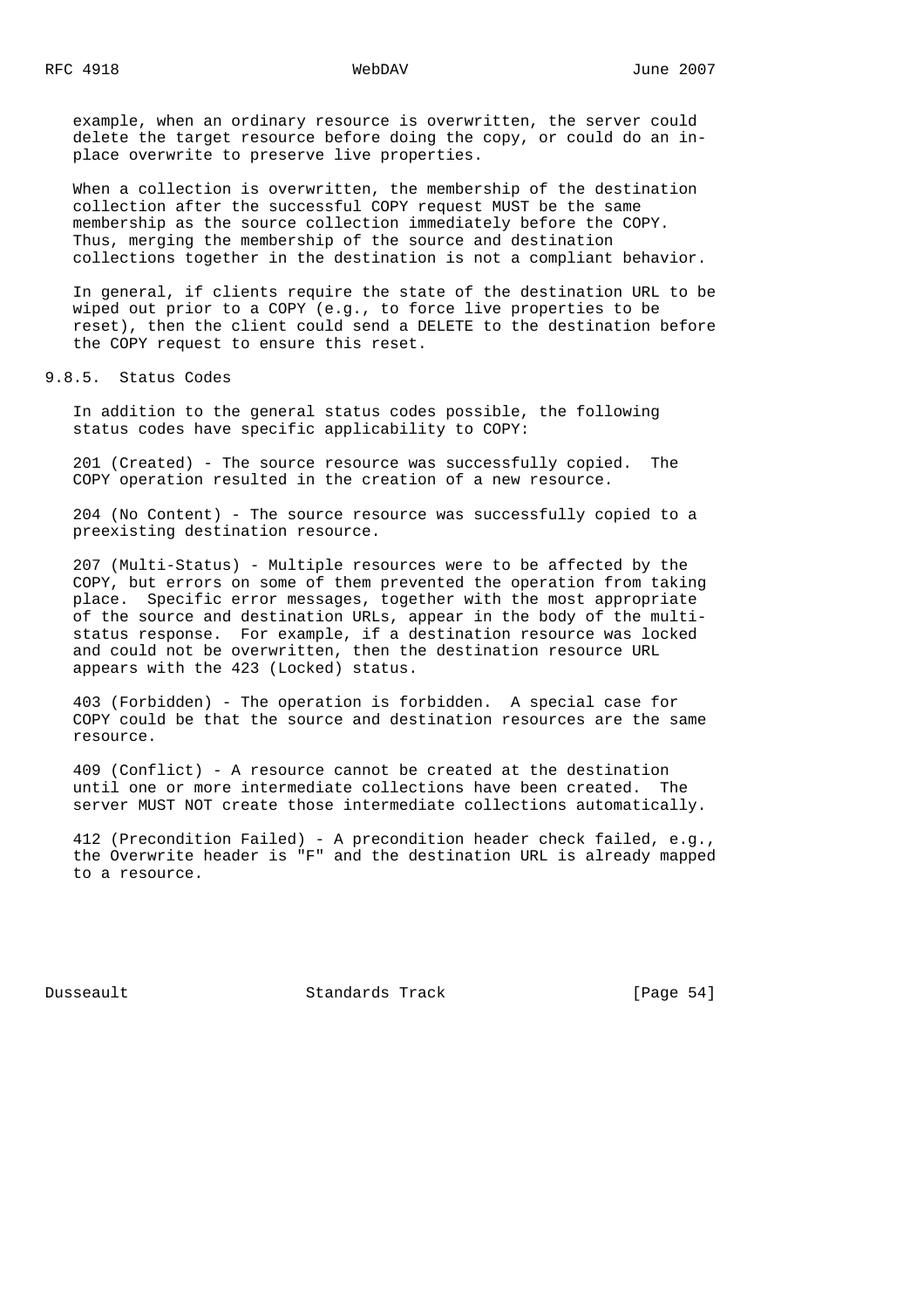example, when an ordinary resource is overwritten, the server could delete the target resource before doing the copy, or could do an in-place overwrite to preserve live properties.

When a collection is overwritten, the membership of the destination collection after the successful COPY request MUST be the same membership as the source collection immediately before the COPY. Thus, merging the membership of the source and destination collections together in the destination is not a compliant behavior.

In general, if clients require the state of the destination URL to be wiped out prior to a COPY (e.g., to force live properties to be reset), then the client could send a DELETE to the destination before the COPY request to ensure this reset.

### 9.8.5. Status Codes

In addition to the general status codes possible, the following status codes have specific applicability to COPY:

201 (Created) - The source resource was successfully copied. The COPY operation resulted in the creation of a new resource.

204 (No Content) - The source resource was successfully copied to a preexisting destination resource.

207 (Multi-Status) - Multiple resources were to be affected by the COPY, but errors on some of them prevented the operation from taking place. Specific error messages, together with the most appropriate of the source and destination URLs, appear in the body of the multi-status response. For example, if a destination resource was locked and could not be overwritten, then the destination resource URL appears with the 423 (Locked) status.

403 (Forbidden) - The operation is forbidden. A special case for COPY could be that the source and destination resources are the same resource.

409 (Conflict) - A resource cannot be created at the destination until one or more intermediate collections have been created. The server MUST NOT create those intermediate collections automatically.

412 (Precondition Failed) - A precondition header check failed, e.g., the Overwrite header is "F" and the destination URL is already mapped to a resource.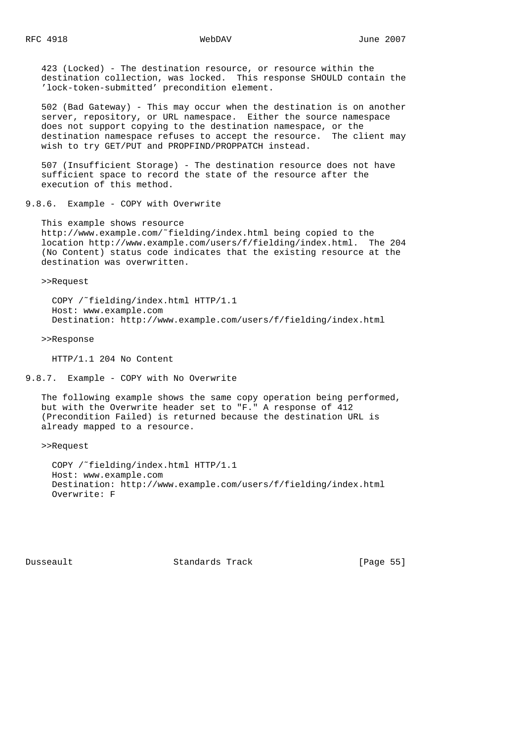423 (Locked) - The destination resource, or resource within the destination collection, was locked. This response SHOULD contain the 'lock-token-submitted' precondition element.

502 (Bad Gateway) - This may occur when the destination is on another server, repository, or URL namespace. Either the source namespace does not support copying to the destination namespace, or the destination namespace refuses to accept the resource. The client may wish to try GET/PUT and PROPFIND/PROPPATCH instead.

507 (Insufficient Storage) - The destination resource does not have sufficient space to record the state of the resource after the execution of this method.

### 9.8.6. Example - COPY with Overwrite

This example shows resource http://www.example.com/~fielding/index.html being copied to the location http://www.example.com/users/f/fielding/index.html. The 204 (No Content) status code indicates that the existing resource at the destination was overwritten.

>>Request

```
COPY /~fielding/index.html HTTP/1.1
Host: www.example.com
Destination: http://www.example.com/users/f/fielding/index.html
```

>>Response

```
HTTP/1.1 204 No Content
```

### 9.8.7. Example - COPY with No Overwrite

The following example shows the same copy operation being performed, but with the Overwrite header set to "F." A response of 412 (Precondition Failed) is returned because the destination URL is already mapped to a resource.

>>Request

```
COPY /~fielding/index.html HTTP/1.1
Host: www.example.com
Destination: http://www.example.com/users/f/fielding/index.html
Overwrite: F
```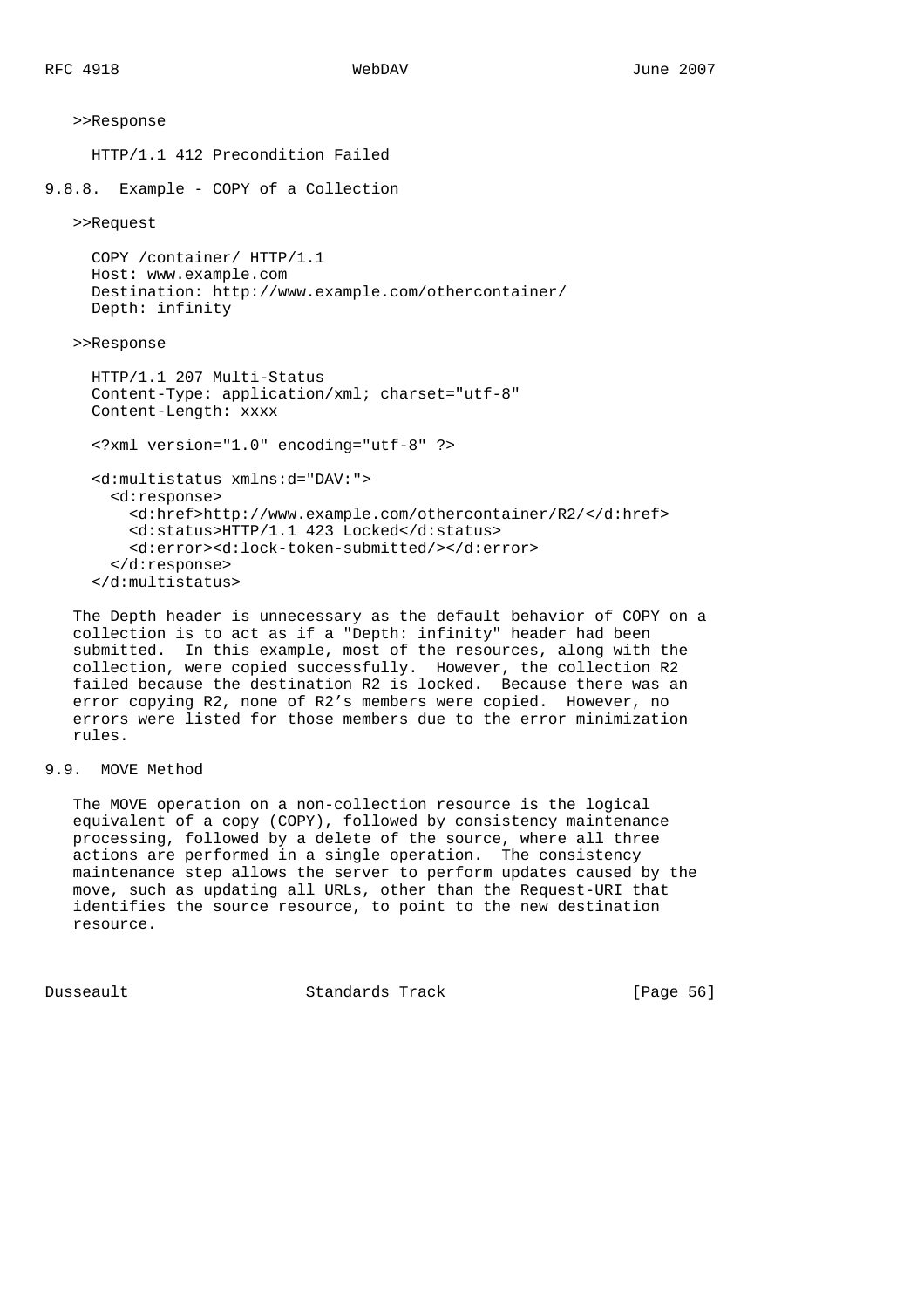>>Response

```
HTTP/1.1 412 Precondition Failed
```

### 9.8.8. Example - COPY of a Collection

>>Request

```
COPY /container/ HTTP/1.1
Host: www.example.com
Destination: http://www.example.com/othercontainer/
Depth: infinity
```

>>Response

```
HTTP/1.1 207 Multi-Status
Content-Type: application/xml; charset="utf-8"
Content-Length: xxxx

<?xml version="1.0" encoding="utf-8" ?>

<d:multistatus xmlns:d="DAV:">
  <d:response>
    <d:href>http://www.example.com/othercontainer/R2/</d:href>
    <d:status>HTTP/1.1 423 Locked</d:status>
    <d:error><d:lock-token-submitted/></d:error>
  </d:response>
</d:multistatus>
```

The Depth header is unnecessary as the default behavior of COPY on a collection is to act as if a "Depth: infinity" header had been submitted. In this example, most of the resources, along with the collection, were copied successfully. However, the collection R2 failed because the destination R2 is locked. Because there was an error copying R2, none of R2's members were copied. However, no errors were listed for those members due to the error minimization rules.

## 9.9. MOVE Method

The MOVE operation on a non-collection resource is the logical equivalent of a copy (COPY), followed by consistency maintenance processing, followed by a delete of the source, where all three actions are performed in a single operation. The consistency maintenance step allows the server to perform updates caused by the move, such as updating all URLs, other than the Request-URI that identifies the source resource, to point to the new destination resource.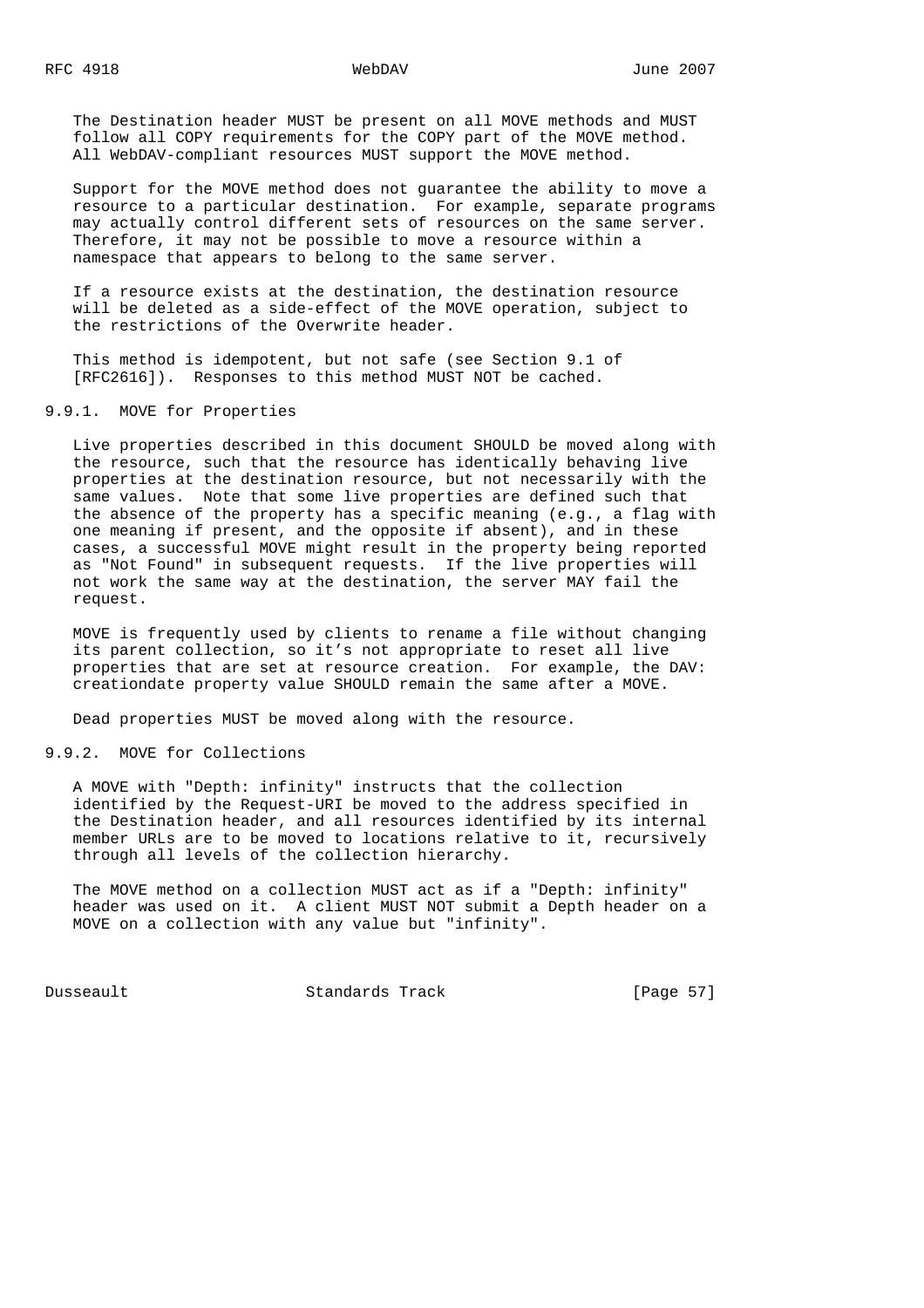The Destination header MUST be present on all MOVE methods and MUST follow all COPY requirements for the COPY part of the MOVE method. All WebDAV-compliant resources MUST support the MOVE method.

Support for the MOVE method does not guarantee the ability to move a resource to a particular destination. For example, separate programs may actually control different sets of resources on the same server. Therefore, it may not be possible to move a resource within a namespace that appears to belong to the same server.

If a resource exists at the destination, the destination resource will be deleted as a side-effect of the MOVE operation, subject to the restrictions of the Overwrite header.

This method is idempotent, but not safe (see Section 9.1 of [RFC2616]). Responses to this method MUST NOT be cached.

### 9.9.1. MOVE for Properties

Live properties described in this document SHOULD be moved along with the resource, such that the resource has identically behaving live properties at the destination resource, but not necessarily with the same values. Note that some live properties are defined such that the absence of the property has a specific meaning (e.g., a flag with one meaning if present, and the opposite if absent), and in these cases, a successful MOVE might result in the property being reported as "Not Found" in subsequent requests. If the live properties will not work the same way at the destination, the server MAY fail the request.

MOVE is frequently used by clients to rename a file without changing its parent collection, so it's not appropriate to reset all live properties that are set at resource creation. For example, the DAV: creationdate property value SHOULD remain the same after a MOVE.

Dead properties MUST be moved along with the resource.

### 9.9.2. MOVE for Collections

A MOVE with "Depth: infinity" instructs that the collection identified by the Request-URI be moved to the address specified in the Destination header, and all resources identified by its internal member URLs are to be moved to locations relative to it, recursively through all levels of the collection hierarchy.

The MOVE method on a collection MUST act as if a "Depth: infinity" header was used on it. A client MUST NOT submit a Depth header on a MOVE on a collection with any value but "infinity".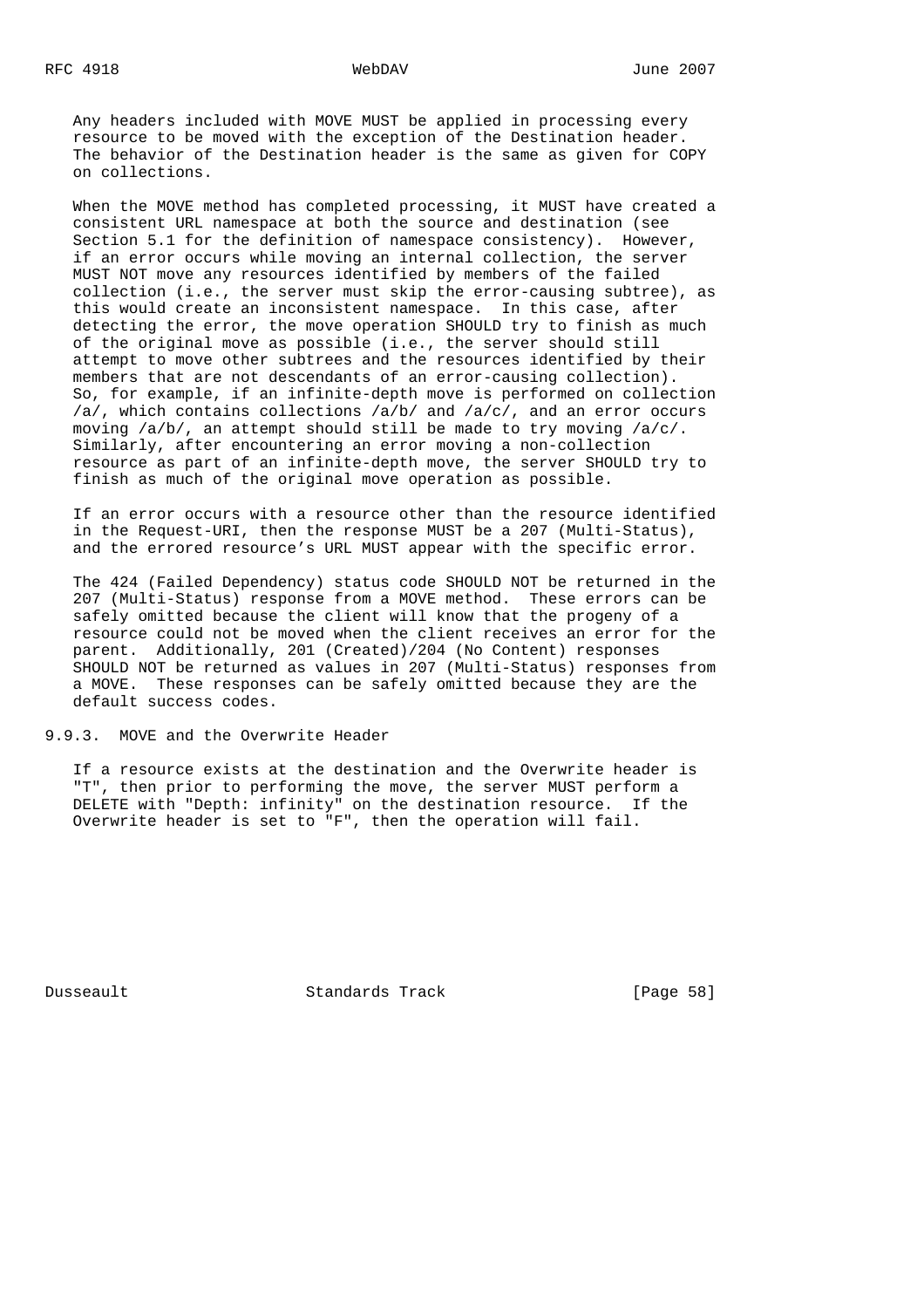Any headers included with MOVE MUST be applied in processing every resource to be moved with the exception of the Destination header. The behavior of the Destination header is the same as given for COPY on collections.

When the MOVE method has completed processing, it MUST have created a consistent URL namespace at both the source and destination (see Section 5.1 for the definition of namespace consistency). However, if an error occurs while moving an internal collection, the server MUST NOT move any resources identified by members of the failed collection (i.e., the server must skip the error-causing subtree), as this would create an inconsistent namespace. In this case, after detecting the error, the move operation SHOULD try to finish as much of the original move as possible (i.e., the server should still attempt to move other subtrees and the resources identified by their members that are not descendants of an error-causing collection). So, for example, if an infinite-depth move is performed on collection /a/, which contains collections /a/b/ and /a/c/, and an error occurs moving /a/b/, an attempt should still be made to try moving /a/c/. Similarly, after encountering an error moving a non-collection resource as part of an infinite-depth move, the server SHOULD try to finish as much of the original move operation as possible.

If an error occurs with a resource other than the resource identified in the Request-URI, then the response MUST be a 207 (Multi-Status), and the errored resource's URL MUST appear with the specific error.

The 424 (Failed Dependency) status code SHOULD NOT be returned in the 207 (Multi-Status) response from a MOVE method. These errors can be safely omitted because the client will know that the progeny of a resource could not be moved when the client receives an error for the parent. Additionally, 201 (Created)/204 (No Content) responses SHOULD NOT be returned as values in 207 (Multi-Status) responses from a MOVE. These responses can be safely omitted because they are the default success codes.

### 9.9.3. MOVE and the Overwrite Header

If a resource exists at the destination and the Overwrite header is "T", then prior to performing the move, the server MUST perform a DELETE with "Depth: infinity" on the destination resource. If the Overwrite header is set to "F", then the operation will fail.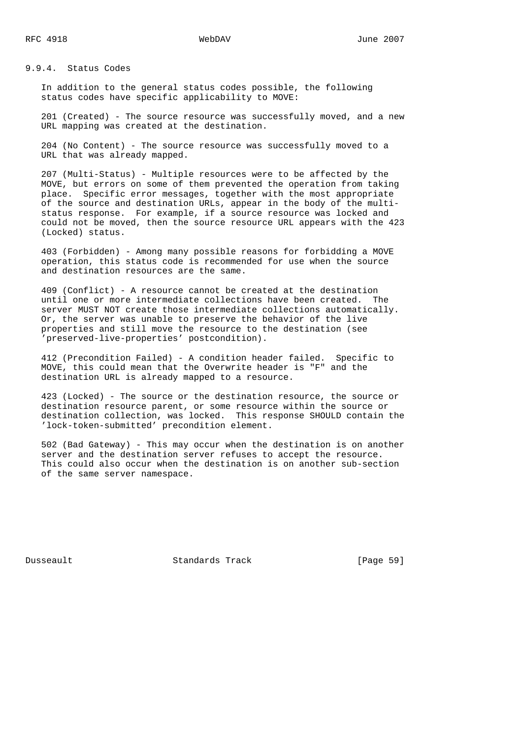### 9.9.4. Status Codes

In addition to the general status codes possible, the following status codes have specific applicability to MOVE:

201 (Created) - The source resource was successfully moved, and a new URL mapping was created at the destination.

204 (No Content) - The source resource was successfully moved to a URL that was already mapped.

207 (Multi-Status) - Multiple resources were to be affected by the MOVE, but errors on some of them prevented the operation from taking place. Specific error messages, together with the most appropriate of the source and destination URLs, appear in the body of the multi-status response. For example, if a source resource was locked and could not be moved, then the source resource URL appears with the 423 (Locked) status.

403 (Forbidden) - Among many possible reasons for forbidding a MOVE operation, this status code is recommended for use when the source and destination resources are the same.

409 (Conflict) - A resource cannot be created at the destination until one or more intermediate collections have been created. The server MUST NOT create those intermediate collections automatically. Or, the server was unable to preserve the behavior of the live properties and still move the resource to the destination (see 'preserved-live-properties' postcondition).

412 (Precondition Failed) - A condition header failed. Specific to MOVE, this could mean that the Overwrite header is "F" and the destination URL is already mapped to a resource.

423 (Locked) - The source or the destination resource, the source or destination resource parent, or some resource within the source or destination collection, was locked. This response SHOULD contain the 'lock-token-submitted' precondition element.

502 (Bad Gateway) - This may occur when the destination is on another server and the destination server refuses to accept the resource. This could also occur when the destination is on another sub-section of the same server namespace.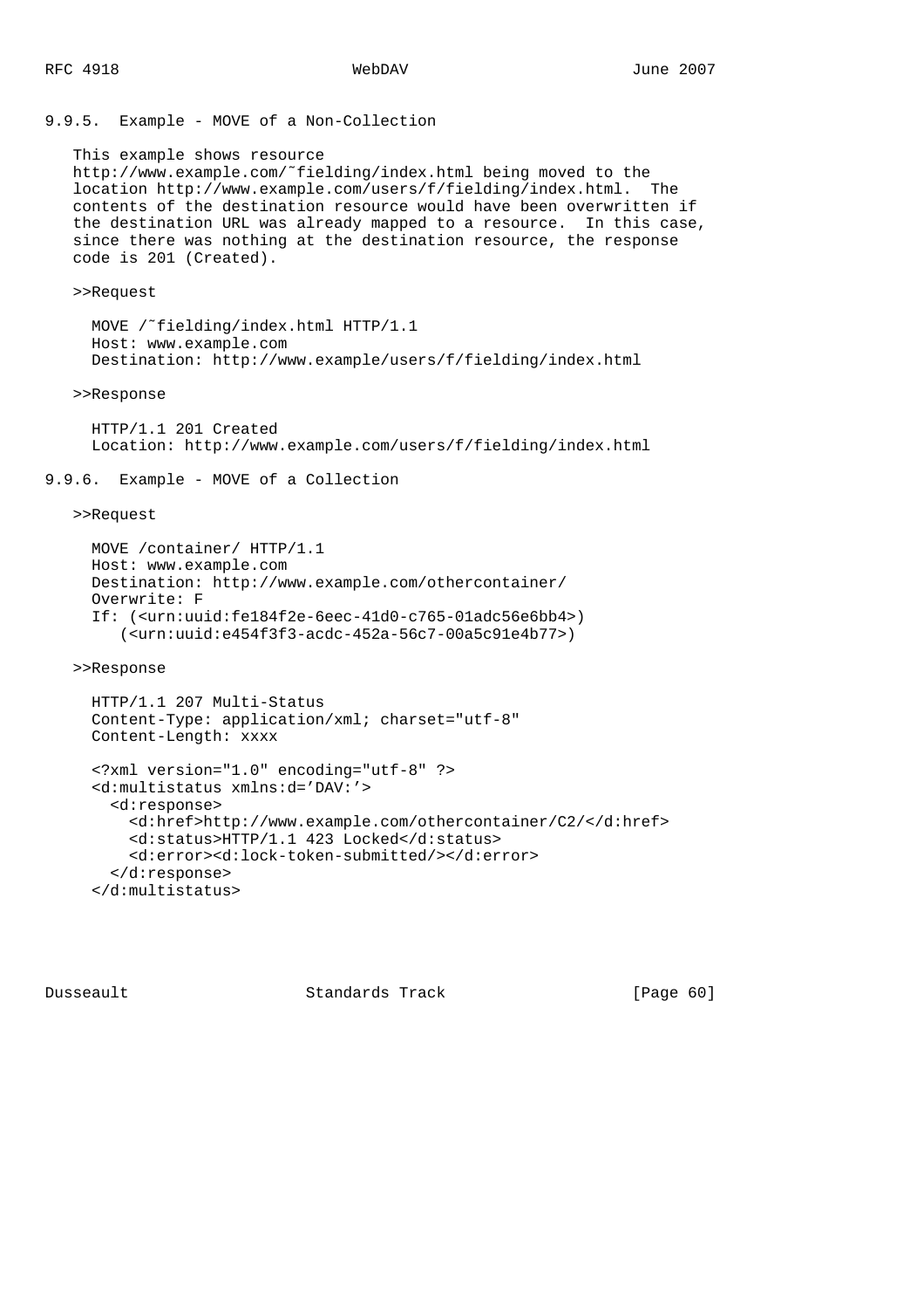### 9.9.5. Example - MOVE of a Non-Collection

This example shows resource http://www.example.com/~fielding/index.html being moved to the location http://www.example.com/users/f/fielding/index.html. The contents of the destination resource would have been overwritten if the destination URL was already mapped to a resource. In this case, since there was nothing at the destination resource, the response code is 201 (Created).

>>Request

```
MOVE /~fielding/index.html HTTP/1.1
Host: www.example.com
Destination: http://www.example/users/f/fielding/index.html
```

>>Response

```
HTTP/1.1 201 Created
Location: http://www.example.com/users/f/fielding/index.html
```

### 9.9.6. Example - MOVE of a Collection

>>Request

```
MOVE /container/ HTTP/1.1
Host: www.example.com
Destination: http://www.example.com/othercontainer/
Overwrite: F
If: (<urn:uuid:fe184f2e-6eec-41d0-c765-01adc56e6bb4>)
   (<urn:uuid:e454f3f3-acdc-452a-56c7-00a5c91e4b77>)
```

>>Response

```
HTTP/1.1 207 Multi-Status
Content-Type: application/xml; charset="utf-8"
Content-Length: xxxx

<?xml version="1.0" encoding="utf-8" ?>
<d:multistatus xmlns:d='DAV:'>
  <d:response>
    <d:href>http://www.example.com/othercontainer/C2/</d:href>
    <d:status>HTTP/1.1 423 Locked</d:status>
    <d:error><d:lock-token-submitted/></d:error>
  </d:response>
</d:multistatus>
```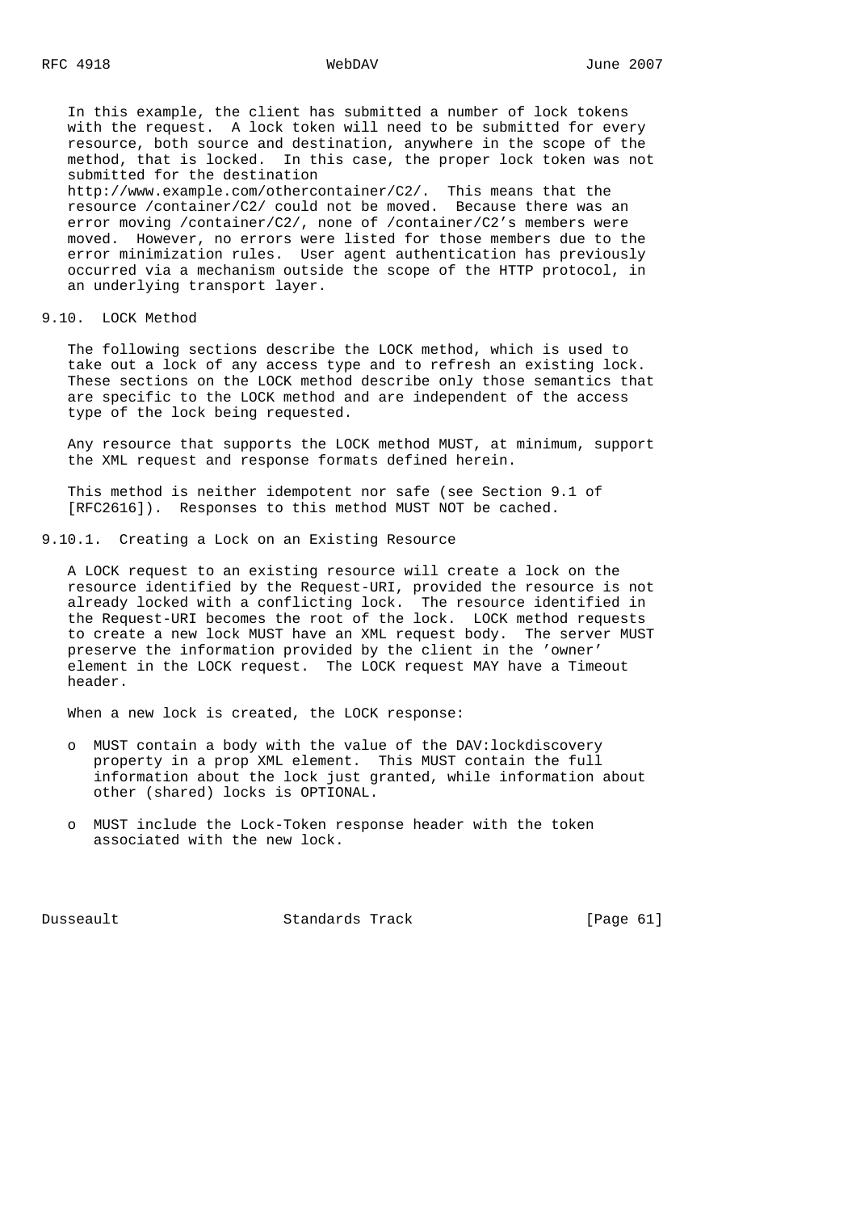In this example, the client has submitted a number of lock tokens with the request. A lock token will need to be submitted for every resource, both source and destination, anywhere in the scope of the method, that is locked. In this case, the proper lock token was not submitted for the destination http://www.example.com/othercontainer/C2/. This means that the resource /container/C2/ could not be moved. Because there was an error moving /container/C2/, none of /container/C2's members were moved. However, no errors were listed for those members due to the error minimization rules. User agent authentication has previously occurred via a mechanism outside the scope of the HTTP protocol, in an underlying transport layer.

## 9.10. LOCK Method

The following sections describe the LOCK method, which is used to take out a lock of any access type and to refresh an existing lock. These sections on the LOCK method describe only those semantics that are specific to the LOCK method and are independent of the access type of the lock being requested.

Any resource that supports the LOCK method MUST, at minimum, support the XML request and response formats defined herein.

This method is neither idempotent nor safe (see Section 9.1 of [RFC2616]). Responses to this method MUST NOT be cached.

### 9.10.1. Creating a Lock on an Existing Resource

A LOCK request to an existing resource will create a lock on the resource identified by the Request-URI, provided the resource is not already locked with a conflicting lock. The resource identified in the Request-URI becomes the root of the lock. LOCK method requests to create a new lock MUST have an XML request body. The server MUST preserve the information provided by the client in the 'owner' element in the LOCK request. The LOCK request MAY have a Timeout header.

When a new lock is created, the LOCK response:

- MUST contain a body with the value of the DAV:lockdiscovery property in a prop XML element. This MUST contain the full information about the lock just granted, while information about other (shared) locks is OPTIONAL.

- MUST include the Lock-Token response header with the token associated with the new lock.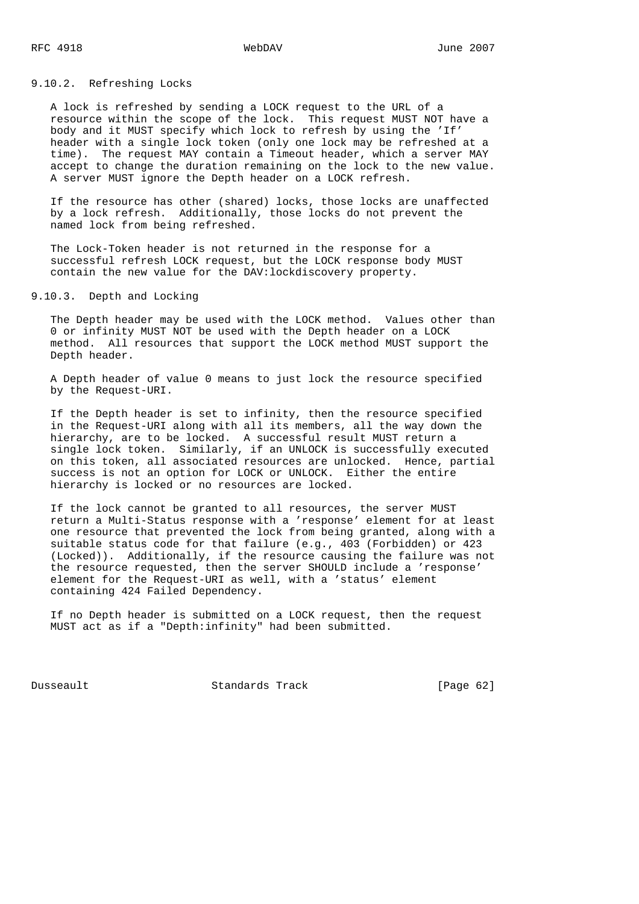### 9.10.2. Refreshing Locks

A lock is refreshed by sending a LOCK request to the URL of a resource within the scope of the lock. This request MUST NOT have a body and it MUST specify which lock to refresh by using the 'If' header with a single lock token (only one lock may be refreshed at a time). The request MAY contain a Timeout header, which a server MAY accept to change the duration remaining on the lock to the new value. A server MUST ignore the Depth header on a LOCK refresh.

If the resource has other (shared) locks, those locks are unaffected by a lock refresh. Additionally, those locks do not prevent the named lock from being refreshed.

The Lock-Token header is not returned in the response for a successful refresh LOCK request, but the LOCK response body MUST contain the new value for the DAV:lockdiscovery property.

### 9.10.3. Depth and Locking

The Depth header may be used with the LOCK method. Values other than 0 or infinity MUST NOT be used with the Depth header on a LOCK method. All resources that support the LOCK method MUST support the Depth header.

A Depth header of value 0 means to just lock the resource specified by the Request-URI.

If the Depth header is set to infinity, then the resource specified in the Request-URI along with all its members, all the way down the hierarchy, are to be locked. A successful result MUST return a single lock token. Similarly, if an UNLOCK is successfully executed on this token, all associated resources are unlocked. Hence, partial success is not an option for LOCK or UNLOCK. Either the entire hierarchy is locked or no resources are locked.

If the lock cannot be granted to all resources, the server MUST return a Multi-Status response with a 'response' element for at least one resource that prevented the lock from being granted, along with a suitable status code for that failure (e.g., 403 (Forbidden) or 423 (Locked)). Additionally, if the resource causing the failure was not the resource requested, then the server SHOULD include a 'response' element for the Request-URI as well, with a 'status' element containing 424 Failed Dependency.

If no Depth header is submitted on a LOCK request, then the request MUST act as if a "Depth:infinity" had been submitted.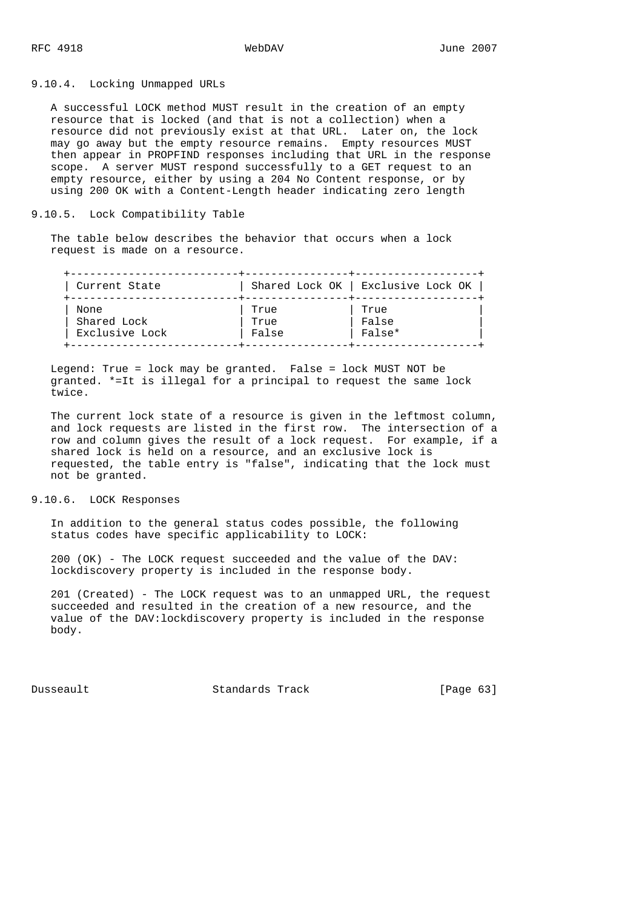### 9.10.4. Locking Unmapped URLs

A successful LOCK method MUST result in the creation of an empty resource that is locked (and that is not a collection) when a resource did not previously exist at that URL. Later on, the lock may go away but the empty resource remains. Empty resources MUST then appear in PROPFIND responses including that URL in the response scope. A server MUST respond successfully to a GET request to an empty resource, either by using a 204 No Content response, or by using 200 OK with a Content-Length header indicating zero length

### 9.10.5. Lock Compatibility Table

The table below describes the behavior that occurs when a lock request is made on a resource.

| Current State | Shared Lock OK | Exclusive Lock OK |
|---|---|---|
| None | True | True |
| Shared Lock | True | False |
| Exclusive Lock | False | False* |

Legend: True = lock may be granted. False = lock MUST NOT be granted. *=It is illegal for a principal to request the same lock twice.

The current lock state of a resource is given in the leftmost column, and lock requests are listed in the first row. The intersection of a row and column gives the result of a lock request. For example, if a shared lock is held on a resource, and an exclusive lock is requested, the table entry is "false", indicating that the lock must not be granted.

### 9.10.6. LOCK Responses

In addition to the general status codes possible, the following status codes have specific applicability to LOCK:

200 (OK) - The LOCK request succeeded and the value of the DAV: lockdiscovery property is included in the response body.

201 (Created) - The LOCK request was to an unmapped URL, the request succeeded and resulted in the creation of a new resource, and the value of the DAV:lockdiscovery property is included in the response body.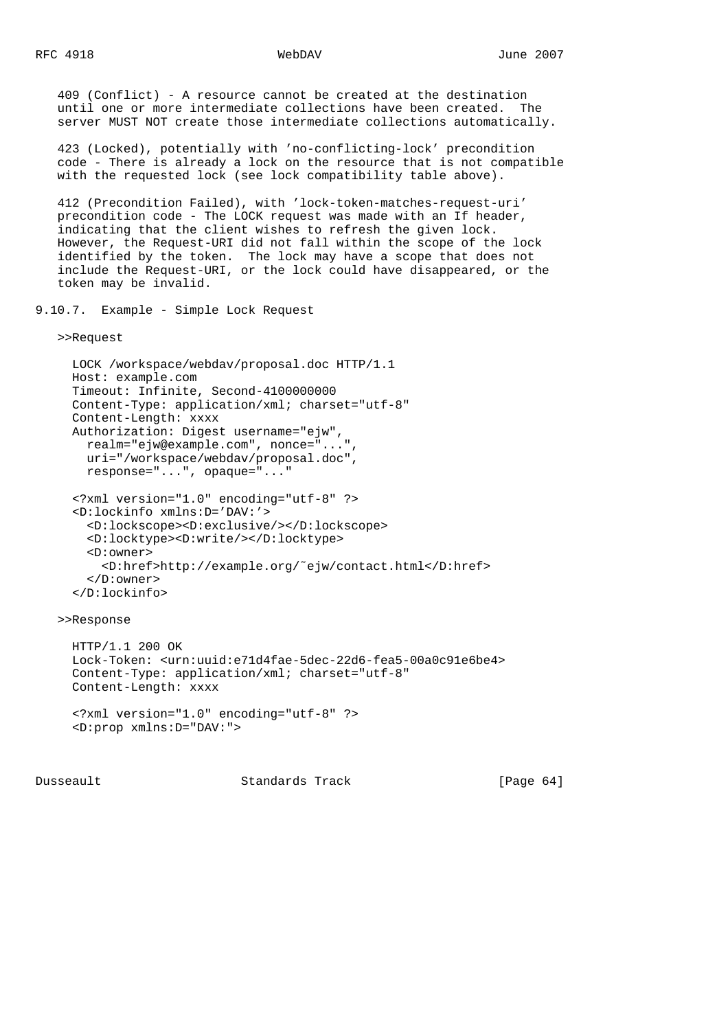409 (Conflict) - A resource cannot be created at the destination until one or more intermediate collections have been created. The server MUST NOT create those intermediate collections automatically.

423 (Locked), potentially with 'no-conflicting-lock' precondition code - There is already a lock on the resource that is not compatible with the requested lock (see lock compatibility table above).

412 (Precondition Failed), with 'lock-token-matches-request-uri' precondition code - The LOCK request was made with an If header, indicating that the client wishes to refresh the given lock. However, the Request-URI did not fall within the scope of the lock identified by the token. The lock may have a scope that does not include the Request-URI, or the lock could have disappeared, or the token may be invalid.

### 9.10.7. Example - Simple Lock Request

>>Request

```
LOCK /workspace/webdav/proposal.doc HTTP/1.1
Host: example.com
Timeout: Infinite, Second-4100000000
Content-Type: application/xml; charset="utf-8"
Content-Length: xxxx
Authorization: Digest username="ejw",
  realm="ejw@example.com", nonce="...",
  uri="/workspace/webdav/proposal.doc",
  response="...", opaque="..."

<?xml version="1.0" encoding="utf-8" ?>
<D:lockinfo xmlns:D='DAV:'>
  <D:lockscope><D:exclusive/></D:lockscope>
  <D:locktype><D:write/></D:locktype>
  <D:owner>
    <D:href>http://example.org/~ejw/contact.html</D:href>
  </D:owner>
</D:lockinfo>
```

>>Response

```
HTTP/1.1 200 OK
Lock-Token: <urn:uuid:e71d4fae-5dec-22d6-fea5-00a0c91e6be4>
Content-Type: application/xml; charset="utf-8"
Content-Length: xxxx

<?xml version="1.0" encoding="utf-8" ?>
<D:prop xmlns:D="DAV:">
```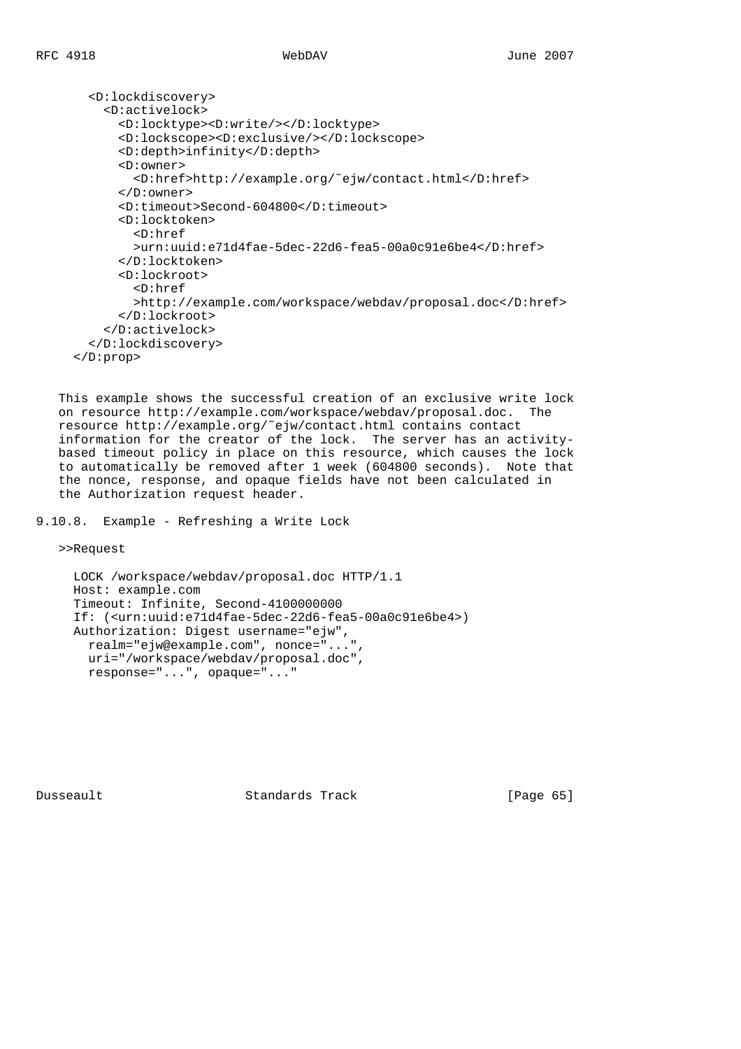```
    <D:lockdiscovery>
      <D:activelock>
        <D:locktype><D:write/></D:locktype>
        <D:lockscope><D:exclusive/></D:lockscope>
        <D:depth>infinity</D:depth>
        <D:owner>
          <D:href>http://example.org/~ejw/contact.html</D:href>
        </D:owner>
        <D:timeout>Second-604800</D:timeout>
        <D:locktoken>
          <D:href
          >urn:uuid:e71d4fae-5dec-22d6-fea5-00a0c91e6be4</D:href>
        </D:locktoken>
        <D:lockroot>
          <D:href
          >http://example.com/workspace/webdav/proposal.doc</D:href>
        </D:lockroot>
      </D:activelock>
    </D:lockdiscovery>
  </D:prop>
```

This example shows the successful creation of an exclusive write lock on resource http://example.com/workspace/webdav/proposal.doc. The resource http://example.org/~ejw/contact.html contains contact information for the creator of the lock. The server has an activity-based timeout policy in place on this resource, which causes the lock to automatically be removed after 1 week (604800 seconds). Note that the nonce, response, and opaque fields have not been calculated in the Authorization request header.

### 9.10.8. Example - Refreshing a Write Lock

>>Request

```
  LOCK /workspace/webdav/proposal.doc HTTP/1.1
  Host: example.com
  Timeout: Infinite, Second-4100000000
  If: (<urn:uuid:e71d4fae-5dec-22d6-fea5-00a0c91e6be4>)
  Authorization: Digest username="ejw",
    realm="ejw@example.com", nonce="...",
    uri="/workspace/webdav/proposal.doc",
    response="...", opaque="..."
```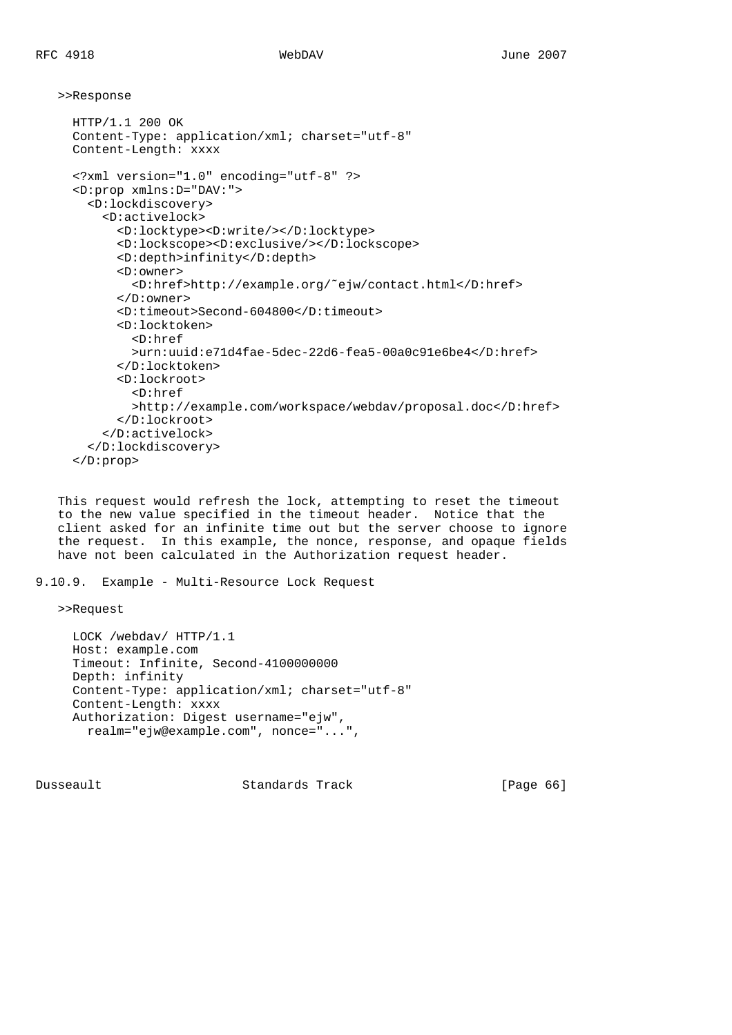>>Response

```
HTTP/1.1 200 OK
Content-Type: application/xml; charset="utf-8"
Content-Length: xxxx

<?xml version="1.0" encoding="utf-8" ?>
<D:prop xmlns:D="DAV:">
  <D:lockdiscovery>
    <D:activelock>
      <D:locktype><D:write/></D:locktype>
      <D:lockscope><D:exclusive/></D:lockscope>
      <D:depth>infinity</D:depth>
      <D:owner>
        <D:href>http://example.org/~ejw/contact.html</D:href>
      </D:owner>
      <D:timeout>Second-604800</D:timeout>
      <D:locktoken>
        <D:href
        >urn:uuid:e71d4fae-5dec-22d6-fea5-00a0c91e6be4</D:href>
      </D:locktoken>
      <D:lockroot>
        <D:href
        >http://example.com/workspace/webdav/proposal.doc</D:href>
      </D:lockroot>
    </D:activelock>
  </D:lockdiscovery>
</D:prop>
```

This request would refresh the lock, attempting to reset the timeout to the new value specified in the timeout header. Notice that the client asked for an infinite time out but the server choose to ignore the request. In this example, the nonce, response, and opaque fields have not been calculated in the Authorization request header.

### 9.10.9. Example - Multi-Resource Lock Request

>>Request

```
LOCK /webdav/ HTTP/1.1
Host: example.com
Timeout: Infinite, Second-4100000000
Depth: infinity
Content-Type: application/xml; charset="utf-8"
Content-Length: xxxx
Authorization: Digest username="ejw",
  realm="ejw@example.com", nonce="...",
```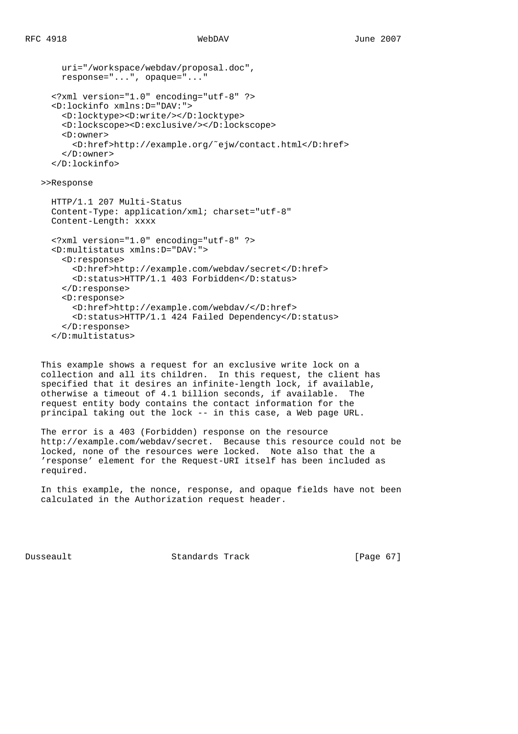```
     uri="/workspace/webdav/proposal.doc",
     response="...", opaque="..."

   <?xml version="1.0" encoding="utf-8" ?>
   <D:lockinfo xmlns:D="DAV:">
     <D:locktype><D:write/></D:locktype>
     <D:lockscope><D:exclusive/></D:lockscope>
     <D:owner>
       <D:href>http://example.org/~ejw/contact.html</D:href>
     </D:owner>
   </D:lockinfo>
```

>>Response

```
   HTTP/1.1 207 Multi-Status
   Content-Type: application/xml; charset="utf-8"
   Content-Length: xxxx

   <?xml version="1.0" encoding="utf-8" ?>
   <D:multistatus xmlns:D="DAV:">
     <D:response>
       <D:href>http://example.com/webdav/secret</D:href>
       <D:status>HTTP/1.1 403 Forbidden</D:status>
     </D:response>
     <D:response>
       <D:href>http://example.com/webdav/</D:href>
       <D:status>HTTP/1.1 424 Failed Dependency</D:status>
     </D:response>
   </D:multistatus>
```

This example shows a request for an exclusive write lock on a collection and all its children. In this request, the client has specified that it desires an infinite-length lock, if available, otherwise a timeout of 4.1 billion seconds, if available. The request entity body contains the contact information for the principal taking out the lock -- in this case, a Web page URL.

The error is a 403 (Forbidden) response on the resource http://example.com/webdav/secret. Because this resource could not be locked, none of the resources were locked. Note also that the a 'response' element for the Request-URI itself has been included as required.

In this example, the nonce, response, and opaque fields have not been calculated in the Authorization request header.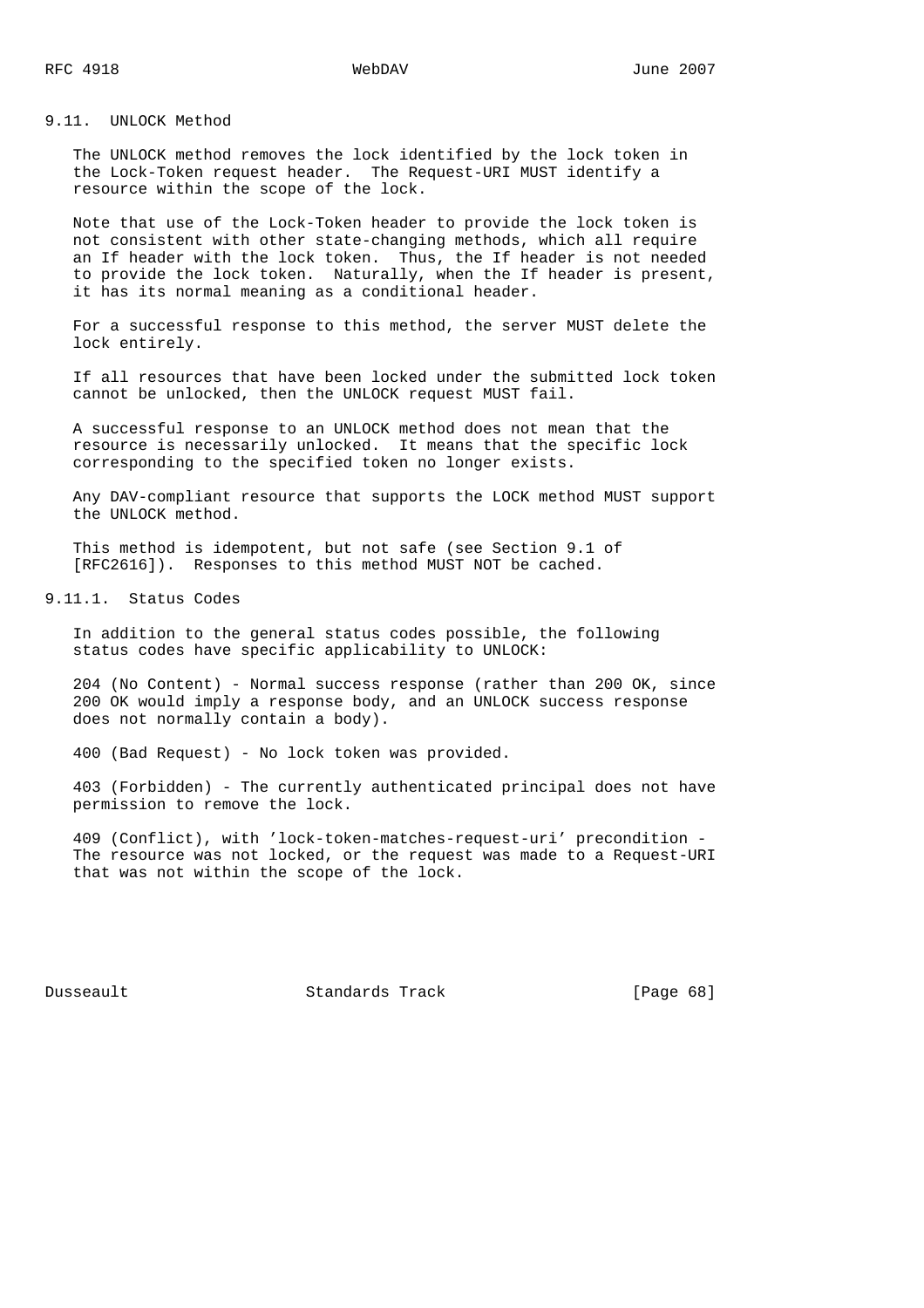### 9.11. UNLOCK Method

The UNLOCK method removes the lock identified by the lock token in the Lock-Token request header. The Request-URI MUST identify a resource within the scope of the lock.

Note that use of the Lock-Token header to provide the lock token is not consistent with other state-changing methods, which all require an If header with the lock token. Thus, the If header is not needed to provide the lock token. Naturally, when the If header is present, it has its normal meaning as a conditional header.

For a successful response to this method, the server MUST delete the lock entirely.

If all resources that have been locked under the submitted lock token cannot be unlocked, then the UNLOCK request MUST fail.

A successful response to an UNLOCK method does not mean that the resource is necessarily unlocked. It means that the specific lock corresponding to the specified token no longer exists.

Any DAV-compliant resource that supports the LOCK method MUST support the UNLOCK method.

This method is idempotent, but not safe (see Section 9.1 of [RFC2616]). Responses to this method MUST NOT be cached.

#### 9.11.1. Status Codes

In addition to the general status codes possible, the following status codes have specific applicability to UNLOCK:

204 (No Content) - Normal success response (rather than 200 OK, since 200 OK would imply a response body, and an UNLOCK success response does not normally contain a body).

400 (Bad Request) - No lock token was provided.

403 (Forbidden) - The currently authenticated principal does not have permission to remove the lock.

409 (Conflict), with 'lock-token-matches-request-uri' precondition - The resource was not locked, or the request was made to a Request-URI that was not within the scope of the lock.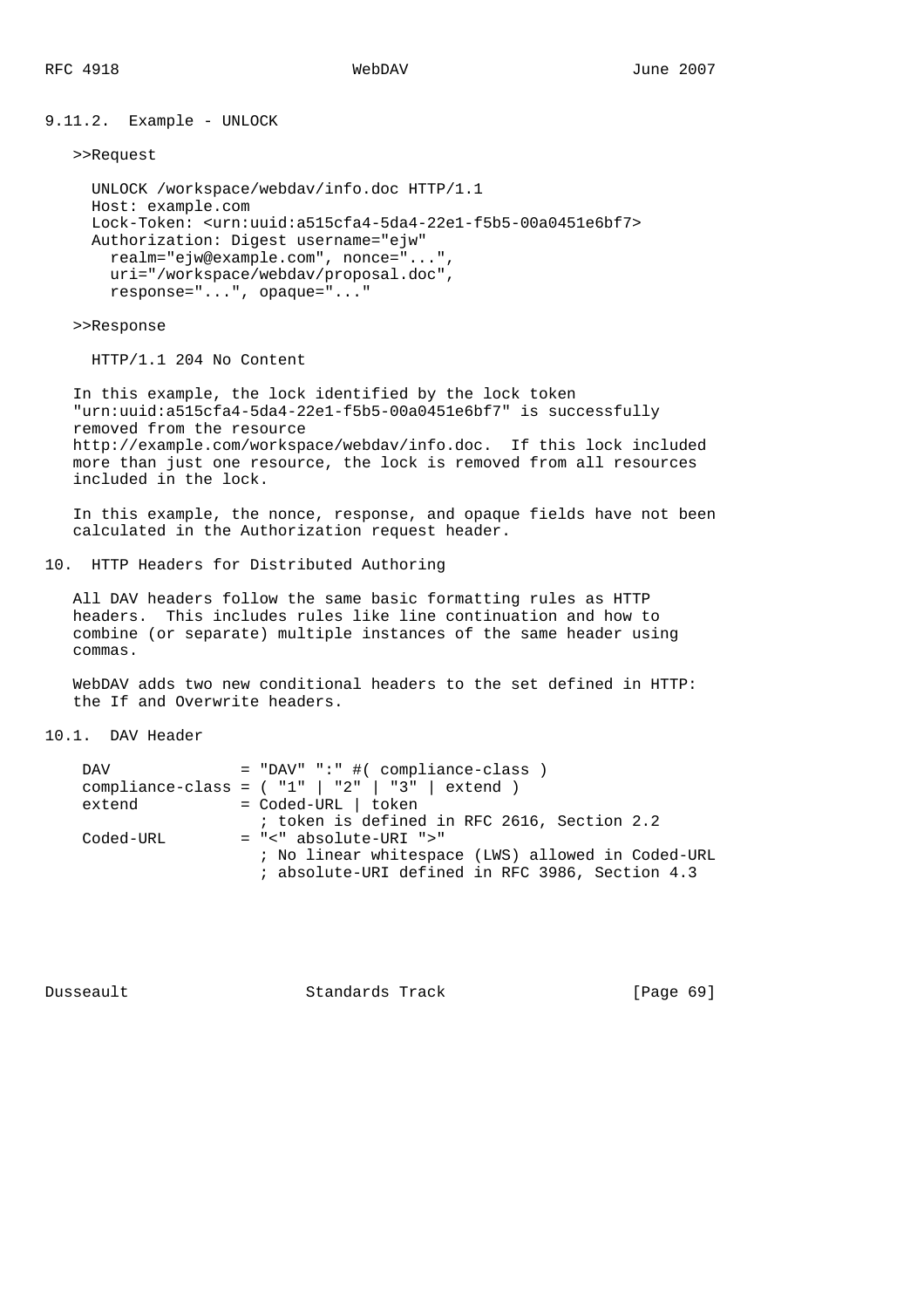### 9.11.2. Example - UNLOCK

>>Request

```
UNLOCK /workspace/webdav/info.doc HTTP/1.1
Host: example.com
Lock-Token: <urn:uuid:a515cfa4-5da4-22e1-f5b5-00a0451e6bf7>
Authorization: Digest username="ejw"
  realm="ejw@example.com", nonce="...",
  uri="/workspace/webdav/proposal.doc",
  response="...", opaque="..."
```

>>Response

```
HTTP/1.1 204 No Content
```

In this example, the lock identified by the lock token "urn:uuid:a515cfa4-5da4-22e1-f5b5-00a0451e6bf7" is successfully removed from the resource http://example.com/workspace/webdav/info.doc. If this lock included more than just one resource, the lock is removed from all resources included in the lock.

In this example, the nonce, response, and opaque fields have not been calculated in the Authorization request header.

## 10. HTTP Headers for Distributed Authoring

All DAV headers follow the same basic formatting rules as HTTP headers. This includes rules like line continuation and how to combine (or separate) multiple instances of the same header using commas.

WebDAV adds two new conditional headers to the set defined in HTTP: the If and Overwrite headers.

### 10.1. DAV Header

```
DAV              = "DAV" ":" #( compliance-class )
compliance-class = ( "1" | "2" | "3" | extend )
extend           = Coded-URL | token
                   ; token is defined in RFC 2616, Section 2.2
Coded-URL        = "<" absolute-URI ">"
                   ; No linear whitespace (LWS) allowed in Coded-URL
                   ; absolute-URI defined in RFC 3986, Section 4.3
```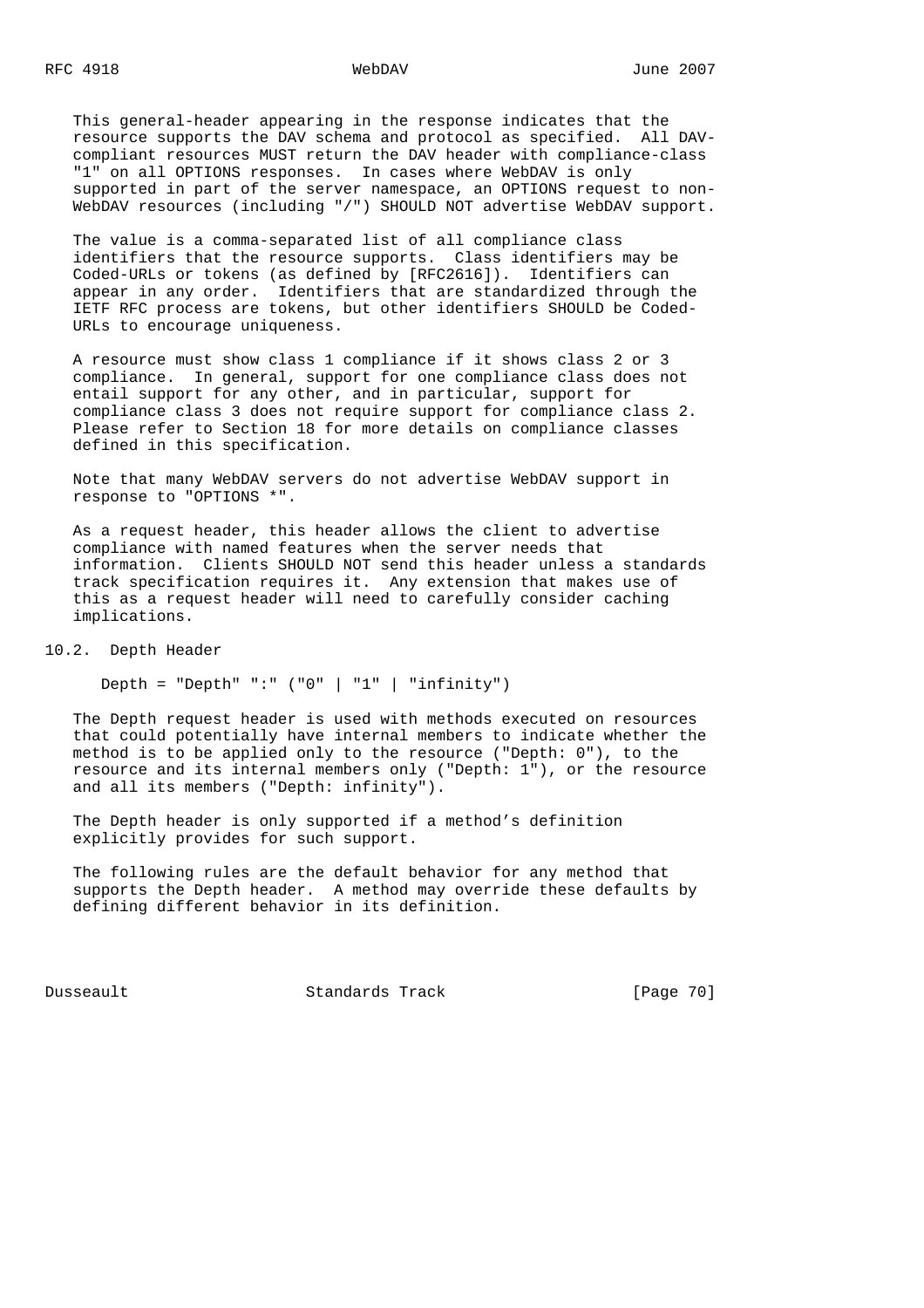This general-header appearing in the response indicates that the resource supports the DAV schema and protocol as specified. All DAV-compliant resources MUST return the DAV header with compliance-class "1" on all OPTIONS responses. In cases where WebDAV is only supported in part of the server namespace, an OPTIONS request to non-WebDAV resources (including "/") SHOULD NOT advertise WebDAV support.

The value is a comma-separated list of all compliance class identifiers that the resource supports. Class identifiers may be Coded-URLs or tokens (as defined by [RFC2616]). Identifiers can appear in any order. Identifiers that are standardized through the IETF RFC process are tokens, but other identifiers SHOULD be Coded-URLs to encourage uniqueness.

A resource must show class 1 compliance if it shows class 2 or 3 compliance. In general, support for one compliance class does not entail support for any other, and in particular, support for compliance class 3 does not require support for compliance class 2. Please refer to Section 18 for more details on compliance classes defined in this specification.

Note that many WebDAV servers do not advertise WebDAV support in response to "OPTIONS *".

As a request header, this header allows the client to advertise compliance with named features when the server needs that information. Clients SHOULD NOT send this header unless a standards track specification requires it. Any extension that makes use of this as a request header will need to carefully consider caching implications.

## 10.2. Depth Header

```
Depth = "Depth" ":" ("0" | "1" | "infinity")
```

The Depth request header is used with methods executed on resources that could potentially have internal members to indicate whether the method is to be applied only to the resource ("Depth: 0"), to the resource and its internal members only ("Depth: 1"), or the resource and all its members ("Depth: infinity").

The Depth header is only supported if a method's definition explicitly provides for such support.

The following rules are the default behavior for any method that supports the Depth header. A method may override these defaults by defining different behavior in its definition.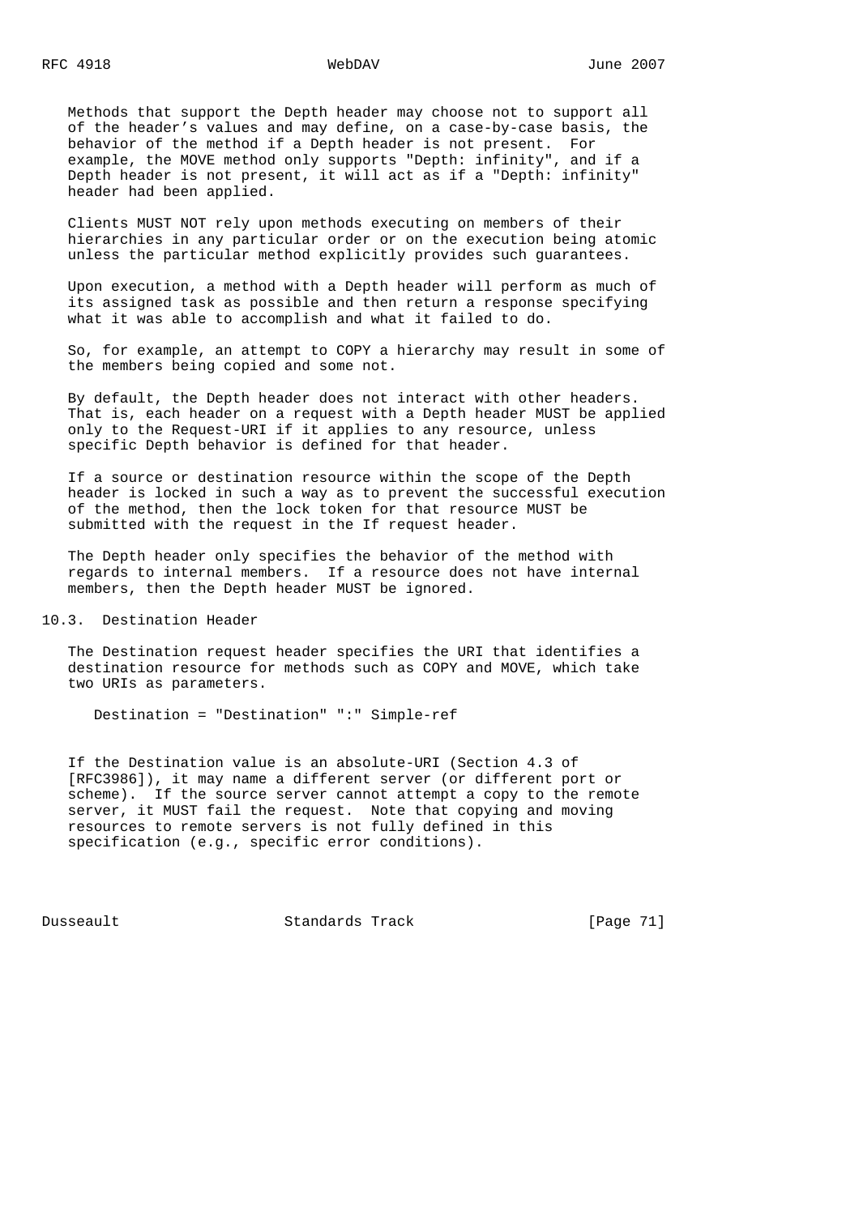Methods that support the Depth header may choose not to support all of the header's values and may define, on a case-by-case basis, the behavior of the method if a Depth header is not present. For example, the MOVE method only supports "Depth: infinity", and if a Depth header is not present, it will act as if a "Depth: infinity" header had been applied.

Clients MUST NOT rely upon methods executing on members of their hierarchies in any particular order or on the execution being atomic unless the particular method explicitly provides such guarantees.

Upon execution, a method with a Depth header will perform as much of its assigned task as possible and then return a response specifying what it was able to accomplish and what it failed to do.

So, for example, an attempt to COPY a hierarchy may result in some of the members being copied and some not.

By default, the Depth header does not interact with other headers. That is, each header on a request with a Depth header MUST be applied only to the Request-URI if it applies to any resource, unless specific Depth behavior is defined for that header.

If a source or destination resource within the scope of the Depth header is locked in such a way as to prevent the successful execution of the method, then the lock token for that resource MUST be submitted with the request in the If request header.

The Depth header only specifies the behavior of the method with regards to internal members. If a resource does not have internal members, then the Depth header MUST be ignored.

## 10.3. Destination Header

The Destination request header specifies the URI that identifies a destination resource for methods such as COPY and MOVE, which take two URIs as parameters.

```
Destination = "Destination" ":" Simple-ref
```

If the Destination value is an absolute-URI (Section 4.3 of [RFC3986]), it may name a different server (or different port or scheme). If the source server cannot attempt a copy to the remote server, it MUST fail the request. Note that copying and moving resources to remote servers is not fully defined in this specification (e.g., specific error conditions).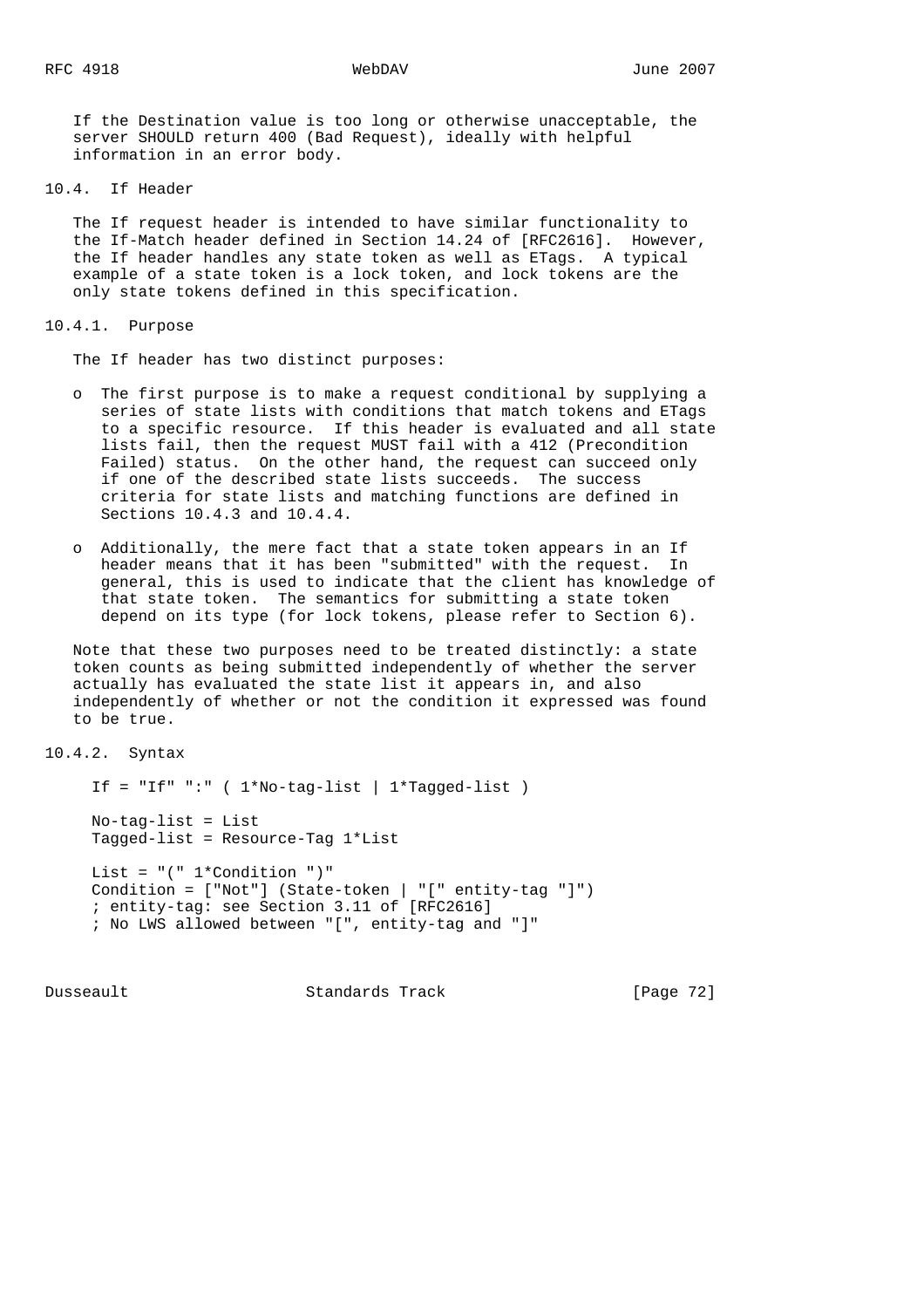If the Destination value is too long or otherwise unacceptable, the server SHOULD return 400 (Bad Request), ideally with helpful information in an error body.

## 10.4. If Header

The If request header is intended to have similar functionality to the If-Match header defined in Section 14.24 of [RFC2616]. However, the If header handles any state token as well as ETags. A typical example of a state token is a lock token, and lock tokens are the only state tokens defined in this specification.

### 10.4.1. Purpose

The If header has two distinct purposes:

- The first purpose is to make a request conditional by supplying a series of state lists with conditions that match tokens and ETags to a specific resource. If this header is evaluated and all state lists fail, then the request MUST fail with a 412 (Precondition Failed) status. On the other hand, the request can succeed only if one of the described state lists succeeds. The success criteria for state lists and matching functions are defined in Sections 10.4.3 and 10.4.4.

- Additionally, the mere fact that a state token appears in an If header means that it has been "submitted" with the request. In general, this is used to indicate that the client has knowledge of that state token. The semantics for submitting a state token depend on its type (for lock tokens, please refer to Section 6).

Note that these two purposes need to be treated distinctly: a state token counts as being submitted independently of whether the server actually has evaluated the state list it appears in, and also independently of whether or not the condition it expressed was found to be true.

### 10.4.2. Syntax

```
If = "If" ":" ( 1*No-tag-list | 1*Tagged-list )

No-tag-list = List
Tagged-list = Resource-Tag 1*List

List = "(" 1*Condition ")"
Condition = ["Not"] (State-token | "[" entity-tag "]")
; entity-tag: see Section 3.11 of [RFC2616]
; No LWS allowed between "[", entity-tag and "]"
```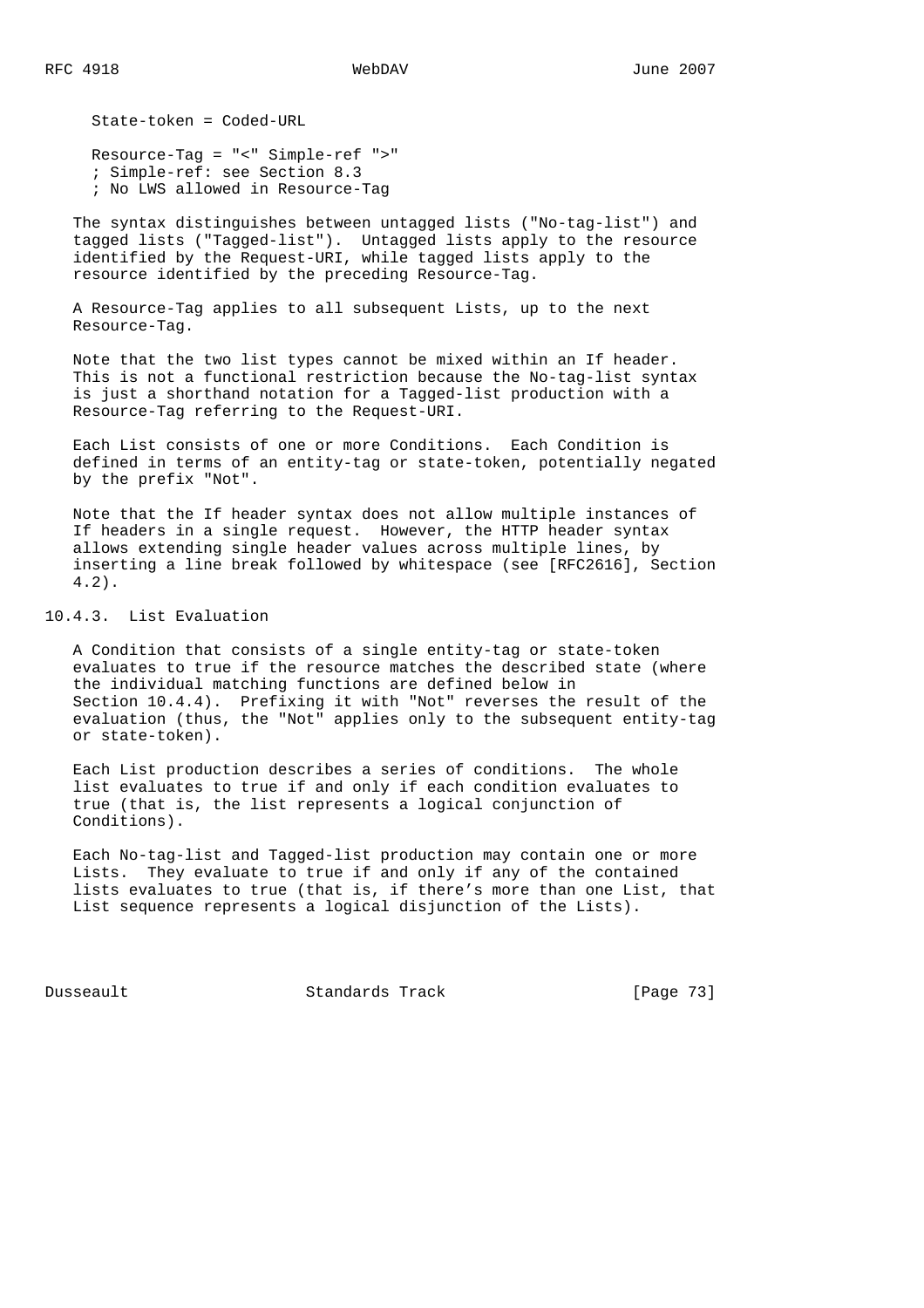```
   State-token = Coded-URL

   Resource-Tag = "<" Simple-ref ">"
   ; Simple-ref: see Section 8.3
   ; No LWS allowed in Resource-Tag
```

The syntax distinguishes between untagged lists ("No-tag-list") and tagged lists ("Tagged-list"). Untagged lists apply to the resource identified by the Request-URI, while tagged lists apply to the resource identified by the preceding Resource-Tag.

A Resource-Tag applies to all subsequent Lists, up to the next Resource-Tag.

Note that the two list types cannot be mixed within an If header. This is not a functional restriction because the No-tag-list syntax is just a shorthand notation for a Tagged-list production with a Resource-Tag referring to the Request-URI.

Each List consists of one or more Conditions. Each Condition is defined in terms of an entity-tag or state-token, potentially negated by the prefix "Not".

Note that the If header syntax does not allow multiple instances of If headers in a single request. However, the HTTP header syntax allows extending single header values across multiple lines, by inserting a line break followed by whitespace (see [RFC2616], Section 4.2).

### 10.4.3. List Evaluation

A Condition that consists of a single entity-tag or state-token evaluates to true if the resource matches the described state (where the individual matching functions are defined below in Section 10.4.4). Prefixing it with "Not" reverses the result of the evaluation (thus, the "Not" applies only to the subsequent entity-tag or state-token).

Each List production describes a series of conditions. The whole list evaluates to true if and only if each condition evaluates to true (that is, the list represents a logical conjunction of Conditions).

Each No-tag-list and Tagged-list production may contain one or more Lists. They evaluate to true if and only if any of the contained lists evaluates to true (that is, if there's more than one List, that List sequence represents a logical disjunction of the Lists).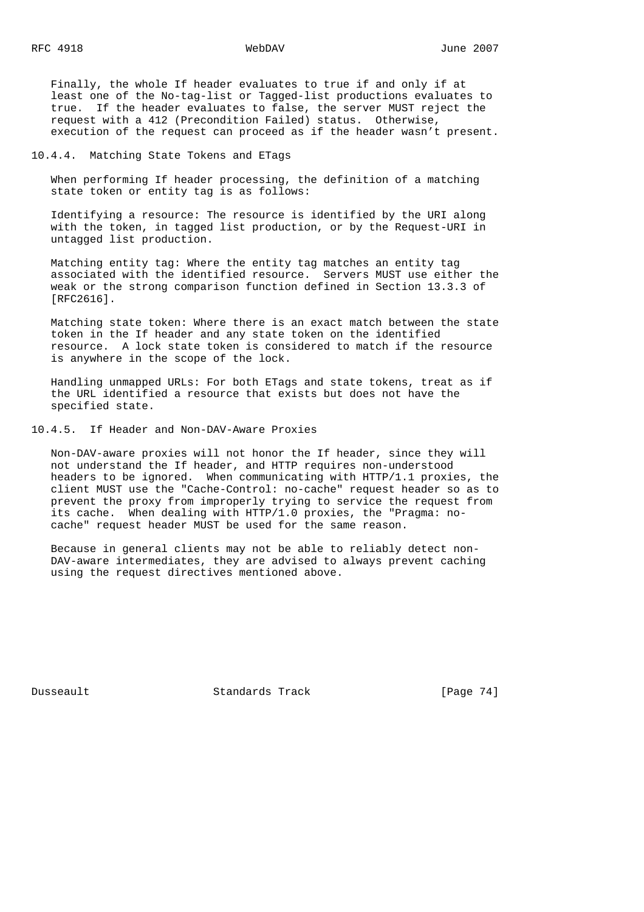Finally, the whole If header evaluates to true if and only if at least one of the No-tag-list or Tagged-list productions evaluates to true. If the header evaluates to false, the server MUST reject the request with a 412 (Precondition Failed) status. Otherwise, execution of the request can proceed as if the header wasn't present.

### 10.4.4. Matching State Tokens and ETags

When performing If header processing, the definition of a matching state token or entity tag is as follows:

Identifying a resource: The resource is identified by the URI along with the token, in tagged list production, or by the Request-URI in untagged list production.

Matching entity tag: Where the entity tag matches an entity tag associated with the identified resource. Servers MUST use either the weak or the strong comparison function defined in Section 13.3.3 of [RFC2616].

Matching state token: Where there is an exact match between the state token in the If header and any state token on the identified resource. A lock state token is considered to match if the resource is anywhere in the scope of the lock.

Handling unmapped URLs: For both ETags and state tokens, treat as if the URL identified a resource that exists but does not have the specified state.

### 10.4.5. If Header and Non-DAV-Aware Proxies

Non-DAV-aware proxies will not honor the If header, since they will not understand the If header, and HTTP requires non-understood headers to be ignored. When communicating with HTTP/1.1 proxies, the client MUST use the "Cache-Control: no-cache" request header so as to prevent the proxy from improperly trying to service the request from its cache. When dealing with HTTP/1.0 proxies, the "Pragma: no-cache" request header MUST be used for the same reason.

Because in general clients may not be able to reliably detect non-DAV-aware intermediates, they are advised to always prevent caching using the request directives mentioned above.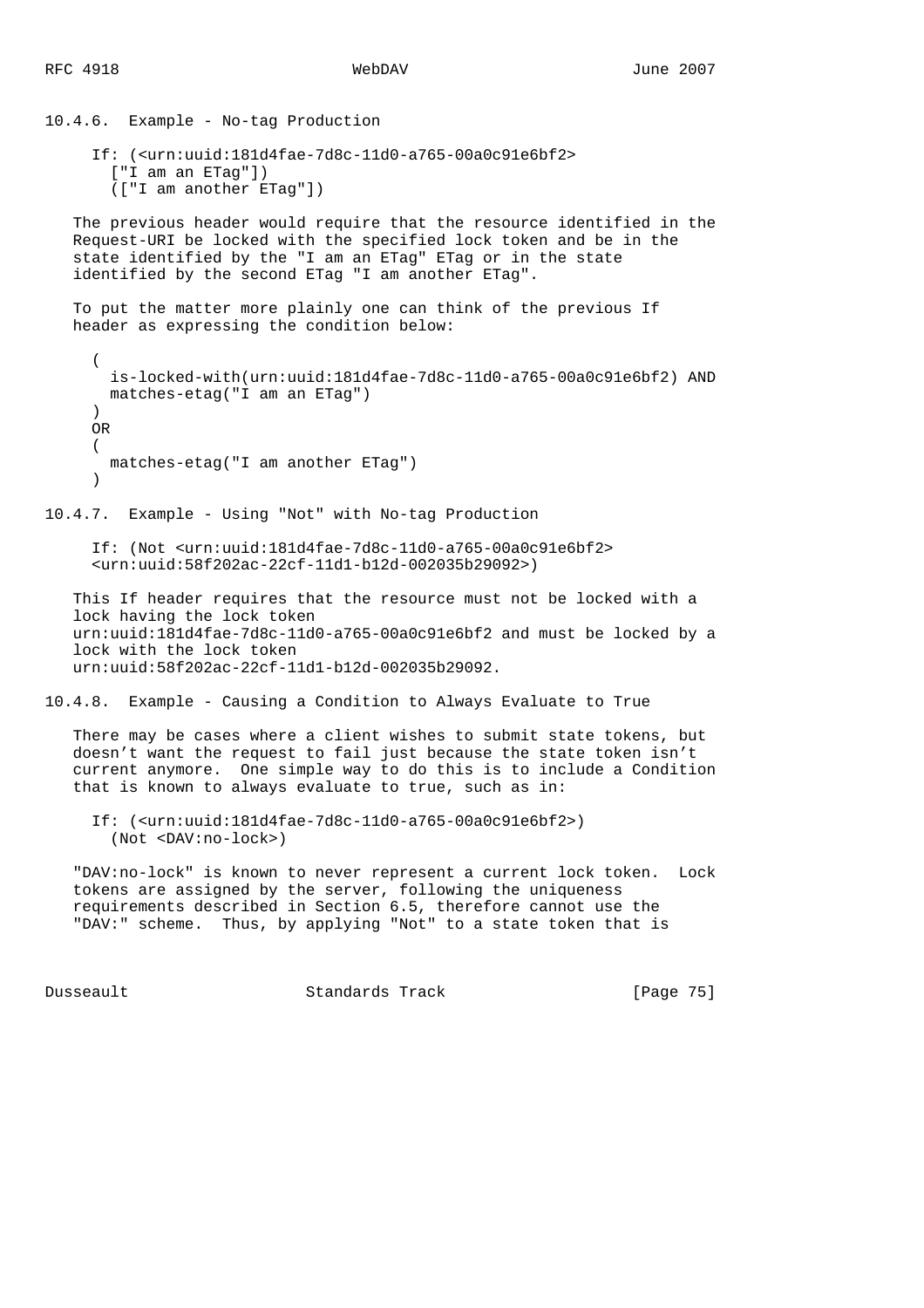### 10.4.6. Example - No-tag Production

```
If: (<urn:uuid:181d4fae-7d8c-11d0-a765-00a0c91e6bf2>
  ["I am an ETag"])
  (["I am another ETag"])
```

The previous header would require that the resource identified in the Request-URI be locked with the specified lock token and be in the state identified by the "I am an ETag" ETag or in the state identified by the second ETag "I am another ETag".

To put the matter more plainly one can think of the previous If header as expressing the condition below:

```
(
  is-locked-with(urn:uuid:181d4fae-7d8c-11d0-a765-00a0c91e6bf2) AND
  matches-etag("I am an ETag")
)
OR
(
  matches-etag("I am another ETag")
)
```

### 10.4.7. Example - Using "Not" with No-tag Production

```
If: (Not <urn:uuid:181d4fae-7d8c-11d0-a765-00a0c91e6bf2>
<urn:uuid:58f202ac-22cf-11d1-b12d-002035b29092>)
```

This If header requires that the resource must not be locked with a lock having the lock token urn:uuid:181d4fae-7d8c-11d0-a765-00a0c91e6bf2 and must be locked by a lock with the lock token urn:uuid:58f202ac-22cf-11d1-b12d-002035b29092.

### 10.4.8. Example - Causing a Condition to Always Evaluate to True

There may be cases where a client wishes to submit state tokens, but doesn't want the request to fail just because the state token isn't current anymore. One simple way to do this is to include a Condition that is known to always evaluate to true, such as in:

```
If: (<urn:uuid:181d4fae-7d8c-11d0-a765-00a0c91e6bf2>)
  (Not <DAV:no-lock>)
```

"DAV:no-lock" is known to never represent a current lock token. Lock tokens are assigned by the server, following the uniqueness requirements described in Section 6.5, therefore cannot use the "DAV:" scheme. Thus, by applying "Not" to a state token that is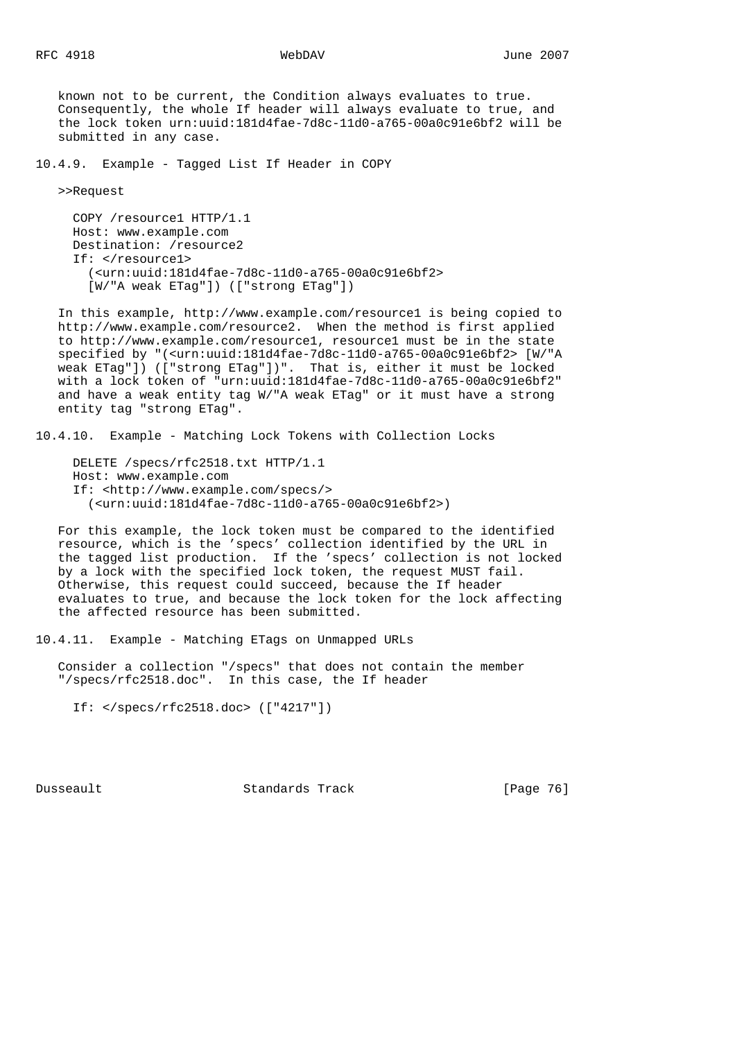known not to be current, the Condition always evaluates to true. Consequently, the whole If header will always evaluate to true, and the lock token urn:uuid:181d4fae-7d8c-11d0-a765-00a0c91e6bf2 will be submitted in any case.

### 10.4.9. Example - Tagged List If Header in COPY

>>Request

```
COPY /resource1 HTTP/1.1
Host: www.example.com
Destination: /resource2
If: </resource1>
  (<urn:uuid:181d4fae-7d8c-11d0-a765-00a0c91e6bf2>
  [W/"A weak ETag"]) (["strong ETag"])
```

In this example, http://www.example.com/resource1 is being copied to http://www.example.com/resource2. When the method is first applied to http://www.example.com/resource1, resource1 must be in the state specified by "(<urn:uuid:181d4fae-7d8c-11d0-a765-00a0c91e6bf2> [W/"A weak ETag"]) (["strong ETag"])". That is, either it must be locked with a lock token of "urn:uuid:181d4fae-7d8c-11d0-a765-00a0c91e6bf2" and have a weak entity tag W/"A weak ETag" or it must have a strong entity tag "strong ETag".

### 10.4.10. Example - Matching Lock Tokens with Collection Locks

```
DELETE /specs/rfc2518.txt HTTP/1.1
Host: www.example.com
If: <http://www.example.com/specs/>
  (<urn:uuid:181d4fae-7d8c-11d0-a765-00a0c91e6bf2>)
```

For this example, the lock token must be compared to the identified resource, which is the 'specs' collection identified by the URL in the tagged list production. If the 'specs' collection is not locked by a lock with the specified lock token, the request MUST fail. Otherwise, this request could succeed, because the If header evaluates to true, and because the lock token for the lock affecting the affected resource has been submitted.

### 10.4.11. Example - Matching ETags on Unmapped URLs

Consider a collection "/specs" that does not contain the member "/specs/rfc2518.doc". In this case, the If header

```
If: </specs/rfc2518.doc> (["4217"])
```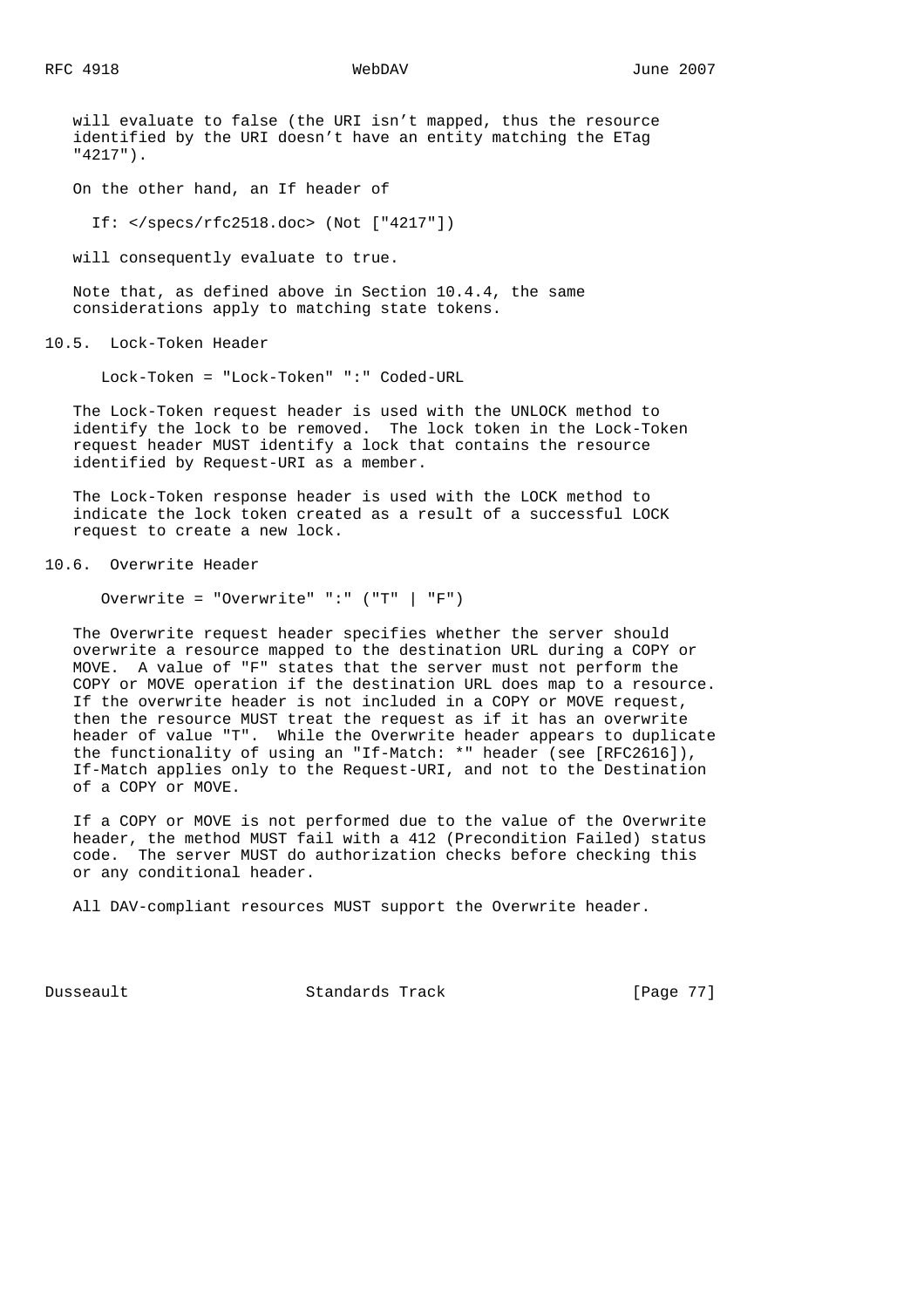will evaluate to false (the URI isn't mapped, thus the resource identified by the URI doesn't have an entity matching the ETag "4217").

On the other hand, an If header of

```
If: </specs/rfc2518.doc> (Not ["4217"])
```

will consequently evaluate to true.

Note that, as defined above in Section 10.4.4, the same considerations apply to matching state tokens.

## 10.5. Lock-Token Header

```
Lock-Token = "Lock-Token" ":" Coded-URL
```

The Lock-Token request header is used with the UNLOCK method to identify the lock to be removed. The lock token in the Lock-Token request header MUST identify a lock that contains the resource identified by Request-URI as a member.

The Lock-Token response header is used with the LOCK method to indicate the lock token created as a result of a successful LOCK request to create a new lock.

## 10.6. Overwrite Header

```
Overwrite = "Overwrite" ":" ("T" | "F")
```

The Overwrite request header specifies whether the server should overwrite a resource mapped to the destination URL during a COPY or MOVE. A value of "F" states that the server must not perform the COPY or MOVE operation if the destination URL does map to a resource. If the overwrite header is not included in a COPY or MOVE request, then the resource MUST treat the request as if it has an overwrite header of value "T". While the Overwrite header appears to duplicate the functionality of using an "If-Match: *" header (see [RFC2616]), If-Match applies only to the Request-URI, and not to the Destination of a COPY or MOVE.

If a COPY or MOVE is not performed due to the value of the Overwrite header, the method MUST fail with a 412 (Precondition Failed) status code. The server MUST do authorization checks before checking this or any conditional header.

All DAV-compliant resources MUST support the Overwrite header.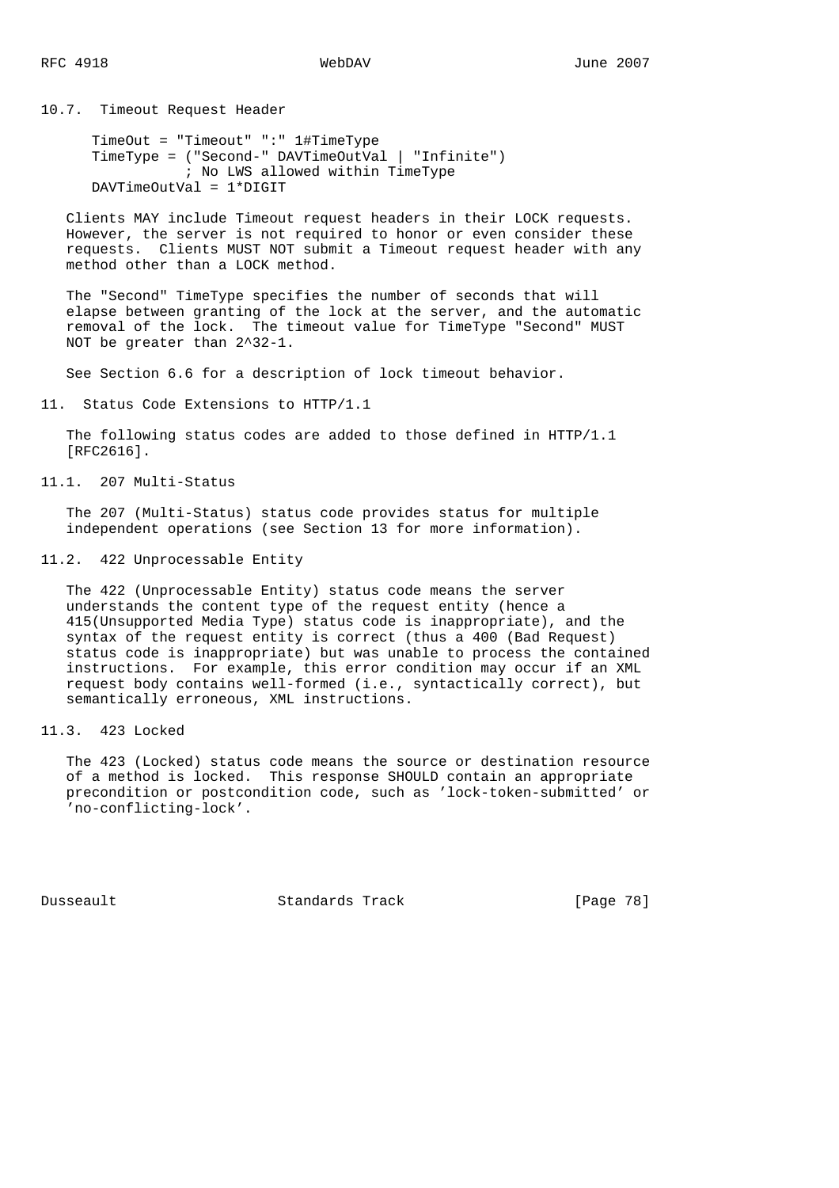## 10.7. Timeout Request Header

```
TimeOut = "Timeout" ":" 1#TimeType
TimeType = ("Second-" DAVTimeOutVal | "Infinite")
           ; No LWS allowed within TimeType
DAVTimeOutVal = 1*DIGIT
```

Clients MAY include Timeout request headers in their LOCK requests. However, the server is not required to honor or even consider these requests. Clients MUST NOT submit a Timeout request header with any method other than a LOCK method.

The "Second" TimeType specifies the number of seconds that will elapse between granting of the lock at the server, and the automatic removal of the lock. The timeout value for TimeType "Second" MUST NOT be greater than $2^{32}-1$.

See Section 6.6 for a description of lock timeout behavior.

# 11. Status Code Extensions to HTTP/1.1

The following status codes are added to those defined in HTTP/1.1 [RFC2616].

## 11.1. 207 Multi-Status

The 207 (Multi-Status) status code provides status for multiple independent operations (see Section 13 for more information).

## 11.2. 422 Unprocessable Entity

The 422 (Unprocessable Entity) status code means the server understands the content type of the request entity (hence a 415(Unsupported Media Type) status code is inappropriate), and the syntax of the request entity is correct (thus a 400 (Bad Request) status code is inappropriate) but was unable to process the contained instructions. For example, this error condition may occur if an XML request body contains well-formed (i.e., syntactically correct), but semantically erroneous, XML instructions.

## 11.3. 423 Locked

The 423 (Locked) status code means the source or destination resource of a method is locked. This response SHOULD contain an appropriate precondition or postcondition code, such as 'lock-token-submitted' or 'no-conflicting-lock'.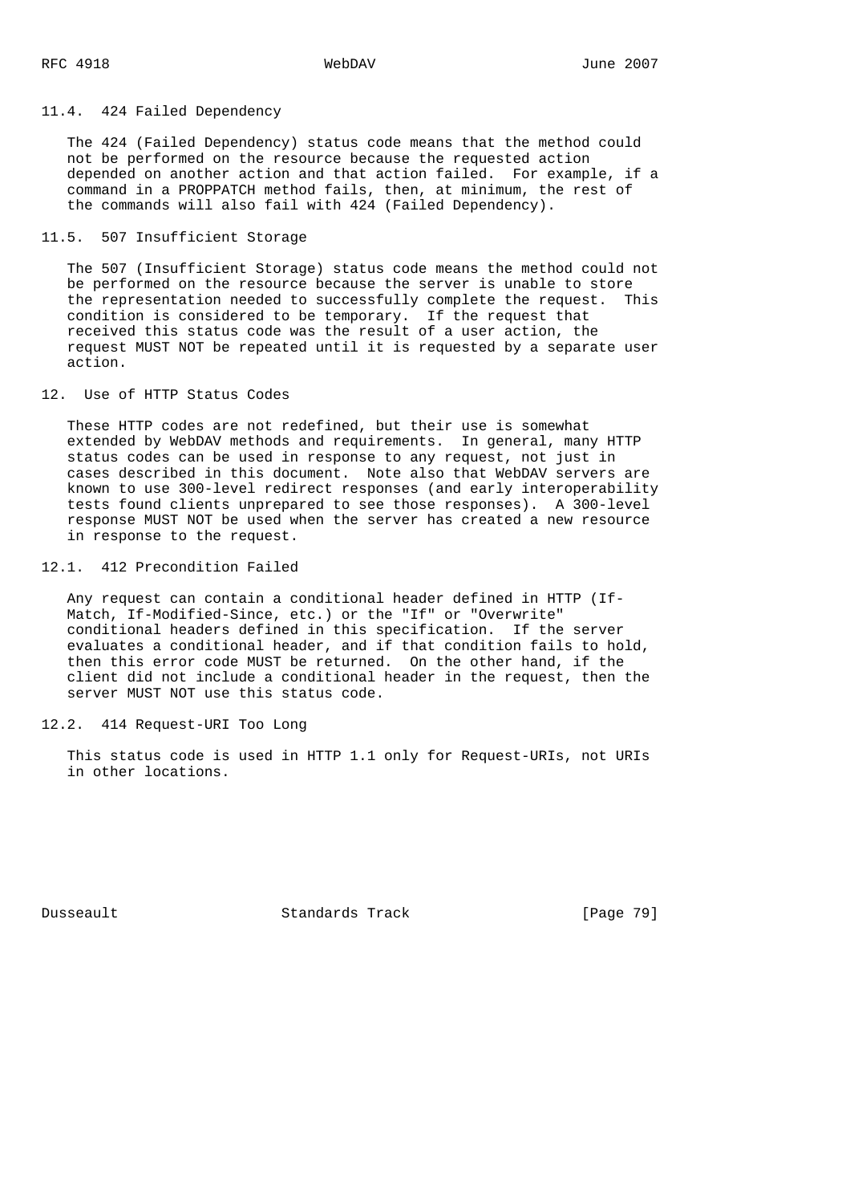### 11.4. 424 Failed Dependency

The 424 (Failed Dependency) status code means that the method could not be performed on the resource because the requested action depended on another action and that action failed. For example, if a command in a PROPPATCH method fails, then, at minimum, the rest of the commands will also fail with 424 (Failed Dependency).

### 11.5. 507 Insufficient Storage

The 507 (Insufficient Storage) status code means the method could not be performed on the resource because the server is unable to store the representation needed to successfully complete the request. This condition is considered to be temporary. If the request that received this status code was the result of a user action, the request MUST NOT be repeated until it is requested by a separate user action.

## 12. Use of HTTP Status Codes

These HTTP codes are not redefined, but their use is somewhat extended by WebDAV methods and requirements. In general, many HTTP status codes can be used in response to any request, not just in cases described in this document. Note also that WebDAV servers are known to use 300-level redirect responses (and early interoperability tests found clients unprepared to see those responses). A 300-level response MUST NOT be used when the server has created a new resource in response to the request.

### 12.1. 412 Precondition Failed

Any request can contain a conditional header defined in HTTP (If-Match, If-Modified-Since, etc.) or the "If" or "Overwrite" conditional headers defined in this specification. If the server evaluates a conditional header, and if that condition fails to hold, then this error code MUST be returned. On the other hand, if the client did not include a conditional header in the request, then the server MUST NOT use this status code.

### 12.2. 414 Request-URI Too Long

This status code is used in HTTP 1.1 only for Request-URIs, not URIs in other locations.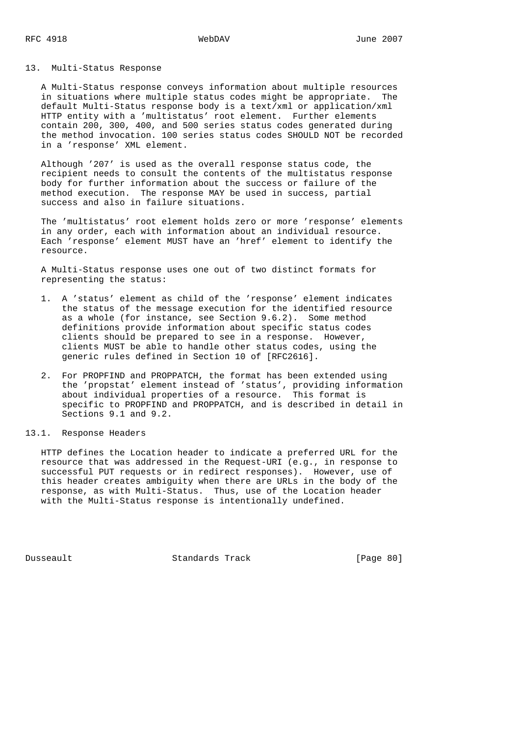## 13. Multi-Status Response

A Multi-Status response conveys information about multiple resources in situations where multiple status codes might be appropriate. The default Multi-Status response body is a text/xml or application/xml HTTP entity with a 'multistatus' root element. Further elements contain 200, 300, 400, and 500 series status codes generated during the method invocation. 100 series status codes SHOULD NOT be recorded in a 'response' XML element.

Although '207' is used as the overall response status code, the recipient needs to consult the contents of the multistatus response body for further information about the success or failure of the method execution. The response MAY be used in success, partial success and also in failure situations.

The 'multistatus' root element holds zero or more 'response' elements in any order, each with information about an individual resource. Each 'response' element MUST have an 'href' element to identify the resource.

A Multi-Status response uses one out of two distinct formats for representing the status:

1. A 'status' element as child of the 'response' element indicates the status of the message execution for the identified resource as a whole (for instance, see Section 9.6.2). Some method definitions provide information about specific status codes clients should be prepared to see in a response. However, clients MUST be able to handle other status codes, using the generic rules defined in Section 10 of [RFC2616].

2. For PROPFIND and PROPPATCH, the format has been extended using the 'propstat' element instead of 'status', providing information about individual properties of a resource. This format is specific to PROPFIND and PROPPATCH, and is described in detail in Sections 9.1 and 9.2.

### 13.1. Response Headers

HTTP defines the Location header to indicate a preferred URL for the resource that was addressed in the Request-URI (e.g., in response to successful PUT requests or in redirect responses). However, use of this header creates ambiguity when there are URLs in the body of the response, as with Multi-Status. Thus, use of the Location header with the Multi-Status response is intentionally undefined.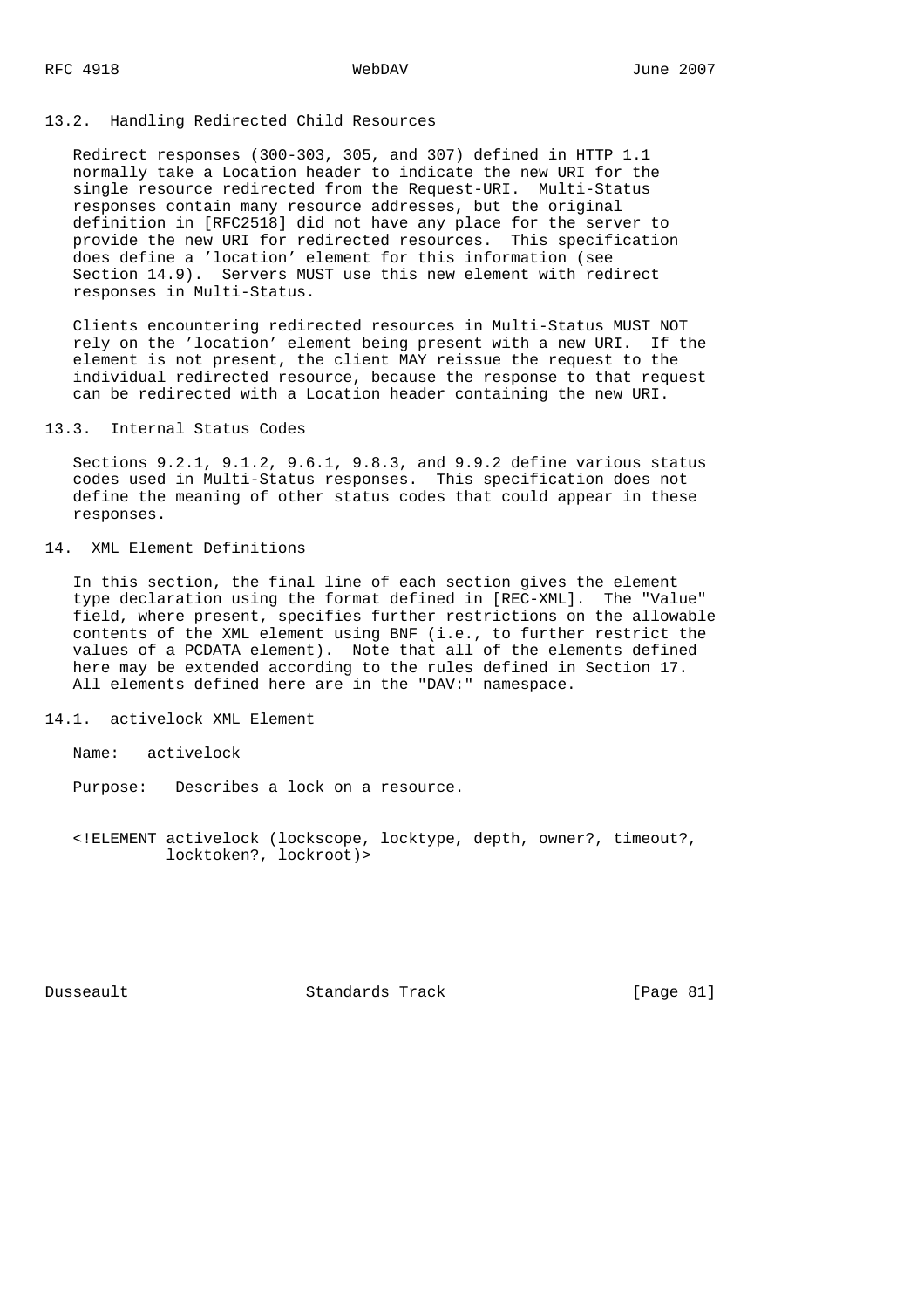### 13.2. Handling Redirected Child Resources

Redirect responses (300-303, 305, and 307) defined in HTTP 1.1 normally take a Location header to indicate the new URI for the single resource redirected from the Request-URI. Multi-Status responses contain many resource addresses, but the original definition in [RFC2518] did not have any place for the server to provide the new URI for redirected resources. This specification does define a 'location' element for this information (see Section 14.9). Servers MUST use this new element with redirect responses in Multi-Status.

Clients encountering redirected resources in Multi-Status MUST NOT rely on the 'location' element being present with a new URI. If the element is not present, the client MAY reissue the request to the individual redirected resource, because the response to that request can be redirected with a Location header containing the new URI.

### 13.3. Internal Status Codes

Sections 9.2.1, 9.1.2, 9.6.1, 9.8.3, and 9.9.2 define various status codes used in Multi-Status responses. This specification does not define the meaning of other status codes that could appear in these responses.

## 14. XML Element Definitions

In this section, the final line of each section gives the element type declaration using the format defined in [REC-XML]. The "Value" field, where present, specifies further restrictions on the allowable contents of the XML element using BNF (i.e., to further restrict the values of a PCDATA element). Note that all of the elements defined here may be extended according to the rules defined in Section 17. All elements defined here are in the "DAV:" namespace.

### 14.1. activelock XML Element

Name: activelock

Purpose: Describes a lock on a resource.

```
<!ELEMENT activelock (lockscope, locktype, depth, owner?, timeout?,
          locktoken?, lockroot)>
```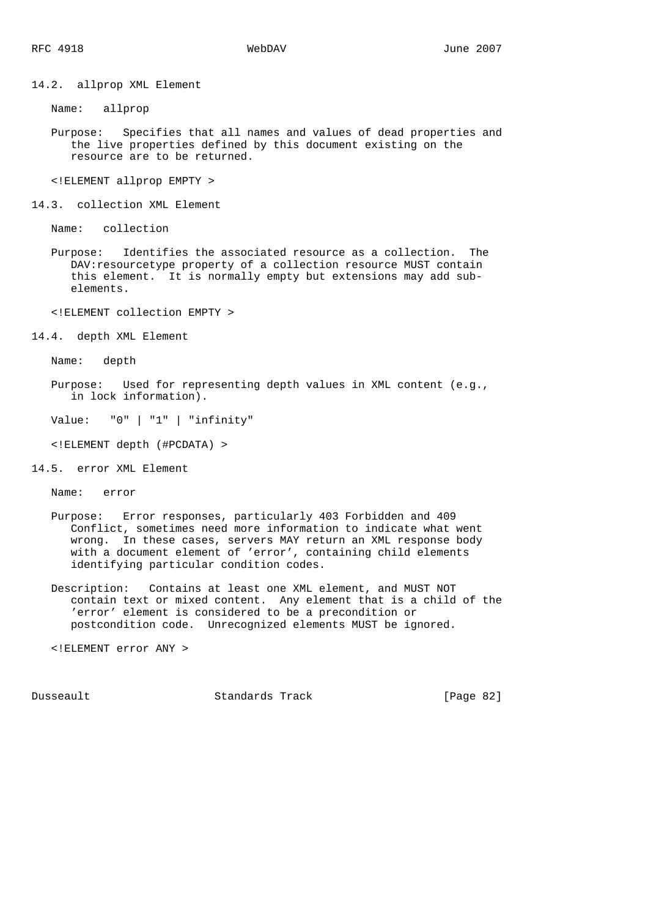## 14.2. allprop XML Element

Name: allprop

Purpose: Specifies that all names and values of dead properties and the live properties defined by this document existing on the resource are to be returned.

```
<!ELEMENT allprop EMPTY >
```

## 14.3. collection XML Element

Name: collection

Purpose: Identifies the associated resource as a collection. The DAV:resourcetype property of a collection resource MUST contain this element. It is normally empty but extensions may add sub-elements.

```
<!ELEMENT collection EMPTY >
```

## 14.4. depth XML Element

Name: depth

Purpose: Used for representing depth values in XML content (e.g., in lock information).

Value: "0" | "1" | "infinity"

```
<!ELEMENT depth (#PCDATA) >
```

## 14.5. error XML Element

Name: error

Purpose: Error responses, particularly 403 Forbidden and 409 Conflict, sometimes need more information to indicate what went wrong. In these cases, servers MAY return an XML response body with a document element of 'error', containing child elements identifying particular condition codes.

Description: Contains at least one XML element, and MUST NOT contain text or mixed content. Any element that is a child of the 'error' element is considered to be a precondition or postcondition code. Unrecognized elements MUST be ignored.

```
<!ELEMENT error ANY >
```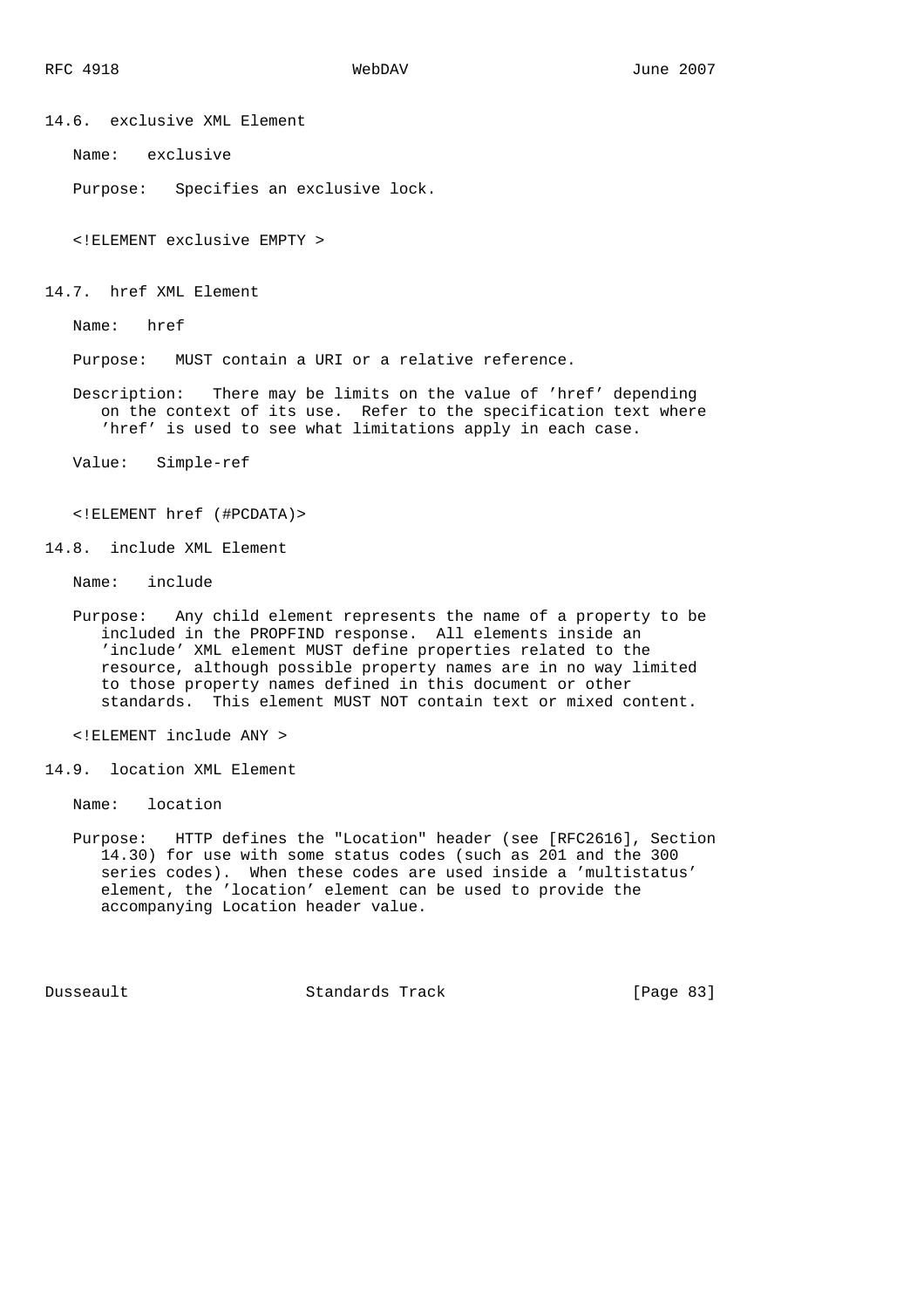### 14.6. exclusive XML Element

Name: exclusive

Purpose: Specifies an exclusive lock.

```
<!ELEMENT exclusive EMPTY >
```

### 14.7. href XML Element

Name: href

Purpose: MUST contain a URI or a relative reference.

Description: There may be limits on the value of 'href' depending on the context of its use. Refer to the specification text where 'href' is used to see what limitations apply in each case.

Value: Simple-ref

```
<!ELEMENT href (#PCDATA)>
```

### 14.8. include XML Element

Name: include

Purpose: Any child element represents the name of a property to be included in the PROPFIND response. All elements inside an 'include' XML element MUST define properties related to the resource, although possible property names are in no way limited to those property names defined in this document or other standards. This element MUST NOT contain text or mixed content.

```
<!ELEMENT include ANY >
```

### 14.9. location XML Element

Name: location

Purpose: HTTP defines the "Location" header (see [RFC2616], Section 14.30) for use with some status codes (such as 201 and the 300 series codes). When these codes are used inside a 'multistatus' element, the 'location' element can be used to provide the accompanying Location header value.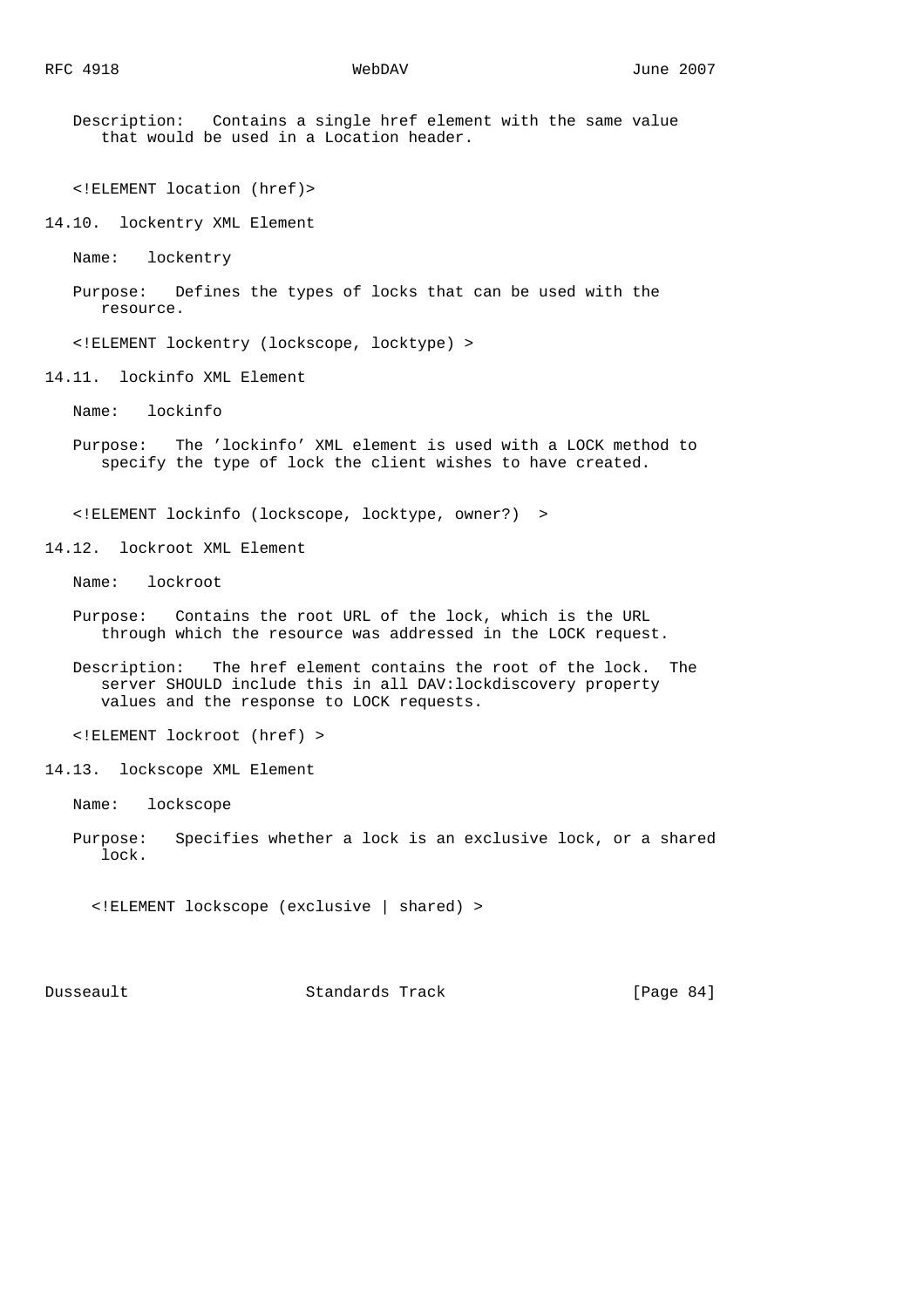Description: Contains a single href element with the same value that would be used in a Location header.

```
<!ELEMENT location (href)>
```

### 14.10. lockentry XML Element

Name: lockentry

Purpose: Defines the types of locks that can be used with the resource.

```
<!ELEMENT lockentry (lockscope, locktype) >
```

### 14.11. lockinfo XML Element

Name: lockinfo

Purpose: The 'lockinfo' XML element is used with a LOCK method to specify the type of lock the client wishes to have created.

```
<!ELEMENT lockinfo (lockscope, locktype, owner?)  >
```

### 14.12. lockroot XML Element

Name: lockroot

Purpose: Contains the root URL of the lock, which is the URL through which the resource was addressed in the LOCK request.

Description: The href element contains the root of the lock. The server SHOULD include this in all DAV:lockdiscovery property values and the response to LOCK requests.

```
<!ELEMENT lockroot (href) >
```

### 14.13. lockscope XML Element

Name: lockscope

Purpose: Specifies whether a lock is an exclusive lock, or a shared lock.

```
<!ELEMENT lockscope (exclusive | shared) >
```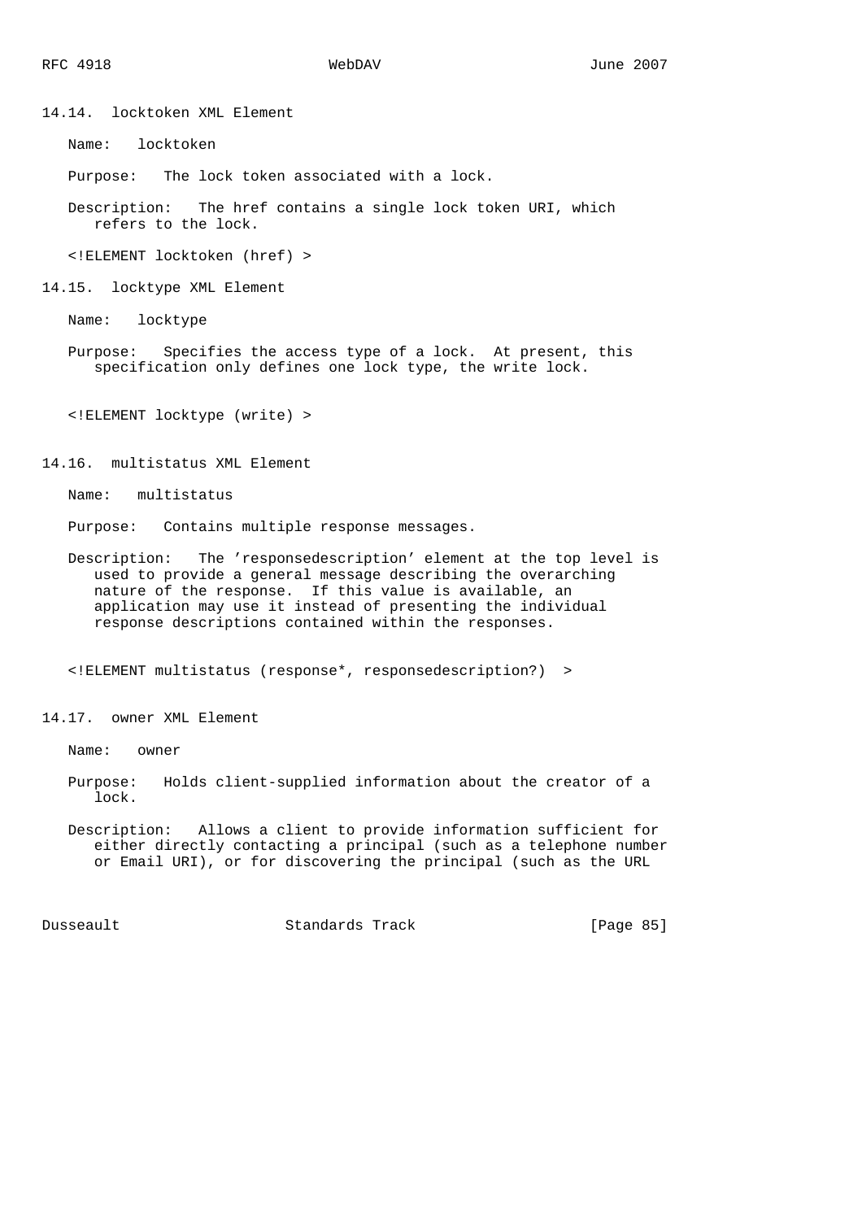### 14.14. locktoken XML Element

Name: locktoken

Purpose: The lock token associated with a lock.

Description: The href contains a single lock token URI, which refers to the lock.

```
<!ELEMENT locktoken (href) >
```

### 14.15. locktype XML Element

Name: locktype

Purpose: Specifies the access type of a lock. At present, this specification only defines one lock type, the write lock.

```
<!ELEMENT locktype (write) >
```

### 14.16. multistatus XML Element

Name: multistatus

Purpose: Contains multiple response messages.

Description: The 'responsedescription' element at the top level is used to provide a general message describing the overarching nature of the response. If this value is available, an application may use it instead of presenting the individual response descriptions contained within the responses.

```
<!ELEMENT multistatus (response*, responsedescription?)  >
```

### 14.17. owner XML Element

Name: owner

Purpose: Holds client-supplied information about the creator of a lock.

Description: Allows a client to provide information sufficient for either directly contacting a principal (such as a telephone number or Email URI), or for discovering the principal (such as the URL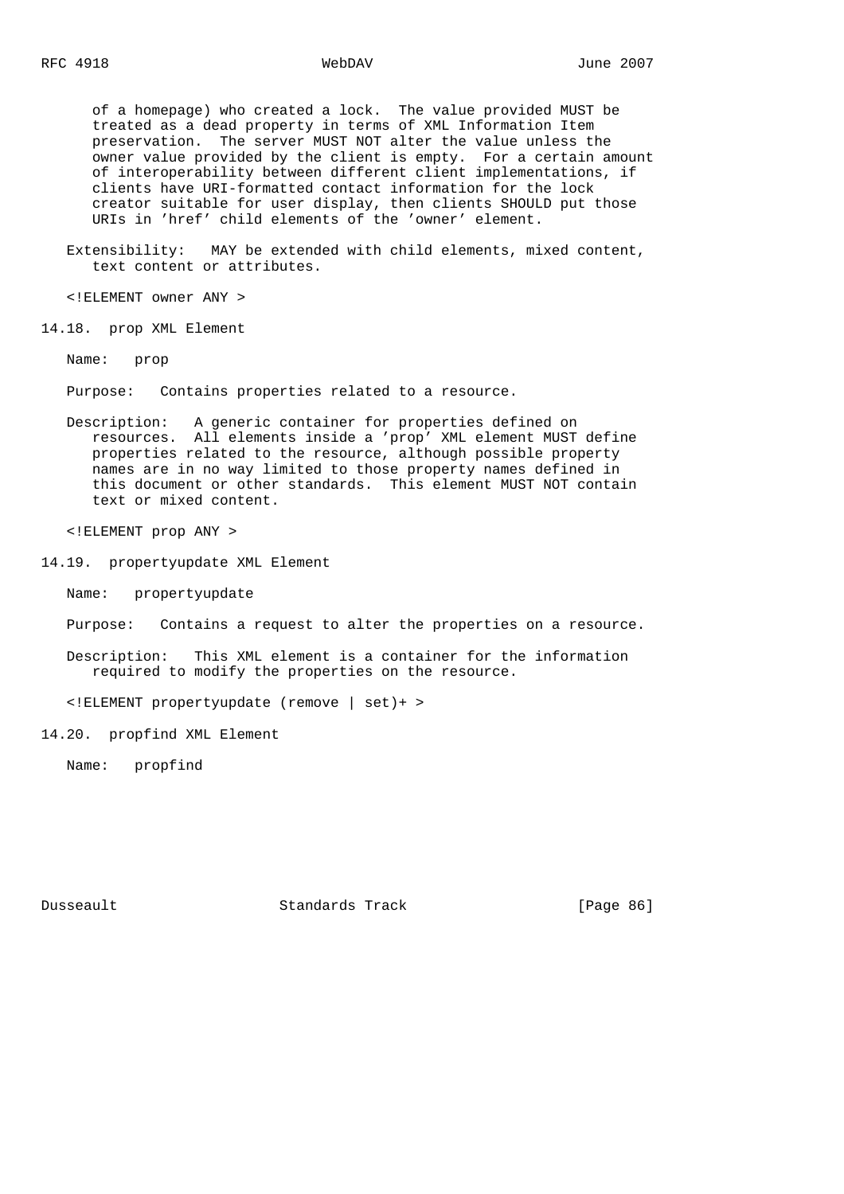of a homepage) who created a lock. The value provided MUST be treated as a dead property in terms of XML Information Item preservation. The server MUST NOT alter the value unless the owner value provided by the client is empty. For a certain amount of interoperability between different client implementations, if clients have URI-formatted contact information for the lock creator suitable for user display, then clients SHOULD put those URIs in 'href' child elements of the 'owner' element.

Extensibility: MAY be extended with child elements, mixed content, text content or attributes.

```
<!ELEMENT owner ANY >
```

### 14.18. prop XML Element

Name: prop

Purpose: Contains properties related to a resource.

Description: A generic container for properties defined on resources. All elements inside a 'prop' XML element MUST define properties related to the resource, although possible property names are in no way limited to those property names defined in this document or other standards. This element MUST NOT contain text or mixed content.

```
<!ELEMENT prop ANY >
```

### 14.19. propertyupdate XML Element

Name: propertyupdate

Purpose: Contains a request to alter the properties on a resource.

Description: This XML element is a container for the information required to modify the properties on the resource.

```
<!ELEMENT propertyupdate (remove | set)+ >
```

### 14.20. propfind XML Element

Name: propfind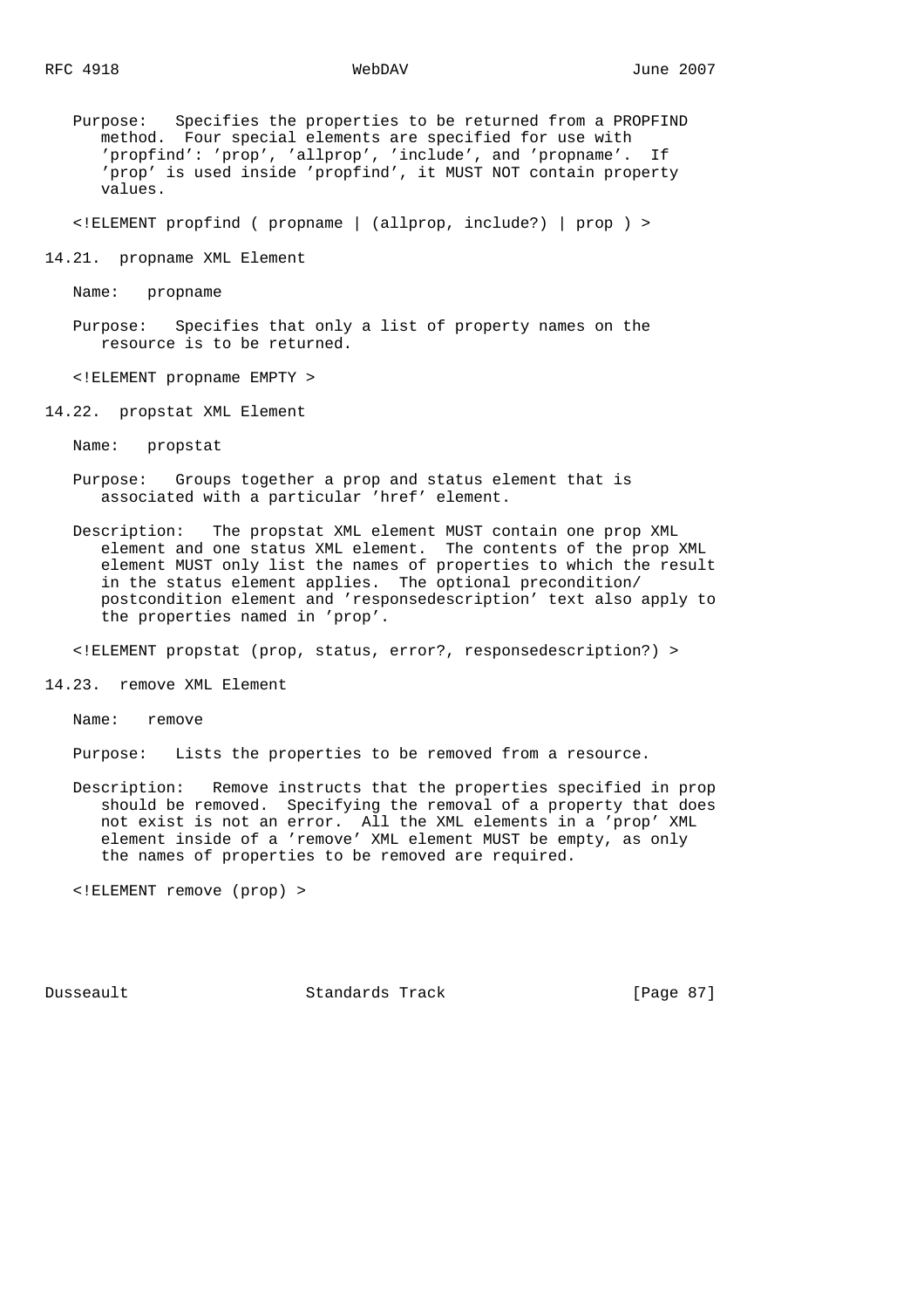Purpose: Specifies the properties to be returned from a PROPFIND method. Four special elements are specified for use with 'propfind': 'prop', 'allprop', 'include', and 'propname'. If 'prop' is used inside 'propfind', it MUST NOT contain property values.

```
<!ELEMENT propfind ( propname | (allprop, include?) | prop ) >
```

### 14.21. propname XML Element

Name: propname

Purpose: Specifies that only a list of property names on the resource is to be returned.

```
<!ELEMENT propname EMPTY >
```

### 14.22. propstat XML Element

Name: propstat

Purpose: Groups together a prop and status element that is associated with a particular 'href' element.

Description: The propstat XML element MUST contain one prop XML element and one status XML element. The contents of the prop XML element MUST only list the names of properties to which the result in the status element applies. The optional precondition/postcondition element and 'responsedescription' text also apply to the properties named in 'prop'.

```
<!ELEMENT propstat (prop, status, error?, responsedescription?) >
```

### 14.23. remove XML Element

Name: remove

Purpose: Lists the properties to be removed from a resource.

Description: Remove instructs that the properties specified in prop should be removed. Specifying the removal of a property that does not exist is not an error. All the XML elements in a 'prop' XML element inside of a 'remove' XML element MUST be empty, as only the names of properties to be removed are required.

```
<!ELEMENT remove (prop) >
```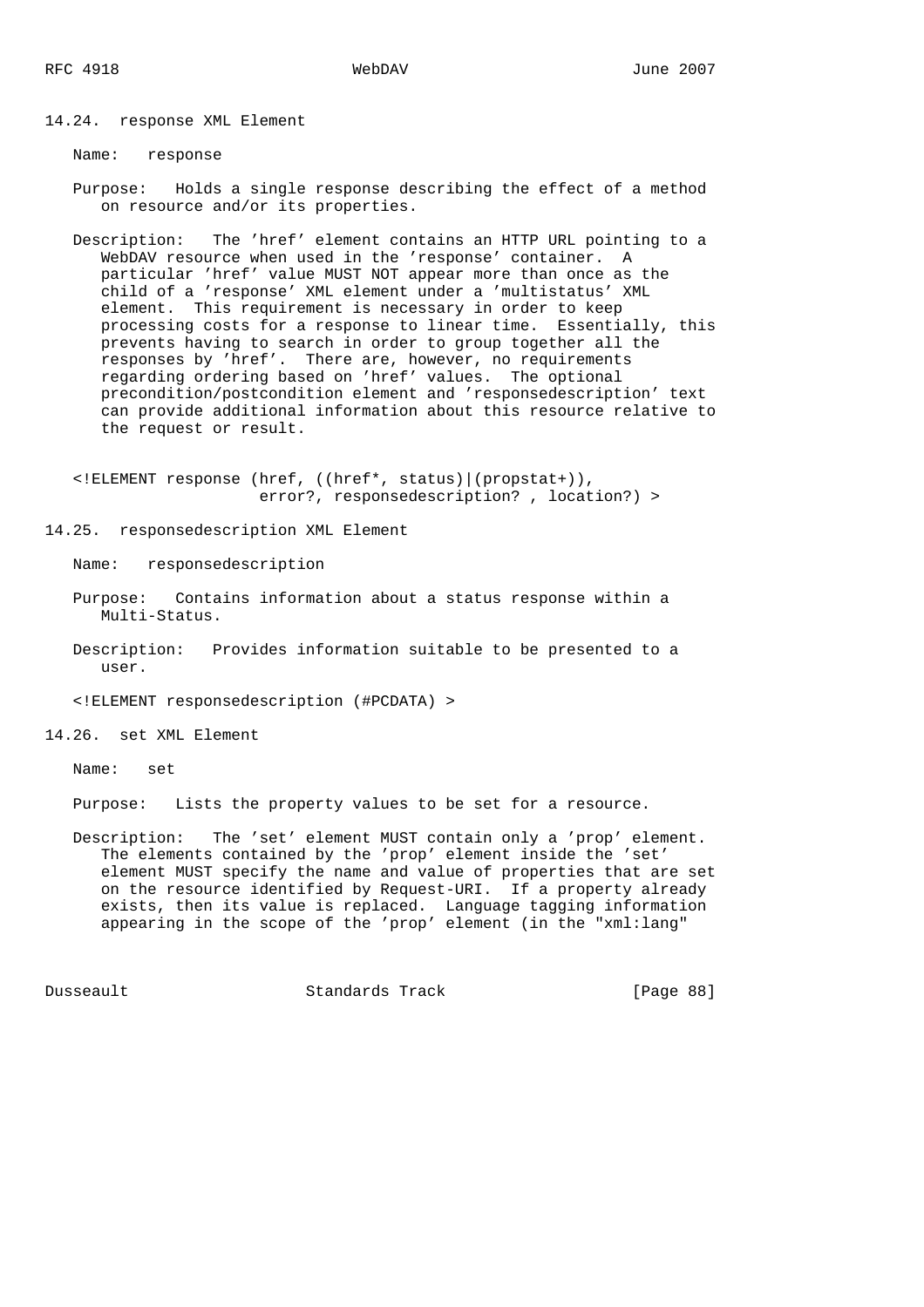### 14.24. response XML Element

Name: response

Purpose: Holds a single response describing the effect of a method on resource and/or its properties.

Description: The 'href' element contains an HTTP URL pointing to a WebDAV resource when used in the 'response' container. A particular 'href' value MUST NOT appear more than once as the child of a 'response' XML element under a 'multistatus' XML element. This requirement is necessary in order to keep processing costs for a response to linear time. Essentially, this prevents having to search in order to group together all the responses by 'href'. There are, however, no requirements regarding ordering based on 'href' values. The optional precondition/postcondition element and 'responsedescription' text can provide additional information about this resource relative to the request or result.

```
<!ELEMENT response (href, ((href*, status)|(propstat+)),
                    error?, responsedescription? , location?) >
```

### 14.25. responsedescription XML Element

Name: responsedescription

Purpose: Contains information about a status response within a Multi-Status.

Description: Provides information suitable to be presented to a user.

```
<!ELEMENT responsedescription (#PCDATA) >
```

### 14.26. set XML Element

Name: set

Purpose: Lists the property values to be set for a resource.

Description: The 'set' element MUST contain only a 'prop' element. The elements contained by the 'prop' element inside the 'set' element MUST specify the name and value of properties that are set on the resource identified by Request-URI. If a property already exists, then its value is replaced. Language tagging information appearing in the scope of the 'prop' element (in the "xml:lang"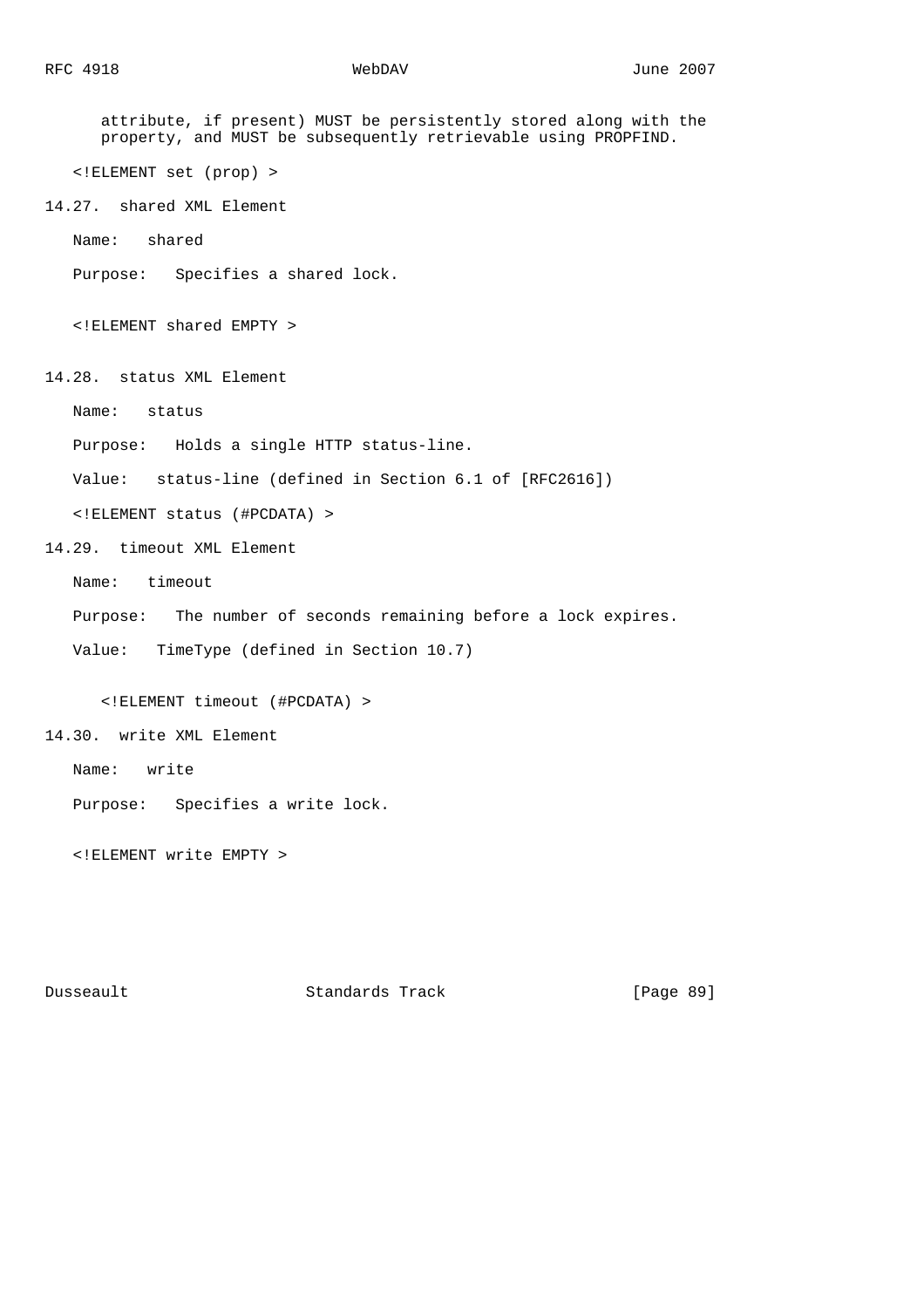attribute, if present) MUST be persistently stored along with the property, and MUST be subsequently retrievable using PROPFIND.

```
<!ELEMENT set (prop) >
```

### 14.27. shared XML Element

Name: shared

Purpose: Specifies a shared lock.

```
<!ELEMENT shared EMPTY >
```

### 14.28. status XML Element

Name: status

Purpose: Holds a single HTTP status-line.

Value: status-line (defined in Section 6.1 of [RFC2616])

```
<!ELEMENT status (#PCDATA) >
```

### 14.29. timeout XML Element

Name: timeout

Purpose: The number of seconds remaining before a lock expires.

Value: TimeType (defined in Section 10.7)

```
<!ELEMENT timeout (#PCDATA) >
```

### 14.30. write XML Element

Name: write

Purpose: Specifies a write lock.

```
<!ELEMENT write EMPTY >
```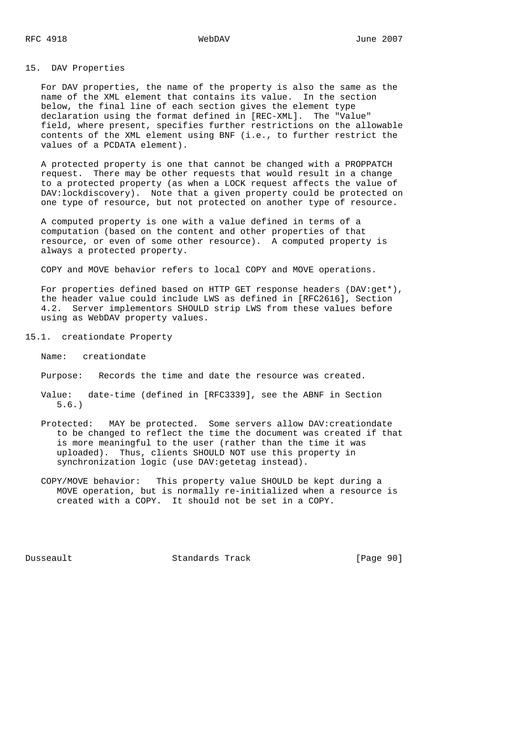## 15. DAV Properties

For DAV properties, the name of the property is also the same as the name of the XML element that contains its value. In the section below, the final line of each section gives the element type declaration using the format defined in [REC-XML]. The "Value" field, where present, specifies further restrictions on the allowable contents of the XML element using BNF (i.e., to further restrict the values of a PCDATA element).

A protected property is one that cannot be changed with a PROPPATCH request. There may be other requests that would result in a change to a protected property (as when a LOCK request affects the value of DAV:lockdiscovery). Note that a given property could be protected on one type of resource, but not protected on another type of resource.

A computed property is one with a value defined in terms of a computation (based on the content and other properties of that resource, or even of some other resource). A computed property is always a protected property.

COPY and MOVE behavior refers to local COPY and MOVE operations.

For properties defined based on HTTP GET response headers (DAV:get*), the header value could include LWS as defined in [RFC2616], Section 4.2. Server implementors SHOULD strip LWS from these values before using as WebDAV property values.

### 15.1. creationdate Property

Name: creationdate

Purpose: Records the time and date the resource was created.

Value: date-time (defined in [RFC3339], see the ABNF in Section 5.6.)

Protected: MAY be protected. Some servers allow DAV:creationdate to be changed to reflect the time the document was created if that is more meaningful to the user (rather than the time it was uploaded). Thus, clients SHOULD NOT use this property in synchronization logic (use DAV:getetag instead).

COPY/MOVE behavior: This property value SHOULD be kept during a MOVE operation, but is normally re-initialized when a resource is created with a COPY. It should not be set in a COPY.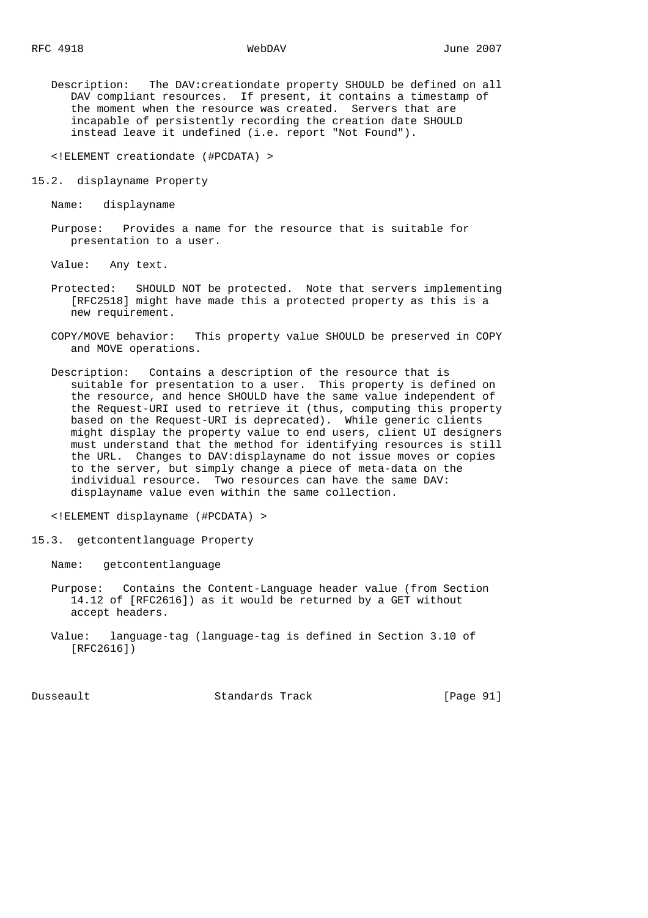Description: The DAV:creationdate property SHOULD be defined on all DAV compliant resources. If present, it contains a timestamp of the moment when the resource was created. Servers that are incapable of persistently recording the creation date SHOULD instead leave it undefined (i.e. report "Not Found").

```
<!ELEMENT creationdate (#PCDATA) >
```

### 15.2. displayname Property

Name: displayname

Purpose: Provides a name for the resource that is suitable for presentation to a user.

Value: Any text.

Protected: SHOULD NOT be protected. Note that servers implementing [RFC2518] might have made this a protected property as this is a new requirement.

COPY/MOVE behavior: This property value SHOULD be preserved in COPY and MOVE operations.

Description: Contains a description of the resource that is suitable for presentation to a user. This property is defined on the resource, and hence SHOULD have the same value independent of the Request-URI used to retrieve it (thus, computing this property based on the Request-URI is deprecated). While generic clients might display the property value to end users, client UI designers must understand that the method for identifying resources is still the URL. Changes to DAV:displayname do not issue moves or copies to the server, but simply change a piece of meta-data on the individual resource. Two resources can have the same DAV: displayname value even within the same collection.

```
<!ELEMENT displayname (#PCDATA) >
```

### 15.3. getcontentlanguage Property

Name: getcontentlanguage

Purpose: Contains the Content-Language header value (from Section 14.12 of [RFC2616]) as it would be returned by a GET without accept headers.

Value: language-tag (language-tag is defined in Section 3.10 of [RFC2616])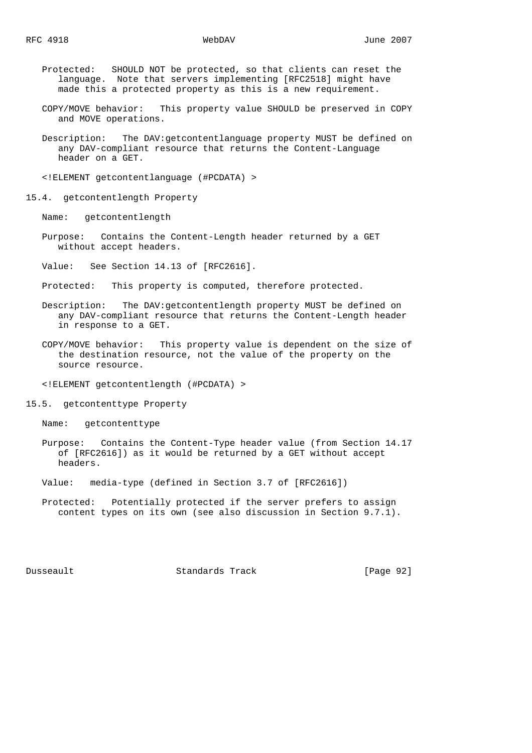Protected: SHOULD NOT be protected, so that clients can reset the language. Note that servers implementing [RFC2518] might have made this a protected property as this is a new requirement.

COPY/MOVE behavior: This property value SHOULD be preserved in COPY and MOVE operations.

Description: The DAV:getcontentlanguage property MUST be defined on any DAV-compliant resource that returns the Content-Language header on a GET.

```
<!ELEMENT getcontentlanguage (#PCDATA) >
```

### 15.4. getcontentlength Property

Name: getcontentlength

Purpose: Contains the Content-Length header returned by a GET without accept headers.

Value: See Section 14.13 of [RFC2616].

Protected: This property is computed, therefore protected.

Description: The DAV:getcontentlength property MUST be defined on any DAV-compliant resource that returns the Content-Length header in response to a GET.

COPY/MOVE behavior: This property value is dependent on the size of the destination resource, not the value of the property on the source resource.

```
<!ELEMENT getcontentlength (#PCDATA) >
```

### 15.5. getcontenttype Property

Name: getcontenttype

Purpose: Contains the Content-Type header value (from Section 14.17 of [RFC2616]) as it would be returned by a GET without accept headers.

Value: media-type (defined in Section 3.7 of [RFC2616])

Protected: Potentially protected if the server prefers to assign content types on its own (see also discussion in Section 9.7.1).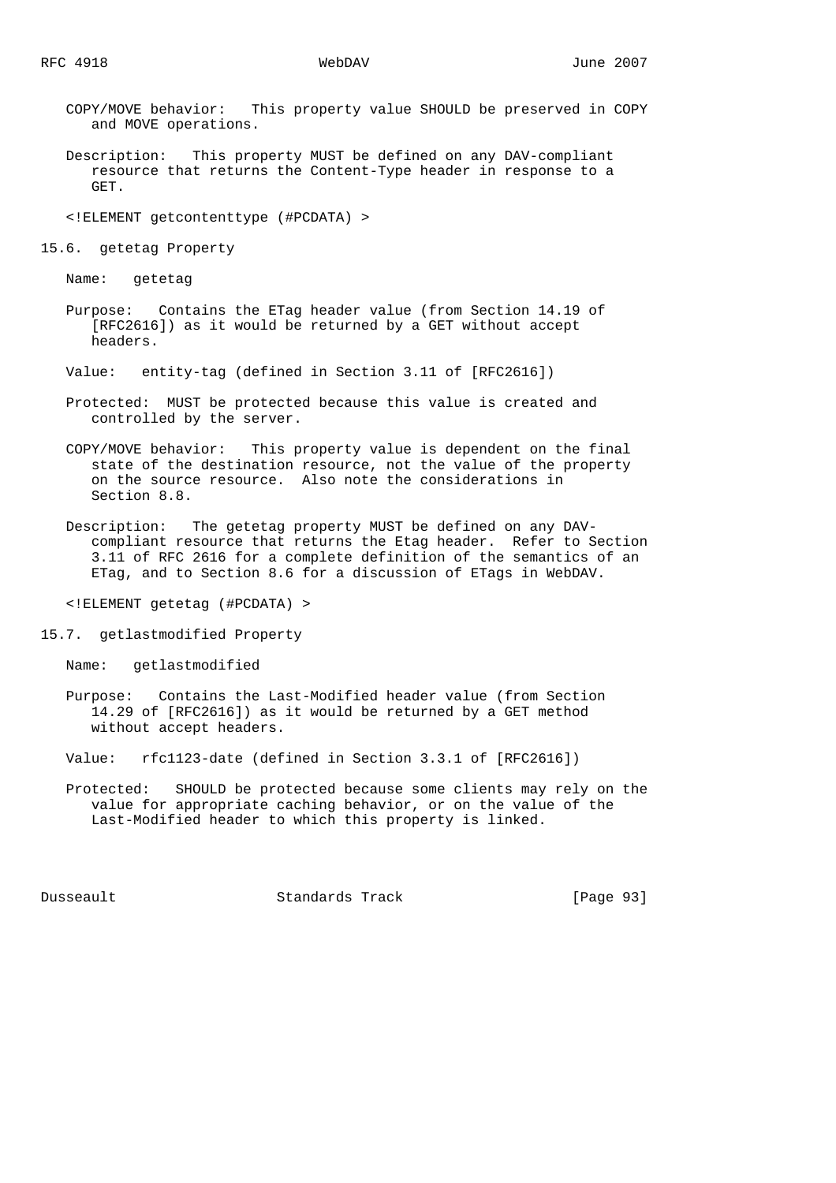COPY/MOVE behavior: This property value SHOULD be preserved in COPY and MOVE operations.

Description: This property MUST be defined on any DAV-compliant resource that returns the Content-Type header in response to a GET.

```
<!ELEMENT getcontenttype (#PCDATA) >
```

## 15.6. getetag Property

Name: getetag

Purpose: Contains the ETag header value (from Section 14.19 of [RFC2616]) as it would be returned by a GET without accept headers.

Value: entity-tag (defined in Section 3.11 of [RFC2616])

Protected: MUST be protected because this value is created and controlled by the server.

COPY/MOVE behavior: This property value is dependent on the final state of the destination resource, not the value of the property on the source resource. Also note the considerations in Section 8.8.

Description: The getetag property MUST be defined on any DAV-compliant resource that returns the Etag header. Refer to Section 3.11 of RFC 2616 for a complete definition of the semantics of an ETag, and to Section 8.6 for a discussion of ETags in WebDAV.

```
<!ELEMENT getetag (#PCDATA) >
```

## 15.7. getlastmodified Property

Name: getlastmodified

Purpose: Contains the Last-Modified header value (from Section 14.29 of [RFC2616]) as it would be returned by a GET method without accept headers.

Value: rfc1123-date (defined in Section 3.3.1 of [RFC2616])

Protected: SHOULD be protected because some clients may rely on the value for appropriate caching behavior, or on the value of the Last-Modified header to which this property is linked.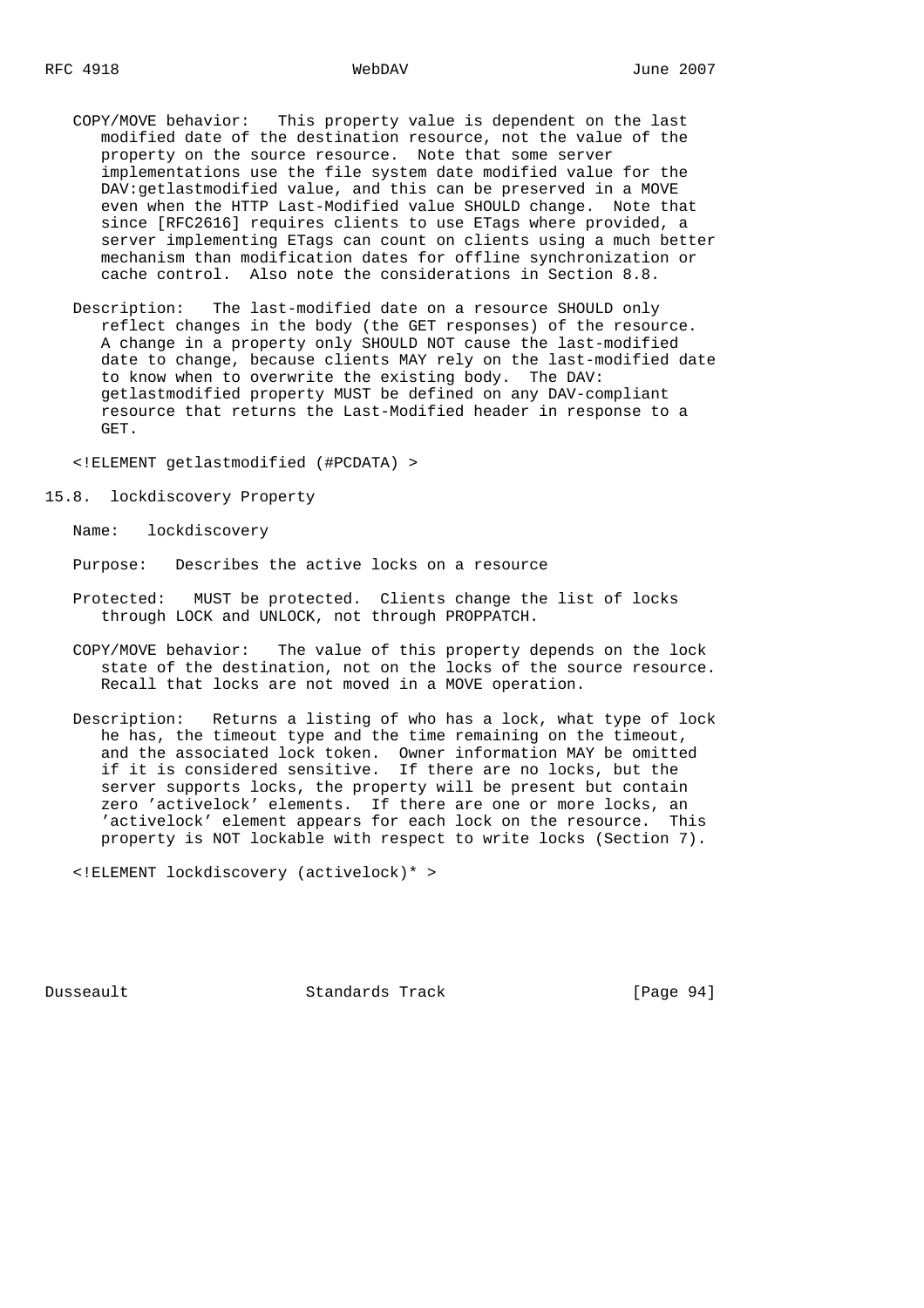COPY/MOVE behavior: This property value is dependent on the last modified date of the destination resource, not the value of the property on the source resource. Note that some server implementations use the file system date modified value for the DAV:getlastmodified value, and this can be preserved in a MOVE even when the HTTP Last-Modified value SHOULD change. Note that since [RFC2616] requires clients to use ETags where provided, a server implementing ETags can count on clients using a much better mechanism than modification dates for offline synchronization or cache control. Also note the considerations in Section 8.8.

Description: The last-modified date on a resource SHOULD only reflect changes in the body (the GET responses) of the resource. A change in a property only SHOULD NOT cause the last-modified date to change, because clients MAY rely on the last-modified date to know when to overwrite the existing body. The DAV: getlastmodified property MUST be defined on any DAV-compliant resource that returns the Last-Modified header in response to a GET.

```
<!ELEMENT getlastmodified (#PCDATA) >
```

## 15.8. lockdiscovery Property

Name: lockdiscovery

Purpose: Describes the active locks on a resource

Protected: MUST be protected. Clients change the list of locks through LOCK and UNLOCK, not through PROPPATCH.

COPY/MOVE behavior: The value of this property depends on the lock state of the destination, not on the locks of the source resource. Recall that locks are not moved in a MOVE operation.

Description: Returns a listing of who has a lock, what type of lock he has, the timeout type and the time remaining on the timeout, and the associated lock token. Owner information MAY be omitted if it is considered sensitive. If there are no locks, but the server supports locks, the property will be present but contain zero 'activelock' elements. If there are one or more locks, an 'activelock' element appears for each lock on the resource. This property is NOT lockable with respect to write locks (Section 7).

```
<!ELEMENT lockdiscovery (activelock)* >
```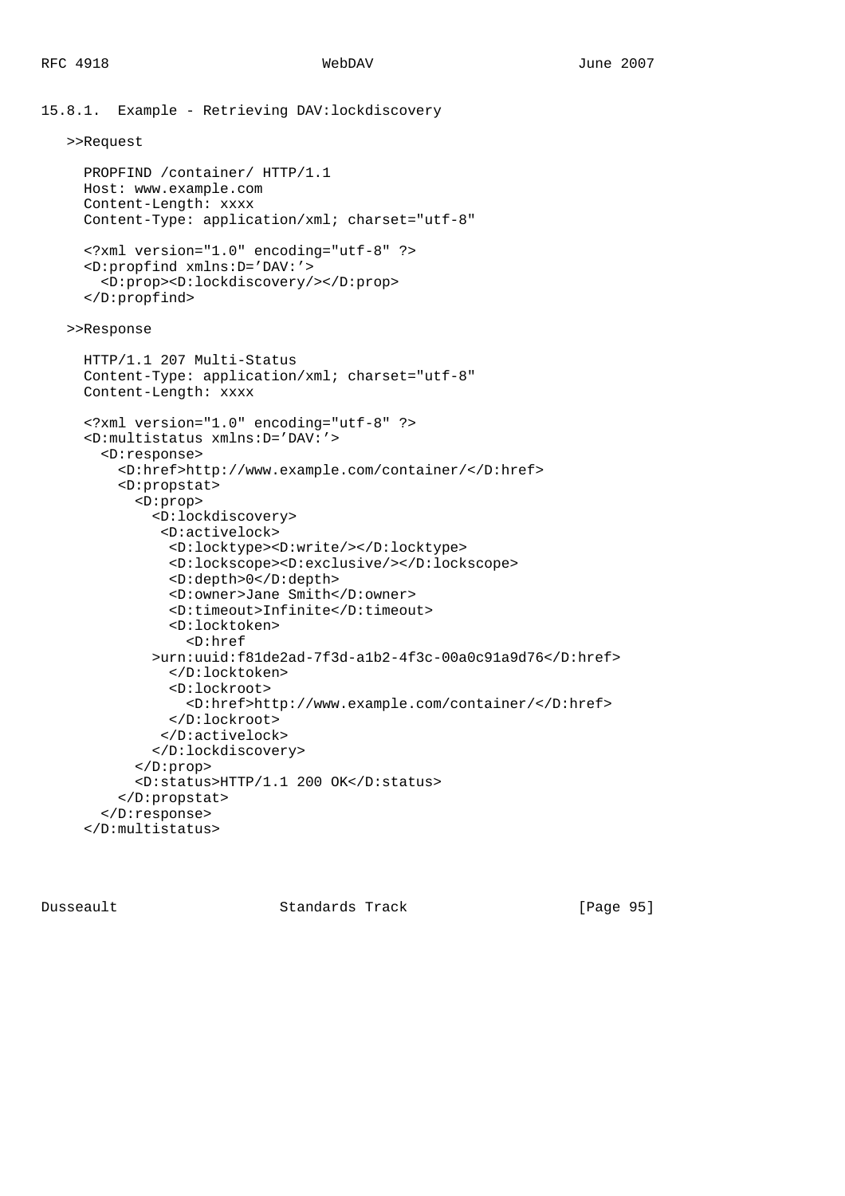### 15.8.1. Example - Retrieving DAV:lockdiscovery

\>>Request

```
PROPFIND /container/ HTTP/1.1
Host: www.example.com
Content-Length: xxxx
Content-Type: application/xml; charset="utf-8"

<?xml version="1.0" encoding="utf-8" ?>
<D:propfind xmlns:D='DAV:'>
  <D:prop><D:lockdiscovery/></D:prop>
</D:propfind>
```

\>>Response

```
HTTP/1.1 207 Multi-Status
Content-Type: application/xml; charset="utf-8"
Content-Length: xxxx

<?xml version="1.0" encoding="utf-8" ?>
<D:multistatus xmlns:D='DAV:'>
  <D:response>
    <D:href>http://www.example.com/container/</D:href>
    <D:propstat>
      <D:prop>
        <D:lockdiscovery>
         <D:activelock>
          <D:locktype><D:write/></D:locktype>
          <D:lockscope><D:exclusive/></D:lockscope>
          <D:depth>0</D:depth>
          <D:owner>Jane Smith</D:owner>
          <D:timeout>Infinite</D:timeout>
          <D:locktoken>
            <D:href
        >urn:uuid:f81de2ad-7f3d-a1b2-4f3c-00a0c91a9d76</D:href>
          </D:locktoken>
          <D:lockroot>
            <D:href>http://www.example.com/container/</D:href>
          </D:lockroot>
         </D:activelock>
        </D:lockdiscovery>
      </D:prop>
      <D:status>HTTP/1.1 200 OK</D:status>
    </D:propstat>
  </D:response>
</D:multistatus>
```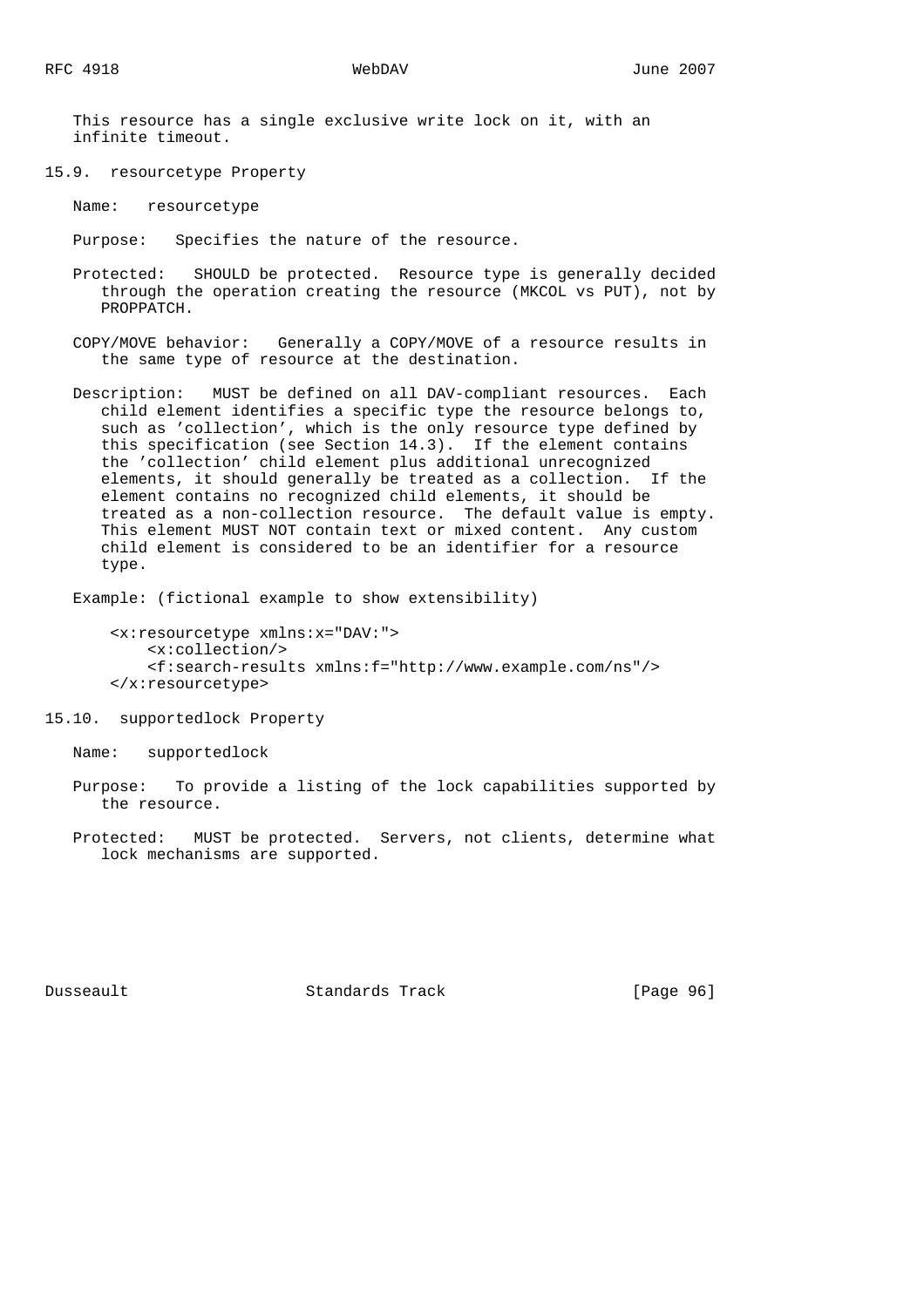This resource has a single exclusive write lock on it, with an infinite timeout.

### 15.9. resourcetype Property

Name: resourcetype

Purpose: Specifies the nature of the resource.

Protected: SHOULD be protected. Resource type is generally decided through the operation creating the resource (MKCOL vs PUT), not by PROPPATCH.

COPY/MOVE behavior: Generally a COPY/MOVE of a resource results in the same type of resource at the destination.

Description: MUST be defined on all DAV-compliant resources. Each child element identifies a specific type the resource belongs to, such as 'collection', which is the only resource type defined by this specification (see Section 14.3). If the element contains the 'collection' child element plus additional unrecognized elements, it should generally be treated as a collection. If the element contains no recognized child elements, it should be treated as a non-collection resource. The default value is empty. This element MUST NOT contain text or mixed content. Any custom child element is considered to be an identifier for a resource type.

Example: (fictional example to show extensibility)

```
<x:resourcetype xmlns:x="DAV:">
    <x:collection/>
    <f:search-results xmlns:f="http://www.example.com/ns"/>
</x:resourcetype>
```

### 15.10. supportedlock Property

Name: supportedlock

Purpose: To provide a listing of the lock capabilities supported by the resource.

Protected: MUST be protected. Servers, not clients, determine what lock mechanisms are supported.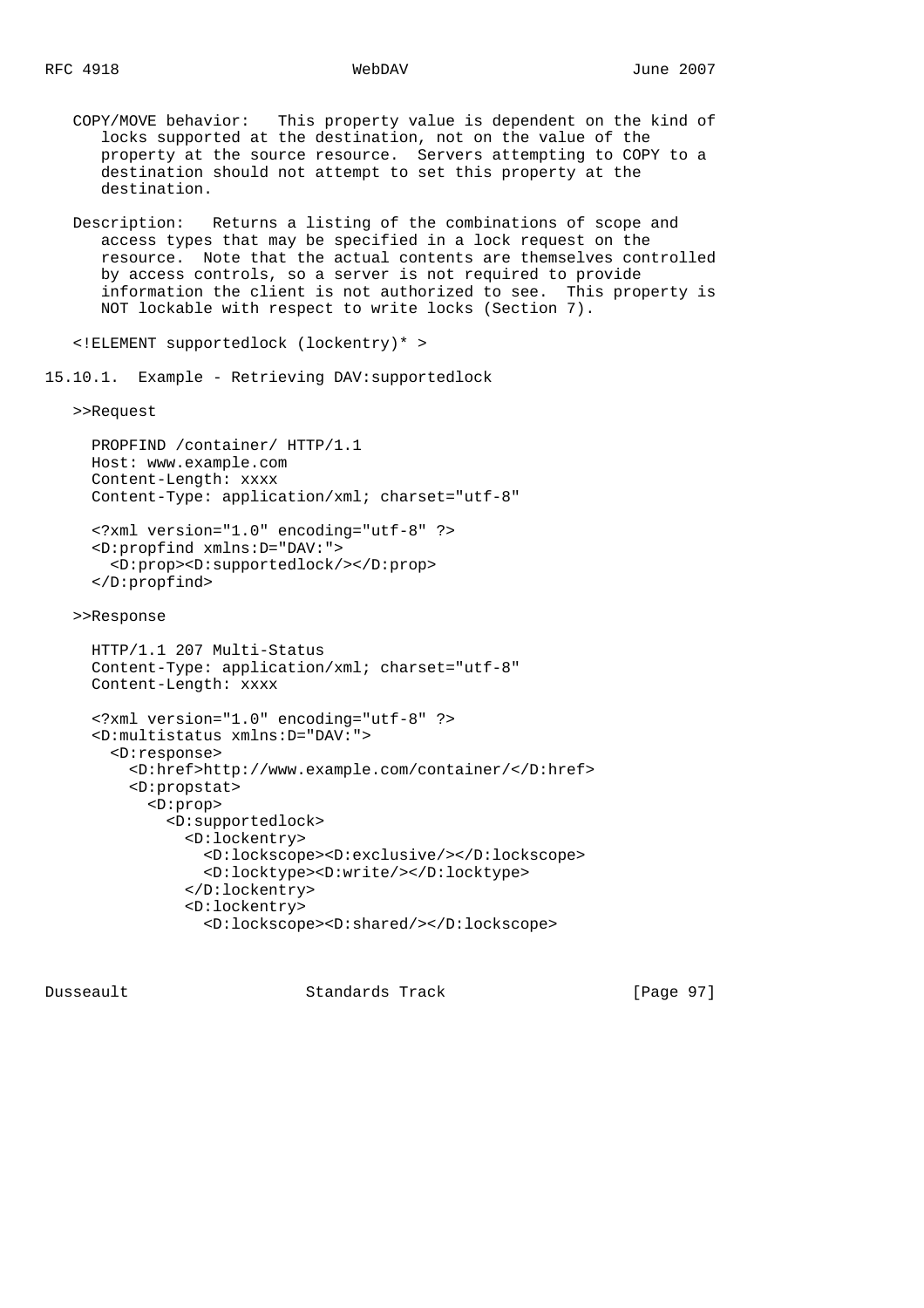COPY/MOVE behavior: This property value is dependent on the kind of locks supported at the destination, not on the value of the property at the source resource. Servers attempting to COPY to a destination should not attempt to set this property at the destination.

Description: Returns a listing of the combinations of scope and access types that may be specified in a lock request on the resource. Note that the actual contents are themselves controlled by access controls, so a server is not required to provide information the client is not authorized to see. This property is NOT lockable with respect to write locks (Section 7).

```
<!ELEMENT supportedlock (lockentry)* >
```

### 15.10.1. Example - Retrieving DAV:supportedlock

>>Request

```
PROPFIND /container/ HTTP/1.1
Host: www.example.com
Content-Length: xxxx
Content-Type: application/xml; charset="utf-8"

<?xml version="1.0" encoding="utf-8" ?>
<D:propfind xmlns:D="DAV:">
  <D:prop><D:supportedlock/></D:prop>
</D:propfind>
```

>>Response

```
HTTP/1.1 207 Multi-Status
Content-Type: application/xml; charset="utf-8"
Content-Length: xxxx

<?xml version="1.0" encoding="utf-8" ?>
<D:multistatus xmlns:D="DAV:">
  <D:response>
    <D:href>http://www.example.com/container/</D:href>
    <D:propstat>
      <D:prop>
        <D:supportedlock>
          <D:lockentry>
            <D:lockscope><D:exclusive/></D:lockscope>
            <D:locktype><D:write/></D:locktype>
          </D:lockentry>
          <D:lockentry>
            <D:lockscope><D:shared/></D:lockscope>
```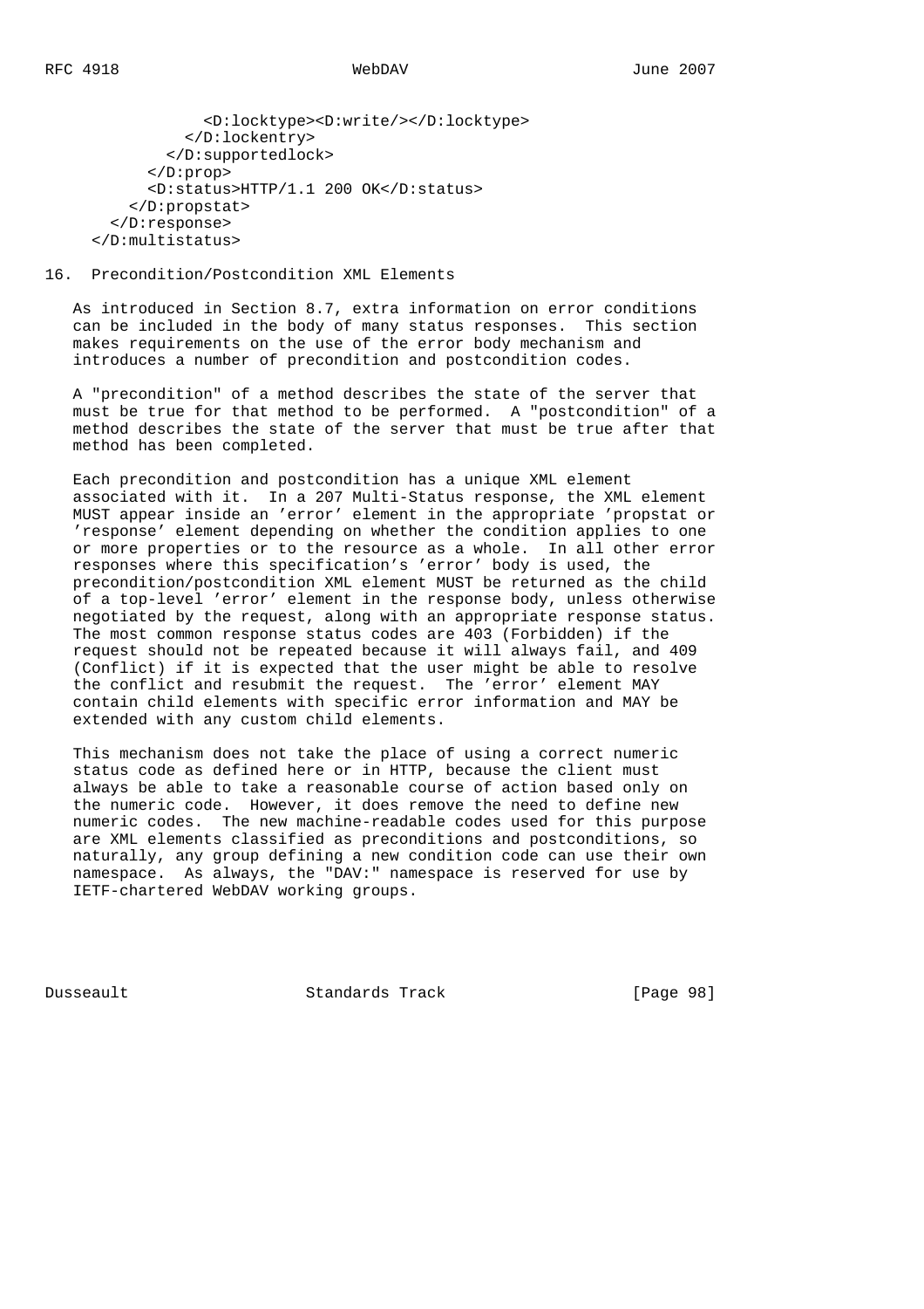```
              <D:locktype><D:write/></D:locktype>
            </D:lockentry>
          </D:supportedlock>
        </D:prop>
        <D:status>HTTP/1.1 200 OK</D:status>
      </D:propstat>
    </D:response>
  </D:multistatus>
```

## 16. Precondition/Postcondition XML Elements

As introduced in Section 8.7, extra information on error conditions can be included in the body of many status responses. This section makes requirements on the use of the error body mechanism and introduces a number of precondition and postcondition codes.

A "precondition" of a method describes the state of the server that must be true for that method to be performed. A "postcondition" of a method describes the state of the server that must be true after that method has been completed.

Each precondition and postcondition has a unique XML element associated with it. In a 207 Multi-Status response, the XML element MUST appear inside an 'error' element in the appropriate 'propstat or 'response' element depending on whether the condition applies to one or more properties or to the resource as a whole. In all other error responses where this specification's 'error' body is used, the precondition/postcondition XML element MUST be returned as the child of a top-level 'error' element in the response body, unless otherwise negotiated by the request, along with an appropriate response status. The most common response status codes are 403 (Forbidden) if the request should not be repeated because it will always fail, and 409 (Conflict) if it is expected that the user might be able to resolve the conflict and resubmit the request. The 'error' element MAY contain child elements with specific error information and MAY be extended with any custom child elements.

This mechanism does not take the place of using a correct numeric status code as defined here or in HTTP, because the client must always be able to take a reasonable course of action based only on the numeric code. However, it does remove the need to define new numeric codes. The new machine-readable codes used for this purpose are XML elements classified as preconditions and postconditions, so naturally, any group defining a new condition code can use their own namespace. As always, the "DAV:" namespace is reserved for use by IETF-chartered WebDAV working groups.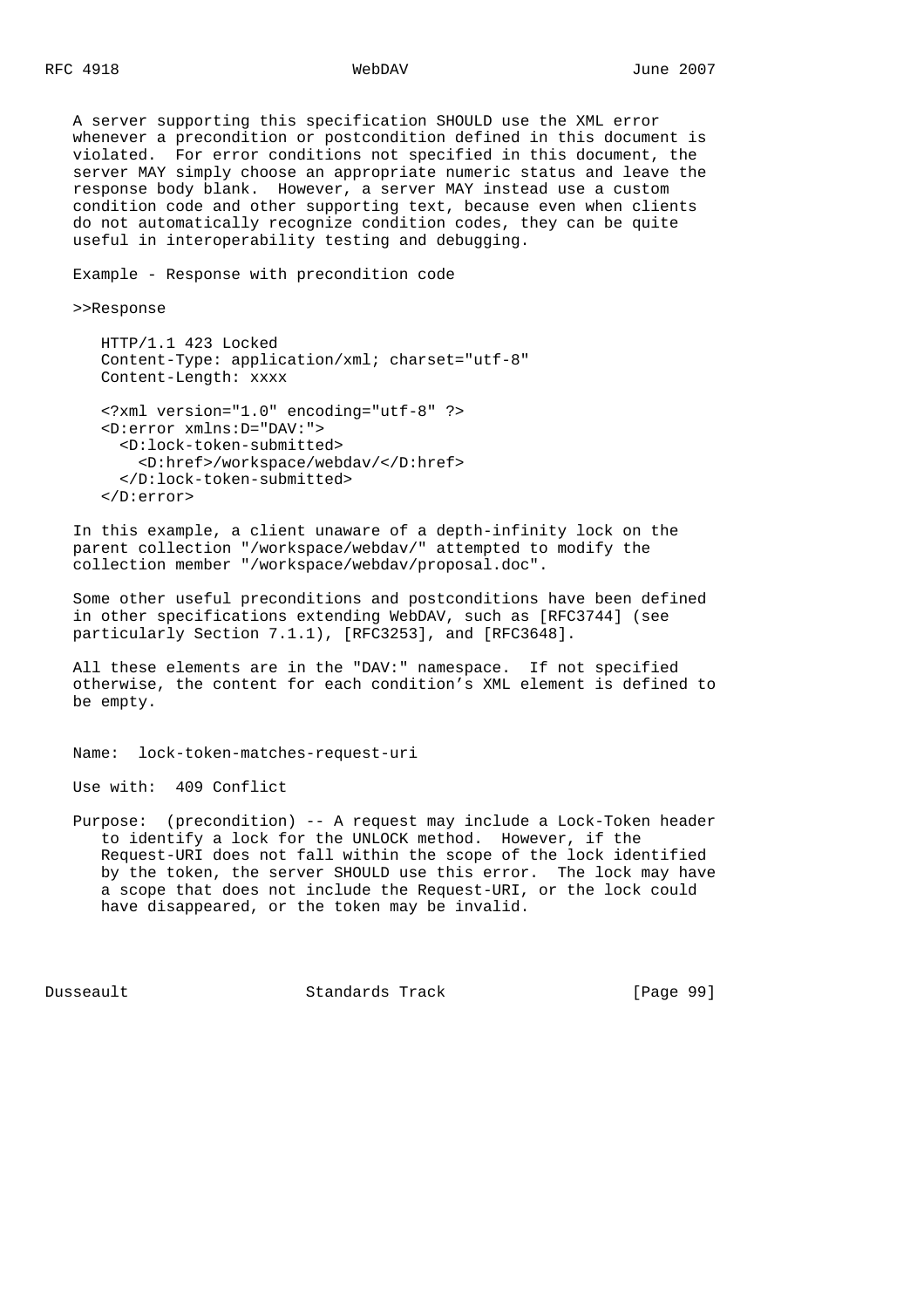A server supporting this specification SHOULD use the XML error whenever a precondition or postcondition defined in this document is violated. For error conditions not specified in this document, the server MAY simply choose an appropriate numeric status and leave the response body blank. However, a server MAY instead use a custom condition code and other supporting text, because even when clients do not automatically recognize condition codes, they can be quite useful in interoperability testing and debugging.

Example - Response with precondition code

>>Response

```
HTTP/1.1 423 Locked
Content-Type: application/xml; charset="utf-8"
Content-Length: xxxx

<?xml version="1.0" encoding="utf-8" ?>
<D:error xmlns:D="DAV:">
  <D:lock-token-submitted>
    <D:href>/workspace/webdav/</D:href>
  </D:lock-token-submitted>
</D:error>
```

In this example, a client unaware of a depth-infinity lock on the parent collection "/workspace/webdav/" attempted to modify the collection member "/workspace/webdav/proposal.doc".

Some other useful preconditions and postconditions have been defined in other specifications extending WebDAV, such as [RFC3744] (see particularly Section 7.1.1), [RFC3253], and [RFC3648].

All these elements are in the "DAV:" namespace. If not specified otherwise, the content for each condition's XML element is defined to be empty.

Name: lock-token-matches-request-uri

Use with: 409 Conflict

Purpose: (precondition) -- A request may include a Lock-Token header to identify a lock for the UNLOCK method. However, if the Request-URI does not fall within the scope of the lock identified by the token, the server SHOULD use this error. The lock may have a scope that does not include the Request-URI, or the lock could have disappeared, or the token may be invalid.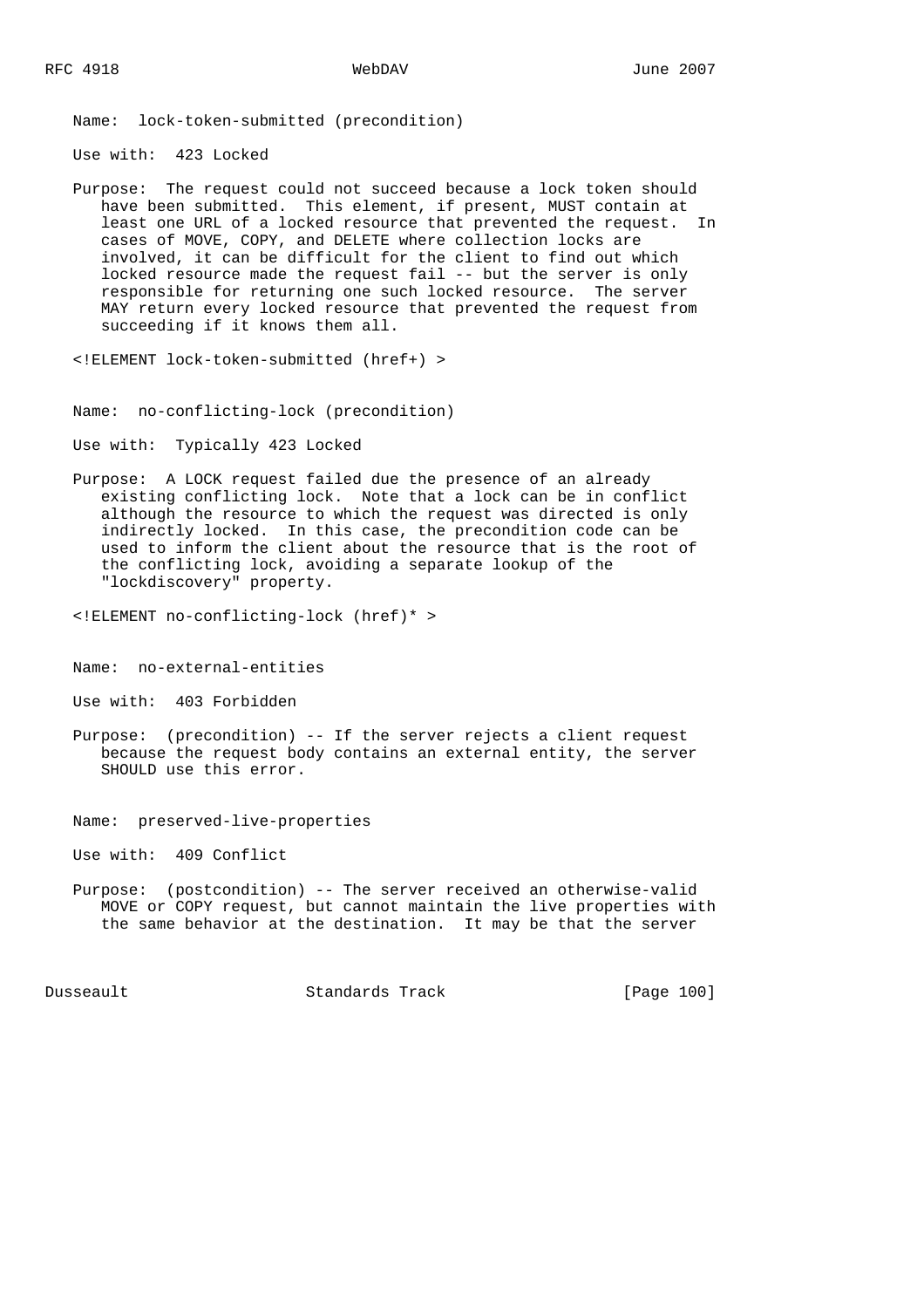Name: lock-token-submitted (precondition)

Use with: 423 Locked

Purpose: The request could not succeed because a lock token should have been submitted. This element, if present, MUST contain at least one URL of a locked resource that prevented the request. In cases of MOVE, COPY, and DELETE where collection locks are involved, it can be difficult for the client to find out which locked resource made the request fail -- but the server is only responsible for returning one such locked resource. The server MAY return every locked resource that prevented the request from succeeding if it knows them all.

```
<!ELEMENT lock-token-submitted (href+) >
```

Name: no-conflicting-lock (precondition)

Use with: Typically 423 Locked

Purpose: A LOCK request failed due the presence of an already existing conflicting lock. Note that a lock can be in conflict although the resource to which the request was directed is only indirectly locked. In this case, the precondition code can be used to inform the client about the resource that is the root of the conflicting lock, avoiding a separate lookup of the "lockdiscovery" property.

```
<!ELEMENT no-conflicting-lock (href)* >
```

Name: no-external-entities

Use with: 403 Forbidden

Purpose: (precondition) -- If the server rejects a client request because the request body contains an external entity, the server SHOULD use this error.

Name: preserved-live-properties

Use with: 409 Conflict

Purpose: (postcondition) -- The server received an otherwise-valid MOVE or COPY request, but cannot maintain the live properties with the same behavior at the destination. It may be that the server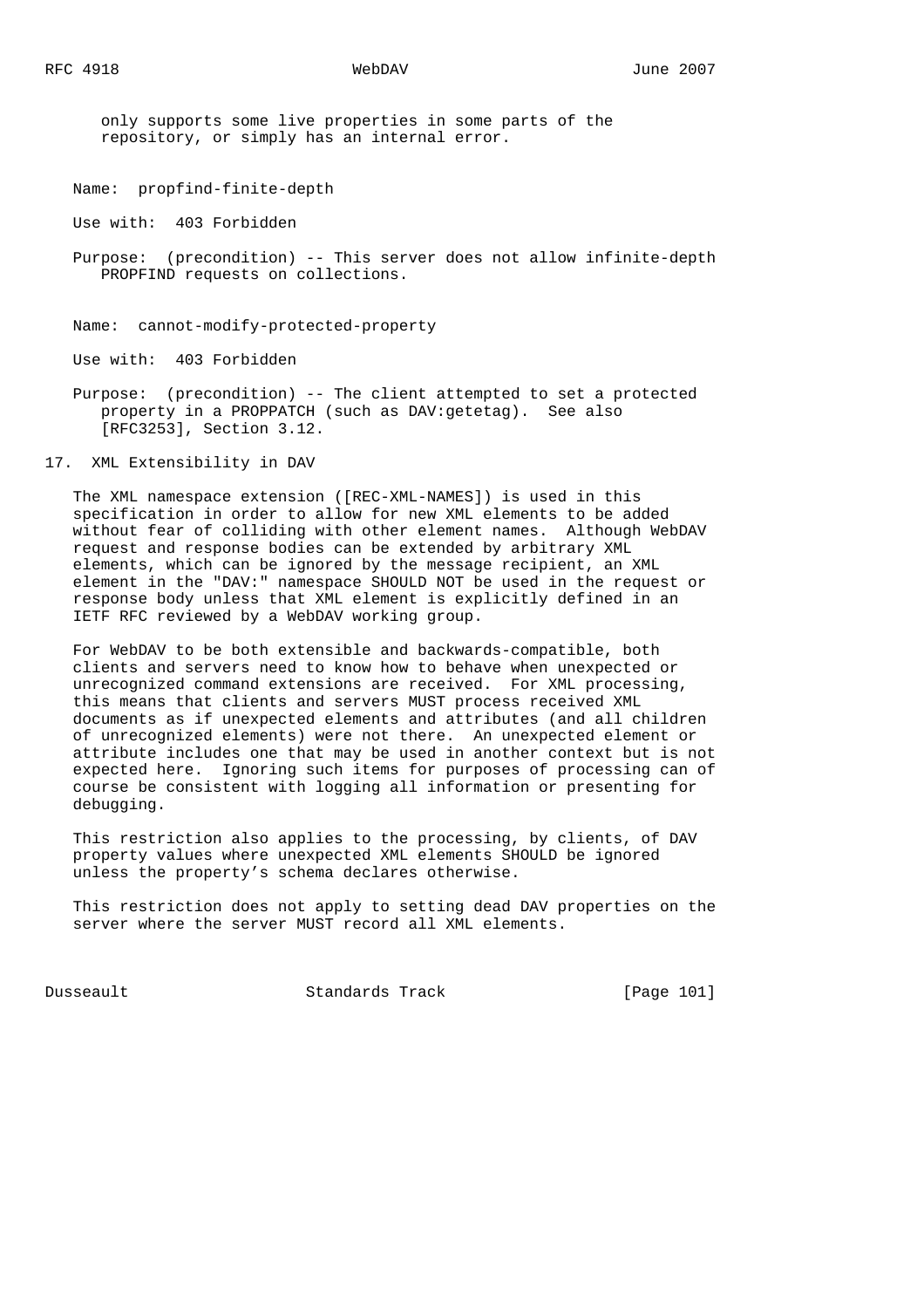only supports some live properties in some parts of the repository, or simply has an internal error.

Name: propfind-finite-depth

Use with: 403 Forbidden

Purpose: (precondition) -- This server does not allow infinite-depth PROPFIND requests on collections.

Name: cannot-modify-protected-property

Use with: 403 Forbidden

Purpose: (precondition) -- The client attempted to set a protected property in a PROPPATCH (such as DAV:getetag). See also [RFC3253], Section 3.12.

## 17. XML Extensibility in DAV

The XML namespace extension ([REC-XML-NAMES]) is used in this specification in order to allow for new XML elements to be added without fear of colliding with other element names. Although WebDAV request and response bodies can be extended by arbitrary XML elements, which can be ignored by the message recipient, an XML element in the "DAV:" namespace SHOULD NOT be used in the request or response body unless that XML element is explicitly defined in an IETF RFC reviewed by a WebDAV working group.

For WebDAV to be both extensible and backwards-compatible, both clients and servers need to know how to behave when unexpected or unrecognized command extensions are received. For XML processing, this means that clients and servers MUST process received XML documents as if unexpected elements and attributes (and all children of unrecognized elements) were not there. An unexpected element or attribute includes one that may be used in another context but is not expected here. Ignoring such items for purposes of processing can of course be consistent with logging all information or presenting for debugging.

This restriction also applies to the processing, by clients, of DAV property values where unexpected XML elements SHOULD be ignored unless the property's schema declares otherwise.

This restriction does not apply to setting dead DAV properties on the server where the server MUST record all XML elements.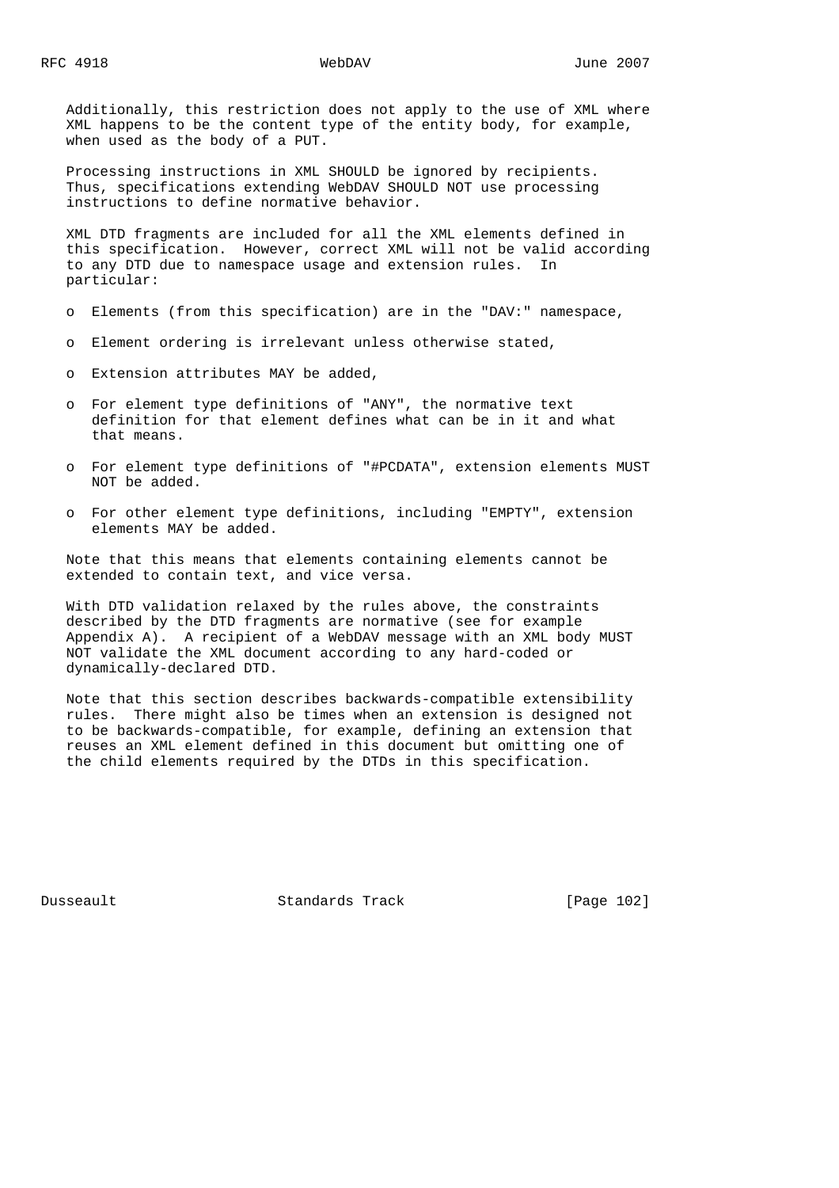Additionally, this restriction does not apply to the use of XML where XML happens to be the content type of the entity body, for example, when used as the body of a PUT.

Processing instructions in XML SHOULD be ignored by recipients. Thus, specifications extending WebDAV SHOULD NOT use processing instructions to define normative behavior.

XML DTD fragments are included for all the XML elements defined in this specification. However, correct XML will not be valid according to any DTD due to namespace usage and extension rules. In particular:

- Elements (from this specification) are in the "DAV:" namespace,
- Element ordering is irrelevant unless otherwise stated,
- Extension attributes MAY be added,
- For element type definitions of "ANY", the normative text definition for that element defines what can be in it and what that means.
- For element type definitions of "#PCDATA", extension elements MUST NOT be added.
- For other element type definitions, including "EMPTY", extension elements MAY be added.

Note that this means that elements containing elements cannot be extended to contain text, and vice versa.

With DTD validation relaxed by the rules above, the constraints described by the DTD fragments are normative (see for example Appendix A). A recipient of a WebDAV message with an XML body MUST NOT validate the XML document according to any hard-coded or dynamically-declared DTD.

Note that this section describes backwards-compatible extensibility rules. There might also be times when an extension is designed not to be backwards-compatible, for example, defining an extension that reuses an XML element defined in this document but omitting one of the child elements required by the DTDs in this specification.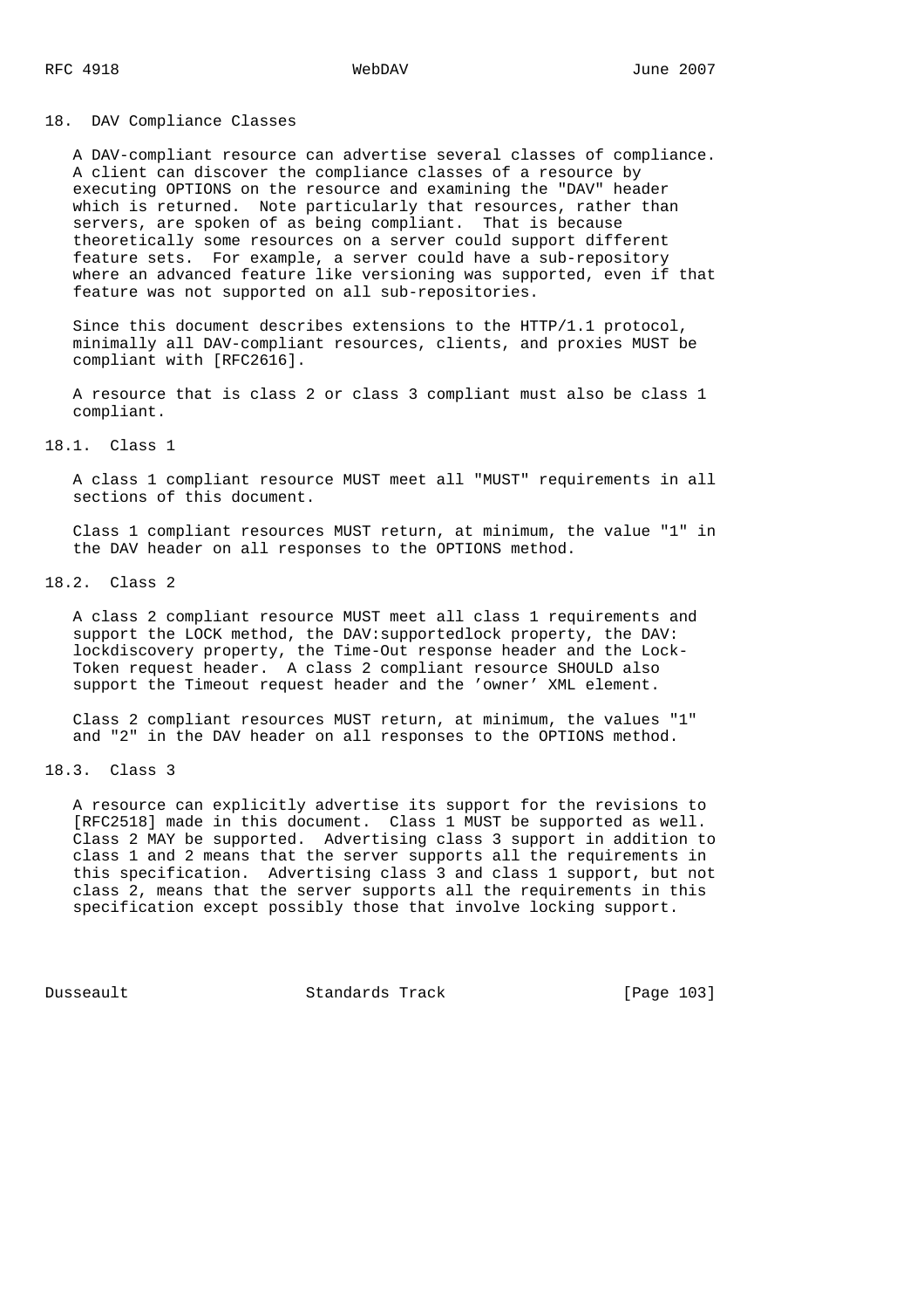# 18. DAV Compliance Classes

A DAV-compliant resource can advertise several classes of compliance. A client can discover the compliance classes of a resource by executing OPTIONS on the resource and examining the "DAV" header which is returned. Note particularly that resources, rather than servers, are spoken of as being compliant. That is because theoretically some resources on a server could support different feature sets. For example, a server could have a sub-repository where an advanced feature like versioning was supported, even if that feature was not supported on all sub-repositories.

Since this document describes extensions to the HTTP/1.1 protocol, minimally all DAV-compliant resources, clients, and proxies MUST be compliant with [RFC2616].

A resource that is class 2 or class 3 compliant must also be class 1 compliant.

## 18.1. Class 1

A class 1 compliant resource MUST meet all "MUST" requirements in all sections of this document.

Class 1 compliant resources MUST return, at minimum, the value "1" in the DAV header on all responses to the OPTIONS method.

## 18.2. Class 2

A class 2 compliant resource MUST meet all class 1 requirements and support the LOCK method, the DAV:supportedlock property, the DAV:lockdiscovery property, the Time-Out response header and the Lock-Token request header. A class 2 compliant resource SHOULD also support the Timeout request header and the 'owner' XML element.

Class 2 compliant resources MUST return, at minimum, the values "1" and "2" in the DAV header on all responses to the OPTIONS method.

## 18.3. Class 3

A resource can explicitly advertise its support for the revisions to [RFC2518] made in this document. Class 1 MUST be supported as well. Class 2 MAY be supported. Advertising class 3 support in addition to class 1 and 2 means that the server supports all the requirements in this specification. Advertising class 3 and class 1 support, but not class 2, means that the server supports all the requirements in this specification except possibly those that involve locking support.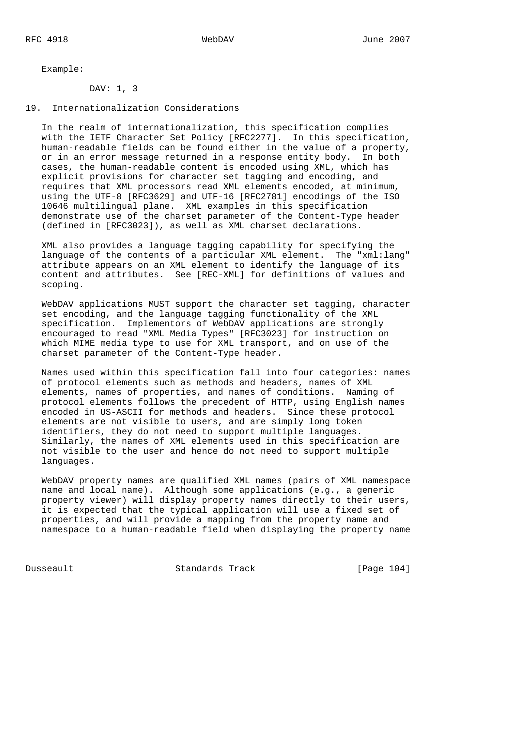Example:

```
DAV: 1, 3
```

## 19. Internationalization Considerations

In the realm of internationalization, this specification complies with the IETF Character Set Policy [RFC2277]. In this specification, human-readable fields can be found either in the value of a property, or in an error message returned in a response entity body. In both cases, the human-readable content is encoded using XML, which has explicit provisions for character set tagging and encoding, and requires that XML processors read XML elements encoded, at minimum, using the UTF-8 [RFC3629] and UTF-16 [RFC2781] encodings of the ISO 10646 multilingual plane. XML examples in this specification demonstrate use of the charset parameter of the Content-Type header (defined in [RFC3023]), as well as XML charset declarations.

XML also provides a language tagging capability for specifying the language of the contents of a particular XML element. The "xml:lang" attribute appears on an XML element to identify the language of its content and attributes. See [REC-XML] for definitions of values and scoping.

WebDAV applications MUST support the character set tagging, character set encoding, and the language tagging functionality of the XML specification. Implementors of WebDAV applications are strongly encouraged to read "XML Media Types" [RFC3023] for instruction on which MIME media type to use for XML transport, and on use of the charset parameter of the Content-Type header.

Names used within this specification fall into four categories: names of protocol elements such as methods and headers, names of XML elements, names of properties, and names of conditions. Naming of protocol elements follows the precedent of HTTP, using English names encoded in US-ASCII for methods and headers. Since these protocol elements are not visible to users, and are simply long token identifiers, they do not need to support multiple languages. Similarly, the names of XML elements used in this specification are not visible to the user and hence do not need to support multiple languages.

WebDAV property names are qualified XML names (pairs of XML namespace name and local name). Although some applications (e.g., a generic property viewer) will display property names directly to their users, it is expected that the typical application will use a fixed set of properties, and will provide a mapping from the property name and namespace to a human-readable field when displaying the property name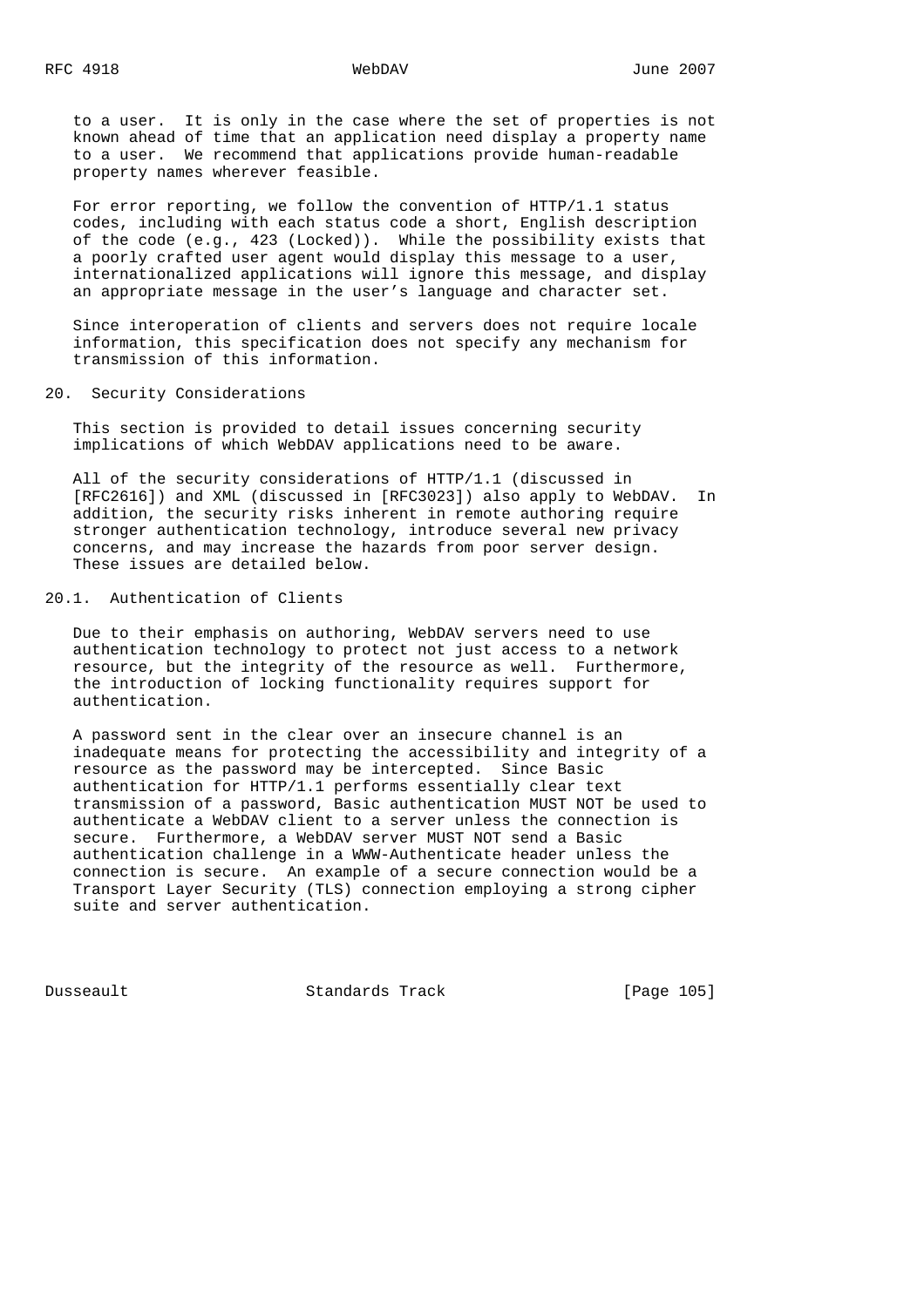to a user. It is only in the case where the set of properties is not known ahead of time that an application need display a property name to a user. We recommend that applications provide human-readable property names wherever feasible.

For error reporting, we follow the convention of HTTP/1.1 status codes, including with each status code a short, English description of the code (e.g., 423 (Locked)). While the possibility exists that a poorly crafted user agent would display this message to a user, internationalized applications will ignore this message, and display an appropriate message in the user's language and character set.

Since interoperation of clients and servers does not require locale information, this specification does not specify any mechanism for transmission of this information.

## 20. Security Considerations

This section is provided to detail issues concerning security implications of which WebDAV applications need to be aware.

All of the security considerations of HTTP/1.1 (discussed in [RFC2616]) and XML (discussed in [RFC3023]) also apply to WebDAV. In addition, the security risks inherent in remote authoring require stronger authentication technology, introduce several new privacy concerns, and may increase the hazards from poor server design. These issues are detailed below.

### 20.1. Authentication of Clients

Due to their emphasis on authoring, WebDAV servers need to use authentication technology to protect not just access to a network resource, but the integrity of the resource as well. Furthermore, the introduction of locking functionality requires support for authentication.

A password sent in the clear over an insecure channel is an inadequate means for protecting the accessibility and integrity of a resource as the password may be intercepted. Since Basic authentication for HTTP/1.1 performs essentially clear text transmission of a password, Basic authentication MUST NOT be used to authenticate a WebDAV client to a server unless the connection is secure. Furthermore, a WebDAV server MUST NOT send a Basic authentication challenge in a WWW-Authenticate header unless the connection is secure. An example of a secure connection would be a Transport Layer Security (TLS) connection employing a strong cipher suite and server authentication.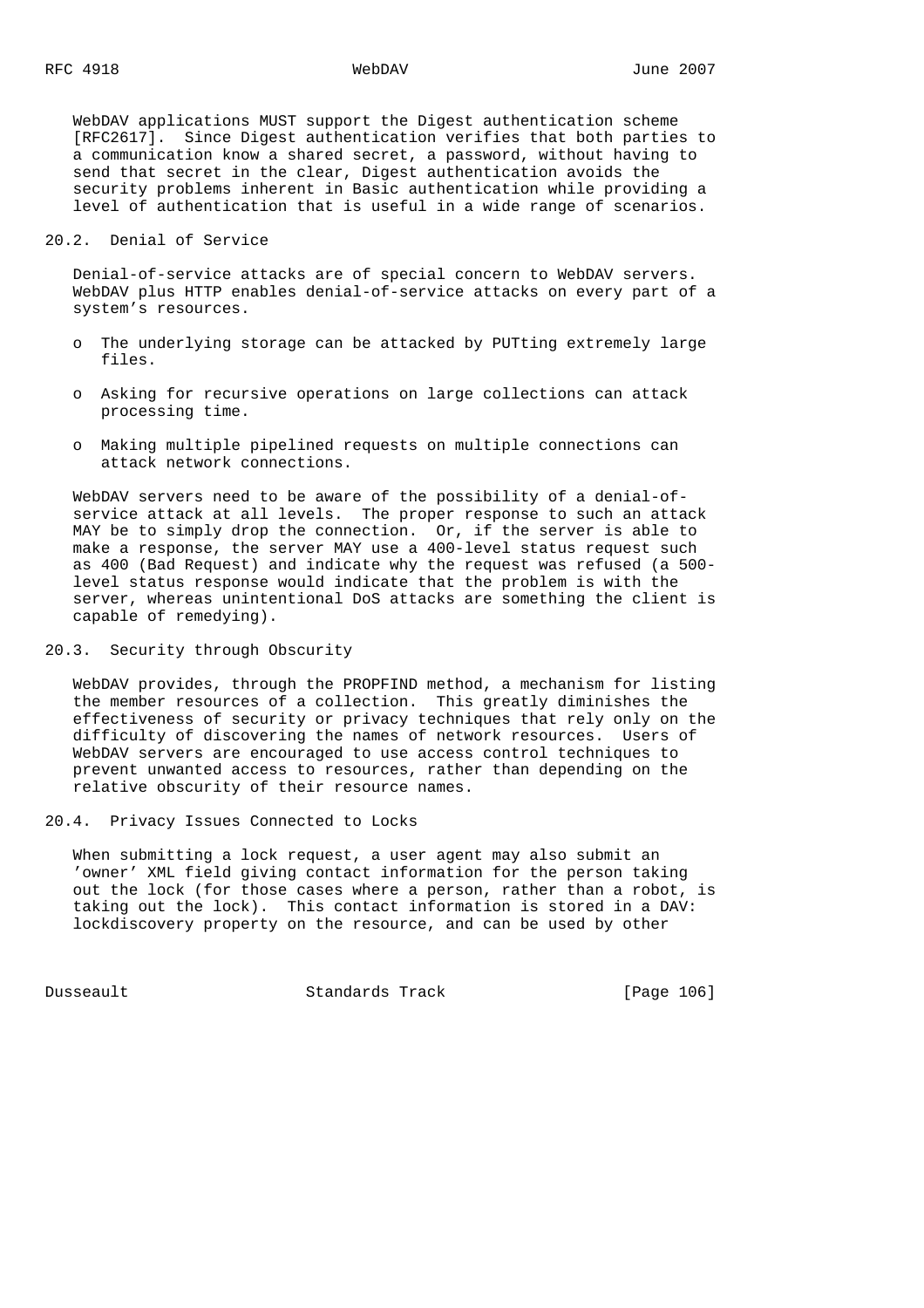WebDAV applications MUST support the Digest authentication scheme [RFC2617]. Since Digest authentication verifies that both parties to a communication know a shared secret, a password, without having to send that secret in the clear, Digest authentication avoids the security problems inherent in Basic authentication while providing a level of authentication that is useful in a wide range of scenarios.

## 20.2. Denial of Service

Denial-of-service attacks are of special concern to WebDAV servers. WebDAV plus HTTP enables denial-of-service attacks on every part of a system's resources.

- The underlying storage can be attacked by PUTting extremely large files.
- Asking for recursive operations on large collections can attack processing time.
- Making multiple pipelined requests on multiple connections can attack network connections.

WebDAV servers need to be aware of the possibility of a denial-of-service attack at all levels. The proper response to such an attack MAY be to simply drop the connection. Or, if the server is able to make a response, the server MAY use a 400-level status request such as 400 (Bad Request) and indicate why the request was refused (a 500-level status response would indicate that the problem is with the server, whereas unintentional DoS attacks are something the client is capable of remedying).

## 20.3. Security through Obscurity

WebDAV provides, through the PROPFIND method, a mechanism for listing the member resources of a collection. This greatly diminishes the effectiveness of security or privacy techniques that rely only on the difficulty of discovering the names of network resources. Users of WebDAV servers are encouraged to use access control techniques to prevent unwanted access to resources, rather than depending on the relative obscurity of their resource names.

## 20.4. Privacy Issues Connected to Locks

When submitting a lock request, a user agent may also submit an 'owner' XML field giving contact information for the person taking out the lock (for those cases where a person, rather than a robot, is taking out the lock). This contact information is stored in a DAV:lockdiscovery property on the resource, and can be used by other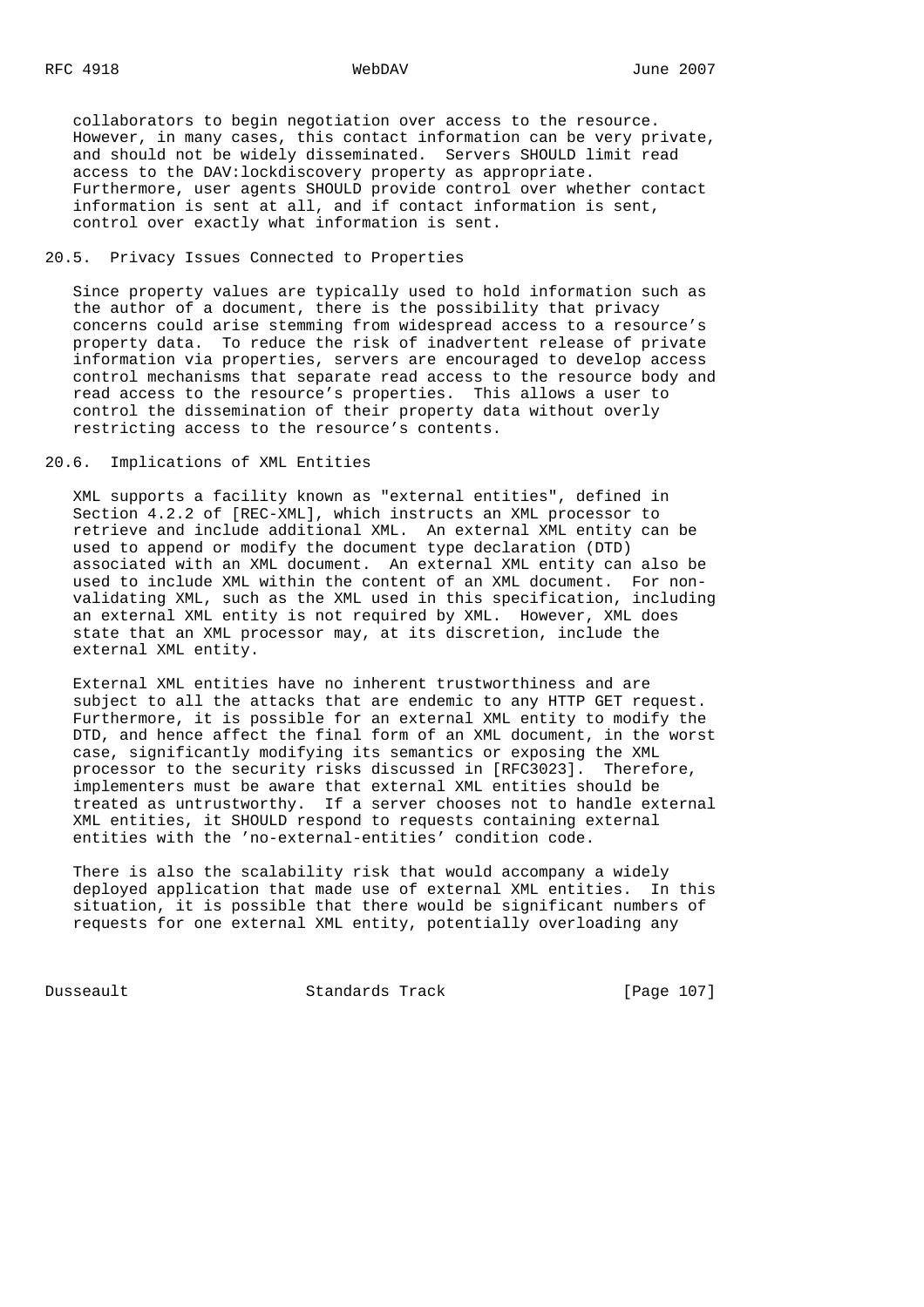collaborators to begin negotiation over access to the resource. However, in many cases, this contact information can be very private, and should not be widely disseminated. Servers SHOULD limit read access to the DAV:lockdiscovery property as appropriate. Furthermore, user agents SHOULD provide control over whether contact information is sent at all, and if contact information is sent, control over exactly what information is sent.

## 20.5. Privacy Issues Connected to Properties

Since property values are typically used to hold information such as the author of a document, there is the possibility that privacy concerns could arise stemming from widespread access to a resource's property data. To reduce the risk of inadvertent release of private information via properties, servers are encouraged to develop access control mechanisms that separate read access to the resource body and read access to the resource's properties. This allows a user to control the dissemination of their property data without overly restricting access to the resource's contents.

## 20.6. Implications of XML Entities

XML supports a facility known as "external entities", defined in Section 4.2.2 of [REC-XML], which instructs an XML processor to retrieve and include additional XML. An external XML entity can be used to append or modify the document type declaration (DTD) associated with an XML document. An external XML entity can also be used to include XML within the content of an XML document. For non-validating XML, such as the XML used in this specification, including an external XML entity is not required by XML. However, XML does state that an XML processor may, at its discretion, include the external XML entity.

External XML entities have no inherent trustworthiness and are subject to all the attacks that are endemic to any HTTP GET request. Furthermore, it is possible for an external XML entity to modify the DTD, and hence affect the final form of an XML document, in the worst case, significantly modifying its semantics or exposing the XML processor to the security risks discussed in [RFC3023]. Therefore, implementers must be aware that external XML entities should be treated as untrustworthy. If a server chooses not to handle external XML entities, it SHOULD respond to requests containing external entities with the 'no-external-entities' condition code.

There is also the scalability risk that would accompany a widely deployed application that made use of external XML entities. In this situation, it is possible that there would be significant numbers of requests for one external XML entity, potentially overloading any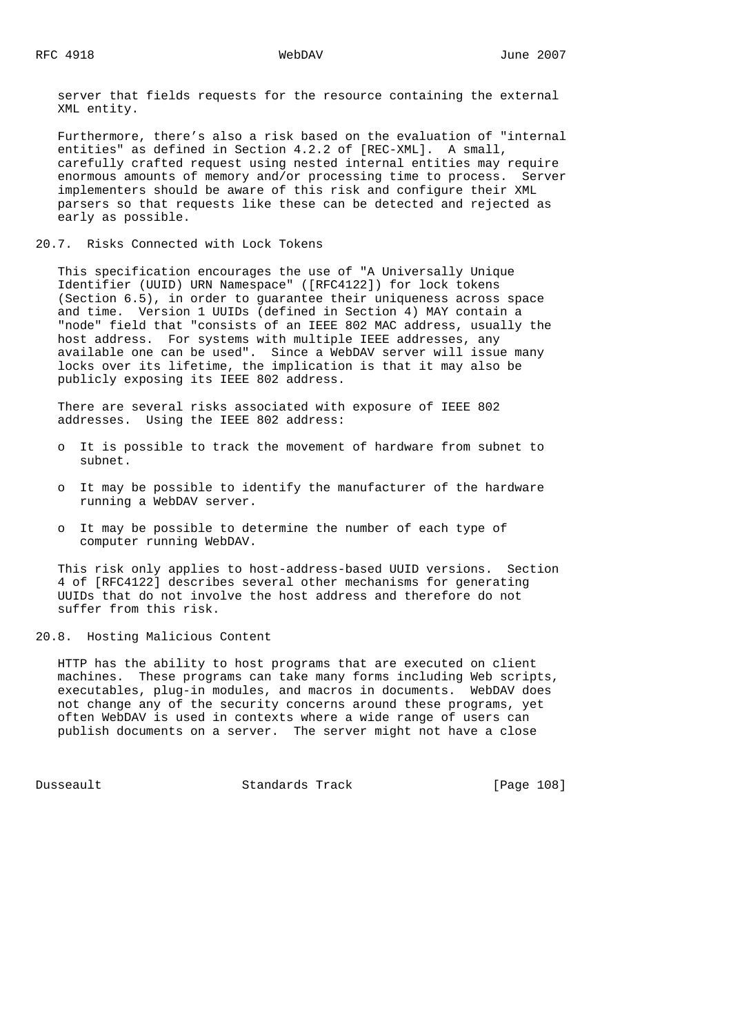server that fields requests for the resource containing the external XML entity.

Furthermore, there's also a risk based on the evaluation of "internal entities" as defined in Section 4.2.2 of [REC-XML]. A small, carefully crafted request using nested internal entities may require enormous amounts of memory and/or processing time to process. Server implementers should be aware of this risk and configure their XML parsers so that requests like these can be detected and rejected as early as possible.

## 20.7. Risks Connected with Lock Tokens

This specification encourages the use of "A Universally Unique Identifier (UUID) URN Namespace" ([RFC4122]) for lock tokens (Section 6.5), in order to guarantee their uniqueness across space and time. Version 1 UUIDs (defined in Section 4) MAY contain a "node" field that "consists of an IEEE 802 MAC address, usually the host address. For systems with multiple IEEE addresses, any available one can be used". Since a WebDAV server will issue many locks over its lifetime, the implication is that it may also be publicly exposing its IEEE 802 address.

There are several risks associated with exposure of IEEE 802 addresses. Using the IEEE 802 address:

- It is possible to track the movement of hardware from subnet to subnet.
- It may be possible to identify the manufacturer of the hardware running a WebDAV server.
- It may be possible to determine the number of each type of computer running WebDAV.

This risk only applies to host-address-based UUID versions. Section 4 of [RFC4122] describes several other mechanisms for generating UUIDs that do not involve the host address and therefore do not suffer from this risk.

## 20.8. Hosting Malicious Content

HTTP has the ability to host programs that are executed on client machines. These programs can take many forms including Web scripts, executables, plug-in modules, and macros in documents. WebDAV does not change any of the security concerns around these programs, yet often WebDAV is used in contexts where a wide range of users can publish documents on a server. The server might not have a close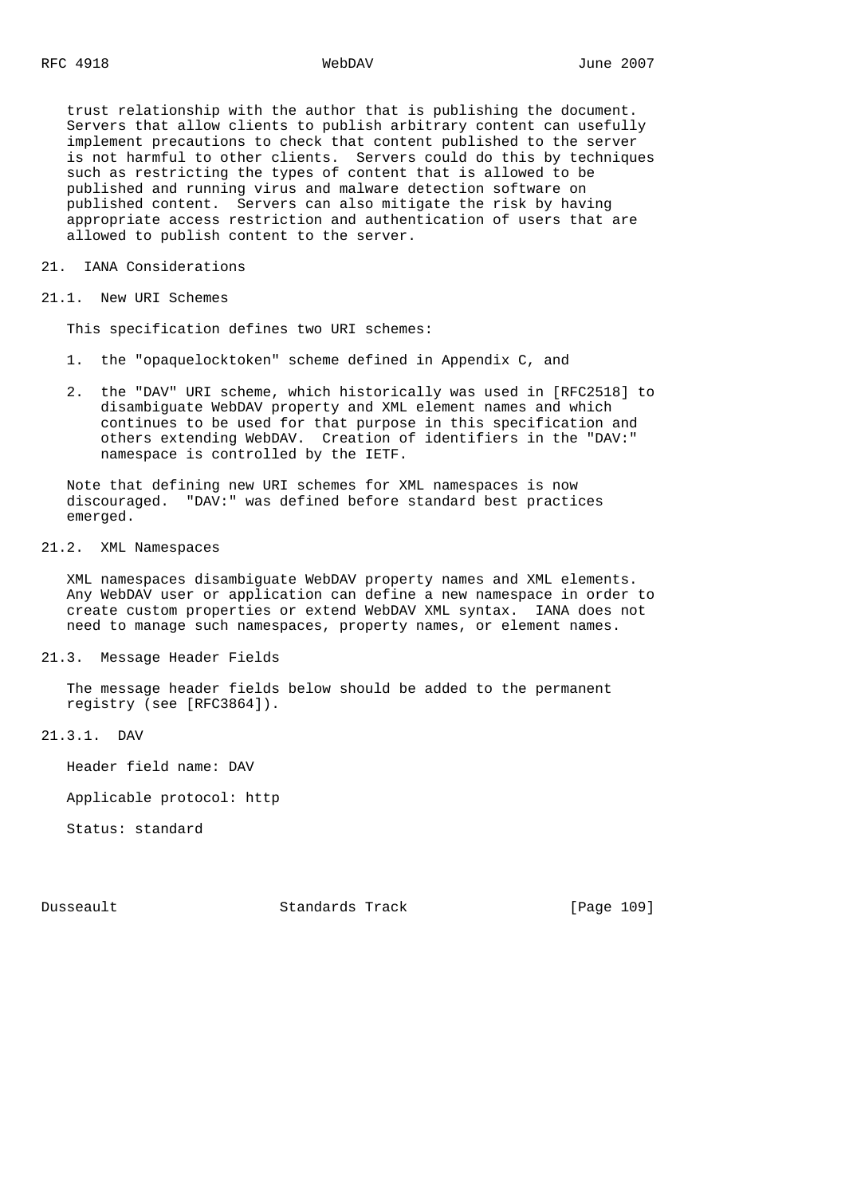trust relationship with the author that is publishing the document. Servers that allow clients to publish arbitrary content can usefully implement precautions to check that content published to the server is not harmful to other clients. Servers could do this by techniques such as restricting the types of content that is allowed to be published and running virus and malware detection software on published content. Servers can also mitigate the risk by having appropriate access restriction and authentication of users that are allowed to publish content to the server.

# 21. IANA Considerations

## 21.1. New URI Schemes

This specification defines two URI schemes:

1. the "opaquelocktoken" scheme defined in Appendix C, and

2. the "DAV" URI scheme, which historically was used in [RFC2518] to disambiguate WebDAV property and XML element names and which continues to be used for that purpose in this specification and others extending WebDAV. Creation of identifiers in the "DAV:" namespace is controlled by the IETF.

Note that defining new URI schemes for XML namespaces is now discouraged. "DAV:" was defined before standard best practices emerged.

## 21.2. XML Namespaces

XML namespaces disambiguate WebDAV property names and XML elements. Any WebDAV user or application can define a new namespace in order to create custom properties or extend WebDAV XML syntax. IANA does not need to manage such namespaces, property names, or element names.

## 21.3. Message Header Fields

The message header fields below should be added to the permanent registry (see [RFC3864]).

### 21.3.1. DAV

Header field name: DAV

Applicable protocol: http

Status: standard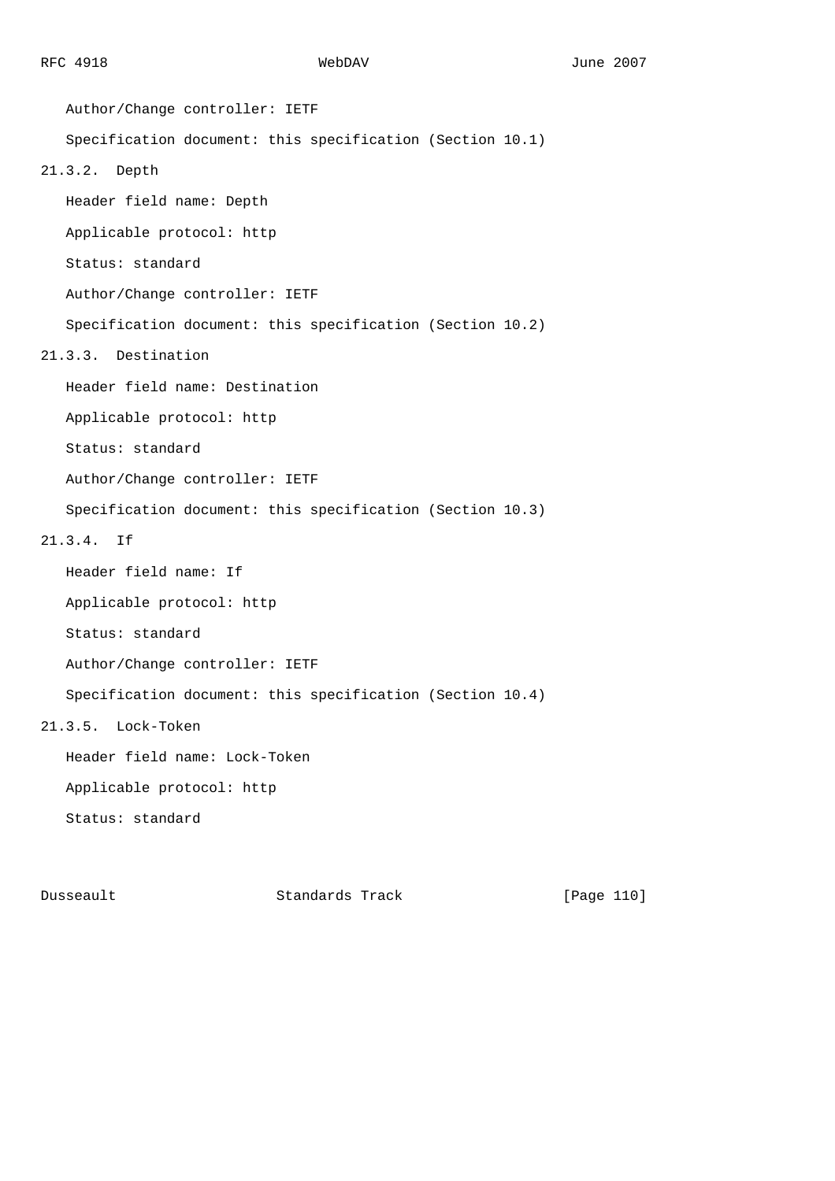Author/Change controller: IETF

Specification document: this specification (Section 10.1)

#### 21.3.2. Depth

Header field name: Depth

Applicable protocol: http

Status: standard

Author/Change controller: IETF

Specification document: this specification (Section 10.2)

#### 21.3.3. Destination

Header field name: Destination

Applicable protocol: http

Status: standard

Author/Change controller: IETF

Specification document: this specification (Section 10.3)

#### 21.3.4. If

Header field name: If

Applicable protocol: http

Status: standard

Author/Change controller: IETF

Specification document: this specification (Section 10.4)

#### 21.3.5. Lock-Token

Header field name: Lock-Token

Applicable protocol: http

Status: standard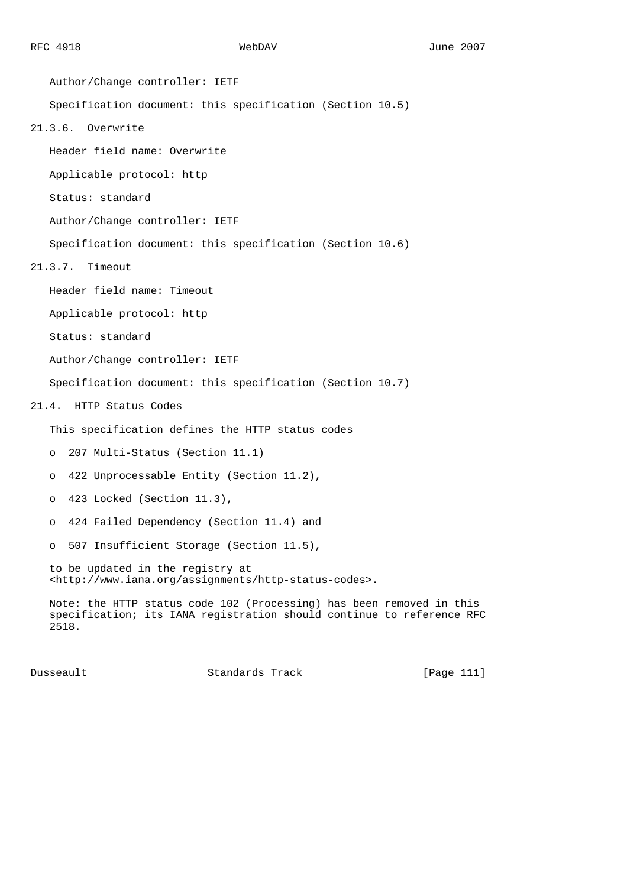Author/Change controller: IETF

Specification document: this specification (Section 10.5)

### 21.3.6. Overwrite

Header field name: Overwrite

Applicable protocol: http

Status: standard

Author/Change controller: IETF

Specification document: this specification (Section 10.6)

### 21.3.7. Timeout

Header field name: Timeout

Applicable protocol: http

Status: standard

Author/Change controller: IETF

Specification document: this specification (Section 10.7)

## 21.4. HTTP Status Codes

This specification defines the HTTP status codes

- 207 Multi-Status (Section 11.1)
- 422 Unprocessable Entity (Section 11.2),
- 423 Locked (Section 11.3),
- 424 Failed Dependency (Section 11.4) and
- 507 Insufficient Storage (Section 11.5),

to be updated in the registry at <http://www.iana.org/assignments/http-status-codes>.

Note: the HTTP status code 102 (Processing) has been removed in this specification; its IANA registration should continue to reference RFC 2518.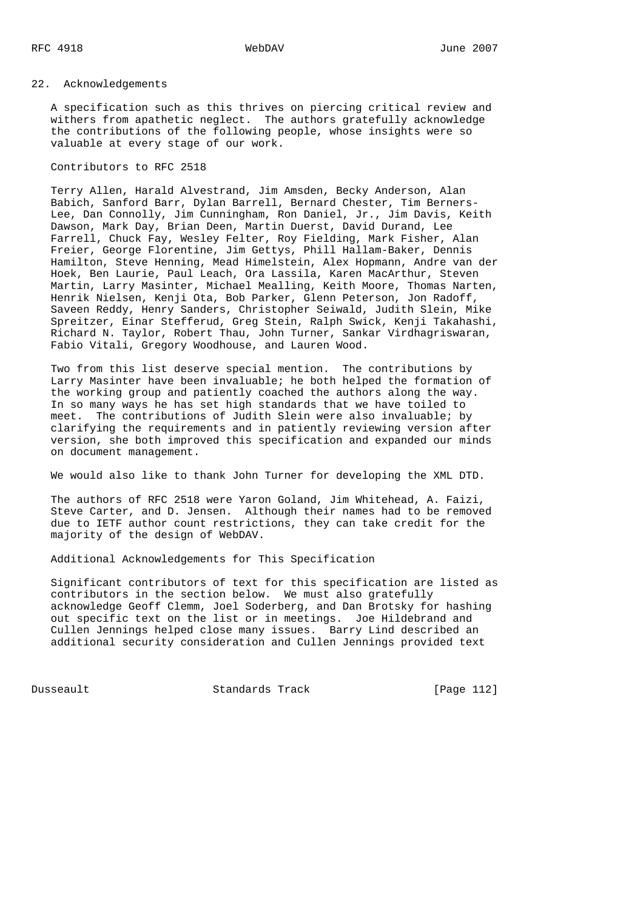## 22. Acknowledgements

A specification such as this thrives on piercing critical review and withers from apathetic neglect. The authors gratefully acknowledge the contributions of the following people, whose insights were so valuable at every stage of our work.

Contributors to RFC 2518

Terry Allen, Harald Alvestrand, Jim Amsden, Becky Anderson, Alan Babich, Sanford Barr, Dylan Barrell, Bernard Chester, Tim Berners-Lee, Dan Connolly, Jim Cunningham, Ron Daniel, Jr., Jim Davis, Keith Dawson, Mark Day, Brian Deen, Martin Duerst, David Durand, Lee Farrell, Chuck Fay, Wesley Felter, Roy Fielding, Mark Fisher, Alan Freier, George Florentine, Jim Gettys, Phill Hallam-Baker, Dennis Hamilton, Steve Henning, Mead Himelstein, Alex Hopmann, Andre van der Hoek, Ben Laurie, Paul Leach, Ora Lassila, Karen MacArthur, Steven Martin, Larry Masinter, Michael Mealling, Keith Moore, Thomas Narten, Henrik Nielsen, Kenji Ota, Bob Parker, Glenn Peterson, Jon Radoff, Saveen Reddy, Henry Sanders, Christopher Seiwald, Judith Slein, Mike Spreitzer, Einar Stefferud, Greg Stein, Ralph Swick, Kenji Takahashi, Richard N. Taylor, Robert Thau, John Turner, Sankar Virdhagriswaran, Fabio Vitali, Gregory Woodhouse, and Lauren Wood.

Two from this list deserve special mention. The contributions by Larry Masinter have been invaluable; he both helped the formation of the working group and patiently coached the authors along the way. In so many ways he has set high standards that we have toiled to meet. The contributions of Judith Slein were also invaluable; by clarifying the requirements and in patiently reviewing version after version, she both improved this specification and expanded our minds on document management.

We would also like to thank John Turner for developing the XML DTD.

The authors of RFC 2518 were Yaron Goland, Jim Whitehead, A. Faizi, Steve Carter, and D. Jensen. Although their names had to be removed due to IETF author count restrictions, they can take credit for the majority of the design of WebDAV.

Additional Acknowledgements for This Specification

Significant contributors of text for this specification are listed as contributors in the section below. We must also gratefully acknowledge Geoff Clemm, Joel Soderberg, and Dan Brotsky for hashing out specific text on the list or in meetings. Joe Hildebrand and Cullen Jennings helped close many issues. Barry Lind described an additional security consideration and Cullen Jennings provided text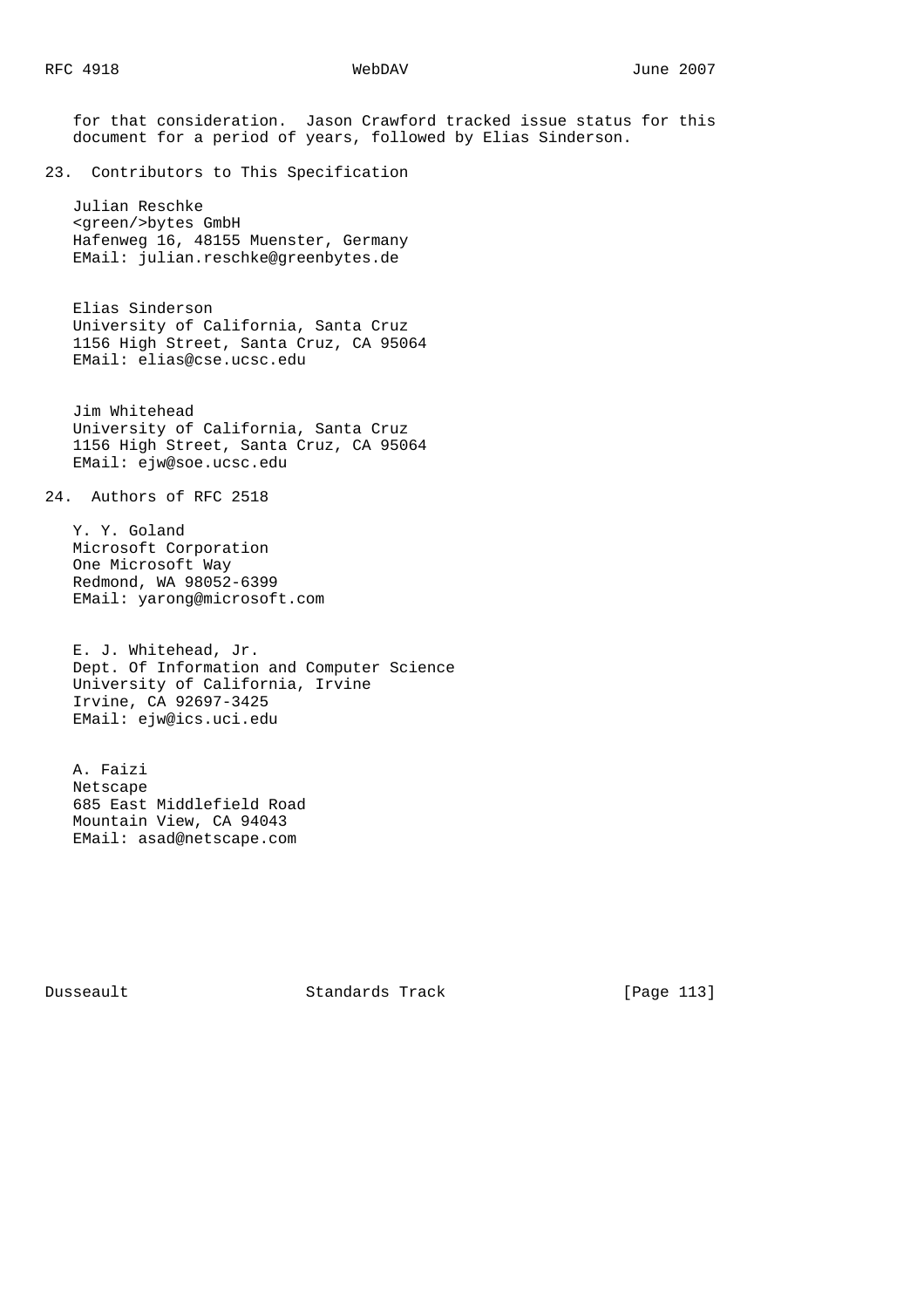for that consideration. Jason Crawford tracked issue status for this document for a period of years, followed by Elias Sinderson.

## 23. Contributors to This Specification

Julian Reschke
<green/>bytes GmbH
Hafenweg 16, 48155 Muenster, Germany
EMail: julian.reschke@greenbytes.de

Elias Sinderson
University of California, Santa Cruz
1156 High Street, Santa Cruz, CA 95064
EMail: elias@cse.ucsc.edu

Jim Whitehead
University of California, Santa Cruz
1156 High Street, Santa Cruz, CA 95064
EMail: ejw@soe.ucsc.edu

## 24. Authors of RFC 2518

Y. Y. Goland
Microsoft Corporation
One Microsoft Way
Redmond, WA 98052-6399
EMail: yarong@microsoft.com

E. J. Whitehead, Jr.
Dept. Of Information and Computer Science
University of California, Irvine
Irvine, CA 92697-3425
EMail: ejw@ics.uci.edu

A. Faizi
Netscape
685 East Middlefield Road
Mountain View, CA 94043
EMail: asad@netscape.com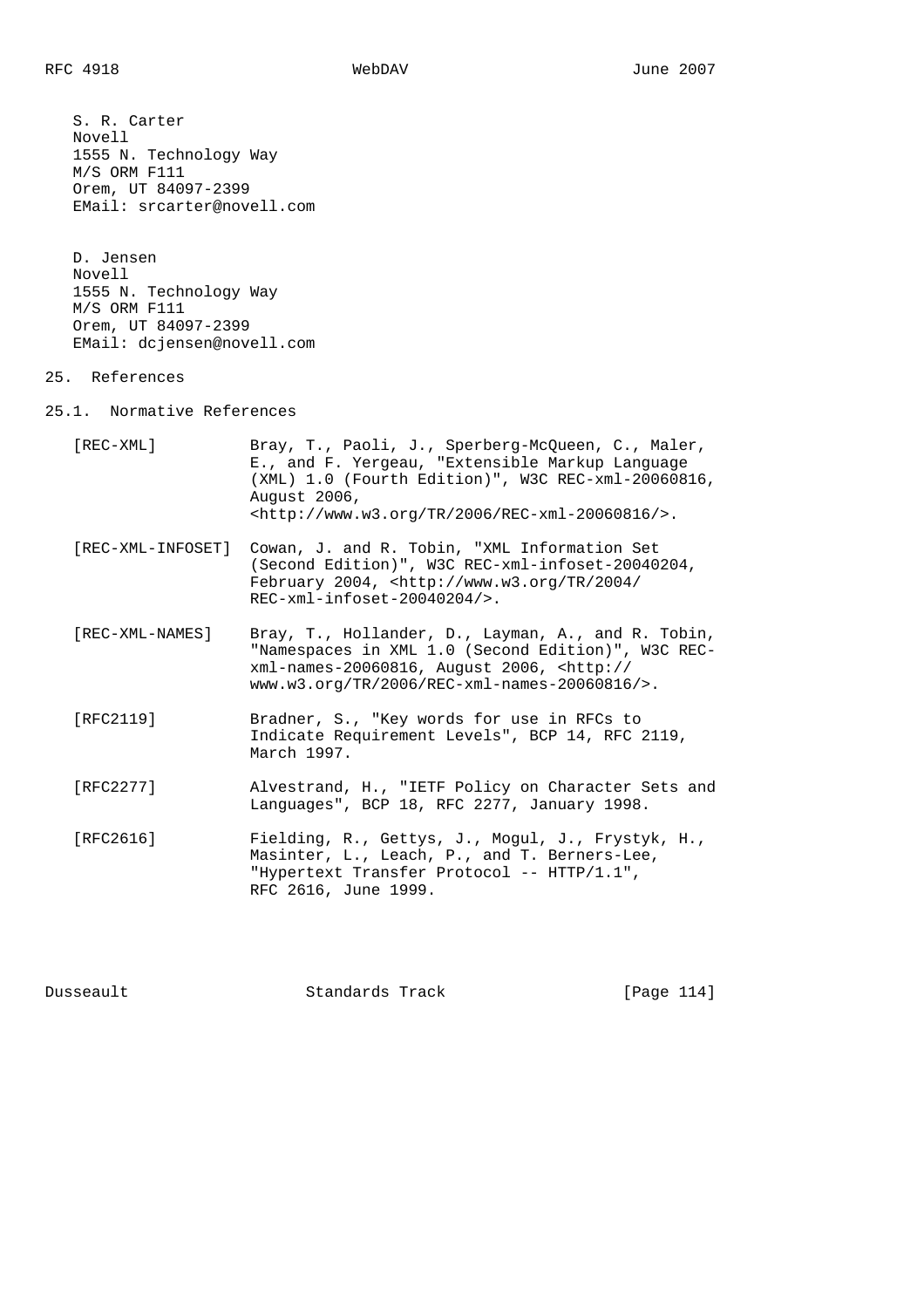S. R. Carter
Novell
1555 N. Technology Way
M/S ORM F111
Orem, UT 84097-2399
EMail: srcarter@novell.com

D. Jensen
Novell
1555 N. Technology Way
M/S ORM F111
Orem, UT 84097-2399
EMail: dcjensen@novell.com

## 25. References

### 25.1. Normative References

[REC-XML] Bray, T., Paoli, J., Sperberg-McQueen, C., Maler, E., and F. Yergeau, "Extensible Markup Language (XML) 1.0 (Fourth Edition)", W3C REC-xml-20060816, August 2006, <http://www.w3.org/TR/2006/REC-xml-20060816/>.

[REC-XML-INFOSET] Cowan, J. and R. Tobin, "XML Information Set (Second Edition)", W3C REC-xml-infoset-20040204, February 2004, <http://www.w3.org/TR/2004/REC-xml-infoset-20040204/>.

[REC-XML-NAMES] Bray, T., Hollander, D., Layman, A., and R. Tobin, "Namespaces in XML 1.0 (Second Edition)", W3C REC-xml-names-20060816, August 2006, <http://www.w3.org/TR/2006/REC-xml-names-20060816/>.

[RFC2119] Bradner, S., "Key words for use in RFCs to Indicate Requirement Levels", BCP 14, RFC 2119, March 1997.

[RFC2277] Alvestrand, H., "IETF Policy on Character Sets and Languages", BCP 18, RFC 2277, January 1998.

[RFC2616] Fielding, R., Gettys, J., Mogul, J., Frystyk, H., Masinter, L., Leach, P., and T. Berners-Lee, "Hypertext Transfer Protocol -- HTTP/1.1", RFC 2616, June 1999.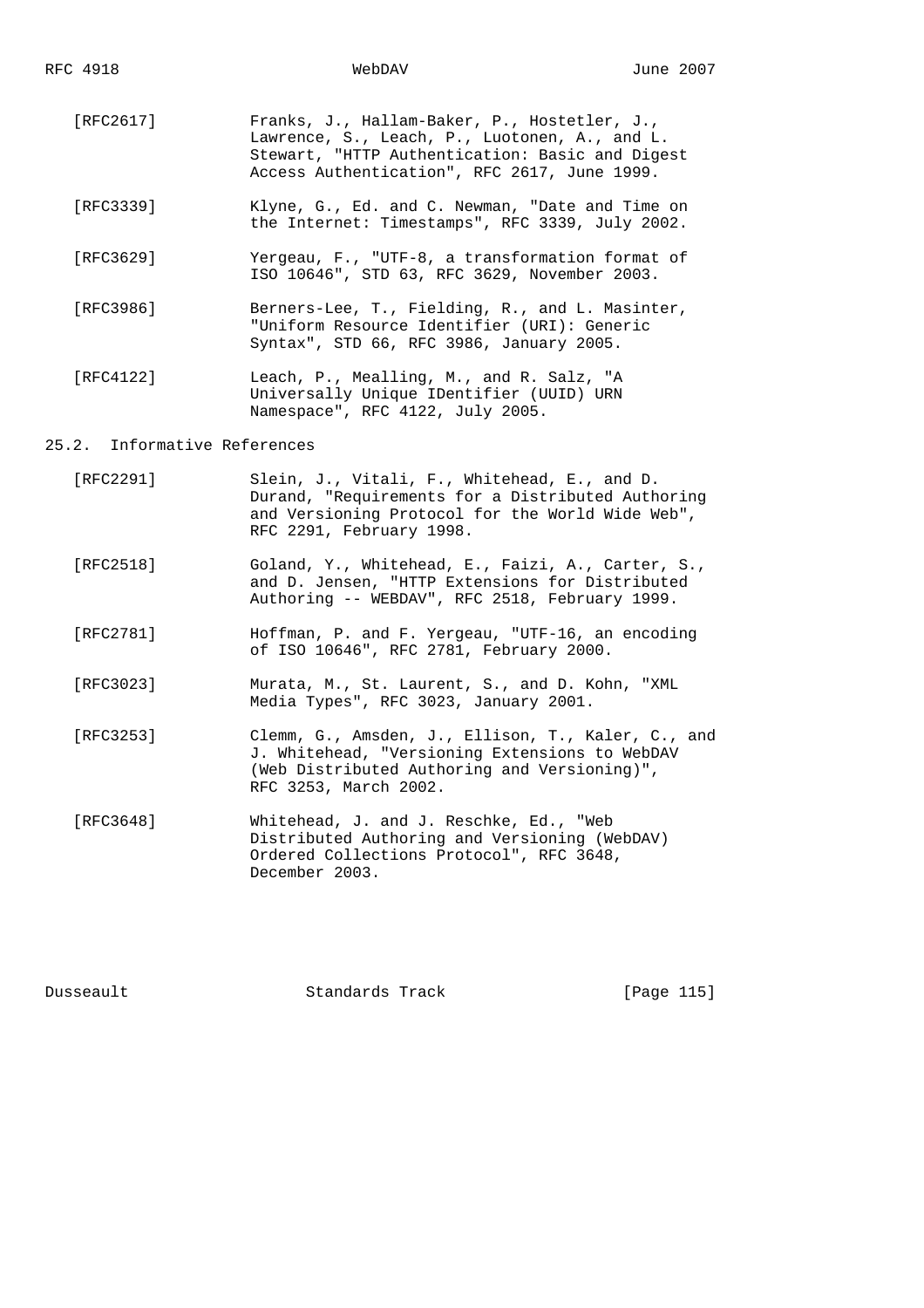[RFC2617] Franks, J., Hallam-Baker, P., Hostetler, J., Lawrence, S., Leach, P., Luotonen, A., and L. Stewart, "HTTP Authentication: Basic and Digest Access Authentication", RFC 2617, June 1999.

[RFC3339] Klyne, G., Ed. and C. Newman, "Date and Time on the Internet: Timestamps", RFC 3339, July 2002.

[RFC3629] Yergeau, F., "UTF-8, a transformation format of ISO 10646", STD 63, RFC 3629, November 2003.

[RFC3986] Berners-Lee, T., Fielding, R., and L. Masinter, "Uniform Resource Identifier (URI): Generic Syntax", STD 66, RFC 3986, January 2005.

[RFC4122] Leach, P., Mealling, M., and R. Salz, "A Universally Unique IDentifier (UUID) URN Namespace", RFC 4122, July 2005.

## 25.2. Informative References

[RFC2291] Slein, J., Vitali, F., Whitehead, E., and D. Durand, "Requirements for a Distributed Authoring and Versioning Protocol for the World Wide Web", RFC 2291, February 1998.

[RFC2518] Goland, Y., Whitehead, E., Faizi, A., Carter, S., and D. Jensen, "HTTP Extensions for Distributed Authoring -- WEBDAV", RFC 2518, February 1999.

[RFC2781] Hoffman, P. and F. Yergeau, "UTF-16, an encoding of ISO 10646", RFC 2781, February 2000.

[RFC3023] Murata, M., St. Laurent, S., and D. Kohn, "XML Media Types", RFC 3023, January 2001.

[RFC3253] Clemm, G., Amsden, J., Ellison, T., Kaler, C., and J. Whitehead, "Versioning Extensions to WebDAV (Web Distributed Authoring and Versioning)", RFC 3253, March 2002.

[RFC3648] Whitehead, J. and J. Reschke, Ed., "Web Distributed Authoring and Versioning (WebDAV) Ordered Collections Protocol", RFC 3648, December 2003.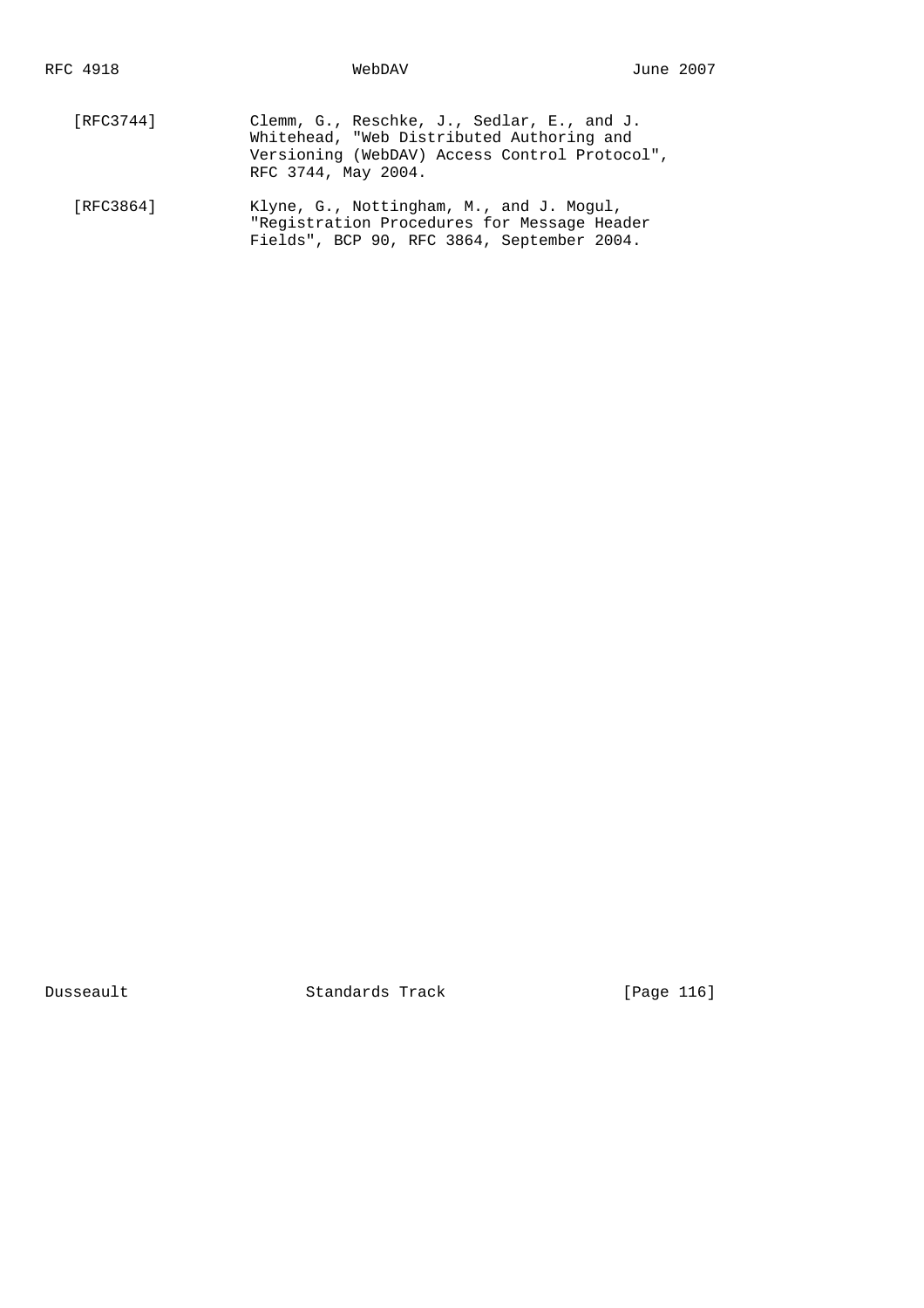[RFC3744] Clemm, G., Reschke, J., Sedlar, E., and J. Whitehead, "Web Distributed Authoring and Versioning (WebDAV) Access Control Protocol", RFC 3744, May 2004.

[RFC3864] Klyne, G., Nottingham, M., and J. Mogul, "Registration Procedures for Message Header Fields", BCP 90, RFC 3864, September 2004.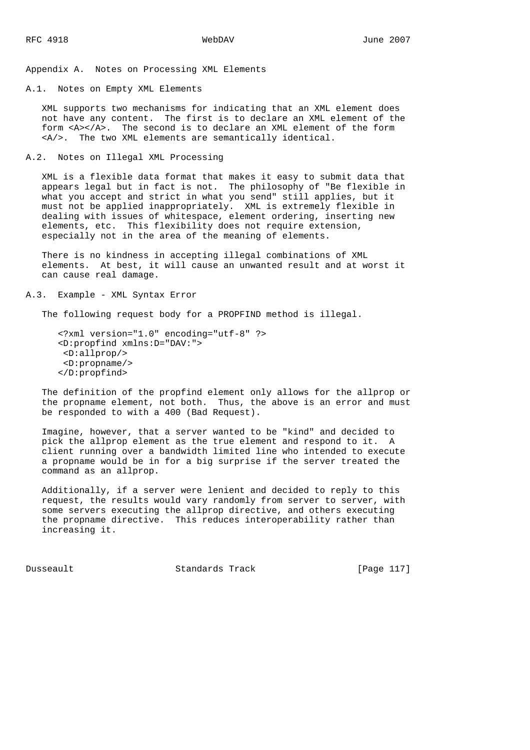# Appendix A. Notes on Processing XML Elements

## A.1. Notes on Empty XML Elements

XML supports two mechanisms for indicating that an XML element does not have any content. The first is to declare an XML element of the form <A></A>. The second is to declare an XML element of the form <A/>. The two XML elements are semantically identical.

## A.2. Notes on Illegal XML Processing

XML is a flexible data format that makes it easy to submit data that appears legal but in fact is not. The philosophy of "Be flexible in what you accept and strict in what you send" still applies, but it must not be applied inappropriately. XML is extremely flexible in dealing with issues of whitespace, element ordering, inserting new elements, etc. This flexibility does not require extension, especially not in the area of the meaning of elements.

There is no kindness in accepting illegal combinations of XML elements. At best, it will cause an unwanted result and at worst it can cause real damage.

## A.3. Example - XML Syntax Error

The following request body for a PROPFIND method is illegal.

```
<?xml version="1.0" encoding="utf-8" ?>
<D:propfind xmlns:D="DAV:">
 <D:allprop/>
 <D:propname/>
</D:propfind>
```

The definition of the propfind element only allows for the allprop or the propname element, not both. Thus, the above is an error and must be responded to with a 400 (Bad Request).

Imagine, however, that a server wanted to be "kind" and decided to pick the allprop element as the true element and respond to it. A client running over a bandwidth limited line who intended to execute a propname would be in for a big surprise if the server treated the command as an allprop.

Additionally, if a server were lenient and decided to reply to this request, the results would vary randomly from server to server, with some servers executing the allprop directive, and others executing the propname directive. This reduces interoperability rather than increasing it.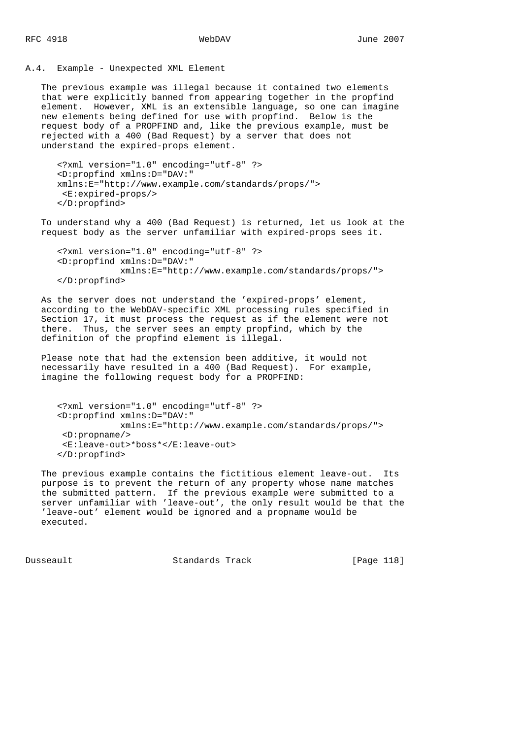## A.4. Example - Unexpected XML Element

The previous example was illegal because it contained two elements that were explicitly banned from appearing together in the propfind element. However, XML is an extensible language, so one can imagine new elements being defined for use with propfind. Below is the request body of a PROPFIND and, like the previous example, must be rejected with a 400 (Bad Request) by a server that does not understand the expired-props element.

```
<?xml version="1.0" encoding="utf-8" ?>
<D:propfind xmlns:D="DAV:"
xmlns:E="http://www.example.com/standards/props/">
 <E:expired-props/>
</D:propfind>
```

To understand why a 400 (Bad Request) is returned, let us look at the request body as the server unfamiliar with expired-props sees it.

```
<?xml version="1.0" encoding="utf-8" ?>
<D:propfind xmlns:D="DAV:"
            xmlns:E="http://www.example.com/standards/props/">
</D:propfind>
```

As the server does not understand the 'expired-props' element, according to the WebDAV-specific XML processing rules specified in Section 17, it must process the request as if the element were not there. Thus, the server sees an empty propfind, which by the definition of the propfind element is illegal.

Please note that had the extension been additive, it would not necessarily have resulted in a 400 (Bad Request). For example, imagine the following request body for a PROPFIND:

```
<?xml version="1.0" encoding="utf-8" ?>
<D:propfind xmlns:D="DAV:"
            xmlns:E="http://www.example.com/standards/props/">
 <D:propname/>
 <E:leave-out>*boss*</E:leave-out>
</D:propfind>
```

The previous example contains the fictitious element leave-out. Its purpose is to prevent the return of any property whose name matches the submitted pattern. If the previous example were submitted to a server unfamiliar with 'leave-out', the only result would be that the 'leave-out' element would be ignored and a propname would be executed.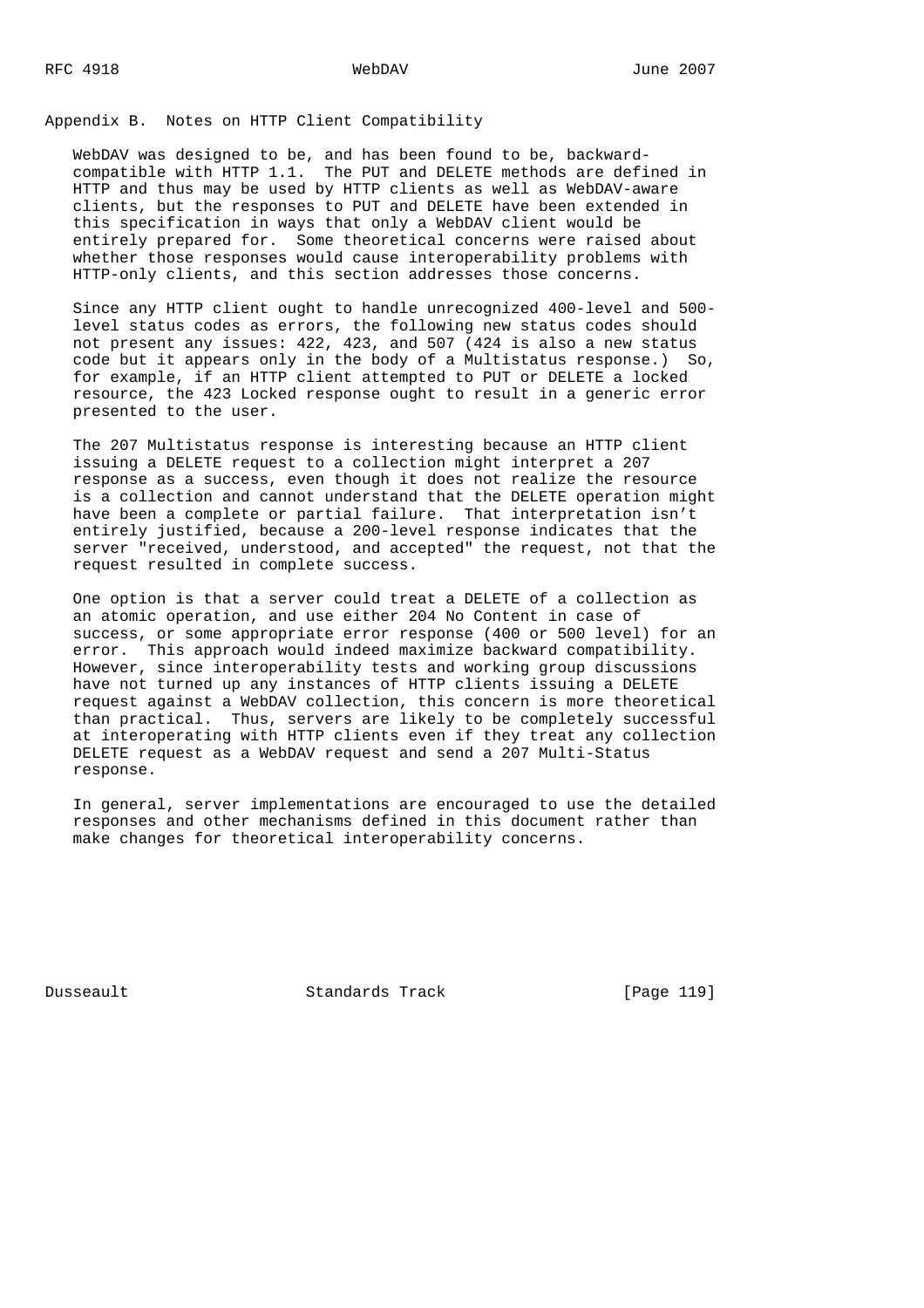## Appendix B. Notes on HTTP Client Compatibility

WebDAV was designed to be, and has been found to be, backward-compatible with HTTP 1.1. The PUT and DELETE methods are defined in HTTP and thus may be used by HTTP clients as well as WebDAV-aware clients, but the responses to PUT and DELETE have been extended in this specification in ways that only a WebDAV client would be entirely prepared for. Some theoretical concerns were raised about whether those responses would cause interoperability problems with HTTP-only clients, and this section addresses those concerns.

Since any HTTP client ought to handle unrecognized 400-level and 500-level status codes as errors, the following new status codes should not present any issues: 422, 423, and 507 (424 is also a new status code but it appears only in the body of a Multistatus response.) So, for example, if an HTTP client attempted to PUT or DELETE a locked resource, the 423 Locked response ought to result in a generic error presented to the user.

The 207 Multistatus response is interesting because an HTTP client issuing a DELETE request to a collection might interpret a 207 response as a success, even though it does not realize the resource is a collection and cannot understand that the DELETE operation might have been a complete or partial failure. That interpretation isn't entirely justified, because a 200-level response indicates that the server "received, understood, and accepted" the request, not that the request resulted in complete success.

One option is that a server could treat a DELETE of a collection as an atomic operation, and use either 204 No Content in case of success, or some appropriate error response (400 or 500 level) for an error. This approach would indeed maximize backward compatibility. However, since interoperability tests and working group discussions have not turned up any instances of HTTP clients issuing a DELETE request against a WebDAV collection, this concern is more theoretical than practical. Thus, servers are likely to be completely successful at interoperating with HTTP clients even if they treat any collection DELETE request as a WebDAV request and send a 207 Multi-Status response.

In general, server implementations are encouraged to use the detailed responses and other mechanisms defined in this document rather than make changes for theoretical interoperability concerns.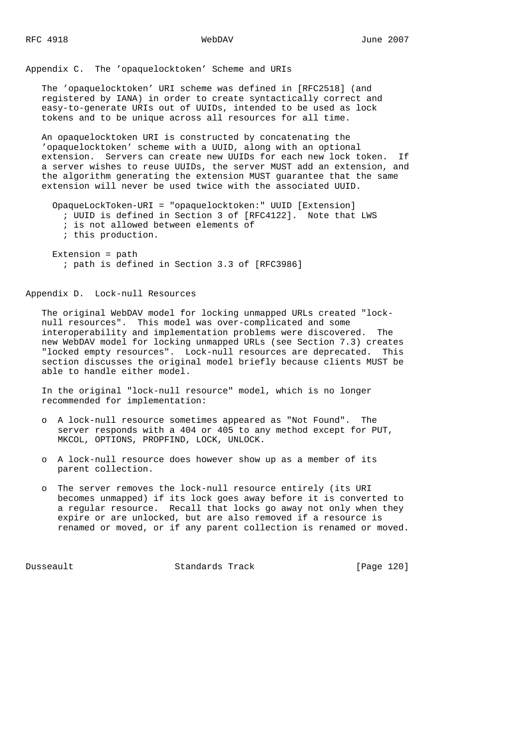## Appendix C. The 'opaquelocktoken' Scheme and URIs

The 'opaquelocktoken' URI scheme was defined in [RFC2518] (and registered by IANA) in order to create syntactically correct and easy-to-generate URIs out of UUIDs, intended to be used as lock tokens and to be unique across all resources for all time.

An opaquelocktoken URI is constructed by concatenating the 'opaquelocktoken' scheme with a UUID, along with an optional extension. Servers can create new UUIDs for each new lock token. If a server wishes to reuse UUIDs, the server MUST add an extension, and the algorithm generating the extension MUST guarantee that the same extension will never be used twice with the associated UUID.

```
OpaqueLockToken-URI = "opaquelocktoken:" UUID [Extension]
  ; UUID is defined in Section 3 of [RFC4122].  Note that LWS
  ; is not allowed between elements of
  ; this production.

Extension = path
  ; path is defined in Section 3.3 of [RFC3986]
```

## Appendix D. Lock-null Resources

The original WebDAV model for locking unmapped URLs created "lock-null resources". This model was over-complicated and some interoperability and implementation problems were discovered. The new WebDAV model for locking unmapped URLs (see Section 7.3) creates "locked empty resources". Lock-null resources are deprecated. This section discusses the original model briefly because clients MUST be able to handle either model.

In the original "lock-null resource" model, which is no longer recommended for implementation:

- A lock-null resource sometimes appeared as "Not Found". The server responds with a 404 or 405 to any method except for PUT, MKCOL, OPTIONS, PROPFIND, LOCK, UNLOCK.
- A lock-null resource does however show up as a member of its parent collection.
- The server removes the lock-null resource entirely (its URI becomes unmapped) if its lock goes away before it is converted to a regular resource. Recall that locks go away not only when they expire or are unlocked, but are also removed if a resource is renamed or moved, or if any parent collection is renamed or moved.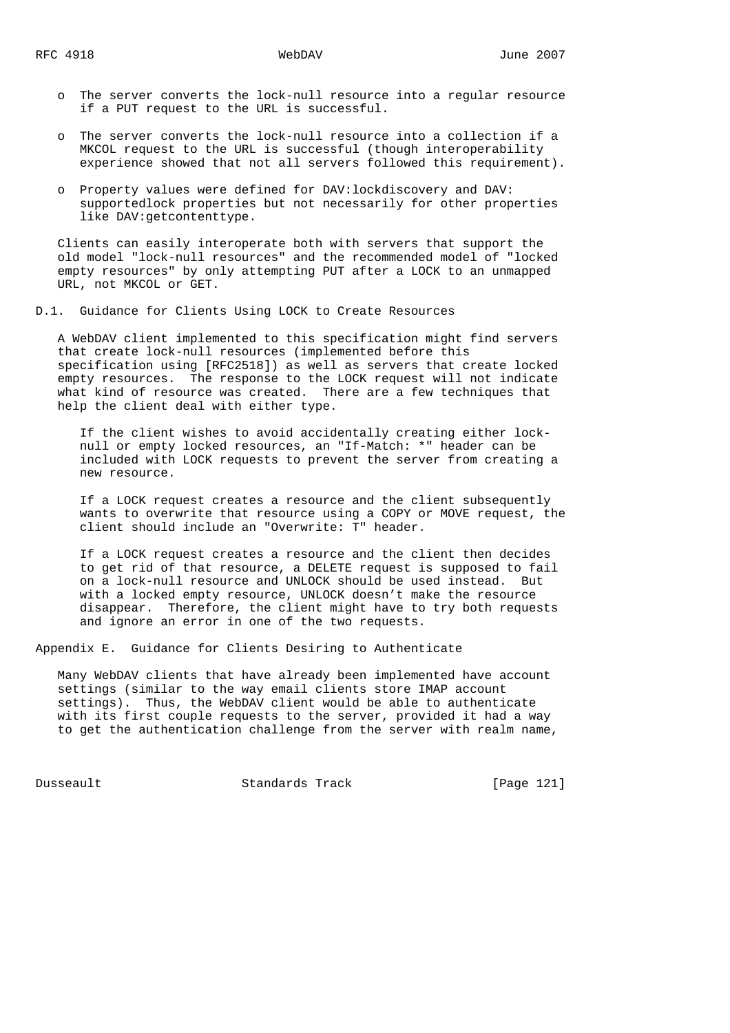- The server converts the lock-null resource into a regular resource if a PUT request to the URL is successful.

- The server converts the lock-null resource into a collection if a MKCOL request to the URL is successful (though interoperability experience showed that not all servers followed this requirement).

- Property values were defined for DAV:lockdiscovery and DAV:supportedlock properties but not necessarily for other properties like DAV:getcontenttype.

Clients can easily interoperate both with servers that support the old model "lock-null resources" and the recommended model of "locked empty resources" by only attempting PUT after a LOCK to an unmapped URL, not MKCOL or GET.

## D.1. Guidance for Clients Using LOCK to Create Resources

A WebDAV client implemented to this specification might find servers that create lock-null resources (implemented before this specification using [RFC2518]) as well as servers that create locked empty resources. The response to the LOCK request will not indicate what kind of resource was created. There are a few techniques that help the client deal with either type.

> If the client wishes to avoid accidentally creating either lock-null or empty locked resources, an "If-Match: *" header can be included with LOCK requests to prevent the server from creating a new resource.
>
> If a LOCK request creates a resource and the client subsequently wants to overwrite that resource using a COPY or MOVE request, the client should include an "Overwrite: T" header.
>
> If a LOCK request creates a resource and the client then decides to get rid of that resource, a DELETE request is supposed to fail on a lock-null resource and UNLOCK should be used instead. But with a locked empty resource, UNLOCK doesn't make the resource disappear. Therefore, the client might have to try both requests and ignore an error in one of the two requests.

# Appendix E. Guidance for Clients Desiring to Authenticate

Many WebDAV clients that have already been implemented have account settings (similar to the way email clients store IMAP account settings). Thus, the WebDAV client would be able to authenticate with its first couple requests to the server, provided it had a way to get the authentication challenge from the server with realm name,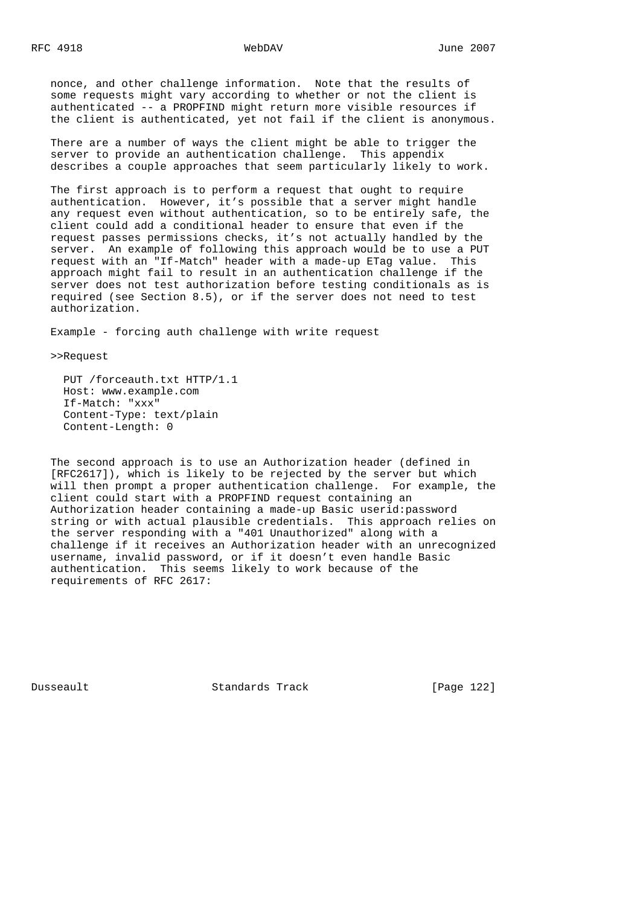nonce, and other challenge information. Note that the results of some requests might vary according to whether or not the client is authenticated -- a PROPFIND might return more visible resources if the client is authenticated, yet not fail if the client is anonymous.

There are a number of ways the client might be able to trigger the server to provide an authentication challenge. This appendix describes a couple approaches that seem particularly likely to work.

The first approach is to perform a request that ought to require authentication. However, it's possible that a server might handle any request even without authentication, so to be entirely safe, the client could add a conditional header to ensure that even if the request passes permissions checks, it's not actually handled by the server. An example of following this approach would be to use a PUT request with an "If-Match" header with a made-up ETag value. This approach might fail to result in an authentication challenge if the server does not test authorization before testing conditionals as is required (see Section 8.5), or if the server does not need to test authorization.

Example - forcing auth challenge with write request

>>Request

```
PUT /forceauth.txt HTTP/1.1
Host: www.example.com
If-Match: "xxx"
Content-Type: text/plain
Content-Length: 0
```

The second approach is to use an Authorization header (defined in [RFC2617]), which is likely to be rejected by the server but which will then prompt a proper authentication challenge. For example, the client could start with a PROPFIND request containing an Authorization header containing a made-up Basic userid:password string or with actual plausible credentials. This approach relies on the server responding with a "401 Unauthorized" along with a challenge if it receives an Authorization header with an unrecognized username, invalid password, or if it doesn't even handle Basic authentication. This seems likely to work because of the requirements of RFC 2617: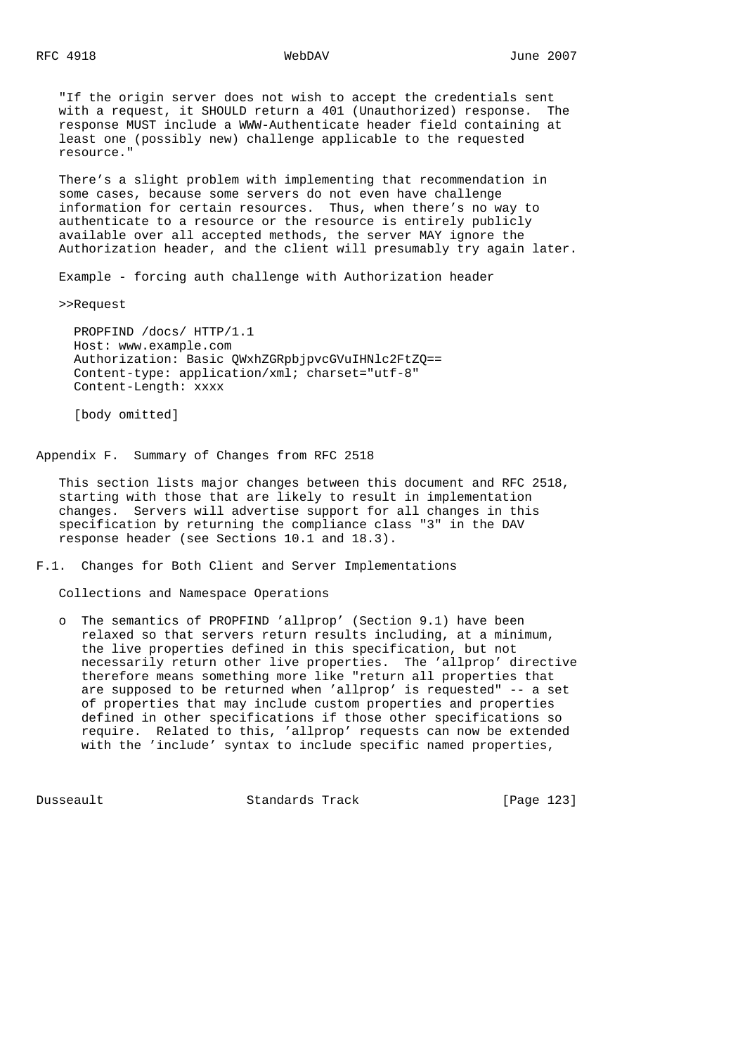"If the origin server does not wish to accept the credentials sent with a request, it SHOULD return a 401 (Unauthorized) response. The response MUST include a WWW-Authenticate header field containing at least one (possibly new) challenge applicable to the requested resource."

There's a slight problem with implementing that recommendation in some cases, because some servers do not even have challenge information for certain resources. Thus, when there's no way to authenticate to a resource or the resource is entirely publicly available over all accepted methods, the server MAY ignore the Authorization header, and the client will presumably try again later.

Example - forcing auth challenge with Authorization header

>>Request

```
PROPFIND /docs/ HTTP/1.1
Host: www.example.com
Authorization: Basic QWxhZGRpbjpvcGVuIHNlc2FtZQ==
Content-type: application/xml; charset="utf-8"
Content-Length: xxxx

[body omitted]
```

# Appendix F. Summary of Changes from RFC 2518

This section lists major changes between this document and RFC 2518, starting with those that are likely to result in implementation changes. Servers will advertise support for all changes in this specification by returning the compliance class "3" in the DAV response header (see Sections 10.1 and 18.3).

## F.1. Changes for Both Client and Server Implementations

Collections and Namespace Operations

- The semantics of PROPFIND 'allprop' (Section 9.1) have been relaxed so that servers return results including, at a minimum, the live properties defined in this specification, but not necessarily return other live properties. The 'allprop' directive therefore means something more like "return all properties that are supposed to be returned when 'allprop' is requested" -- a set of properties that may include custom properties and properties defined in other specifications if those other specifications so require. Related to this, 'allprop' requests can now be extended with the 'include' syntax to include specific named properties,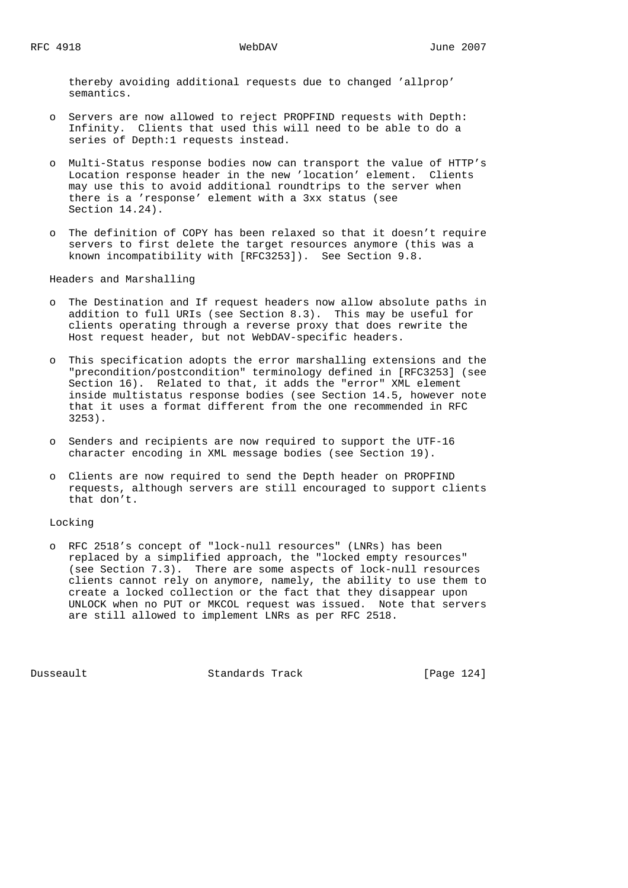thereby avoiding additional requests due to changed 'allprop' semantics.

- Servers are now allowed to reject PROPFIND requests with Depth: Infinity. Clients that used this will need to be able to do a series of Depth:1 requests instead.

- Multi-Status response bodies now can transport the value of HTTP's Location response header in the new 'location' element. Clients may use this to avoid additional roundtrips to the server when there is a 'response' element with a 3xx status (see Section 14.24).

- The definition of COPY has been relaxed so that it doesn't require servers to first delete the target resources anymore (this was a known incompatibility with [RFC3253]). See Section 9.8.

Headers and Marshalling

- The Destination and If request headers now allow absolute paths in addition to full URIs (see Section 8.3). This may be useful for clients operating through a reverse proxy that does rewrite the Host request header, but not WebDAV-specific headers.

- This specification adopts the error marshalling extensions and the "precondition/postcondition" terminology defined in [RFC3253] (see Section 16). Related to that, it adds the "error" XML element inside multistatus response bodies (see Section 14.5, however note that it uses a format different from the one recommended in RFC 3253).

- Senders and recipients are now required to support the UTF-16 character encoding in XML message bodies (see Section 19).

- Clients are now required to send the Depth header on PROPFIND requests, although servers are still encouraged to support clients that don't.

Locking

- RFC 2518's concept of "lock-null resources" (LNRs) has been replaced by a simplified approach, the "locked empty resources" (see Section 7.3). There are some aspects of lock-null resources clients cannot rely on anymore, namely, the ability to use them to create a locked collection or the fact that they disappear upon UNLOCK when no PUT or MKCOL request was issued. Note that servers are still allowed to implement LNRs as per RFC 2518.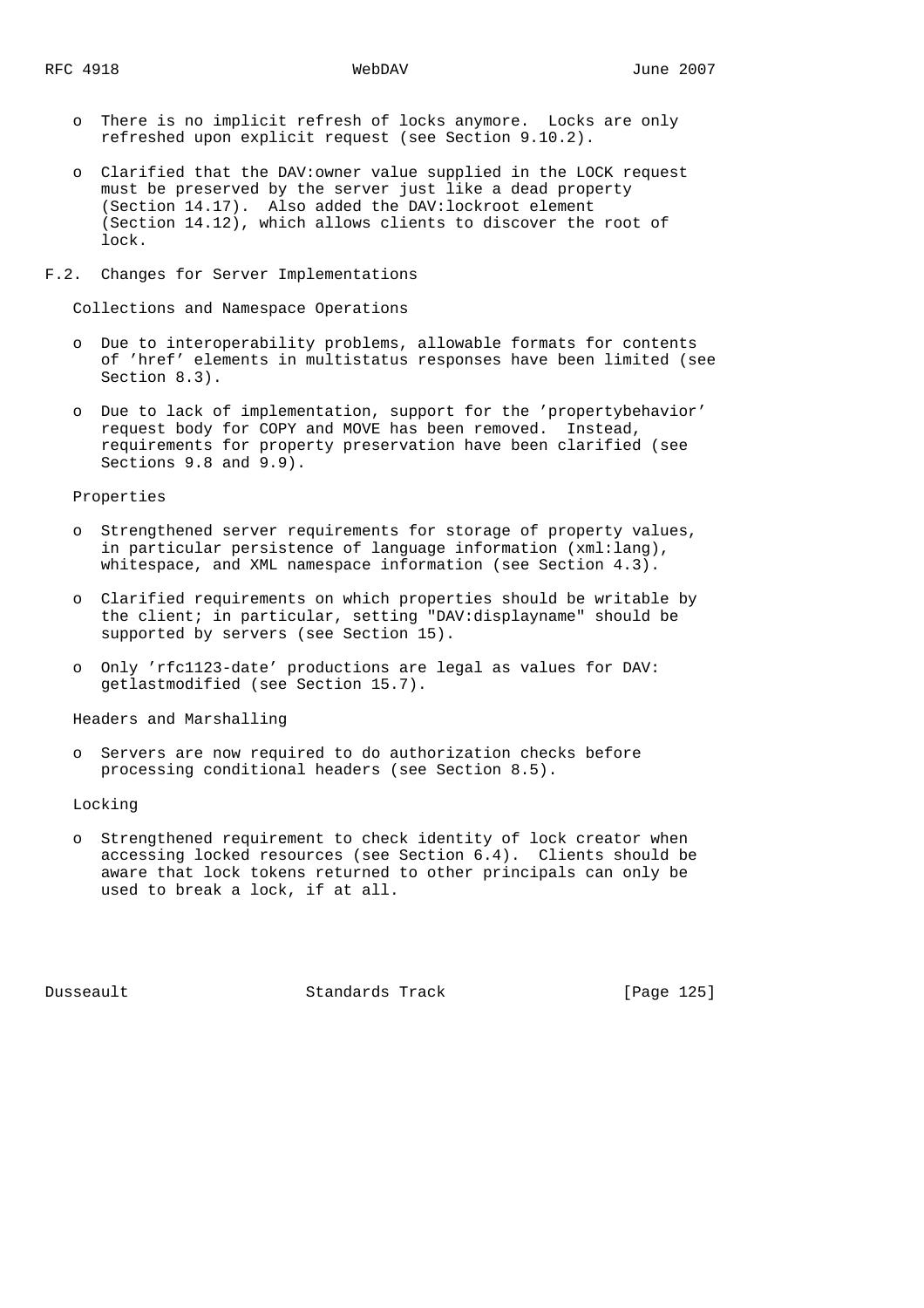- There is no implicit refresh of locks anymore. Locks are only refreshed upon explicit request (see Section 9.10.2).

- Clarified that the DAV:owner value supplied in the LOCK request must be preserved by the server just like a dead property (Section 14.17). Also added the DAV:lockroot element (Section 14.12), which allows clients to discover the root of lock.

## F.2. Changes for Server Implementations

Collections and Namespace Operations

- Due to interoperability problems, allowable formats for contents of 'href' elements in multistatus responses have been limited (see Section 8.3).

- Due to lack of implementation, support for the 'propertybehavior' request body for COPY and MOVE has been removed. Instead, requirements for property preservation have been clarified (see Sections 9.8 and 9.9).

Properties

- Strengthened server requirements for storage of property values, in particular persistence of language information (xml:lang), whitespace, and XML namespace information (see Section 4.3).

- Clarified requirements on which properties should be writable by the client; in particular, setting "DAV:displayname" should be supported by servers (see Section 15).

- Only 'rfc1123-date' productions are legal as values for DAV: getlastmodified (see Section 15.7).

Headers and Marshalling

- Servers are now required to do authorization checks before processing conditional headers (see Section 8.5).

Locking

- Strengthened requirement to check identity of lock creator when accessing locked resources (see Section 6.4). Clients should be aware that lock tokens returned to other principals can only be used to break a lock, if at all.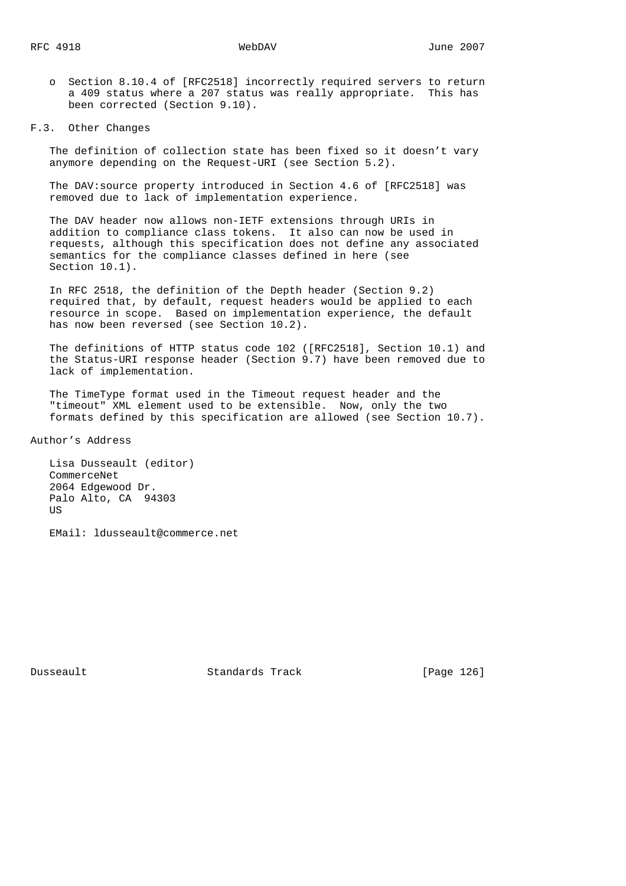- Section 8.10.4 of [RFC2518] incorrectly required servers to return a 409 status where a 207 status was really appropriate. This has been corrected (Section 9.10).

## F.3. Other Changes

The definition of collection state has been fixed so it doesn't vary anymore depending on the Request-URI (see Section 5.2).

The DAV:source property introduced in Section 4.6 of [RFC2518] was removed due to lack of implementation experience.

The DAV header now allows non-IETF extensions through URIs in addition to compliance class tokens. It also can now be used in requests, although this specification does not define any associated semantics for the compliance classes defined in here (see Section 10.1).

In RFC 2518, the definition of the Depth header (Section 9.2) required that, by default, request headers would be applied to each resource in scope. Based on implementation experience, the default has now been reversed (see Section 10.2).

The definitions of HTTP status code 102 ([RFC2518], Section 10.1) and the Status-URI response header (Section 9.7) have been removed due to lack of implementation.

The TimeType format used in the Timeout request header and the "timeout" XML element used to be extensible. Now, only the two formats defined by this specification are allowed (see Section 10.7).

## Author's Address

Lisa Dusseault (editor)
CommerceNet
2064 Edgewood Dr.
Palo Alto, CA 94303
US

EMail: ldusseault@commerce.net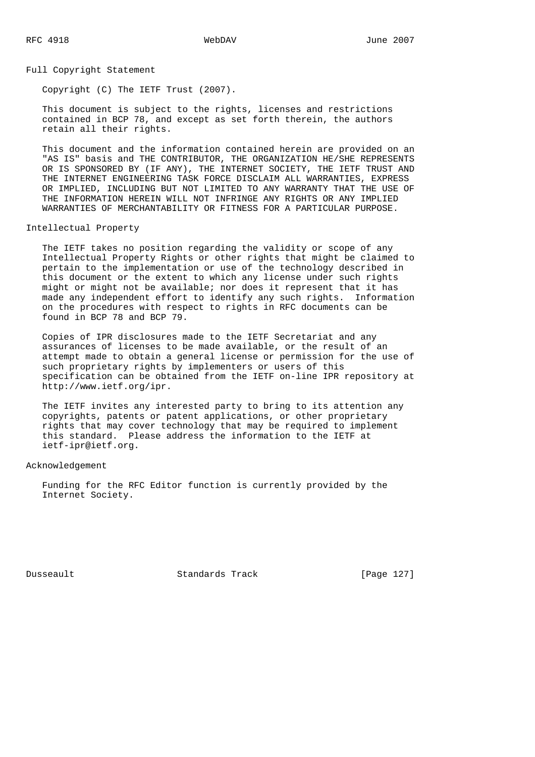## Full Copyright Statement

Copyright (C) The IETF Trust (2007).

This document is subject to the rights, licenses and restrictions contained in BCP 78, and except as set forth therein, the authors retain all their rights.

This document and the information contained herein are provided on an "AS IS" basis and THE CONTRIBUTOR, THE ORGANIZATION HE/SHE REPRESENTS OR IS SPONSORED BY (IF ANY), THE INTERNET SOCIETY, THE IETF TRUST AND THE INTERNET ENGINEERING TASK FORCE DISCLAIM ALL WARRANTIES, EXPRESS OR IMPLIED, INCLUDING BUT NOT LIMITED TO ANY WARRANTY THAT THE USE OF THE INFORMATION HEREIN WILL NOT INFRINGE ANY RIGHTS OR ANY IMPLIED WARRANTIES OF MERCHANTABILITY OR FITNESS FOR A PARTICULAR PURPOSE.

## Intellectual Property

The IETF takes no position regarding the validity or scope of any Intellectual Property Rights or other rights that might be claimed to pertain to the implementation or use of the technology described in this document or the extent to which any license under such rights might or might not be available; nor does it represent that it has made any independent effort to identify any such rights. Information on the procedures with respect to rights in RFC documents can be found in BCP 78 and BCP 79.

Copies of IPR disclosures made to the IETF Secretariat and any assurances of licenses to be made available, or the result of an attempt made to obtain a general license or permission for the use of such proprietary rights by implementers or users of this specification can be obtained from the IETF on-line IPR repository at http://www.ietf.org/ipr.

The IETF invites any interested party to bring to its attention any copyrights, patents or patent applications, or other proprietary rights that may cover technology that may be required to implement this standard. Please address the information to the IETF at ietf-ipr@ietf.org.

## Acknowledgement

Funding for the RFC Editor function is currently provided by the Internet Society.